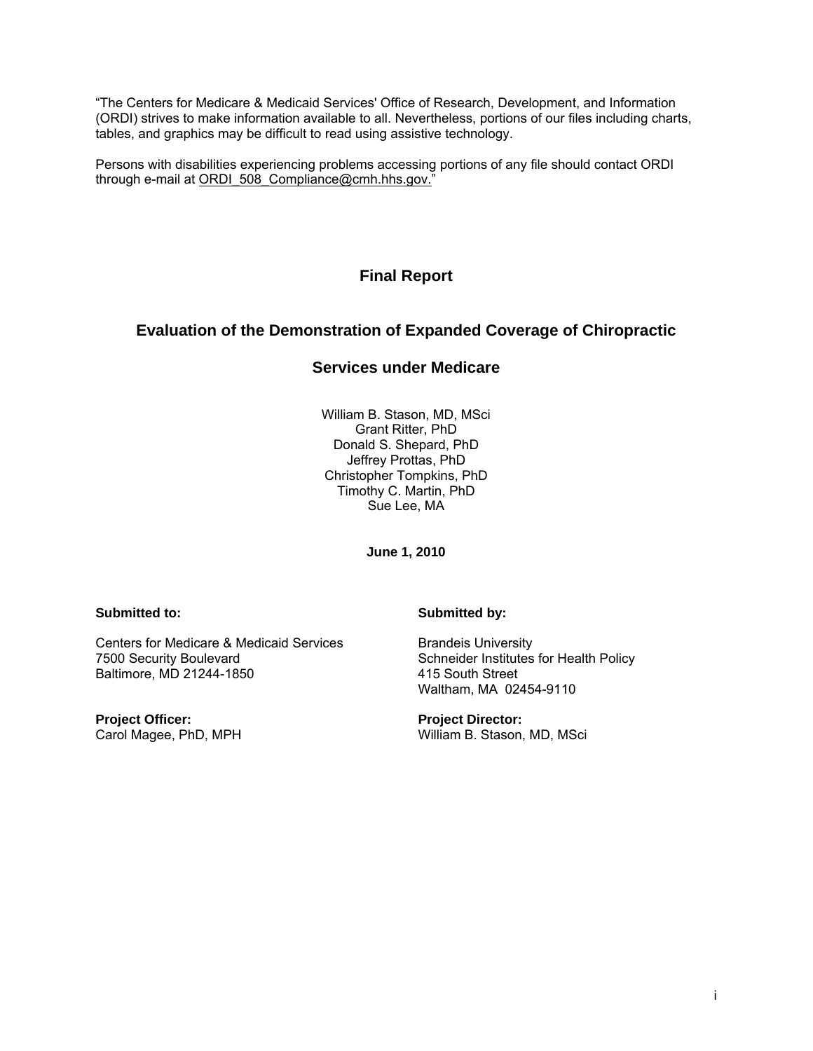"The Centers for Medicare & Medicaid Services' Office of Research, Development, and Information (ORDI) strives to make information available to all. Nevertheless, portions of our files including charts, tables, and graphics may be difficult to read using assistive technology.

Persons with disabilities experiencing problems accessing portions of any file should contact ORDI through e-mail at ORDI_508_Compliance@cmh.hhs.gov."

# Final Report

## Evaluation of the Demonstration of Expanded Coverage of Chiropractic Services under Medicare

William B. Stason, MD, MSci
Grant Ritter, PhD
Donald S. Shepard, PhD
Jeffrey Prottas, PhD
Christopher Tompkins, PhD
Timothy C. Martin, PhD
Sue Lee, MA

**June 1, 2010**

**Submitted to:**

Centers for Medicare & Medicaid Services
7500 Security Boulevard
Baltimore, MD 21244-1850

**Project Officer:**
Carol Magee, PhD, MPH

**Submitted by:**

Brandeis University
Schneider Institutes for Health Policy
415 South Street
Waltham, MA 02454-9110

**Project Director:**
William B. Stason, MD, MSci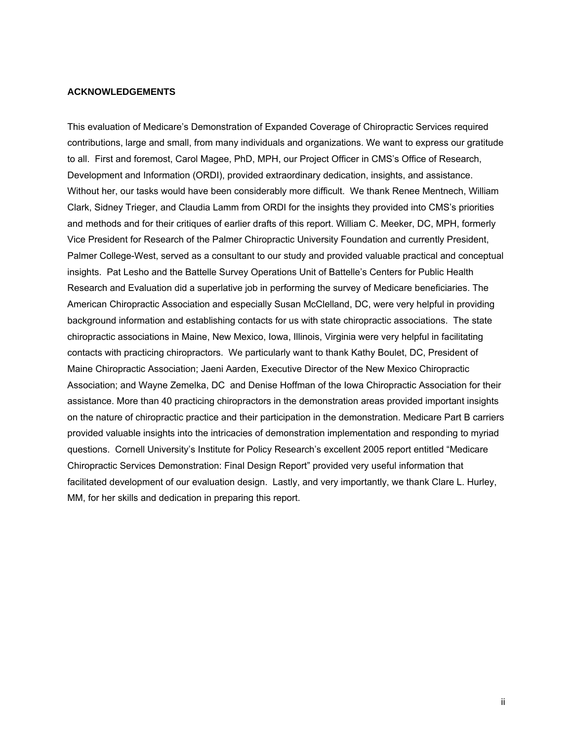## ACKNOWLEDGEMENTS

This evaluation of Medicare's Demonstration of Expanded Coverage of Chiropractic Services required contributions, large and small, from many individuals and organizations. We want to express our gratitude to all. First and foremost, Carol Magee, PhD, MPH, our Project Officer in CMS's Office of Research, Development and Information (ORDI), provided extraordinary dedication, insights, and assistance. Without her, our tasks would have been considerably more difficult. We thank Renee Mentnech, William Clark, Sidney Trieger, and Claudia Lamm from ORDI for the insights they provided into CMS's priorities and methods and for their critiques of earlier drafts of this report. William C. Meeker, DC, MPH, formerly Vice President for Research of the Palmer Chiropractic University Foundation and currently President, Palmer College-West, served as a consultant to our study and provided valuable practical and conceptual insights. Pat Lesho and the Battelle Survey Operations Unit of Battelle's Centers for Public Health Research and Evaluation did a superlative job in performing the survey of Medicare beneficiaries. The American Chiropractic Association and especially Susan McClelland, DC, were very helpful in providing background information and establishing contacts for us with state chiropractic associations. The state chiropractic associations in Maine, New Mexico, Iowa, Illinois, Virginia were very helpful in facilitating contacts with practicing chiropractors. We particularly want to thank Kathy Boulet, DC, President of Maine Chiropractic Association; Jaeni Aarden, Executive Director of the New Mexico Chiropractic Association; and Wayne Zemelka, DC and Denise Hoffman of the Iowa Chiropractic Association for their assistance. More than 40 practicing chiropractors in the demonstration areas provided important insights on the nature of chiropractic practice and their participation in the demonstration. Medicare Part B carriers provided valuable insights into the intricacies of demonstration implementation and responding to myriad questions. Cornell University's Institute for Policy Research's excellent 2005 report entitled "Medicare Chiropractic Services Demonstration: Final Design Report" provided very useful information that facilitated development of our evaluation design. Lastly, and very importantly, we thank Clare L. Hurley, MM, for her skills and dedication in preparing this report.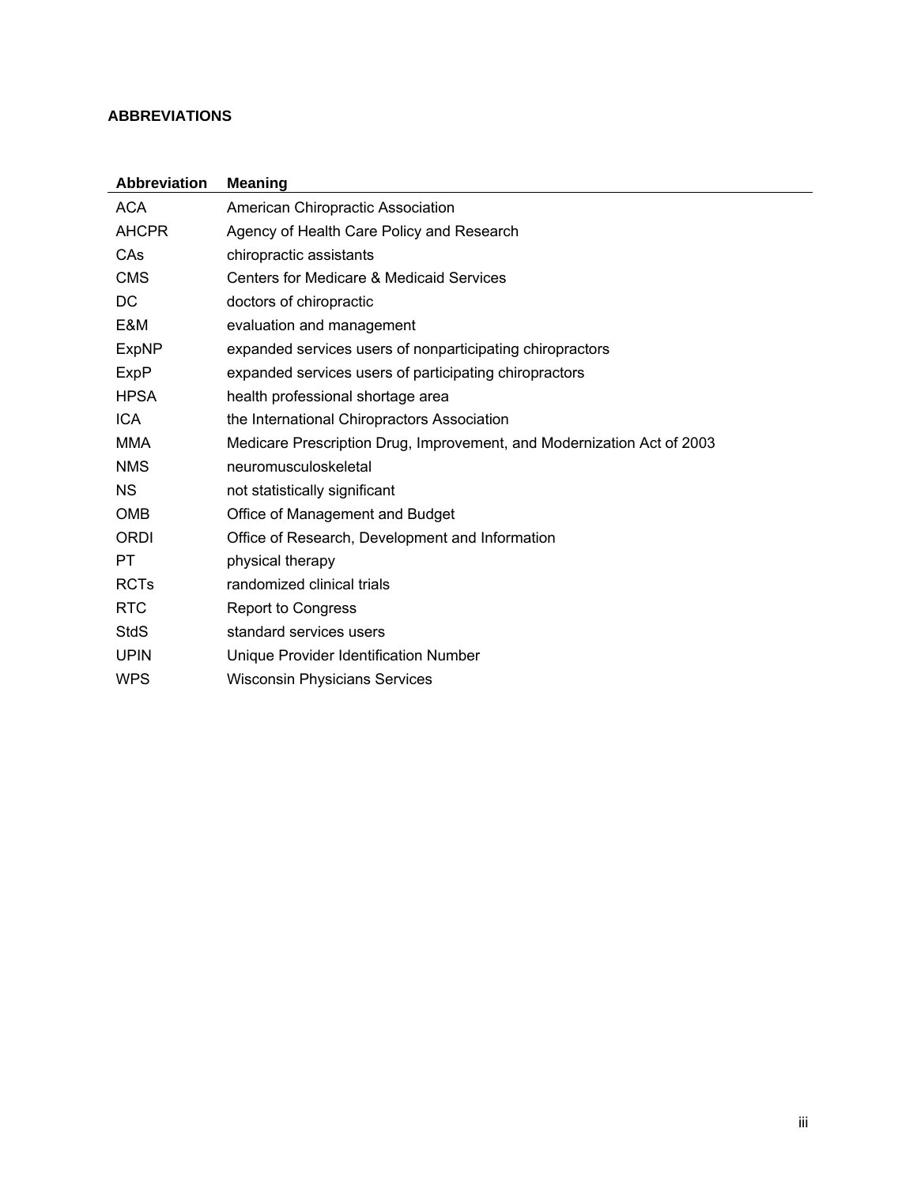## ABBREVIATIONS

| Abbreviation | Meaning |
|---|---|
| ACA | American Chiropractic Association |
| AHCPR | Agency of Health Care Policy and Research |
| CAs | chiropractic assistants |
| CMS | Centers for Medicare & Medicaid Services |
| DC | doctors of chiropractic |
| E&M | evaluation and management |
| ExpNP | expanded services users of nonparticipating chiropractors |
| ExpP | expanded services users of participating chiropractors |
| HPSA | health professional shortage area |
| ICA | the International Chiropractors Association |
| MMA | Medicare Prescription Drug, Improvement, and Modernization Act of 2003 |
| NMS | neuromusculoskeletal |
| NS | not statistically significant |
| OMB | Office of Management and Budget |
| ORDI | Office of Research, Development and Information |
| PT | physical therapy |
| RCTs | randomized clinical trials |
| RTC | Report to Congress |
| StdS | standard services users |
| UPIN | Unique Provider Identification Number |
| WPS | Wisconsin Physicians Services |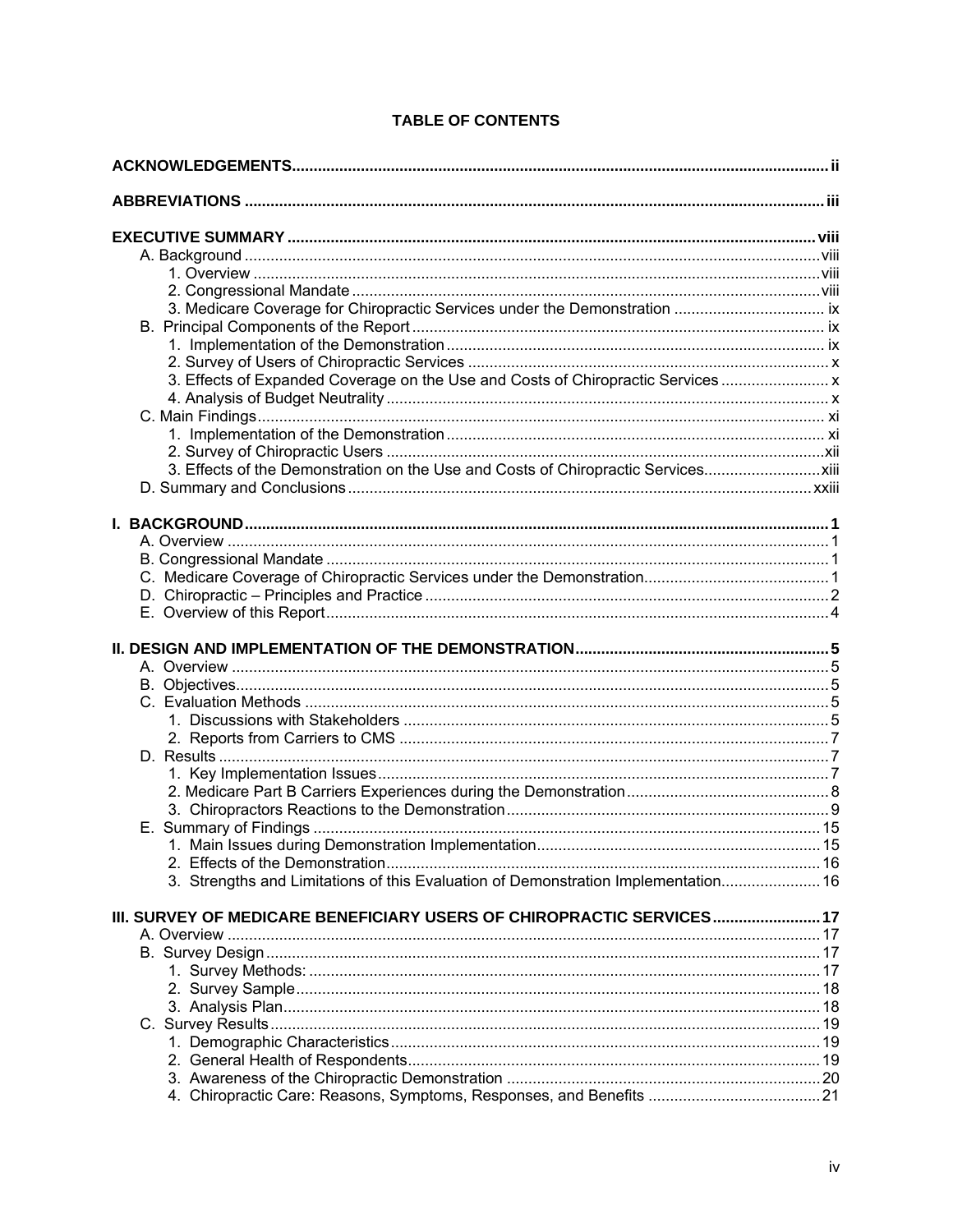# TABLE OF CONTENTS

**ACKNOWLEDGEMENTS** ..... ii

**ABBREVIATIONS** ..... iii

**EXECUTIVE SUMMARY** ..... viii

- A. Background ..... viii
  - 1. Overview ..... viii
  - 2. Congressional Mandate ..... viii
  - 3. Medicare Coverage for Chiropractic Services under the Demonstration ..... ix
- B. Principal Components of the Report ..... ix
  - 1. Implementation of the Demonstration ..... ix
  - 2. Survey of Users of Chiropractic Services ..... x
  - 3. Effects of Expanded Coverage on the Use and Costs of Chiropractic Services ..... x
  - 4. Analysis of Budget Neutrality ..... x
- C. Main Findings ..... xi
  - 1. Implementation of the Demonstration ..... xi
  - 2. Survey of Chiropractic Users ..... xii
  - 3. Effects of the Demonstration on the Use and Costs of Chiropractic Services ..... xiii
- D. Summary and Conclusions ..... xxiii

**I. BACKGROUND** ..... 1

- A. Overview ..... 1
- B. Congressional Mandate ..... 1
- C. Medicare Coverage of Chiropractic Services under the Demonstration ..... 1
- D. Chiropractic – Principles and Practice ..... 2
- E. Overview of this Report ..... 4

**II. DESIGN AND IMPLEMENTATION OF THE DEMONSTRATION** ..... 5

- A. Overview ..... 5
- B. Objectives ..... 5
- C. Evaluation Methods ..... 5
  - 1. Discussions with Stakeholders ..... 5
  - 2. Reports from Carriers to CMS ..... 7
- D. Results ..... 7
  - 1. Key Implementation Issues ..... 7
  - 2. Medicare Part B Carriers Experiences during the Demonstration ..... 8
  - 3. Chiropractors Reactions to the Demonstration ..... 9
- E. Summary of Findings ..... 15
  - 1. Main Issues during Demonstration Implementation ..... 15
  - 2. Effects of the Demonstration ..... 16
  - 3. Strengths and Limitations of this Evaluation of Demonstration Implementation ..... 16

**III. SURVEY OF MEDICARE BENEFICIARY USERS OF CHIROPRACTIC SERVICES** ..... 17

- A. Overview ..... 17
- B. Survey Design ..... 17
  - 1. Survey Methods: ..... 17
  - 2. Survey Sample ..... 18
  - 3. Analysis Plan ..... 18
- C. Survey Results ..... 19
  - 1. Demographic Characteristics ..... 19
  - 2. General Health of Respondents ..... 19
  - 3. Awareness of the Chiropractic Demonstration ..... 20
  - 4. Chiropractic Care: Reasons, Symptoms, Responses, and Benefits ..... 21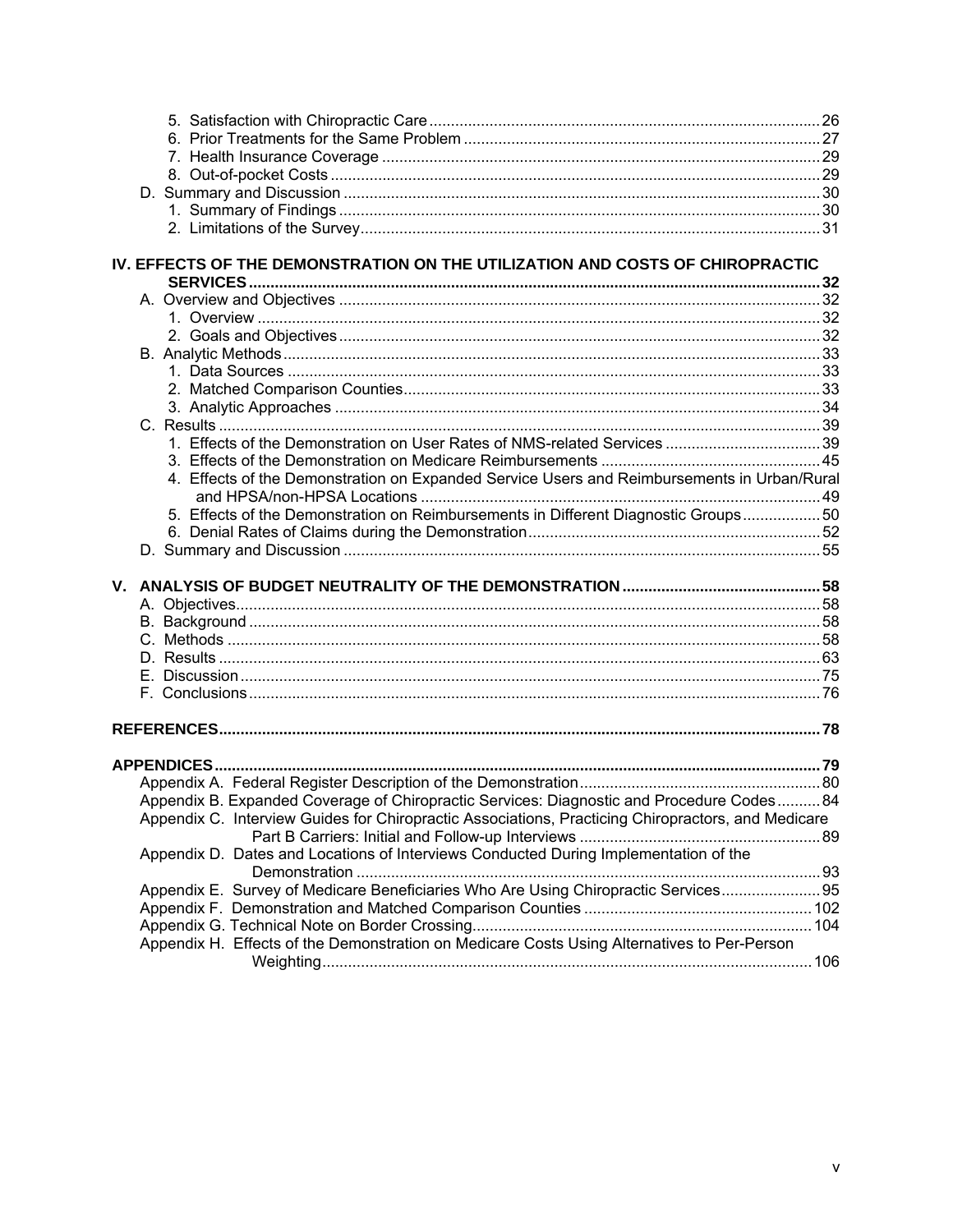5. Satisfaction with Chiropractic Care .......... 26
6. Prior Treatments for the Same Problem .......... 27
7. Health Insurance Coverage .......... 29
8. Out-of-pocket Costs .......... 29

D. Summary and Discussion .......... 30
1. Summary of Findings .......... 30
2. Limitations of the Survey .......... 31

**IV. EFFECTS OF THE DEMONSTRATION ON THE UTILIZATION AND COSTS OF CHIROPRACTIC SERVICES .......... 32**

A. Overview and Objectives .......... 32
1. Overview .......... 32
2. Goals and Objectives .......... 32

B. Analytic Methods .......... 33
1. Data Sources .......... 33
2. Matched Comparison Counties .......... 33
3. Analytic Approaches .......... 34

C. Results .......... 39
1. Effects of the Demonstration on User Rates of NMS-related Services .......... 39
3. Effects of the Demonstration on Medicare Reimbursements .......... 45
4. Effects of the Demonstration on Expanded Service Users and Reimbursements in Urban/Rural and HPSA/non-HPSA Locations .......... 49
5. Effects of the Demonstration on Reimbursements in Different Diagnostic Groups .......... 50
6. Denial Rates of Claims during the Demonstration .......... 52

D. Summary and Discussion .......... 55

**V. ANALYSIS OF BUDGET NEUTRALITY OF THE DEMONSTRATION .......... 58**

A. Objectives .......... 58
B. Background .......... 58
C. Methods .......... 58
D. Results .......... 63
E. Discussion .......... 75
F. Conclusions .......... 76

**REFERENCES .......... 78**

**APPENDICES .......... 79**

Appendix A. Federal Register Description of the Demonstration .......... 80
Appendix B. Expanded Coverage of Chiropractic Services: Diagnostic and Procedure Codes .......... 84
Appendix C. Interview Guides for Chiropractic Associations, Practicing Chiropractors, and Medicare Part B Carriers: Initial and Follow-up Interviews .......... 89
Appendix D. Dates and Locations of Interviews Conducted During Implementation of the Demonstration .......... 93
Appendix E. Survey of Medicare Beneficiaries Who Are Using Chiropractic Services .......... 95
Appendix F. Demonstration and Matched Comparison Counties .......... 102
Appendix G. Technical Note on Border Crossing .......... 104
Appendix H. Effects of the Demonstration on Medicare Costs Using Alternatives to Per-Person Weighting .......... 106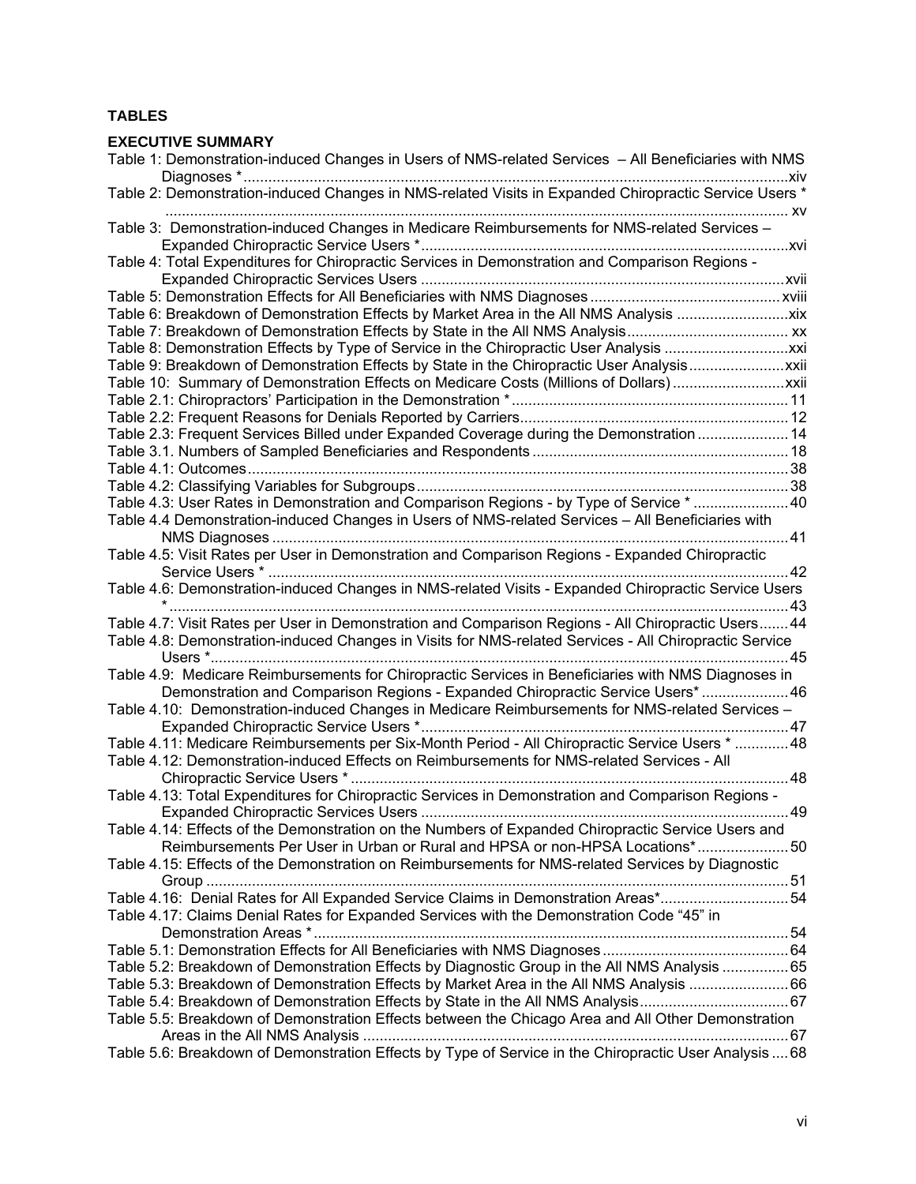## TABLES

### EXECUTIVE SUMMARY

Table 1: Demonstration-induced Changes in Users of NMS-related Services – All Beneficiaries with NMS Diagnoses * .......... xiv
Table 2: Demonstration-induced Changes in NMS-related Visits in Expanded Chiropractic Service Users * .......... xv
Table 3: Demonstration-induced Changes in Medicare Reimbursements for NMS-related Services – Expanded Chiropractic Service Users * .......... xvi
Table 4: Total Expenditures for Chiropractic Services in Demonstration and Comparison Regions - Expanded Chiropractic Services Users .......... xvii
Table 5: Demonstration Effects for All Beneficiaries with NMS Diagnoses .......... xviii
Table 6: Breakdown of Demonstration Effects by Market Area in the All NMS Analysis .......... xix
Table 7: Breakdown of Demonstration Effects by State in the All NMS Analysis .......... xx
Table 8: Demonstration Effects by Type of Service in the Chiropractic User Analysis .......... xxi
Table 9: Breakdown of Demonstration Effects by State in the Chiropractic User Analysis .......... xxii
Table 10: Summary of Demonstration Effects on Medicare Costs (Millions of Dollars) .......... xxii
Table 2.1: Chiropractors' Participation in the Demonstration * .......... 11
Table 2.2: Frequent Reasons for Denials Reported by Carriers .......... 12
Table 2.3: Frequent Services Billed under Expanded Coverage during the Demonstration .......... 14
Table 3.1. Numbers of Sampled Beneficiaries and Respondents .......... 18
Table 4.1: Outcomes .......... 38
Table 4.2: Classifying Variables for Subgroups .......... 38
Table 4.3: User Rates in Demonstration and Comparison Regions - by Type of Service * .......... 40
Table 4.4 Demonstration-induced Changes in Users of NMS-related Services – All Beneficiaries with NMS Diagnoses .......... 41
Table 4.5: Visit Rates per User in Demonstration and Comparison Regions - Expanded Chiropractic Service Users * .......... 42
Table 4.6: Demonstration-induced Changes in NMS-related Visits - Expanded Chiropractic Service Users * .......... 43
Table 4.7: Visit Rates per User in Demonstration and Comparison Regions - All Chiropractic Users .......... 44
Table 4.8: Demonstration-induced Changes in Visits for NMS-related Services - All Chiropractic Service Users * .......... 45
Table 4.9: Medicare Reimbursements for Chiropractic Services in Beneficiaries with NMS Diagnoses in Demonstration and Comparison Regions - Expanded Chiropractic Service Users* .......... 46
Table 4.10: Demonstration-induced Changes in Medicare Reimbursements for NMS-related Services – Expanded Chiropractic Service Users * .......... 47
Table 4.11: Medicare Reimbursements per Six-Month Period - All Chiropractic Service Users * .......... 48
Table 4.12: Demonstration-induced Effects on Reimbursements for NMS-related Services - All Chiropractic Service Users * .......... 48
Table 4.13: Total Expenditures for Chiropractic Services in Demonstration and Comparison Regions - Expanded Chiropractic Services Users .......... 49
Table 4.14: Effects of the Demonstration on the Numbers of Expanded Chiropractic Service Users and Reimbursements Per User in Urban or Rural and HPSA or non-HPSA Locations* .......... 50
Table 4.15: Effects of the Demonstration on Reimbursements for NMS-related Services by Diagnostic Group .......... 51
Table 4.16: Denial Rates for All Expanded Service Claims in Demonstration Areas* .......... 54
Table 4.17: Claims Denial Rates for Expanded Services with the Demonstration Code "45" in Demonstration Areas * .......... 54
Table 5.1: Demonstration Effects for All Beneficiaries with NMS Diagnoses .......... 64
Table 5.2: Breakdown of Demonstration Effects by Diagnostic Group in the All NMS Analysis .......... 65
Table 5.3: Breakdown of Demonstration Effects by Market Area in the All NMS Analysis .......... 66
Table 5.4: Breakdown of Demonstration Effects by State in the All NMS Analysis .......... 67
Table 5.5: Breakdown of Demonstration Effects between the Chicago Area and All Other Demonstration Areas in the All NMS Analysis .......... 67
Table 5.6: Breakdown of Demonstration Effects by Type of Service in the Chiropractic User Analysis .......... 68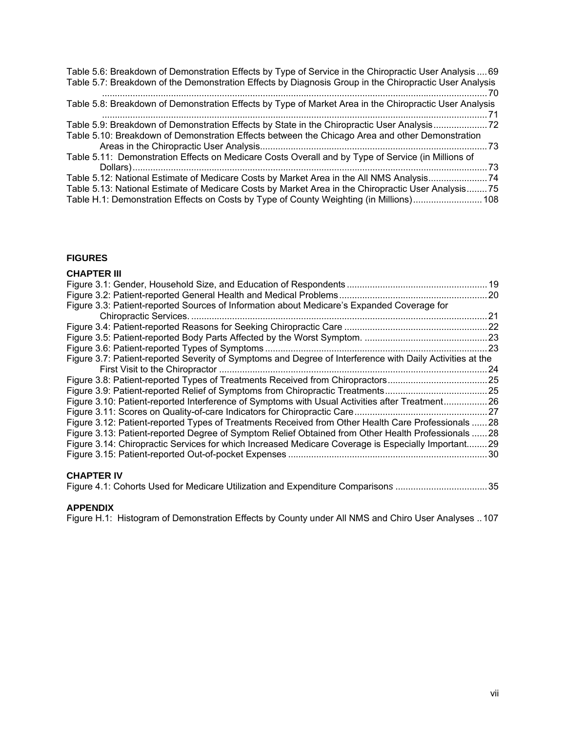Table 5.6: Breakdown of Demonstration Effects by Type of Service in the Chiropractic User Analysis .... 69
Table 5.7: Breakdown of the Demonstration Effects by Diagnosis Group in the Chiropractic User Analysis ..... 70
Table 5.8: Breakdown of Demonstration Effects by Type of Market Area in the Chiropractic User Analysis ..... 71
Table 5.9: Breakdown of Demonstration Effects by State in the Chiropractic User Analysis ..... 72
Table 5.10: Breakdown of Demonstration Effects between the Chicago Area and other Demonstration Areas in the Chiropractic User Analysis ..... 73
Table 5.11: Demonstration Effects on Medicare Costs Overall and by Type of Service (in Millions of Dollars) ..... 73
Table 5.12: National Estimate of Medicare Costs by Market Area in the All NMS Analysis ..... 74
Table 5.13: National Estimate of Medicare Costs by Market Area in the Chiropractic User Analysis ..... 75
Table H.1: Demonstration Effects on Costs by Type of County Weighting (in Millions) ..... 108

**FIGURES**

**CHAPTER III**

Figure 3.1: Gender, Household Size, and Education of Respondents ..... 19
Figure 3.2: Patient-reported General Health and Medical Problems ..... 20
Figure 3.3: Patient-reported Sources of Information about Medicare's Expanded Coverage for Chiropractic Services. ..... 21
Figure 3.4: Patient-reported Reasons for Seeking Chiropractic Care ..... 22
Figure 3.5: Patient-reported Body Parts Affected by the Worst Symptom. ..... 23
Figure 3.6: Patient-reported Types of Symptoms ..... 23
Figure 3.7: Patient-reported Severity of Symptoms and Degree of Interference with Daily Activities at the First Visit to the Chiropractor ..... 24
Figure 3.8: Patient-reported Types of Treatments Received from Chiropractors ..... 25
Figure 3.9: Patient-reported Relief of Symptoms from Chiropractic Treatments ..... 25
Figure 3.10: Patient-reported Interference of Symptoms with Usual Activities after Treatment ..... 26
Figure 3.11: Scores on Quality-of-care Indicators for Chiropractic Care ..... 27
Figure 3.12: Patient-reported Types of Treatments Received from Other Health Care Professionals ..... 28
Figure 3.13: Patient-reported Degree of Symptom Relief Obtained from Other Health Professionals ..... 28
Figure 3.14: Chiropractic Services for which Increased Medicare Coverage is Especially Important ..... 29
Figure 3.15: Patient-reported Out-of-pocket Expenses ..... 30

**CHAPTER IV**

Figure 4.1: Cohorts Used for Medicare Utilization and Expenditure Comparisons ..... 35

**APPENDIX**

Figure H.1: Histogram of Demonstration Effects by County under All NMS and Chiro User Analyses .. 107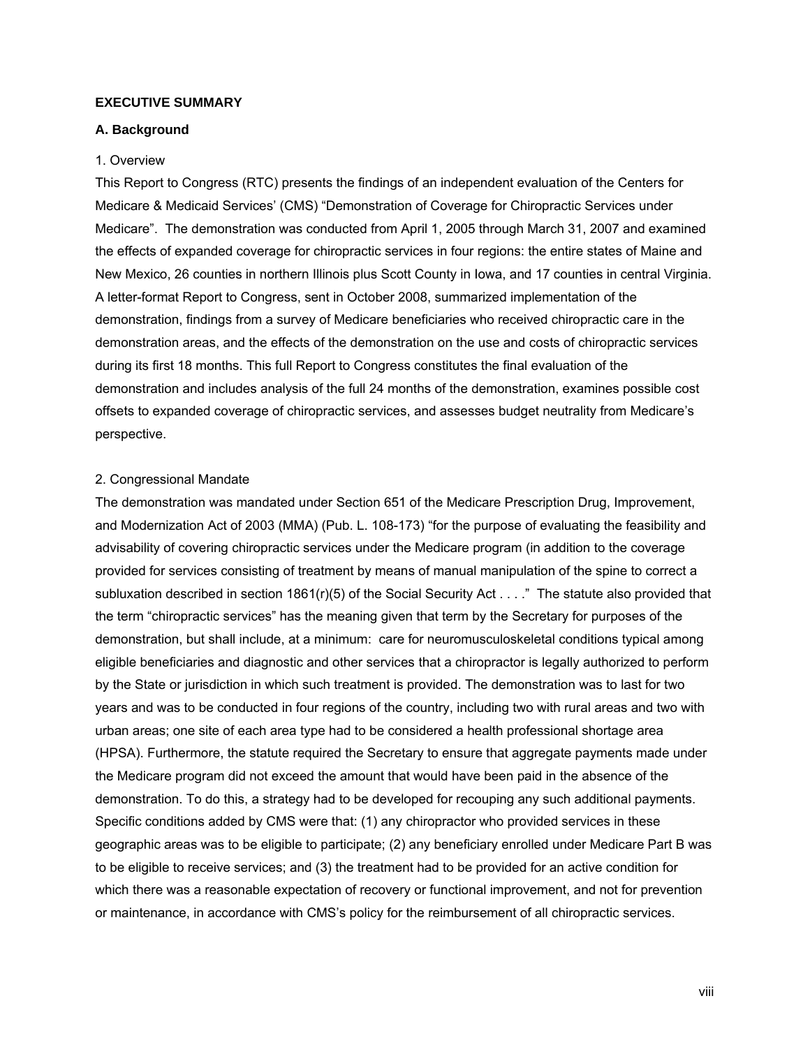**EXECUTIVE SUMMARY**

**A. Background**

1. Overview

This Report to Congress (RTC) presents the findings of an independent evaluation of the Centers for Medicare & Medicaid Services' (CMS) "Demonstration of Coverage for Chiropractic Services under Medicare". The demonstration was conducted from April 1, 2005 through March 31, 2007 and examined the effects of expanded coverage for chiropractic services in four regions: the entire states of Maine and New Mexico, 26 counties in northern Illinois plus Scott County in Iowa, and 17 counties in central Virginia. A letter-format Report to Congress, sent in October 2008, summarized implementation of the demonstration, findings from a survey of Medicare beneficiaries who received chiropractic care in the demonstration areas, and the effects of the demonstration on the use and costs of chiropractic services during its first 18 months. This full Report to Congress constitutes the final evaluation of the demonstration and includes analysis of the full 24 months of the demonstration, examines possible cost offsets to expanded coverage of chiropractic services, and assesses budget neutrality from Medicare's perspective.

2. Congressional Mandate

The demonstration was mandated under Section 651 of the Medicare Prescription Drug, Improvement, and Modernization Act of 2003 (MMA) (Pub. L. 108-173) "for the purpose of evaluating the feasibility and advisability of covering chiropractic services under the Medicare program (in addition to the coverage provided for services consisting of treatment by means of manual manipulation of the spine to correct a subluxation described in section 1861(r)(5) of the Social Security Act . . . ." The statute also provided that the term "chiropractic services" has the meaning given that term by the Secretary for purposes of the demonstration, but shall include, at a minimum: care for neuromusculoskeletal conditions typical among eligible beneficiaries and diagnostic and other services that a chiropractor is legally authorized to perform by the State or jurisdiction in which such treatment is provided. The demonstration was to last for two years and was to be conducted in four regions of the country, including two with rural areas and two with urban areas; one site of each area type had to be considered a health professional shortage area (HPSA). Furthermore, the statute required the Secretary to ensure that aggregate payments made under the Medicare program did not exceed the amount that would have been paid in the absence of the demonstration. To do this, a strategy had to be developed for recouping any such additional payments. Specific conditions added by CMS were that: (1) any chiropractor who provided services in these geographic areas was to be eligible to participate; (2) any beneficiary enrolled under Medicare Part B was to be eligible to receive services; and (3) the treatment had to be provided for an active condition for which there was a reasonable expectation of recovery or functional improvement, and not for prevention or maintenance, in accordance with CMS's policy for the reimbursement of all chiropractic services.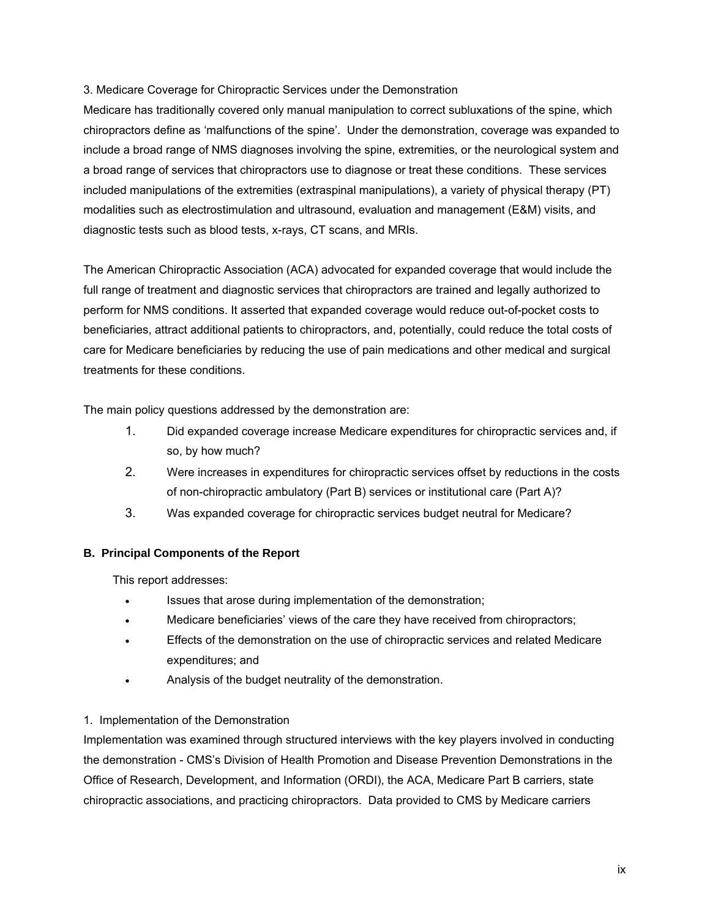3. Medicare Coverage for Chiropractic Services under the Demonstration

Medicare has traditionally covered only manual manipulation to correct subluxations of the spine, which chiropractors define as 'malfunctions of the spine'. Under the demonstration, coverage was expanded to include a broad range of NMS diagnoses involving the spine, extremities, or the neurological system and a broad range of services that chiropractors use to diagnose or treat these conditions. These services included manipulations of the extremities (extraspinal manipulations), a variety of physical therapy (PT) modalities such as electrostimulation and ultrasound, evaluation and management (E&M) visits, and diagnostic tests such as blood tests, x-rays, CT scans, and MRIs.

The American Chiropractic Association (ACA) advocated for expanded coverage that would include the full range of treatment and diagnostic services that chiropractors are trained and legally authorized to perform for NMS conditions. It asserted that expanded coverage would reduce out-of-pocket costs to beneficiaries, attract additional patients to chiropractors, and, potentially, could reduce the total costs of care for Medicare beneficiaries by reducing the use of pain medications and other medical and surgical treatments for these conditions.

The main policy questions addressed by the demonstration are:

1. Did expanded coverage increase Medicare expenditures for chiropractic services and, if so, by how much?
2. Were increases in expenditures for chiropractic services offset by reductions in the costs of non-chiropractic ambulatory (Part B) services or institutional care (Part A)?
3. Was expanded coverage for chiropractic services budget neutral for Medicare?

### B. Principal Components of the Report

This report addresses:

- Issues that arose during implementation of the demonstration;
- Medicare beneficiaries' views of the care they have received from chiropractors;
- Effects of the demonstration on the use of chiropractic services and related Medicare expenditures; and
- Analysis of the budget neutrality of the demonstration.

1. Implementation of the Demonstration

Implementation was examined through structured interviews with the key players involved in conducting the demonstration - CMS's Division of Health Promotion and Disease Prevention Demonstrations in the Office of Research, Development, and Information (ORDI), the ACA, Medicare Part B carriers, state chiropractic associations, and practicing chiropractors. Data provided to CMS by Medicare carriers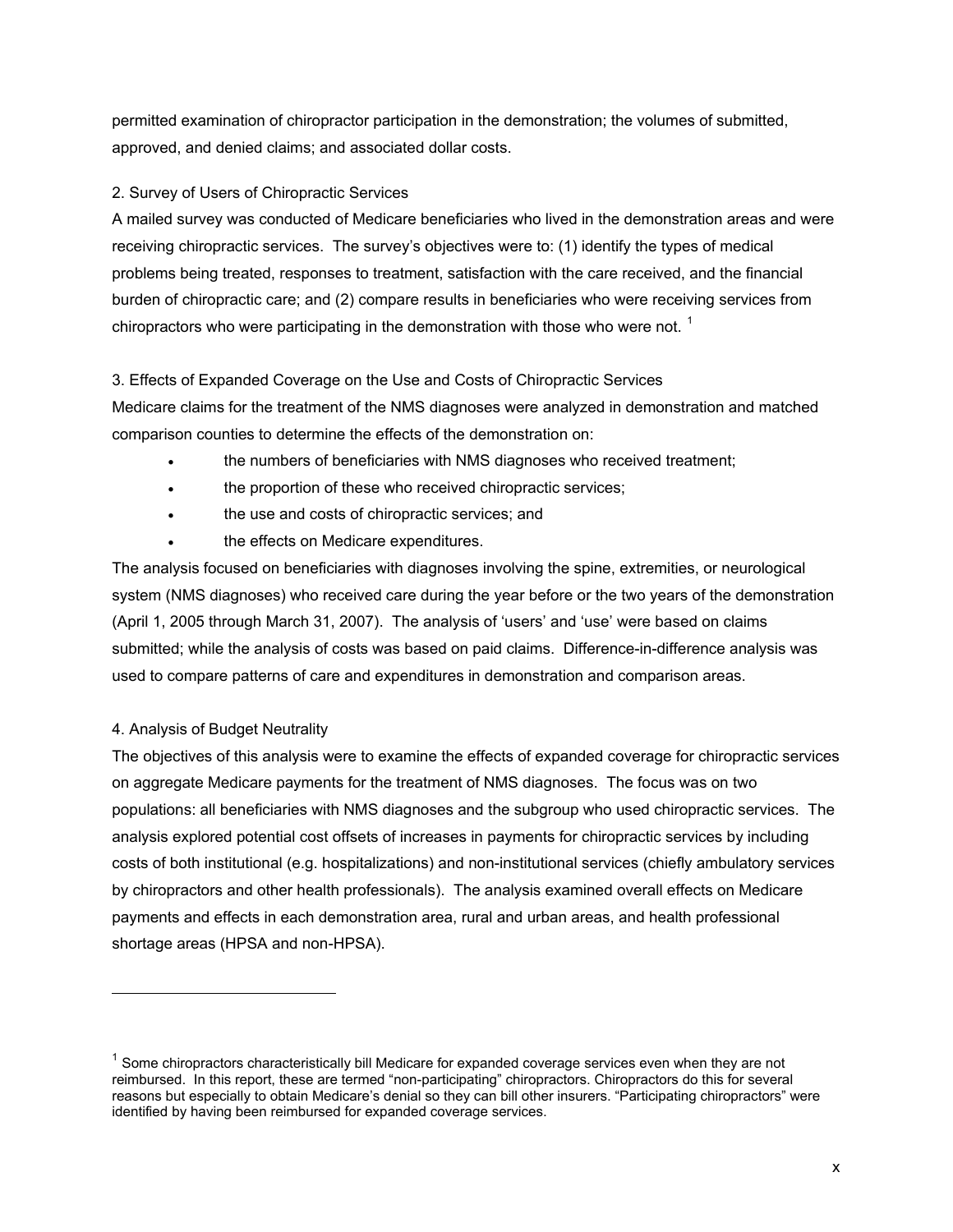permitted examination of chiropractor participation in the demonstration; the volumes of submitted, approved, and denied claims; and associated dollar costs.

2. Survey of Users of Chiropractic Services

A mailed survey was conducted of Medicare beneficiaries who lived in the demonstration areas and were receiving chiropractic services. The survey's objectives were to: (1) identify the types of medical problems being treated, responses to treatment, satisfaction with the care received, and the financial burden of chiropractic care; and (2) compare results in beneficiaries who were receiving services from chiropractors who were participating in the demonstration with those who were not. [1]

3. Effects of Expanded Coverage on the Use and Costs of Chiropractic Services

Medicare claims for the treatment of the NMS diagnoses were analyzed in demonstration and matched comparison counties to determine the effects of the demonstration on:

- the numbers of beneficiaries with NMS diagnoses who received treatment;
- the proportion of these who received chiropractic services;
- the use and costs of chiropractic services; and
- the effects on Medicare expenditures.

The analysis focused on beneficiaries with diagnoses involving the spine, extremities, or neurological system (NMS diagnoses) who received care during the year before or the two years of the demonstration (April 1, 2005 through March 31, 2007). The analysis of 'users' and 'use' were based on claims submitted; while the analysis of costs was based on paid claims. Difference-in-difference analysis was used to compare patterns of care and expenditures in demonstration and comparison areas.

4. Analysis of Budget Neutrality

The objectives of this analysis were to examine the effects of expanded coverage for chiropractic services on aggregate Medicare payments for the treatment of NMS diagnoses. The focus was on two populations: all beneficiaries with NMS diagnoses and the subgroup who used chiropractic services. The analysis explored potential cost offsets of increases in payments for chiropractic services by including costs of both institutional (e.g. hospitalizations) and non-institutional services (chiefly ambulatory services by chiropractors and other health professionals). The analysis examined overall effects on Medicare payments and effects in each demonstration area, rural and urban areas, and health professional shortage areas (HPSA and non-HPSA).

---

[1] Some chiropractors characteristically bill Medicare for expanded coverage services even when they are not reimbursed. In this report, these are termed "non-participating" chiropractors. Chiropractors do this for several reasons but especially to obtain Medicare's denial so they can bill other insurers. "Participating chiropractors" were identified by having been reimbursed for expanded coverage services.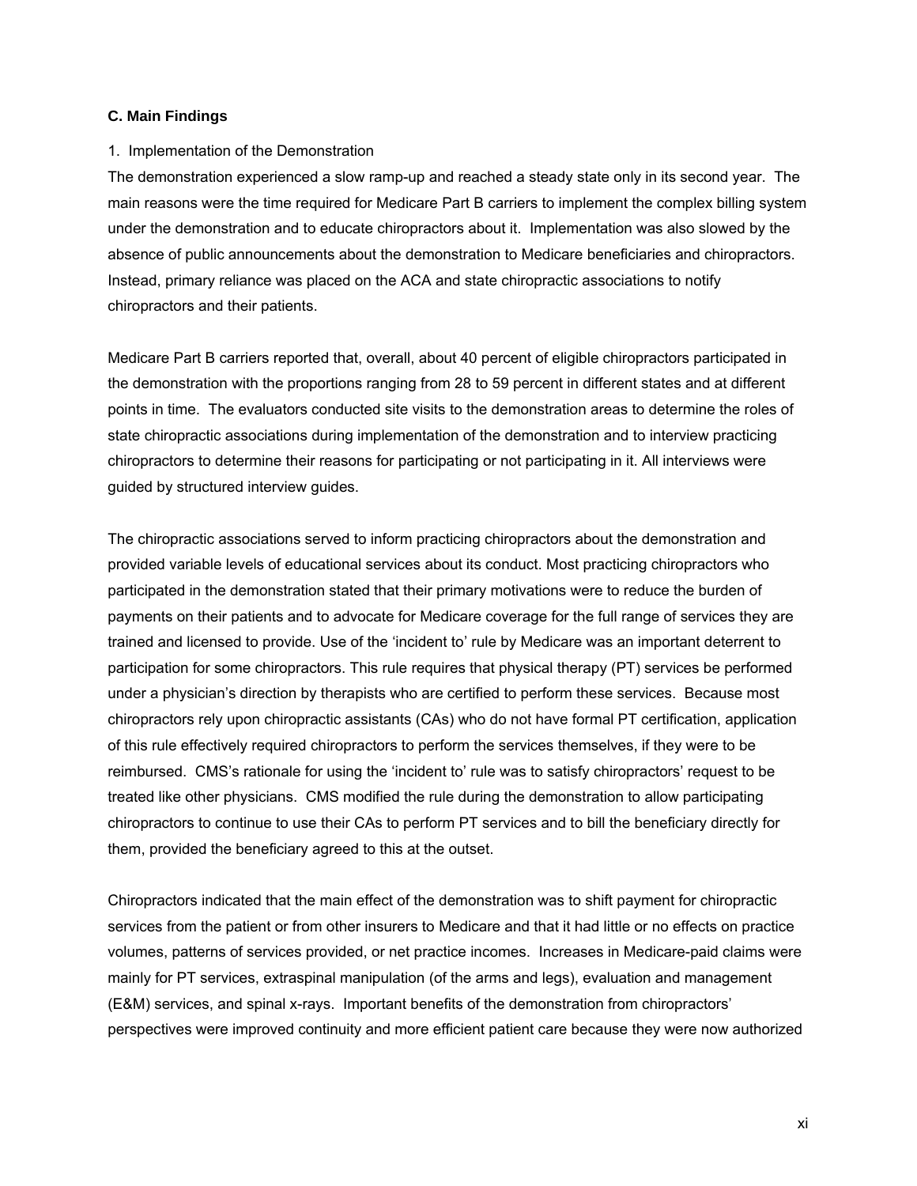### C. Main Findings

1. Implementation of the Demonstration

The demonstration experienced a slow ramp-up and reached a steady state only in its second year. The main reasons were the time required for Medicare Part B carriers to implement the complex billing system under the demonstration and to educate chiropractors about it. Implementation was also slowed by the absence of public announcements about the demonstration to Medicare beneficiaries and chiropractors. Instead, primary reliance was placed on the ACA and state chiropractic associations to notify chiropractors and their patients.

Medicare Part B carriers reported that, overall, about 40 percent of eligible chiropractors participated in the demonstration with the proportions ranging from 28 to 59 percent in different states and at different points in time. The evaluators conducted site visits to the demonstration areas to determine the roles of state chiropractic associations during implementation of the demonstration and to interview practicing chiropractors to determine their reasons for participating or not participating in it. All interviews were guided by structured interview guides.

The chiropractic associations served to inform practicing chiropractors about the demonstration and provided variable levels of educational services about its conduct. Most practicing chiropractors who participated in the demonstration stated that their primary motivations were to reduce the burden of payments on their patients and to advocate for Medicare coverage for the full range of services they are trained and licensed to provide. Use of the 'incident to' rule by Medicare was an important deterrent to participation for some chiropractors. This rule requires that physical therapy (PT) services be performed under a physician's direction by therapists who are certified to perform these services. Because most chiropractors rely upon chiropractic assistants (CAs) who do not have formal PT certification, application of this rule effectively required chiropractors to perform the services themselves, if they were to be reimbursed. CMS's rationale for using the 'incident to' rule was to satisfy chiropractors' request to be treated like other physicians. CMS modified the rule during the demonstration to allow participating chiropractors to continue to use their CAs to perform PT services and to bill the beneficiary directly for them, provided the beneficiary agreed to this at the outset.

Chiropractors indicated that the main effect of the demonstration was to shift payment for chiropractic services from the patient or from other insurers to Medicare and that it had little or no effects on practice volumes, patterns of services provided, or net practice incomes. Increases in Medicare-paid claims were mainly for PT services, extraspinal manipulation (of the arms and legs), evaluation and management (E&M) services, and spinal x-rays. Important benefits of the demonstration from chiropractors' perspectives were improved continuity and more efficient patient care because they were now authorized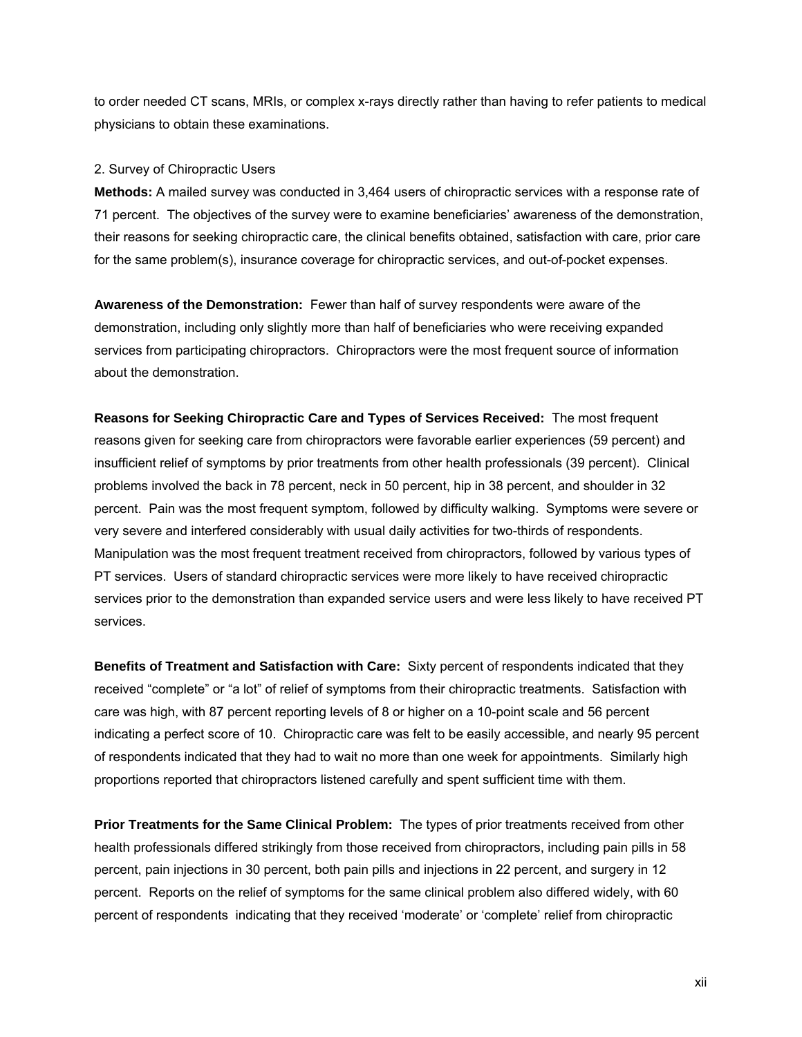to order needed CT scans, MRIs, or complex x-rays directly rather than having to refer patients to medical physicians to obtain these examinations.

2. Survey of Chiropractic Users

**Methods:** A mailed survey was conducted in 3,464 users of chiropractic services with a response rate of 71 percent. The objectives of the survey were to examine beneficiaries' awareness of the demonstration, their reasons for seeking chiropractic care, the clinical benefits obtained, satisfaction with care, prior care for the same problem(s), insurance coverage for chiropractic services, and out-of-pocket expenses.

**Awareness of the Demonstration:** Fewer than half of survey respondents were aware of the demonstration, including only slightly more than half of beneficiaries who were receiving expanded services from participating chiropractors. Chiropractors were the most frequent source of information about the demonstration.

**Reasons for Seeking Chiropractic Care and Types of Services Received:** The most frequent reasons given for seeking care from chiropractors were favorable earlier experiences (59 percent) and insufficient relief of symptoms by prior treatments from other health professionals (39 percent). Clinical problems involved the back in 78 percent, neck in 50 percent, hip in 38 percent, and shoulder in 32 percent. Pain was the most frequent symptom, followed by difficulty walking. Symptoms were severe or very severe and interfered considerably with usual daily activities for two-thirds of respondents. Manipulation was the most frequent treatment received from chiropractors, followed by various types of PT services. Users of standard chiropractic services were more likely to have received chiropractic services prior to the demonstration than expanded service users and were less likely to have received PT services.

**Benefits of Treatment and Satisfaction with Care:** Sixty percent of respondents indicated that they received "complete" or "a lot" of relief of symptoms from their chiropractic treatments. Satisfaction with care was high, with 87 percent reporting levels of 8 or higher on a 10-point scale and 56 percent indicating a perfect score of 10. Chiropractic care was felt to be easily accessible, and nearly 95 percent of respondents indicated that they had to wait no more than one week for appointments. Similarly high proportions reported that chiropractors listened carefully and spent sufficient time with them.

**Prior Treatments for the Same Clinical Problem:** The types of prior treatments received from other health professionals differed strikingly from those received from chiropractors, including pain pills in 58 percent, pain injections in 30 percent, both pain pills and injections in 22 percent, and surgery in 12 percent. Reports on the relief of symptoms for the same clinical problem also differed widely, with 60 percent of respondents indicating that they received 'moderate' or 'complete' relief from chiropractic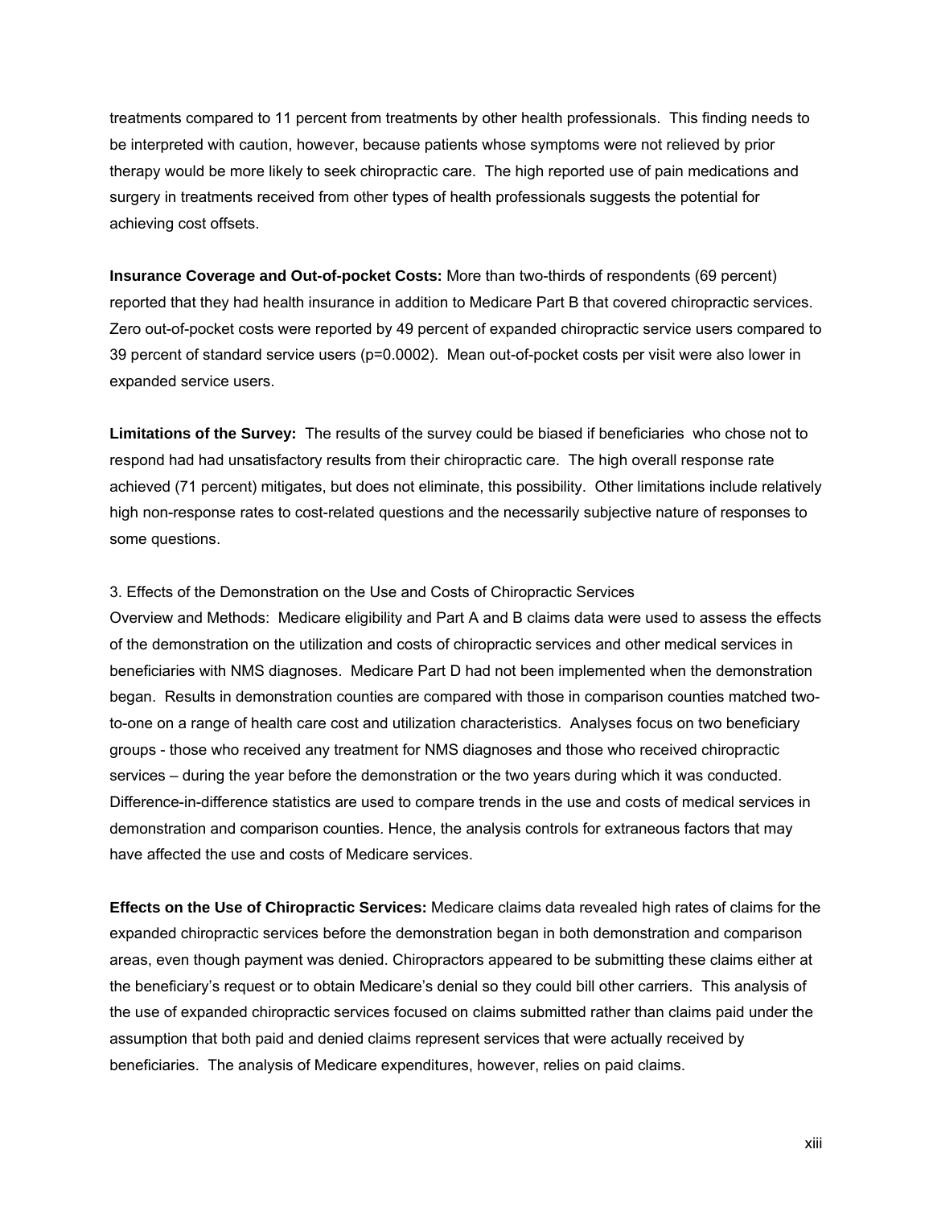treatments compared to 11 percent from treatments by other health professionals. This finding needs to be interpreted with caution, however, because patients whose symptoms were not relieved by prior therapy would be more likely to seek chiropractic care. The high reported use of pain medications and surgery in treatments received from other types of health professionals suggests the potential for achieving cost offsets.

**Insurance Coverage and Out-of-pocket Costs:** More than two-thirds of respondents (69 percent) reported that they had health insurance in addition to Medicare Part B that covered chiropractic services. Zero out-of-pocket costs were reported by 49 percent of expanded chiropractic service users compared to 39 percent of standard service users (p=0.0002). Mean out-of-pocket costs per visit were also lower in expanded service users.

**Limitations of the Survey:** The results of the survey could be biased if beneficiaries who chose not to respond had had unsatisfactory results from their chiropractic care. The high overall response rate achieved (71 percent) mitigates, but does not eliminate, this possibility. Other limitations include relatively high non-response rates to cost-related questions and the necessarily subjective nature of responses to some questions.

3. Effects of the Demonstration on the Use and Costs of Chiropractic Services

Overview and Methods: Medicare eligibility and Part A and B claims data were used to assess the effects of the demonstration on the utilization and costs of chiropractic services and other medical services in beneficiaries with NMS diagnoses. Medicare Part D had not been implemented when the demonstration began. Results in demonstration counties are compared with those in comparison counties matched two-to-one on a range of health care cost and utilization characteristics. Analyses focus on two beneficiary groups - those who received any treatment for NMS diagnoses and those who received chiropractic services – during the year before the demonstration or the two years during which it was conducted. Difference-in-difference statistics are used to compare trends in the use and costs of medical services in demonstration and comparison counties. Hence, the analysis controls for extraneous factors that may have affected the use and costs of Medicare services.

**Effects on the Use of Chiropractic Services:** Medicare claims data revealed high rates of claims for the expanded chiropractic services before the demonstration began in both demonstration and comparison areas, even though payment was denied. Chiropractors appeared to be submitting these claims either at the beneficiary's request or to obtain Medicare's denial so they could bill other carriers. This analysis of the use of expanded chiropractic services focused on claims submitted rather than claims paid under the assumption that both paid and denied claims represent services that were actually received by beneficiaries. The analysis of Medicare expenditures, however, relies on paid claims.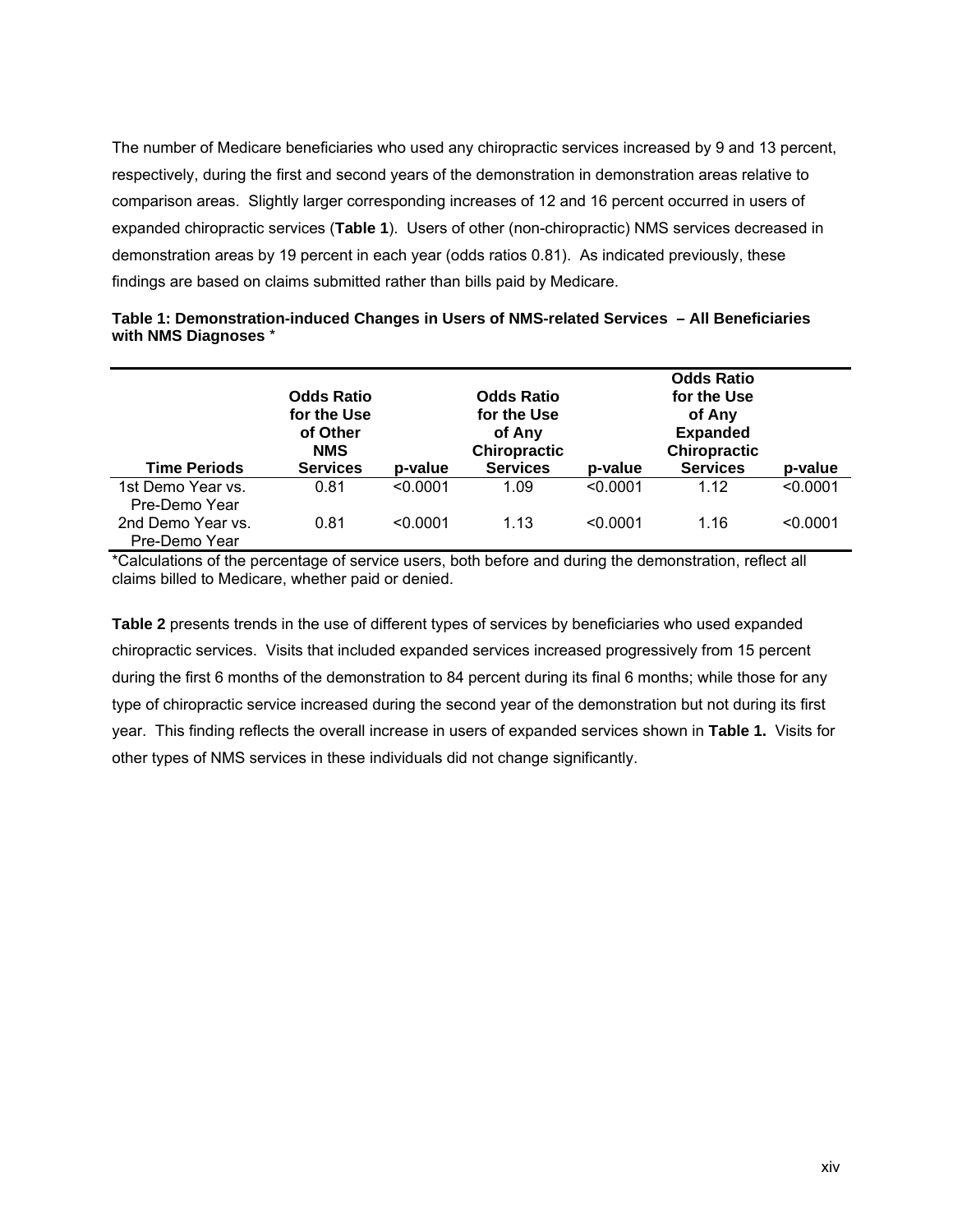The number of Medicare beneficiaries who used any chiropractic services increased by 9 and 13 percent, respectively, during the first and second years of the demonstration in demonstration areas relative to comparison areas. Slightly larger corresponding increases of 12 and 16 percent occurred in users of expanded chiropractic services (**Table 1**). Users of other (non-chiropractic) NMS services decreased in demonstration areas by 19 percent in each year (odds ratios 0.81). As indicated previously, these findings are based on claims submitted rather than bills paid by Medicare.

**Table 1: Demonstration-induced Changes in Users of NMS-related Services – All Beneficiaries with NMS Diagnoses** *

| Time Periods | Odds Ratio for the Use of Other NMS Services | p-value | Odds Ratio for the Use of Any Chiropractic Services | p-value | Odds Ratio for the Use of Any Expanded Chiropractic Services | p-value |
|---|---|---|---|---|---|---|
| 1st Demo Year vs. Pre-Demo Year | 0.81 | <0.0001 | 1.09 | <0.0001 | 1.12 | <0.0001 |
| 2nd Demo Year vs. Pre-Demo Year | 0.81 | <0.0001 | 1.13 | <0.0001 | 1.16 | <0.0001 |

*Calculations of the percentage of service users, both before and during the demonstration, reflect all claims billed to Medicare, whether paid or denied.

**Table 2** presents trends in the use of different types of services by beneficiaries who used expanded chiropractic services. Visits that included expanded services increased progressively from 15 percent during the first 6 months of the demonstration to 84 percent during its final 6 months; while those for any type of chiropractic service increased during the second year of the demonstration but not during its first year. This finding reflects the overall increase in users of expanded services shown in **Table 1.** Visits for other types of NMS services in these individuals did not change significantly.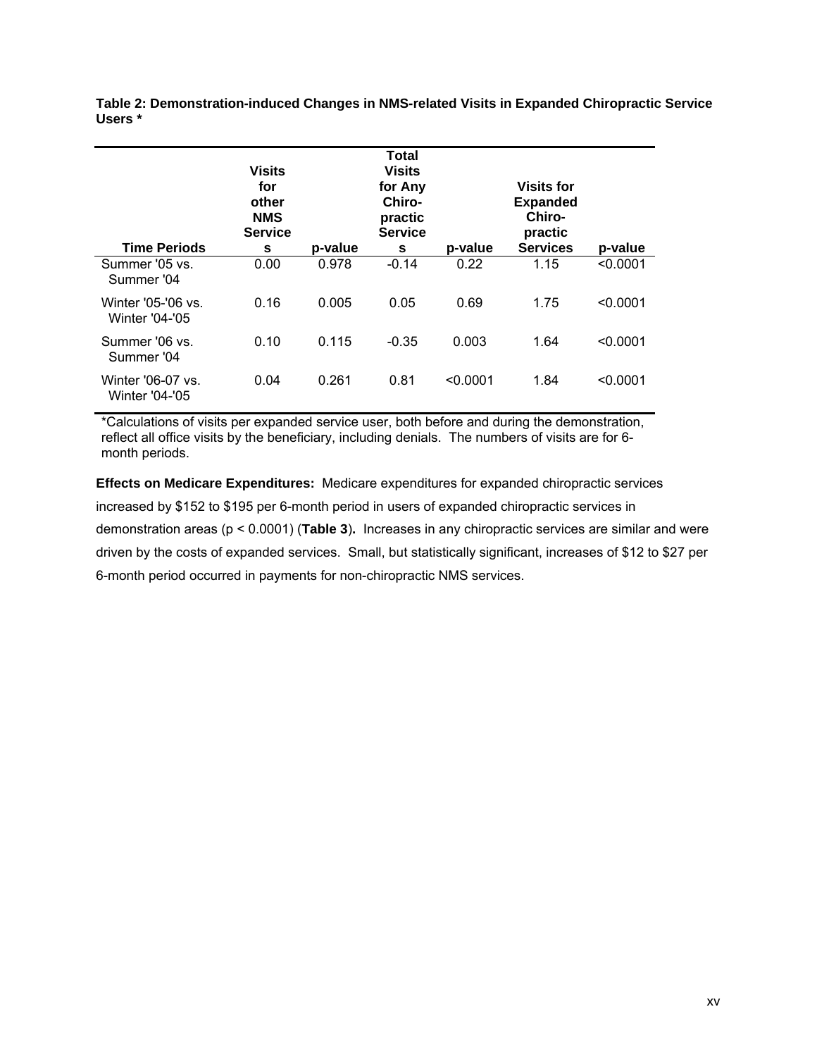**Table 2: Demonstration-induced Changes in NMS-related Visits in Expanded Chiropractic Service Users ***

| Time Periods | Visits for other NMS Services | p-value | Total Visits for Any Chiro-practic Services | p-value | Visits for Expanded Chiro-practic Services | p-value |
|---|---|---|---|---|---|---|
| Summer '05 vs. Summer '04 | 0.00 | 0.978 | -0.14 | 0.22 | 1.15 | <0.0001 |
| Winter '05-'06 vs. Winter '04-'05 | 0.16 | 0.005 | 0.05 | 0.69 | 1.75 | <0.0001 |
| Summer '06 vs. Summer '04 | 0.10 | 0.115 | -0.35 | 0.003 | 1.64 | <0.0001 |
| Winter '06-07 vs. Winter '04-'05 | 0.04 | 0.261 | 0.81 | <0.0001 | 1.84 | <0.0001 |

*Calculations of visits per expanded service user, both before and during the demonstration, reflect all office visits by the beneficiary, including denials. The numbers of visits are for 6-month periods.

**Effects on Medicare Expenditures:** Medicare expenditures for expanded chiropractic services increased by $152 to $195 per 6-month period in users of expanded chiropractic services in demonstration areas ($p < 0.0001$) (**Table 3**)**.** Increases in any chiropractic services are similar and were driven by the costs of expanded services. Small, but statistically significant, increases of $12 to $27 per 6-month period occurred in payments for non-chiropractic NMS services.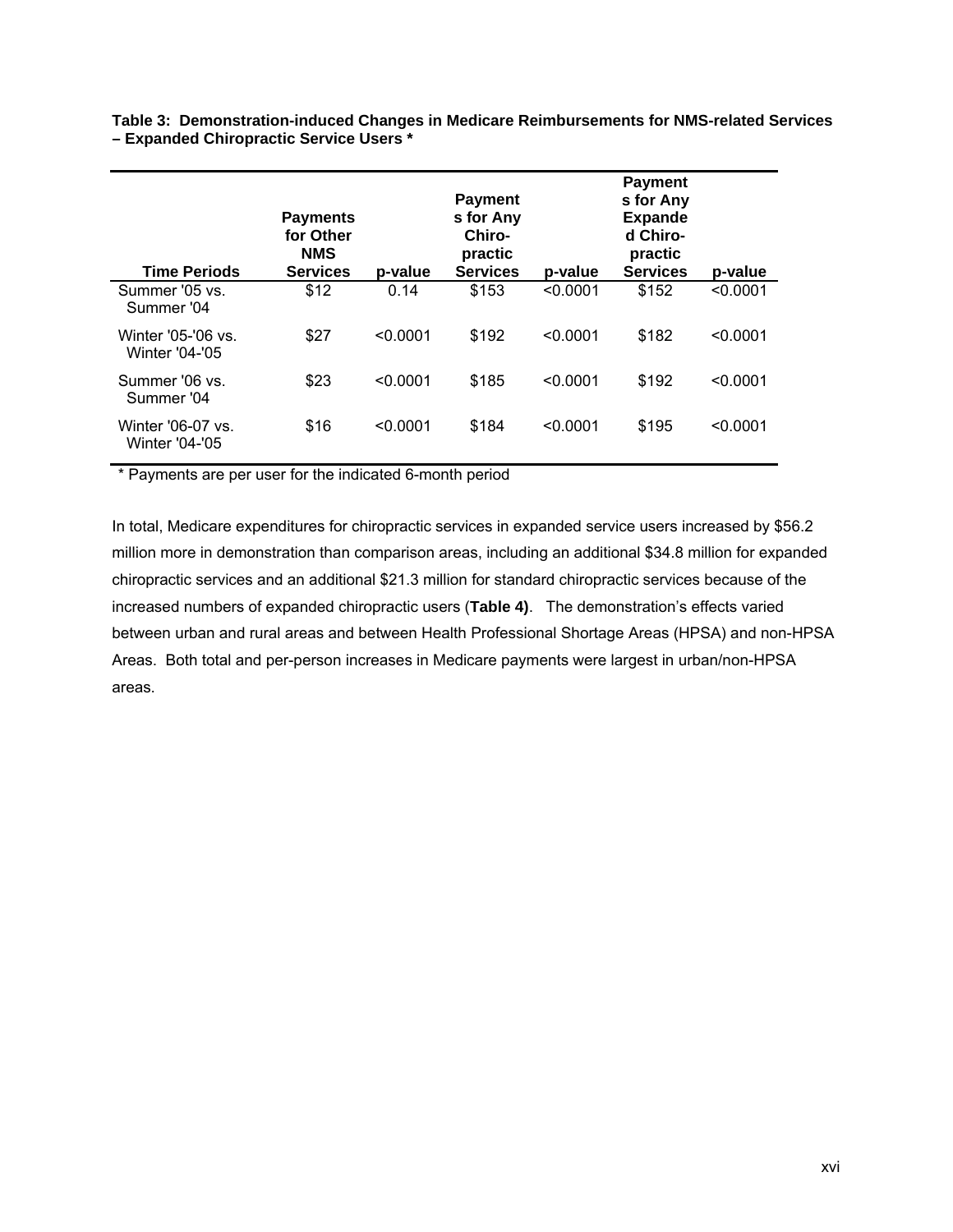**Table 3: Demonstration-induced Changes in Medicare Reimbursements for NMS-related Services – Expanded Chiropractic Service Users \***

| Time Periods | Payments for Other NMS Services | p-value | Payments for Any Chiro-practic Services | p-value | Payments for Any Expanded Chiro-practic Services | p-value |
|---|---|---|---|---|---|---|
| Summer '05 vs. Summer '04 | $12 | 0.14 | $153 | <0.0001 | $152 | <0.0001 |
| Winter '05-'06 vs. Winter '04-'05 | $27 | <0.0001 | $192 | <0.0001 | $182 | <0.0001 |
| Summer '06 vs. Summer '04 | $23 | <0.0001 | $185 | <0.0001 | $192 | <0.0001 |
| Winter '06-07 vs. Winter '04-'05 | $16 | <0.0001 | $184 | <0.0001 | $195 | <0.0001 |

\* Payments are per user for the indicated 6-month period

In total, Medicare expenditures for chiropractic services in expanded service users increased by $56.2 million more in demonstration than comparison areas, including an additional $34.8 million for expanded chiropractic services and an additional $21.3 million for standard chiropractic services because of the increased numbers of expanded chiropractic users (**Table 4)**. The demonstration's effects varied between urban and rural areas and between Health Professional Shortage Areas (HPSA) and non-HPSA Areas. Both total and per-person increases in Medicare payments were largest in urban/non-HPSA areas.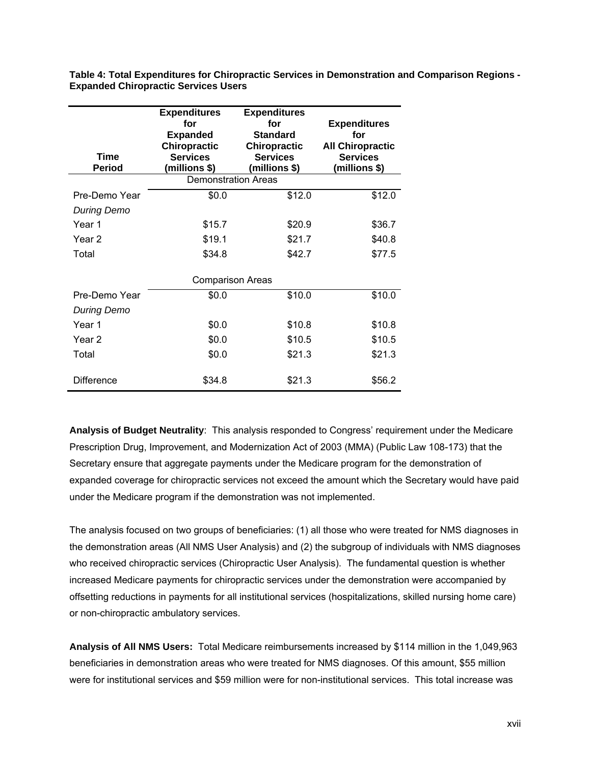**Table 4: Total Expenditures for Chiropractic Services in Demonstration and Comparison Regions - Expanded Chiropractic Services Users**

| Time Period | Expenditures for Expanded Chiropractic Services (millions $) | Expenditures for Standard Chiropractic Services (millions $) | Expenditures for All Chiropractic Services (millions $) |
|---|---|---|---|
| | Demonstration Areas | | |
| Pre-Demo Year | $0.0 | $12.0 | $12.0 |
| *During Demo* | | | |
| Year 1 | $15.7 | $20.9 | $36.7 |
| Year 2 | $19.1 | $21.7 | $40.8 |
| Total | $34.8 | $42.7 | $77.5 |
| | Comparison Areas | | |
| Pre-Demo Year | $0.0 | $10.0 | $10.0 |
| *During Demo* | | | |
| Year 1 | $0.0 | $10.8 | $10.8 |
| Year 2 | $0.0 | $10.5 | $10.5 |
| Total | $0.0 | $21.3 | $21.3 |
| Difference | $34.8 | $21.3 | $56.2 |

**Analysis of Budget Neutrality**: This analysis responded to Congress' requirement under the Medicare Prescription Drug, Improvement, and Modernization Act of 2003 (MMA) (Public Law 108-173) that the Secretary ensure that aggregate payments under the Medicare program for the demonstration of expanded coverage for chiropractic services not exceed the amount which the Secretary would have paid under the Medicare program if the demonstration was not implemented.

The analysis focused on two groups of beneficiaries: (1) all those who were treated for NMS diagnoses in the demonstration areas (All NMS User Analysis) and (2) the subgroup of individuals with NMS diagnoses who received chiropractic services (Chiropractic User Analysis). The fundamental question is whether increased Medicare payments for chiropractic services under the demonstration were accompanied by offsetting reductions in payments for all institutional services (hospitalizations, skilled nursing home care) or non-chiropractic ambulatory services.

**Analysis of All NMS Users:** Total Medicare reimbursements increased by $114 million in the 1,049,963 beneficiaries in demonstration areas who were treated for NMS diagnoses. Of this amount, $55 million were for institutional services and $59 million were for non-institutional services. This total increase was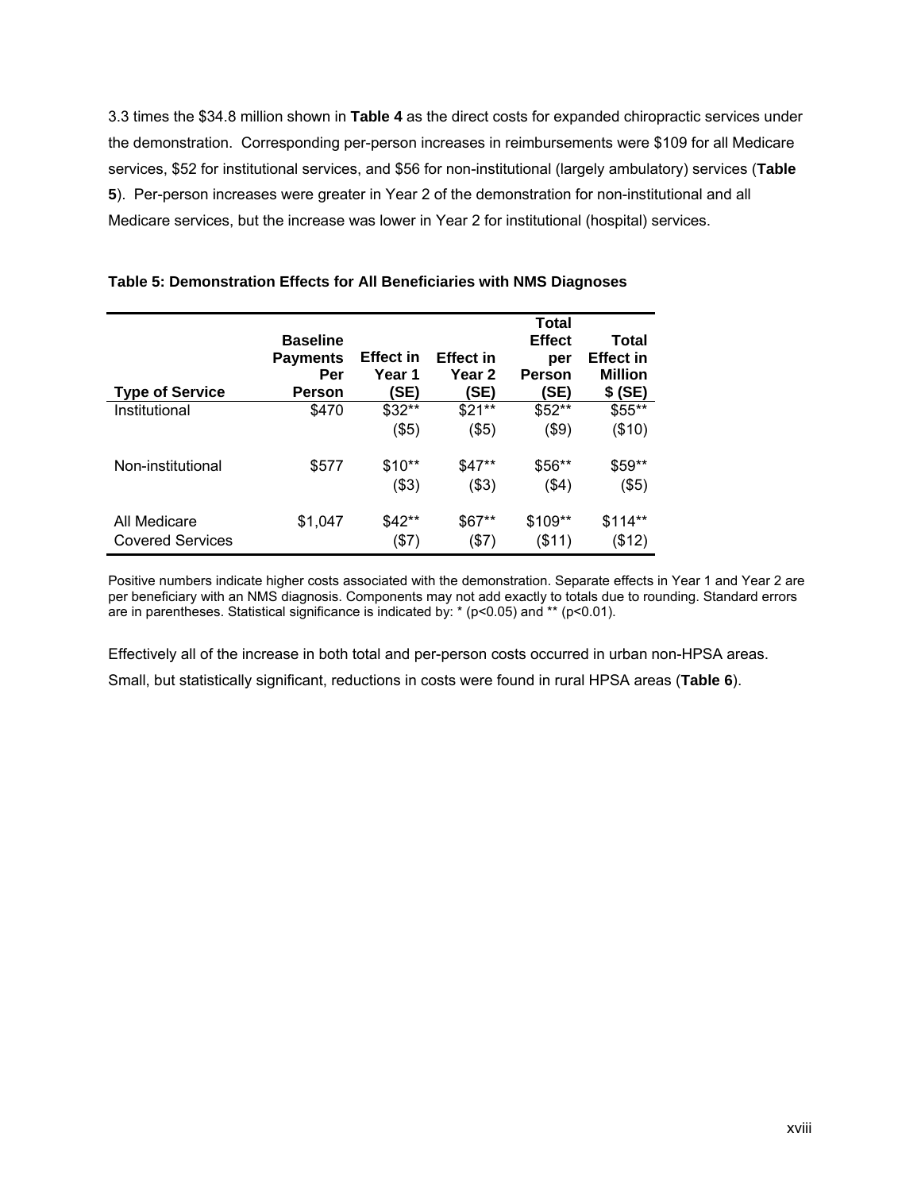3.3 times the $34.8 million shown in **Table 4** as the direct costs for expanded chiropractic services under the demonstration. Corresponding per-person increases in reimbursements were $109 for all Medicare services, $52 for institutional services, and $56 for non-institutional (largely ambulatory) services (**Table 5**). Per-person increases were greater in Year 2 of the demonstration for non-institutional and all Medicare services, but the increase was lower in Year 2 for institutional (hospital) services.

**Table 5: Demonstration Effects for All Beneficiaries with NMS Diagnoses**

| Type of Service | Baseline Payments Per Person | Effect in Year 1 (SE) | Effect in Year 2 (SE) | Total Effect per Person (SE) | Total Effect in Million $ (SE) |
|---|---|---|---|---|---|
| Institutional | $470 | $32** ($5) | $21** ($5) | $52** ($9) | $55** ($10) |
| Non-institutional | $577 | $10** ($3) | $47** ($3) | $56** ($4) | $59** ($5) |
| All Medicare Covered Services | $1,047 | $42** ($7) | $67** ($7) | $109** ($11) | $114** ($12) |

Positive numbers indicate higher costs associated with the demonstration. Separate effects in Year 1 and Year 2 are per beneficiary with an NMS diagnosis. Components may not add exactly to totals due to rounding. Standard errors are in parentheses. Statistical significance is indicated by: * ($p<0.05$) and ** ($p<0.01$).

Effectively all of the increase in both total and per-person costs occurred in urban non-HPSA areas. Small, but statistically significant, reductions in costs were found in rural HPSA areas (**Table 6**).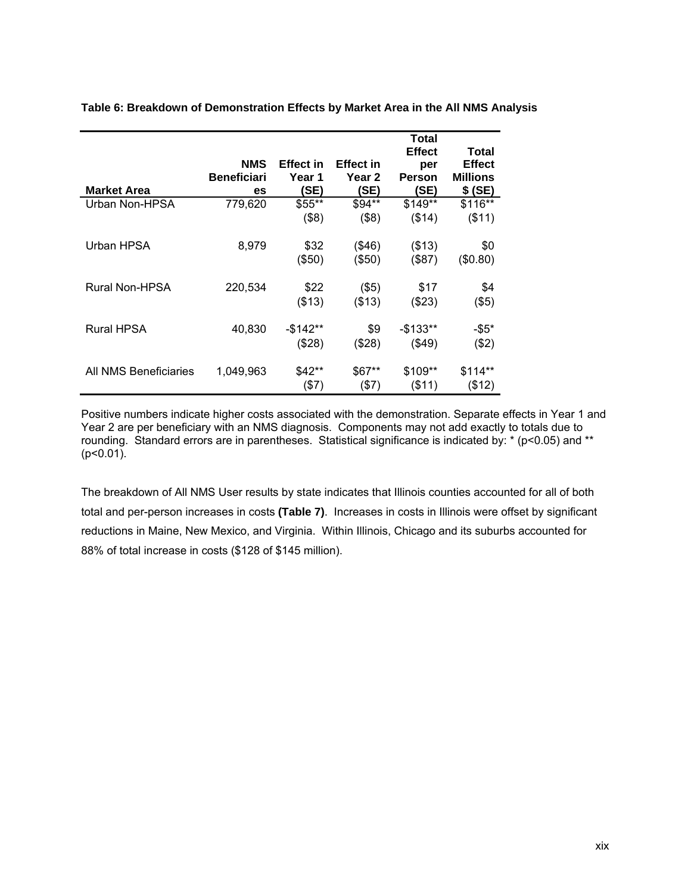**Table 6: Breakdown of Demonstration Effects by Market Area in the All NMS Analysis**

| Market Area | NMS Beneficiaries | Effect in Year 1 (SE) | Effect in Year 2 (SE) | Total Effect per Person (SE) | Total Effect Millions $ (SE) |
|---|---|---|---|---|---|
| Urban Non-HPSA | 779,620 | $55** ($8) | $94** ($8) | $149** ($14) | $116** ($11) |
| Urban HPSA | 8,979 | $32 ($50) | ($46) ($50) | ($13) ($87) | $0 ($0.80) |
| Rural Non-HPSA | 220,534 | $22 ($13) | ($5) ($13) | $17 ($23) | $4 ($5) |
| Rural HPSA | 40,830 | -$142** ($28) | $9 ($28) | -$133** ($49) | -$5* ($2) |
| All NMS Beneficiaries | 1,049,963 | $42** ($7) | $67** ($7) | $109** ($11) | $114** ($12) |

Positive numbers indicate higher costs associated with the demonstration. Separate effects in Year 1 and Year 2 are per beneficiary with an NMS diagnosis. Components may not add exactly to totals due to rounding. Standard errors are in parentheses. Statistical significance is indicated by: * (p<0.05) and ** (p<0.01).

The breakdown of All NMS User results by state indicates that Illinois counties accounted for all of both total and per-person increases in costs **(Table 7)**. Increases in costs in Illinois were offset by significant reductions in Maine, New Mexico, and Virginia. Within Illinois, Chicago and its suburbs accounted for 88% of total increase in costs ($128 of $145 million).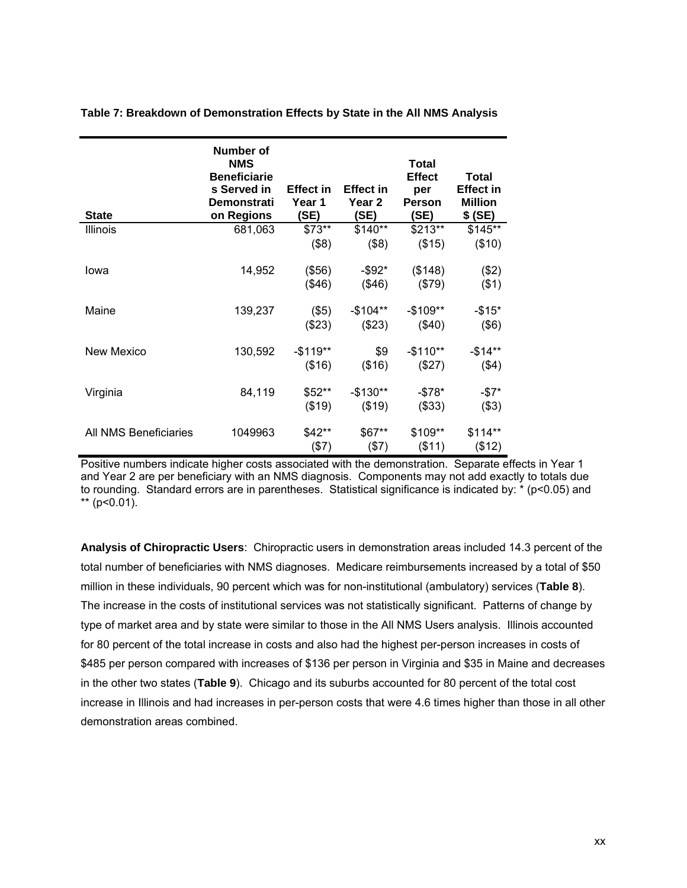**Table 7: Breakdown of Demonstration Effects by State in the All NMS Analysis**

| State | Number of NMS Beneficiaries Served in Demonstration Regions | Effect in Year 1 (SE) | Effect in Year 2 (SE) | Total Effect per Person (SE) | Total Effect in Million $ (SE) |
|---|---|---|---|---|---|
| Illinois | 681,063 | $73** | $140** | $213** | $145** |
| | | ($8) | ($8) | ($15) | ($10) |
| Iowa | 14,952 | ($56) | -$92* | ($148) | ($2) |
| | | ($46) | ($46) | ($79) | ($1) |
| Maine | 139,237 | ($5) | -$104** | -$109** | -$15* |
| | | ($23) | ($23) | ($40) | ($6) |
| New Mexico | 130,592 | -$119** | $9 | -$110** | -$14** |
| | | ($16) | ($16) | ($27) | ($4) |
| Virginia | 84,119 | $52** | -$130** | -$78* | -$7* |
| | | ($19) | ($19) | ($33) | ($3) |
| All NMS Beneficiaries | 1049963 | $42** | $67** | $109** | $114** |
| | | ($7) | ($7) | ($11) | ($12) |

Positive numbers indicate higher costs associated with the demonstration. Separate effects in Year 1 and Year 2 are per beneficiary with an NMS diagnosis. Components may not add exactly to totals due to rounding. Standard errors are in parentheses. Statistical significance is indicated by: * ($p<0.05$) and ** ($p<0.01$).

**Analysis of Chiropractic Users**: Chiropractic users in demonstration areas included 14.3 percent of the total number of beneficiaries with NMS diagnoses. Medicare reimbursements increased by a total of $50 million in these individuals, 90 percent which was for non-institutional (ambulatory) services (**Table 8**). The increase in the costs of institutional services was not statistically significant. Patterns of change by type of market area and by state were similar to those in the All NMS Users analysis. Illinois accounted for 80 percent of the total increase in costs and also had the highest per-person increases in costs of $485 per person compared with increases of $136 per person in Virginia and $35 in Maine and decreases in the other two states (**Table 9**). Chicago and its suburbs accounted for 80 percent of the total cost increase in Illinois and had increases in per-person costs that were 4.6 times higher than those in all other demonstration areas combined.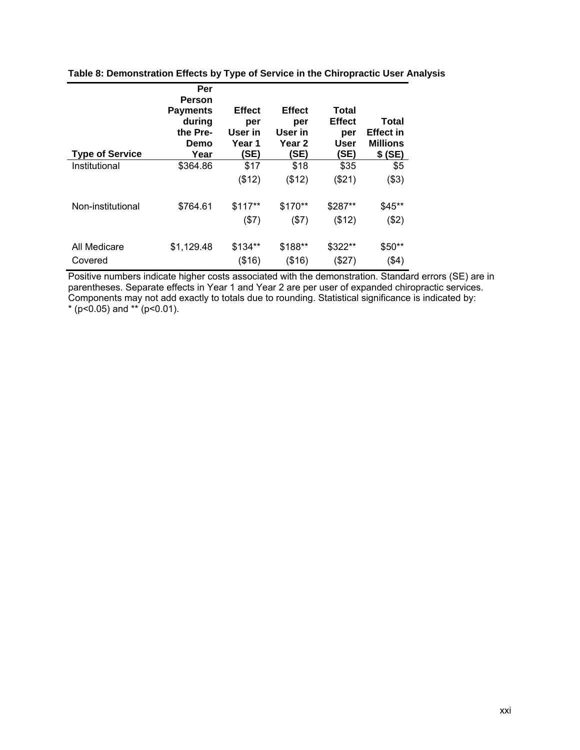**Table 8: Demonstration Effects by Type of Service in the Chiropractic User Analysis**

| Type of Service | Per Person Payments during the Pre-Demo Year | Effect per User in Year 1 (SE) | Effect per User in Year 2 (SE) | Total Effect per User (SE) | Total Effect in Millions $ (SE) |
|---|---|---|---|---|---|
| Institutional | $364.86 | $17 | $18 | $35 | $5 |
| | | ($12) | ($12) | ($21) | ($3) |
| Non-institutional | $764.61 | $117** | $170** | $287** | $45** |
| | | ($7) | ($7) | ($12) | ($2) |
| All Medicare Covered | $1,129.48 | $134** | $188** | $322** | $50** |
| | | ($16) | ($16) | ($27) | ($4) |

Positive numbers indicate higher costs associated with the demonstration. Standard errors (SE) are in parentheses. Separate effects in Year 1 and Year 2 are per user of expanded chiropractic services. Components may not add exactly to totals due to rounding. Statistical significance is indicated by: * ($p<0.05$) and ** ($p<0.01$).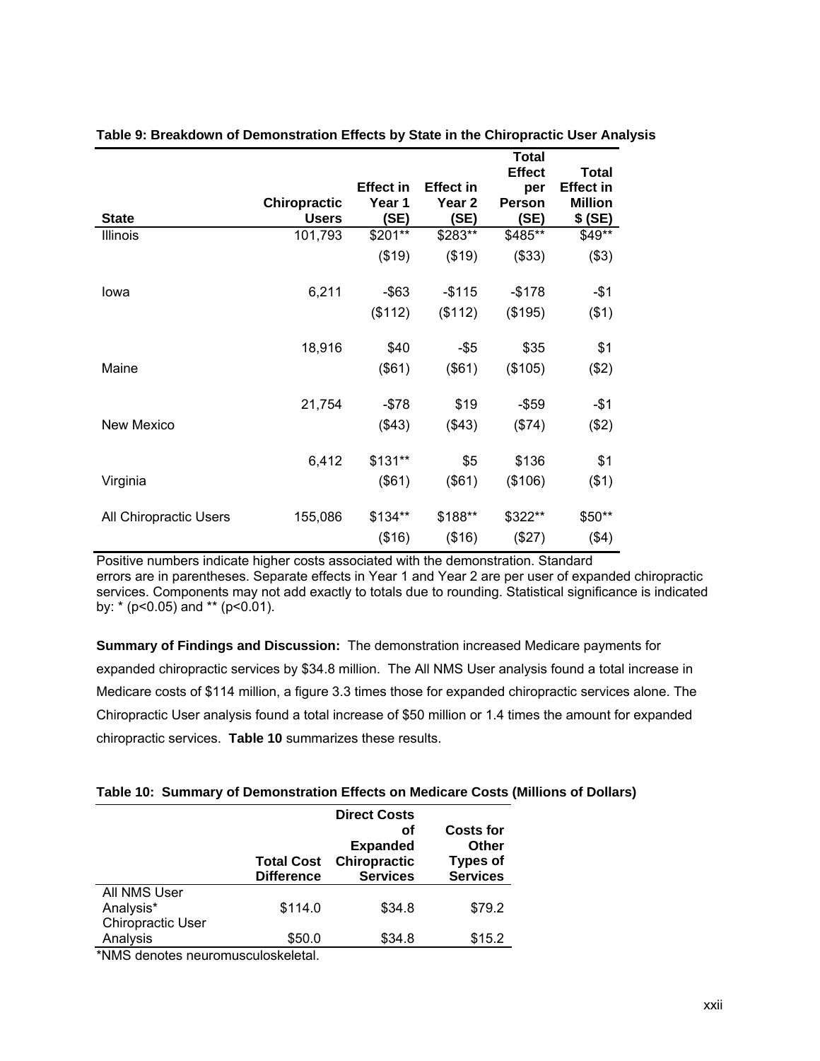**Table 9: Breakdown of Demonstration Effects by State in the Chiropractic User Analysis**

| State | Chiropractic Users | Effect in Year 1 (SE) | Effect in Year 2 (SE) | Total Effect per Person (SE) | Total Effect in Million $ (SE) |
|---|---|---|---|---|---|
| Illinois | 101,793 | $201** | $283** | $485** | $49** |
| | | ($19) | ($19) | ($33) | ($3) |
| Iowa | 6,211 | -$63 | -$115 | -$178 | -$1 |
| | | ($112) | ($112) | ($195) | ($1) |
| Maine | 18,916 | $40 | -$5 | $35 | $1 |
| | | ($61) | ($61) | ($105) | ($2) |
| New Mexico | 21,754 | -$78 | $19 | -$59 | -$1 |
| | | ($43) | ($43) | ($74) | ($2) |
| Virginia | 6,412 | $131** | $5 | $136 | $1 |
| | | ($61) | ($61) | ($106) | ($1) |
| All Chiropractic Users | 155,086 | $134** | $188** | $322** | $50** |
| | | ($16) | ($16) | ($27) | ($4) |

Positive numbers indicate higher costs associated with the demonstration. Standard errors are in parentheses. Separate effects in Year 1 and Year 2 are per user of expanded chiropractic services. Components may not add exactly to totals due to rounding. Statistical significance is indicated by: * (p<0.05) and ** (p<0.01).

**Summary of Findings and Discussion:** The demonstration increased Medicare payments for expanded chiropractic services by $34.8 million. The All NMS User analysis found a total increase in Medicare costs of $114 million, a figure 3.3 times those for expanded chiropractic services alone. The Chiropractic User analysis found a total increase of $50 million or 1.4 times the amount for expanded chiropractic services. **Table 10** summarizes these results.

**Table 10: Summary of Demonstration Effects on Medicare Costs (Millions of Dollars)**

| | Total Cost Difference | Direct Costs of Expanded Chiropractic Services | Costs for Other Types of Services |
|---|---|---|---|
| All NMS User Analysis* | $114.0 | $34.8 | $79.2 |
| Chiropractic User Analysis | $50.0 | $34.8 | $15.2 |

*NMS denotes neuromusculoskeletal.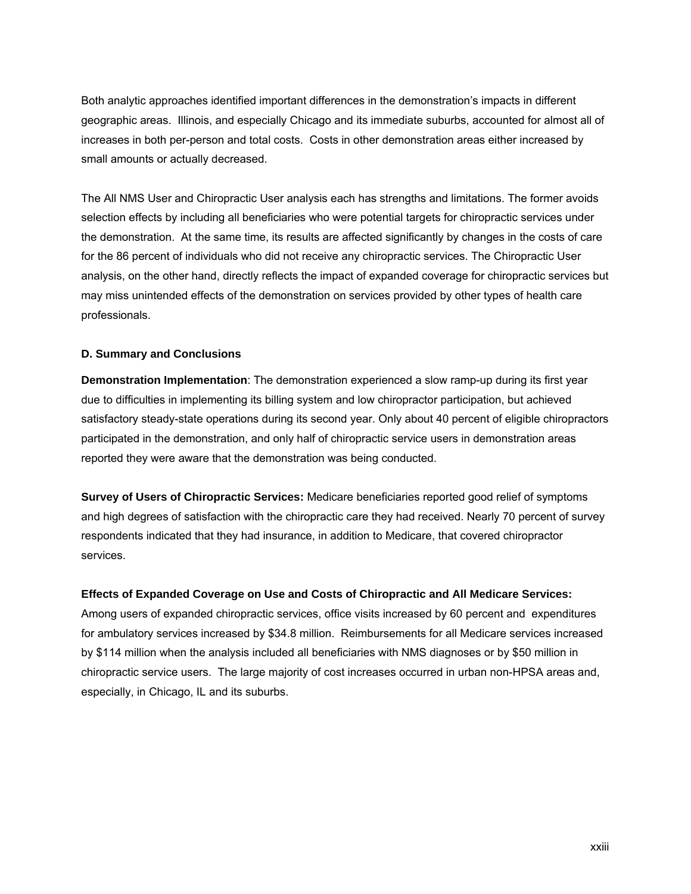Both analytic approaches identified important differences in the demonstration's impacts in different geographic areas. Illinois, and especially Chicago and its immediate suburbs, accounted for almost all of increases in both per-person and total costs. Costs in other demonstration areas either increased by small amounts or actually decreased.

The All NMS User and Chiropractic User analysis each has strengths and limitations. The former avoids selection effects by including all beneficiaries who were potential targets for chiropractic services under the demonstration. At the same time, its results are affected significantly by changes in the costs of care for the 86 percent of individuals who did not receive any chiropractic services. The Chiropractic User analysis, on the other hand, directly reflects the impact of expanded coverage for chiropractic services but may miss unintended effects of the demonstration on services provided by other types of health care professionals.

### D. Summary and Conclusions

**Demonstration Implementation**: The demonstration experienced a slow ramp-up during its first year due to difficulties in implementing its billing system and low chiropractor participation, but achieved satisfactory steady-state operations during its second year. Only about 40 percent of eligible chiropractors participated in the demonstration, and only half of chiropractic service users in demonstration areas reported they were aware that the demonstration was being conducted.

**Survey of Users of Chiropractic Services:** Medicare beneficiaries reported good relief of symptoms and high degrees of satisfaction with the chiropractic care they had received. Nearly 70 percent of survey respondents indicated that they had insurance, in addition to Medicare, that covered chiropractor services.

**Effects of Expanded Coverage on Use and Costs of Chiropractic and All Medicare Services:** Among users of expanded chiropractic services, office visits increased by 60 percent and expenditures for ambulatory services increased by $34.8 million. Reimbursements for all Medicare services increased by $114 million when the analysis included all beneficiaries with NMS diagnoses or by $50 million in chiropractic service users. The large majority of cost increases occurred in urban non-HPSA areas and, especially, in Chicago, IL and its suburbs.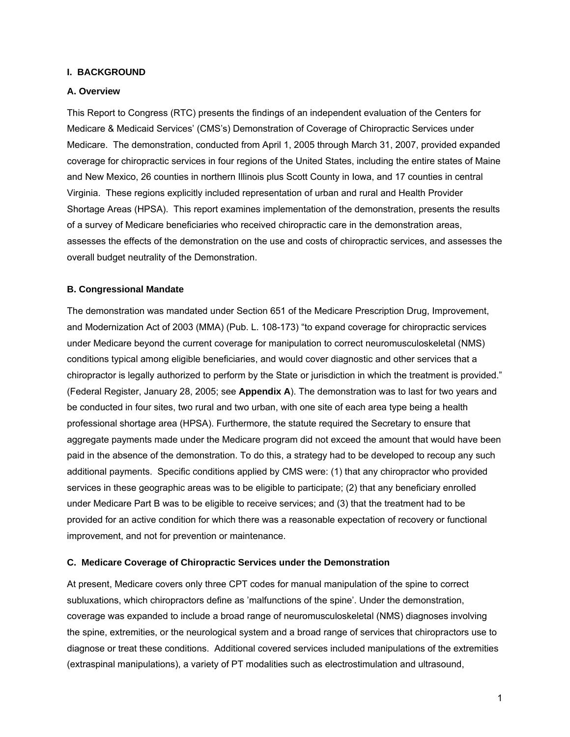## I. BACKGROUND

### A. Overview

This Report to Congress (RTC) presents the findings of an independent evaluation of the Centers for Medicare & Medicaid Services' (CMS's) Demonstration of Coverage of Chiropractic Services under Medicare. The demonstration, conducted from April 1, 2005 through March 31, 2007, provided expanded coverage for chiropractic services in four regions of the United States, including the entire states of Maine and New Mexico, 26 counties in northern Illinois plus Scott County in Iowa, and 17 counties in central Virginia. These regions explicitly included representation of urban and rural and Health Provider Shortage Areas (HPSA). This report examines implementation of the demonstration, presents the results of a survey of Medicare beneficiaries who received chiropractic care in the demonstration areas, assesses the effects of the demonstration on the use and costs of chiropractic services, and assesses the overall budget neutrality of the Demonstration.

### B. Congressional Mandate

The demonstration was mandated under Section 651 of the Medicare Prescription Drug, Improvement, and Modernization Act of 2003 (MMA) (Pub. L. 108-173) "to expand coverage for chiropractic services under Medicare beyond the current coverage for manipulation to correct neuromusculoskeletal (NMS) conditions typical among eligible beneficiaries, and would cover diagnostic and other services that a chiropractor is legally authorized to perform by the State or jurisdiction in which the treatment is provided." (Federal Register, January 28, 2005; see **Appendix A**). The demonstration was to last for two years and be conducted in four sites, two rural and two urban, with one site of each area type being a health professional shortage area (HPSA). Furthermore, the statute required the Secretary to ensure that aggregate payments made under the Medicare program did not exceed the amount that would have been paid in the absence of the demonstration. To do this, a strategy had to be developed to recoup any such additional payments. Specific conditions applied by CMS were: (1) that any chiropractor who provided services in these geographic areas was to be eligible to participate; (2) that any beneficiary enrolled under Medicare Part B was to be eligible to receive services; and (3) that the treatment had to be provided for an active condition for which there was a reasonable expectation of recovery or functional improvement, and not for prevention or maintenance.

### C. Medicare Coverage of Chiropractic Services under the Demonstration

At present, Medicare covers only three CPT codes for manual manipulation of the spine to correct subluxations, which chiropractors define as 'malfunctions of the spine'. Under the demonstration, coverage was expanded to include a broad range of neuromusculoskeletal (NMS) diagnoses involving the spine, extremities, or the neurological system and a broad range of services that chiropractors use to diagnose or treat these conditions. Additional covered services included manipulations of the extremities (extraspinal manipulations), a variety of PT modalities such as electrostimulation and ultrasound,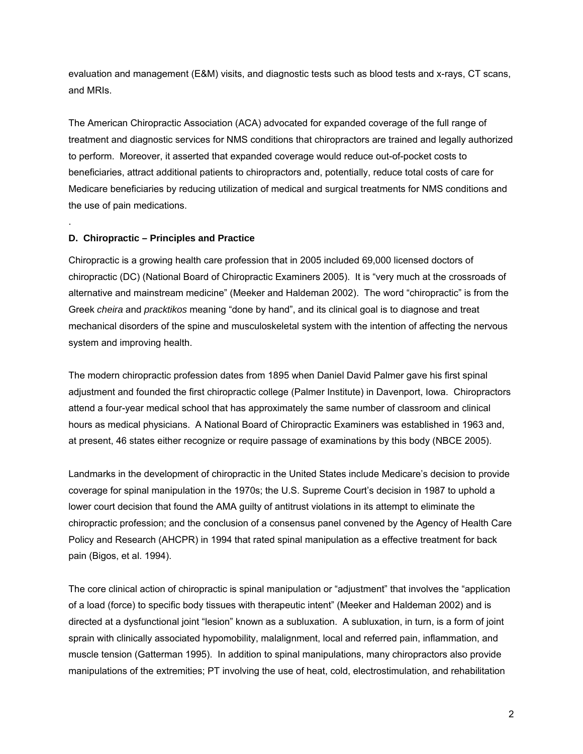evaluation and management (E&M) visits, and diagnostic tests such as blood tests and x-rays, CT scans, and MRIs.

The American Chiropractic Association (ACA) advocated for expanded coverage of the full range of treatment and diagnostic services for NMS conditions that chiropractors are trained and legally authorized to perform. Moreover, it asserted that expanded coverage would reduce out-of-pocket costs to beneficiaries, attract additional patients to chiropractors and, potentially, reduce total costs of care for Medicare beneficiaries by reducing utilization of medical and surgical treatments for NMS conditions and the use of pain medications.

.

**D. Chiropractic – Principles and Practice**

Chiropractic is a growing health care profession that in 2005 included 69,000 licensed doctors of chiropractic (DC) (National Board of Chiropractic Examiners 2005). It is "very much at the crossroads of alternative and mainstream medicine" (Meeker and Haldeman 2002). The word "chiropractic" is from the Greek *cheira* and *pracktikos* meaning "done by hand", and its clinical goal is to diagnose and treat mechanical disorders of the spine and musculoskeletal system with the intention of affecting the nervous system and improving health.

The modern chiropractic profession dates from 1895 when Daniel David Palmer gave his first spinal adjustment and founded the first chiropractic college (Palmer Institute) in Davenport, Iowa. Chiropractors attend a four-year medical school that has approximately the same number of classroom and clinical hours as medical physicians. A National Board of Chiropractic Examiners was established in 1963 and, at present, 46 states either recognize or require passage of examinations by this body (NBCE 2005).

Landmarks in the development of chiropractic in the United States include Medicare's decision to provide coverage for spinal manipulation in the 1970s; the U.S. Supreme Court's decision in 1987 to uphold a lower court decision that found the AMA guilty of antitrust violations in its attempt to eliminate the chiropractic profession; and the conclusion of a consensus panel convened by the Agency of Health Care Policy and Research (AHCPR) in 1994 that rated spinal manipulation as a effective treatment for back pain (Bigos, et al. 1994).

The core clinical action of chiropractic is spinal manipulation or "adjustment" that involves the "application of a load (force) to specific body tissues with therapeutic intent" (Meeker and Haldeman 2002) and is directed at a dysfunctional joint "lesion" known as a subluxation. A subluxation, in turn, is a form of joint sprain with clinically associated hypomobility, malalignment, local and referred pain, inflammation, and muscle tension (Gatterman 1995). In addition to spinal manipulations, many chiropractors also provide manipulations of the extremities; PT involving the use of heat, cold, electrostimulation, and rehabilitation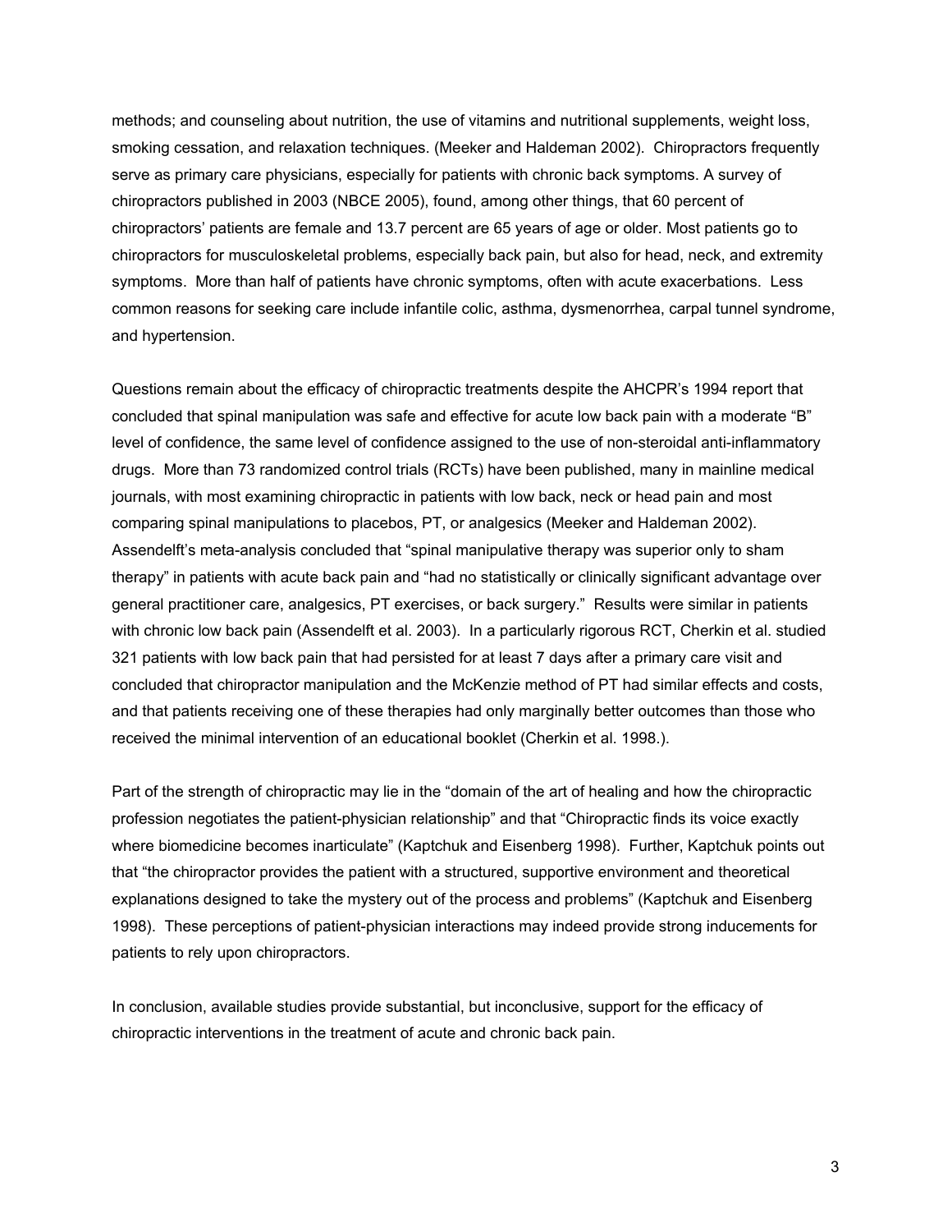methods; and counseling about nutrition, the use of vitamins and nutritional supplements, weight loss, smoking cessation, and relaxation techniques. (Meeker and Haldeman 2002). Chiropractors frequently serve as primary care physicians, especially for patients with chronic back symptoms. A survey of chiropractors published in 2003 (NBCE 2005), found, among other things, that 60 percent of chiropractors' patients are female and 13.7 percent are 65 years of age or older. Most patients go to chiropractors for musculoskeletal problems, especially back pain, but also for head, neck, and extremity symptoms. More than half of patients have chronic symptoms, often with acute exacerbations. Less common reasons for seeking care include infantile colic, asthma, dysmenorrhea, carpal tunnel syndrome, and hypertension.

Questions remain about the efficacy of chiropractic treatments despite the AHCPR's 1994 report that concluded that spinal manipulation was safe and effective for acute low back pain with a moderate "B" level of confidence, the same level of confidence assigned to the use of non-steroidal anti-inflammatory drugs. More than 73 randomized control trials (RCTs) have been published, many in mainline medical journals, with most examining chiropractic in patients with low back, neck or head pain and most comparing spinal manipulations to placebos, PT, or analgesics (Meeker and Haldeman 2002). Assendelft's meta-analysis concluded that "spinal manipulative therapy was superior only to sham therapy" in patients with acute back pain and "had no statistically or clinically significant advantage over general practitioner care, analgesics, PT exercises, or back surgery." Results were similar in patients with chronic low back pain (Assendelft et al. 2003). In a particularly rigorous RCT, Cherkin et al. studied 321 patients with low back pain that had persisted for at least 7 days after a primary care visit and concluded that chiropractor manipulation and the McKenzie method of PT had similar effects and costs, and that patients receiving one of these therapies had only marginally better outcomes than those who received the minimal intervention of an educational booklet (Cherkin et al. 1998.).

Part of the strength of chiropractic may lie in the "domain of the art of healing and how the chiropractic profession negotiates the patient-physician relationship" and that "Chiropractic finds its voice exactly where biomedicine becomes inarticulate" (Kaptchuk and Eisenberg 1998). Further, Kaptchuk points out that "the chiropractor provides the patient with a structured, supportive environment and theoretical explanations designed to take the mystery out of the process and problems" (Kaptchuk and Eisenberg 1998). These perceptions of patient-physician interactions may indeed provide strong inducements for patients to rely upon chiropractors.

In conclusion, available studies provide substantial, but inconclusive, support for the efficacy of chiropractic interventions in the treatment of acute and chronic back pain.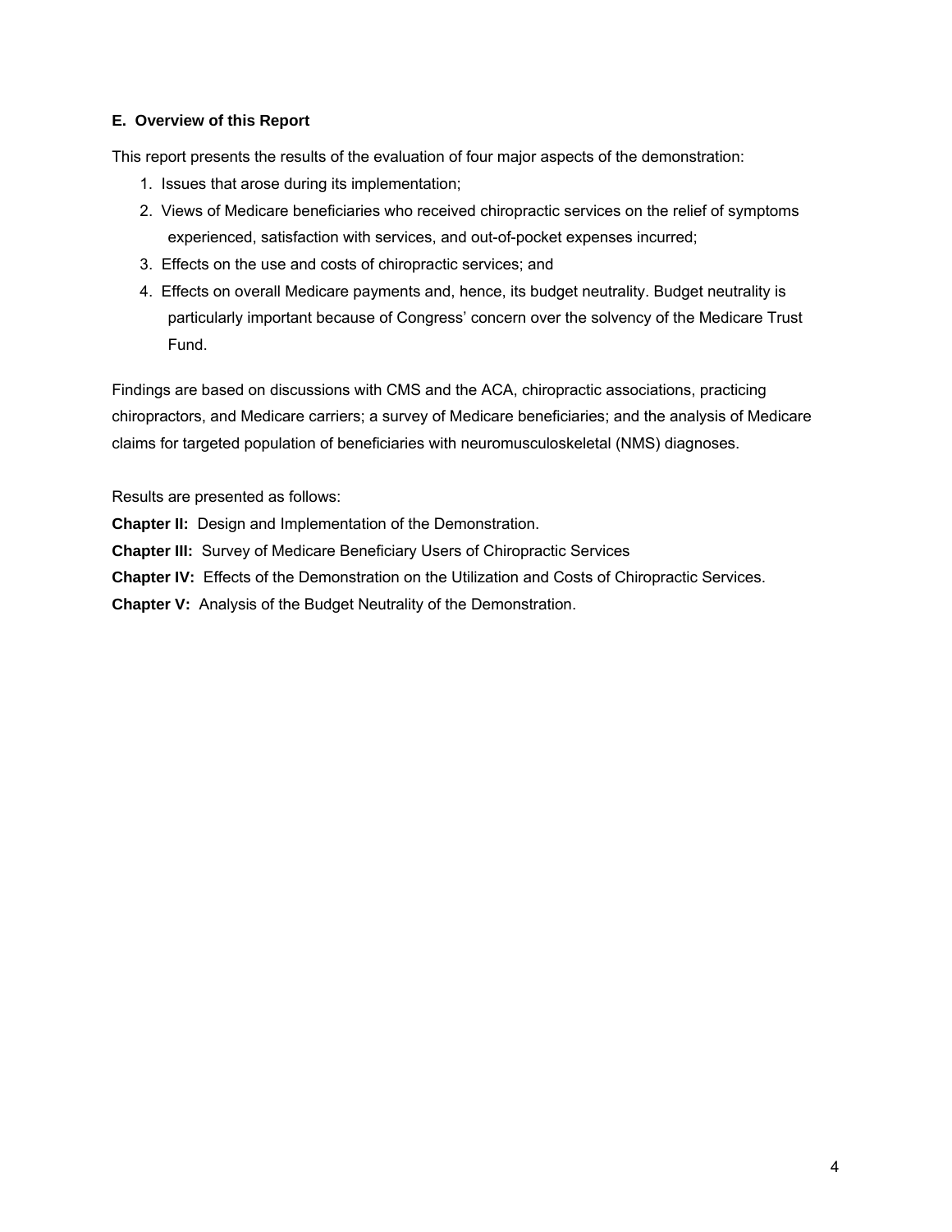### E. Overview of this Report

This report presents the results of the evaluation of four major aspects of the demonstration:

1. Issues that arose during its implementation;
2. Views of Medicare beneficiaries who received chiropractic services on the relief of symptoms experienced, satisfaction with services, and out-of-pocket expenses incurred;
3. Effects on the use and costs of chiropractic services; and
4. Effects on overall Medicare payments and, hence, its budget neutrality. Budget neutrality is particularly important because of Congress' concern over the solvency of the Medicare Trust Fund.

Findings are based on discussions with CMS and the ACA, chiropractic associations, practicing chiropractors, and Medicare carriers; a survey of Medicare beneficiaries; and the analysis of Medicare claims for targeted population of beneficiaries with neuromusculoskeletal (NMS) diagnoses.

Results are presented as follows:

**Chapter II:** Design and Implementation of the Demonstration.

**Chapter III:** Survey of Medicare Beneficiary Users of Chiropractic Services

**Chapter IV:** Effects of the Demonstration on the Utilization and Costs of Chiropractic Services.

**Chapter V:** Analysis of the Budget Neutrality of the Demonstration.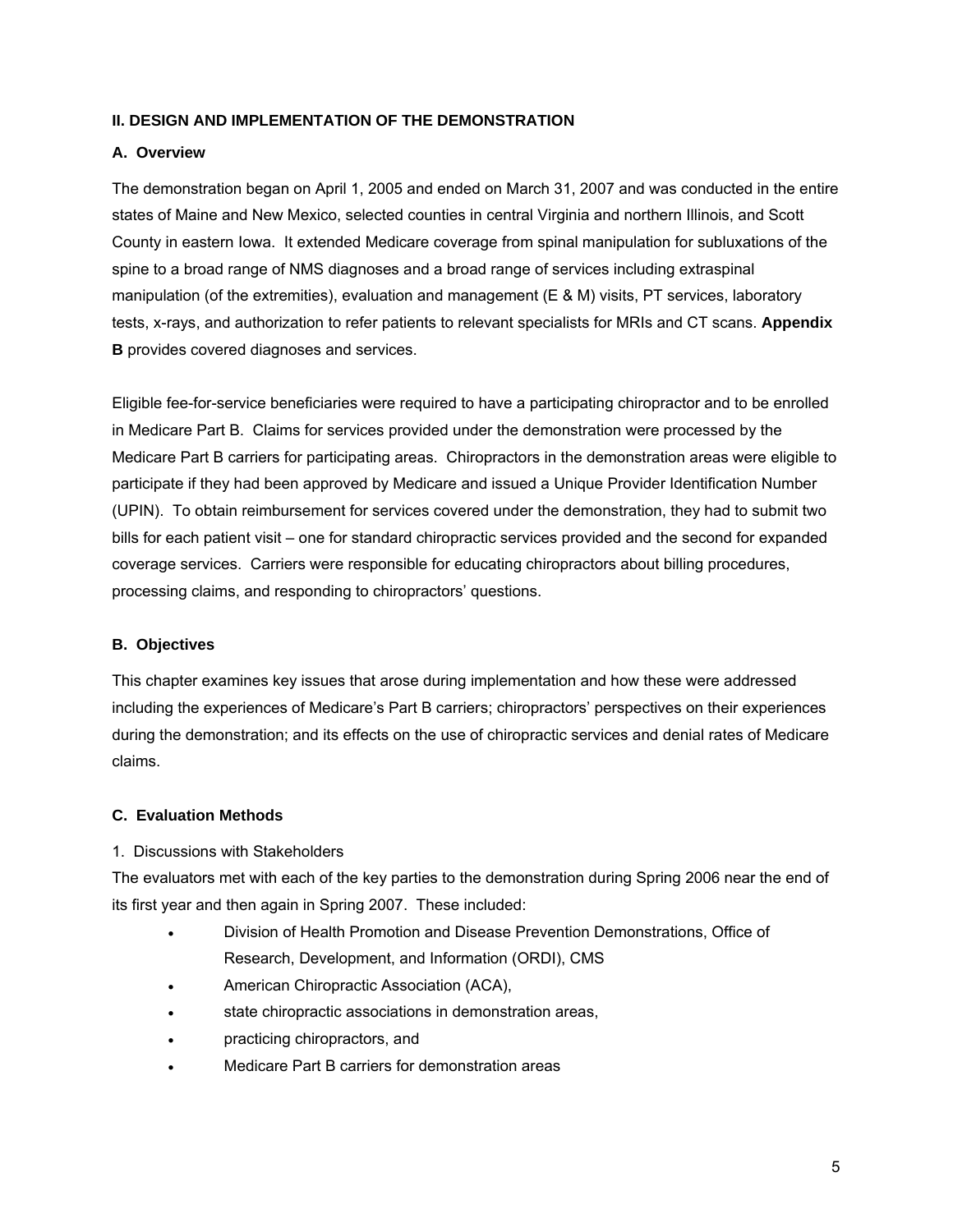## II. DESIGN AND IMPLEMENTATION OF THE DEMONSTRATION

### A. Overview

The demonstration began on April 1, 2005 and ended on March 31, 2007 and was conducted in the entire states of Maine and New Mexico, selected counties in central Virginia and northern Illinois, and Scott County in eastern Iowa. It extended Medicare coverage from spinal manipulation for subluxations of the spine to a broad range of NMS diagnoses and a broad range of services including extraspinal manipulation (of the extremities), evaluation and management (E & M) visits, PT services, laboratory tests, x-rays, and authorization to refer patients to relevant specialists for MRIs and CT scans. **Appendix B** provides covered diagnoses and services.

Eligible fee-for-service beneficiaries were required to have a participating chiropractor and to be enrolled in Medicare Part B. Claims for services provided under the demonstration were processed by the Medicare Part B carriers for participating areas. Chiropractors in the demonstration areas were eligible to participate if they had been approved by Medicare and issued a Unique Provider Identification Number (UPIN). To obtain reimbursement for services covered under the demonstration, they had to submit two bills for each patient visit – one for standard chiropractic services provided and the second for expanded coverage services. Carriers were responsible for educating chiropractors about billing procedures, processing claims, and responding to chiropractors' questions.

### B. Objectives

This chapter examines key issues that arose during implementation and how these were addressed including the experiences of Medicare's Part B carriers; chiropractors' perspectives on their experiences during the demonstration; and its effects on the use of chiropractic services and denial rates of Medicare claims.

### C. Evaluation Methods

1. Discussions with Stakeholders

The evaluators met with each of the key parties to the demonstration during Spring 2006 near the end of its first year and then again in Spring 2007. These included:

- Division of Health Promotion and Disease Prevention Demonstrations, Office of Research, Development, and Information (ORDI), CMS
- American Chiropractic Association (ACA),
- state chiropractic associations in demonstration areas,
- practicing chiropractors, and
- Medicare Part B carriers for demonstration areas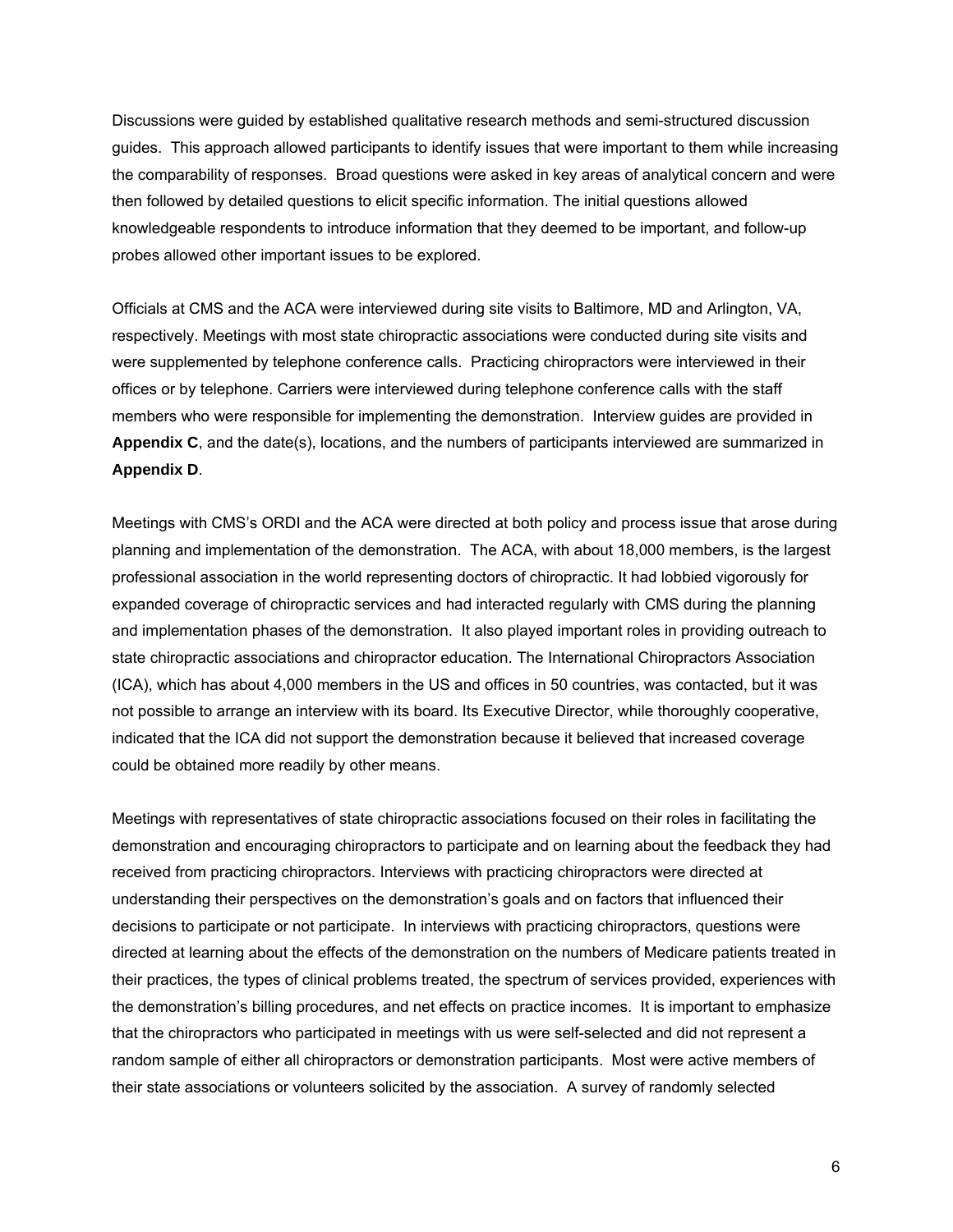Discussions were guided by established qualitative research methods and semi-structured discussion guides. This approach allowed participants to identify issues that were important to them while increasing the comparability of responses. Broad questions were asked in key areas of analytical concern and were then followed by detailed questions to elicit specific information. The initial questions allowed knowledgeable respondents to introduce information that they deemed to be important, and follow-up probes allowed other important issues to be explored.

Officials at CMS and the ACA were interviewed during site visits to Baltimore, MD and Arlington, VA, respectively. Meetings with most state chiropractic associations were conducted during site visits and were supplemented by telephone conference calls. Practicing chiropractors were interviewed in their offices or by telephone. Carriers were interviewed during telephone conference calls with the staff members who were responsible for implementing the demonstration. Interview guides are provided in **Appendix C**, and the date(s), locations, and the numbers of participants interviewed are summarized in **Appendix D**.

Meetings with CMS's ORDI and the ACA were directed at both policy and process issue that arose during planning and implementation of the demonstration. The ACA, with about 18,000 members, is the largest professional association in the world representing doctors of chiropractic. It had lobbied vigorously for expanded coverage of chiropractic services and had interacted regularly with CMS during the planning and implementation phases of the demonstration. It also played important roles in providing outreach to state chiropractic associations and chiropractor education. The International Chiropractors Association (ICA), which has about 4,000 members in the US and offices in 50 countries, was contacted, but it was not possible to arrange an interview with its board. Its Executive Director, while thoroughly cooperative, indicated that the ICA did not support the demonstration because it believed that increased coverage could be obtained more readily by other means.

Meetings with representatives of state chiropractic associations focused on their roles in facilitating the demonstration and encouraging chiropractors to participate and on learning about the feedback they had received from practicing chiropractors. Interviews with practicing chiropractors were directed at understanding their perspectives on the demonstration's goals and on factors that influenced their decisions to participate or not participate. In interviews with practicing chiropractors, questions were directed at learning about the effects of the demonstration on the numbers of Medicare patients treated in their practices, the types of clinical problems treated, the spectrum of services provided, experiences with the demonstration's billing procedures, and net effects on practice incomes. It is important to emphasize that the chiropractors who participated in meetings with us were self-selected and did not represent a random sample of either all chiropractors or demonstration participants. Most were active members of their state associations or volunteers solicited by the association. A survey of randomly selected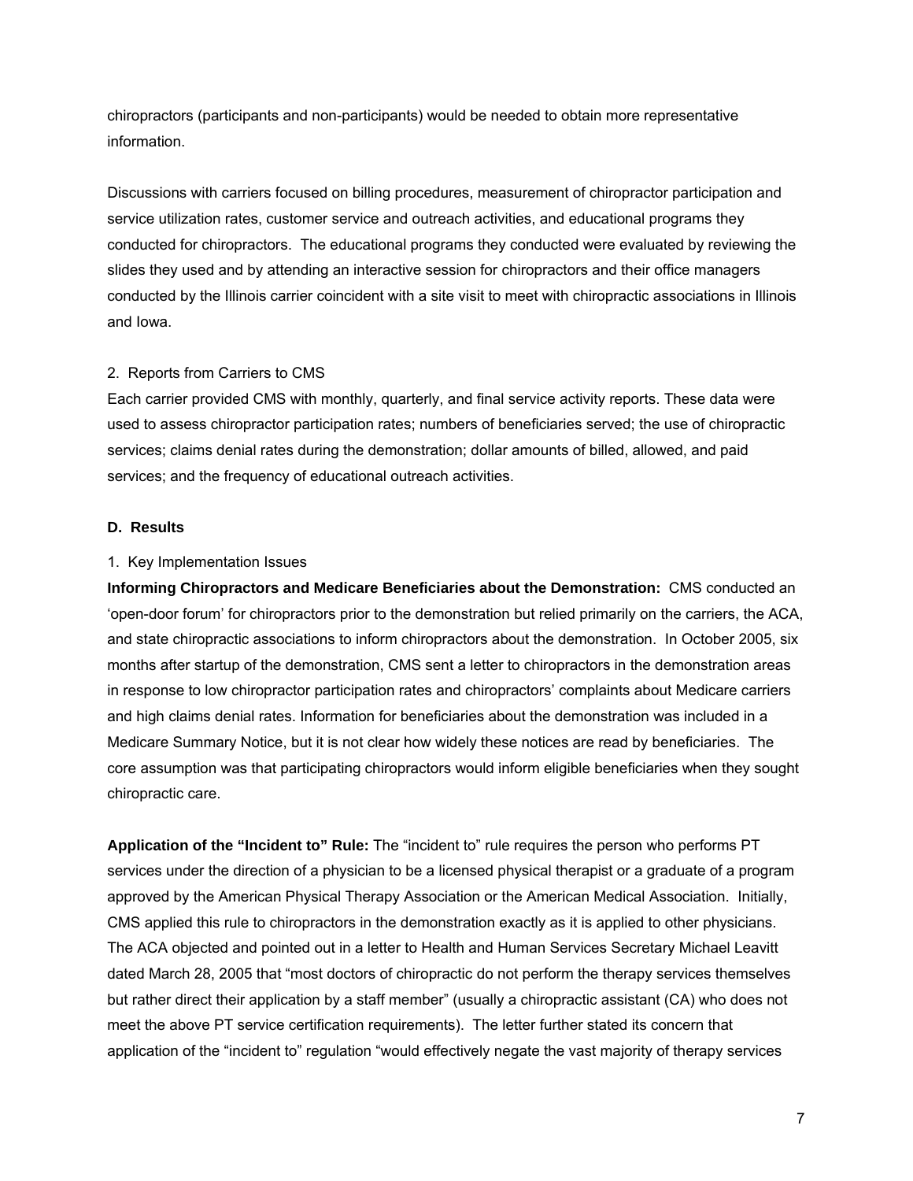chiropractors (participants and non-participants) would be needed to obtain more representative information.

Discussions with carriers focused on billing procedures, measurement of chiropractor participation and service utilization rates, customer service and outreach activities, and educational programs they conducted for chiropractors. The educational programs they conducted were evaluated by reviewing the slides they used and by attending an interactive session for chiropractors and their office managers conducted by the Illinois carrier coincident with a site visit to meet with chiropractic associations in Illinois and Iowa.

2. Reports from Carriers to CMS

Each carrier provided CMS with monthly, quarterly, and final service activity reports. These data were used to assess chiropractor participation rates; numbers of beneficiaries served; the use of chiropractic services; claims denial rates during the demonstration; dollar amounts of billed, allowed, and paid services; and the frequency of educational outreach activities.

**D. Results**

1. Key Implementation Issues

**Informing Chiropractors and Medicare Beneficiaries about the Demonstration:** CMS conducted an 'open-door forum' for chiropractors prior to the demonstration but relied primarily on the carriers, the ACA, and state chiropractic associations to inform chiropractors about the demonstration. In October 2005, six months after startup of the demonstration, CMS sent a letter to chiropractors in the demonstration areas in response to low chiropractor participation rates and chiropractors' complaints about Medicare carriers and high claims denial rates. Information for beneficiaries about the demonstration was included in a Medicare Summary Notice, but it is not clear how widely these notices are read by beneficiaries. The core assumption was that participating chiropractors would inform eligible beneficiaries when they sought chiropractic care.

**Application of the "Incident to" Rule:** The "incident to" rule requires the person who performs PT services under the direction of a physician to be a licensed physical therapist or a graduate of a program approved by the American Physical Therapy Association or the American Medical Association. Initially, CMS applied this rule to chiropractors in the demonstration exactly as it is applied to other physicians. The ACA objected and pointed out in a letter to Health and Human Services Secretary Michael Leavitt dated March 28, 2005 that "most doctors of chiropractic do not perform the therapy services themselves but rather direct their application by a staff member" (usually a chiropractic assistant (CA) who does not meet the above PT service certification requirements). The letter further stated its concern that application of the "incident to" regulation "would effectively negate the vast majority of therapy services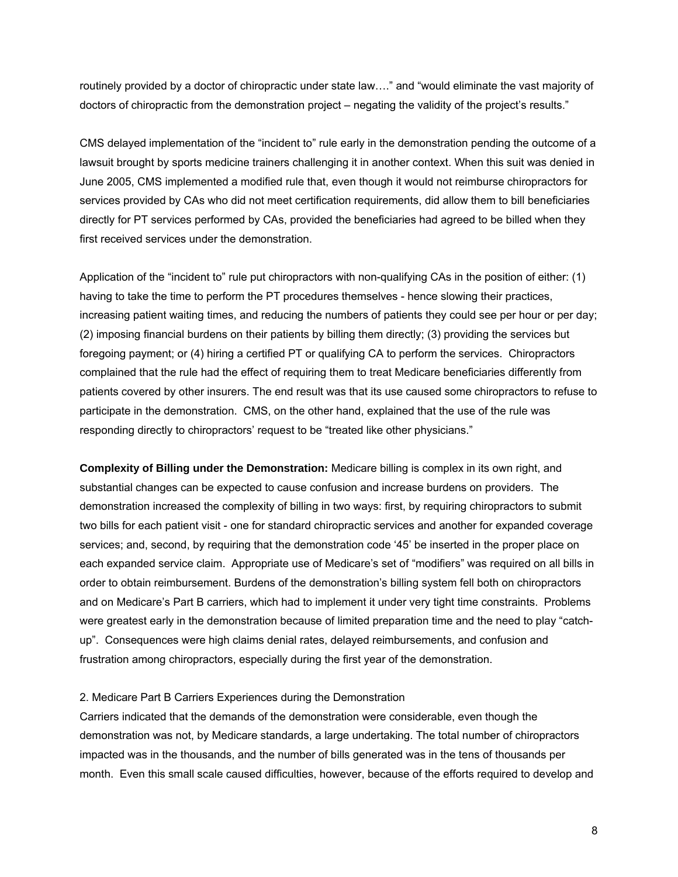routinely provided by a doctor of chiropractic under state law…." and "would eliminate the vast majority of doctors of chiropractic from the demonstration project – negating the validity of the project's results."

CMS delayed implementation of the "incident to" rule early in the demonstration pending the outcome of a lawsuit brought by sports medicine trainers challenging it in another context. When this suit was denied in June 2005, CMS implemented a modified rule that, even though it would not reimburse chiropractors for services provided by CAs who did not meet certification requirements, did allow them to bill beneficiaries directly for PT services performed by CAs, provided the beneficiaries had agreed to be billed when they first received services under the demonstration.

Application of the "incident to" rule put chiropractors with non-qualifying CAs in the position of either: (1) having to take the time to perform the PT procedures themselves - hence slowing their practices, increasing patient waiting times, and reducing the numbers of patients they could see per hour or per day; (2) imposing financial burdens on their patients by billing them directly; (3) providing the services but foregoing payment; or (4) hiring a certified PT or qualifying CA to perform the services. Chiropractors complained that the rule had the effect of requiring them to treat Medicare beneficiaries differently from patients covered by other insurers. The end result was that its use caused some chiropractors to refuse to participate in the demonstration. CMS, on the other hand, explained that the use of the rule was responding directly to chiropractors' request to be "treated like other physicians."

**Complexity of Billing under the Demonstration:** Medicare billing is complex in its own right, and substantial changes can be expected to cause confusion and increase burdens on providers. The demonstration increased the complexity of billing in two ways: first, by requiring chiropractors to submit two bills for each patient visit - one for standard chiropractic services and another for expanded coverage services; and, second, by requiring that the demonstration code '45' be inserted in the proper place on each expanded service claim. Appropriate use of Medicare's set of "modifiers" was required on all bills in order to obtain reimbursement. Burdens of the demonstration's billing system fell both on chiropractors and on Medicare's Part B carriers, which had to implement it under very tight time constraints. Problems were greatest early in the demonstration because of limited preparation time and the need to play "catch-up". Consequences were high claims denial rates, delayed reimbursements, and confusion and frustration among chiropractors, especially during the first year of the demonstration.

2. Medicare Part B Carriers Experiences during the Demonstration

Carriers indicated that the demands of the demonstration were considerable, even though the demonstration was not, by Medicare standards, a large undertaking. The total number of chiropractors impacted was in the thousands, and the number of bills generated was in the tens of thousands per month. Even this small scale caused difficulties, however, because of the efforts required to develop and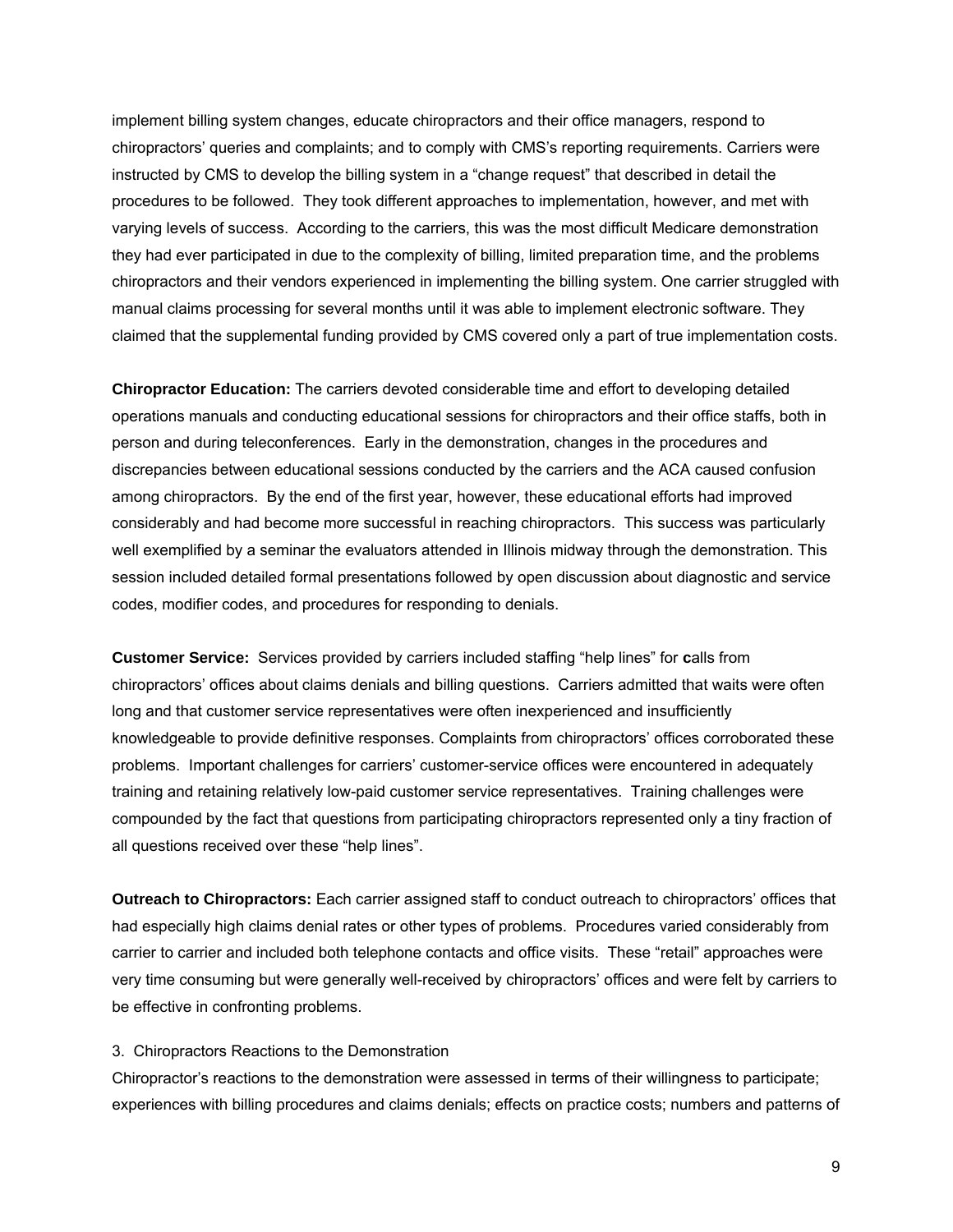implement billing system changes, educate chiropractors and their office managers, respond to chiropractors' queries and complaints; and to comply with CMS's reporting requirements. Carriers were instructed by CMS to develop the billing system in a "change request" that described in detail the procedures to be followed. They took different approaches to implementation, however, and met with varying levels of success. According to the carriers, this was the most difficult Medicare demonstration they had ever participated in due to the complexity of billing, limited preparation time, and the problems chiropractors and their vendors experienced in implementing the billing system. One carrier struggled with manual claims processing for several months until it was able to implement electronic software. They claimed that the supplemental funding provided by CMS covered only a part of true implementation costs.

**Chiropractor Education:** The carriers devoted considerable time and effort to developing detailed operations manuals and conducting educational sessions for chiropractors and their office staffs, both in person and during teleconferences. Early in the demonstration, changes in the procedures and discrepancies between educational sessions conducted by the carriers and the ACA caused confusion among chiropractors. By the end of the first year, however, these educational efforts had improved considerably and had become more successful in reaching chiropractors. This success was particularly well exemplified by a seminar the evaluators attended in Illinois midway through the demonstration. This session included detailed formal presentations followed by open discussion about diagnostic and service codes, modifier codes, and procedures for responding to denials.

**Customer Service:** Services provided by carriers included staffing "help lines" for calls from chiropractors' offices about claims denials and billing questions. Carriers admitted that waits were often long and that customer service representatives were often inexperienced and insufficiently knowledgeable to provide definitive responses. Complaints from chiropractors' offices corroborated these problems. Important challenges for carriers' customer-service offices were encountered in adequately training and retaining relatively low-paid customer service representatives. Training challenges were compounded by the fact that questions from participating chiropractors represented only a tiny fraction of all questions received over these "help lines".

**Outreach to Chiropractors:** Each carrier assigned staff to conduct outreach to chiropractors' offices that had especially high claims denial rates or other types of problems. Procedures varied considerably from carrier to carrier and included both telephone contacts and office visits. These "retail" approaches were very time consuming but were generally well-received by chiropractors' offices and were felt by carriers to be effective in confronting problems.

3. Chiropractors Reactions to the Demonstration

Chiropractor's reactions to the demonstration were assessed in terms of their willingness to participate; experiences with billing procedures and claims denials; effects on practice costs; numbers and patterns of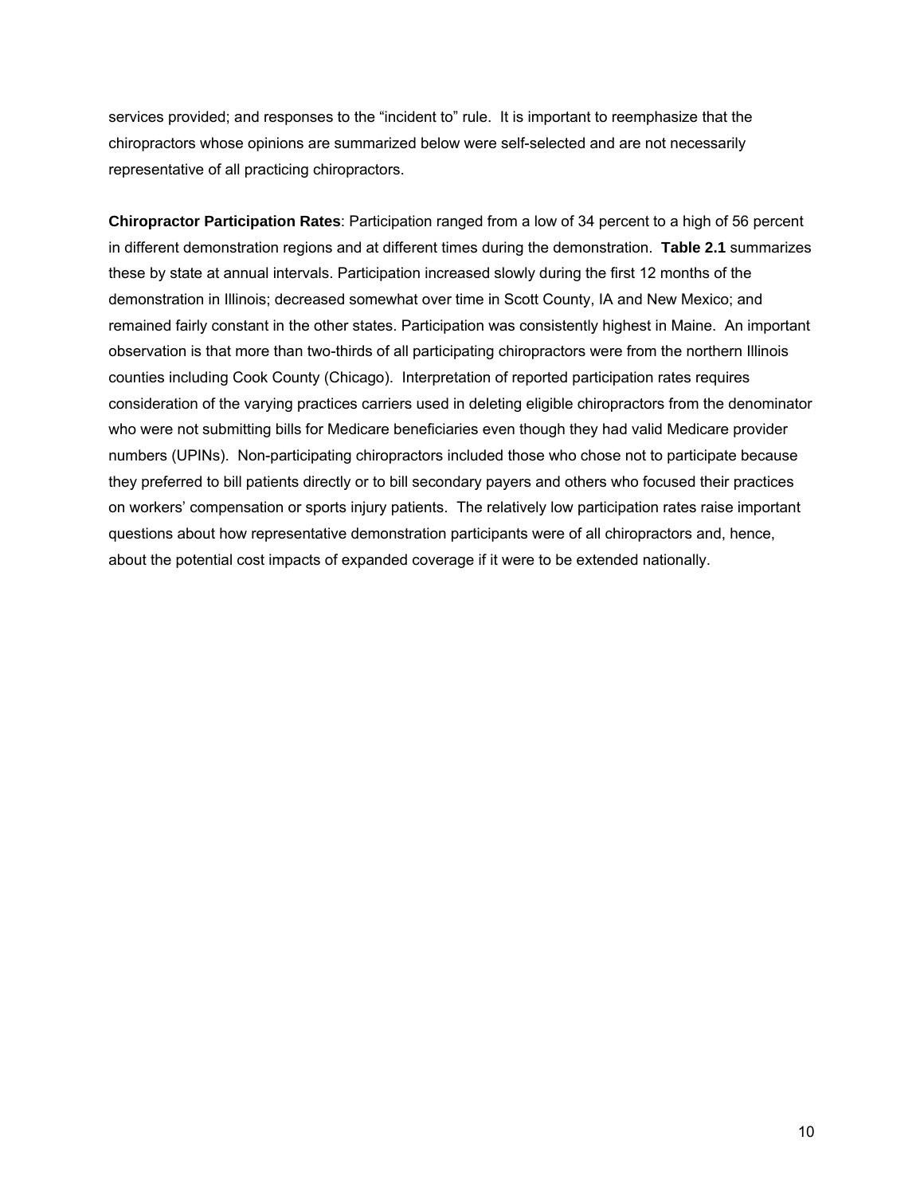services provided; and responses to the "incident to" rule. It is important to reemphasize that the chiropractors whose opinions are summarized below were self-selected and are not necessarily representative of all practicing chiropractors.

**Chiropractor Participation Rates**: Participation ranged from a low of 34 percent to a high of 56 percent in different demonstration regions and at different times during the demonstration. **Table 2.1** summarizes these by state at annual intervals. Participation increased slowly during the first 12 months of the demonstration in Illinois; decreased somewhat over time in Scott County, IA and New Mexico; and remained fairly constant in the other states. Participation was consistently highest in Maine. An important observation is that more than two-thirds of all participating chiropractors were from the northern Illinois counties including Cook County (Chicago). Interpretation of reported participation rates requires consideration of the varying practices carriers used in deleting eligible chiropractors from the denominator who were not submitting bills for Medicare beneficiaries even though they had valid Medicare provider numbers (UPINs). Non-participating chiropractors included those who chose not to participate because they preferred to bill patients directly or to bill secondary payers and others who focused their practices on workers' compensation or sports injury patients. The relatively low participation rates raise important questions about how representative demonstration participants were of all chiropractors and, hence, about the potential cost impacts of expanded coverage if it were to be extended nationally.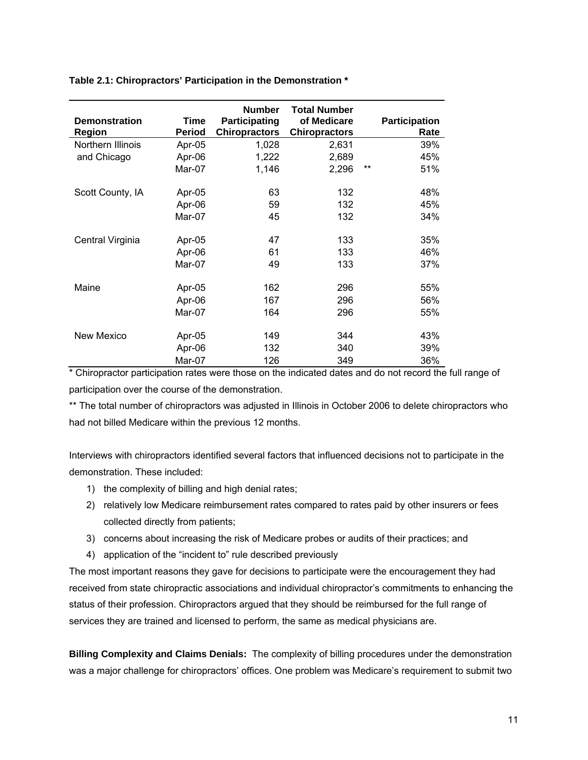**Table 2.1: Chiropractors' Participation in the Demonstration ***

| Demonstration Region | Time Period | Number Participating Chiropractors | Total Number of Medicare Chiropractors | | Participation Rate |
|---|---|---|---|---|---|
| Northern Illinois and Chicago | Apr-05 | 1,028 | 2,631 | | 39% |
| | Apr-06 | 1,222 | 2,689 | | 45% |
| | Mar-07 | 1,146 | 2,296 | ** | 51% |
| Scott County, IA | Apr-05 | 63 | 132 | | 48% |
| | Apr-06 | 59 | 132 | | 45% |
| | Mar-07 | 45 | 132 | | 34% |
| Central Virginia | Apr-05 | 47 | 133 | | 35% |
| | Apr-06 | 61 | 133 | | 46% |
| | Mar-07 | 49 | 133 | | 37% |
| Maine | Apr-05 | 162 | 296 | | 55% |
| | Apr-06 | 167 | 296 | | 56% |
| | Mar-07 | 164 | 296 | | 55% |
| New Mexico | Apr-05 | 149 | 344 | | 43% |
| | Apr-06 | 132 | 340 | | 39% |
| | Mar-07 | 126 | 349 | | 36% |

* Chiropractor participation rates were those on the indicated dates and do not record the full range of participation over the course of the demonstration.

** The total number of chiropractors was adjusted in Illinois in October 2006 to delete chiropractors who had not billed Medicare within the previous 12 months.

Interviews with chiropractors identified several factors that influenced decisions not to participate in the demonstration. These included:

1) the complexity of billing and high denial rates;
2) relatively low Medicare reimbursement rates compared to rates paid by other insurers or fees collected directly from patients;
3) concerns about increasing the risk of Medicare probes or audits of their practices; and
4) application of the "incident to" rule described previously

The most important reasons they gave for decisions to participate were the encouragement they had received from state chiropractic associations and individual chiropractor's commitments to enhancing the status of their profession. Chiropractors argued that they should be reimbursed for the full range of services they are trained and licensed to perform, the same as medical physicians are.

**Billing Complexity and Claims Denials:** The complexity of billing procedures under the demonstration was a major challenge for chiropractors' offices. One problem was Medicare's requirement to submit two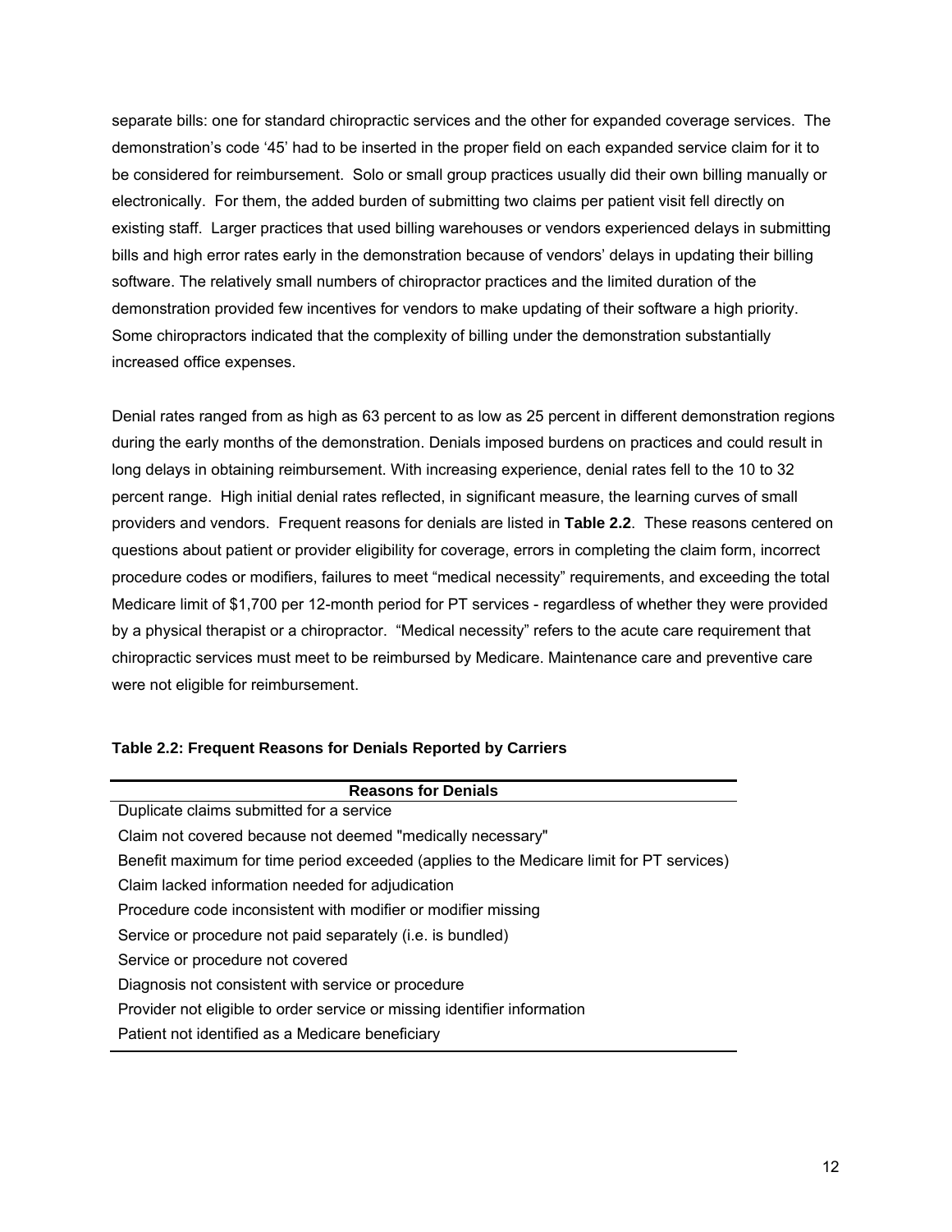separate bills: one for standard chiropractic services and the other for expanded coverage services. The demonstration's code '45' had to be inserted in the proper field on each expanded service claim for it to be considered for reimbursement. Solo or small group practices usually did their own billing manually or electronically. For them, the added burden of submitting two claims per patient visit fell directly on existing staff. Larger practices that used billing warehouses or vendors experienced delays in submitting bills and high error rates early in the demonstration because of vendors' delays in updating their billing software. The relatively small numbers of chiropractor practices and the limited duration of the demonstration provided few incentives for vendors to make updating of their software a high priority. Some chiropractors indicated that the complexity of billing under the demonstration substantially increased office expenses.

Denial rates ranged from as high as 63 percent to as low as 25 percent in different demonstration regions during the early months of the demonstration. Denials imposed burdens on practices and could result in long delays in obtaining reimbursement. With increasing experience, denial rates fell to the 10 to 32 percent range. High initial denial rates reflected, in significant measure, the learning curves of small providers and vendors. Frequent reasons for denials are listed in **Table 2.2**. These reasons centered on questions about patient or provider eligibility for coverage, errors in completing the claim form, incorrect procedure codes or modifiers, failures to meet "medical necessity" requirements, and exceeding the total Medicare limit of $1,700 per 12-month period for PT services - regardless of whether they were provided by a physical therapist or a chiropractor. "Medical necessity" refers to the acute care requirement that chiropractic services must meet to be reimbursed by Medicare. Maintenance care and preventive care were not eligible for reimbursement.

**Table 2.2: Frequent Reasons for Denials Reported by Carriers**

| Reasons for Denials |
| --- |
| Duplicate claims submitted for a service |
| Claim not covered because not deemed "medically necessary" |
| Benefit maximum for time period exceeded (applies to the Medicare limit for PT services) |
| Claim lacked information needed for adjudication |
| Procedure code inconsistent with modifier or modifier missing |
| Service or procedure not paid separately (i.e. is bundled) |
| Service or procedure not covered |
| Diagnosis not consistent with service or procedure |
| Provider not eligible to order service or missing identifier information |
| Patient not identified as a Medicare beneficiary |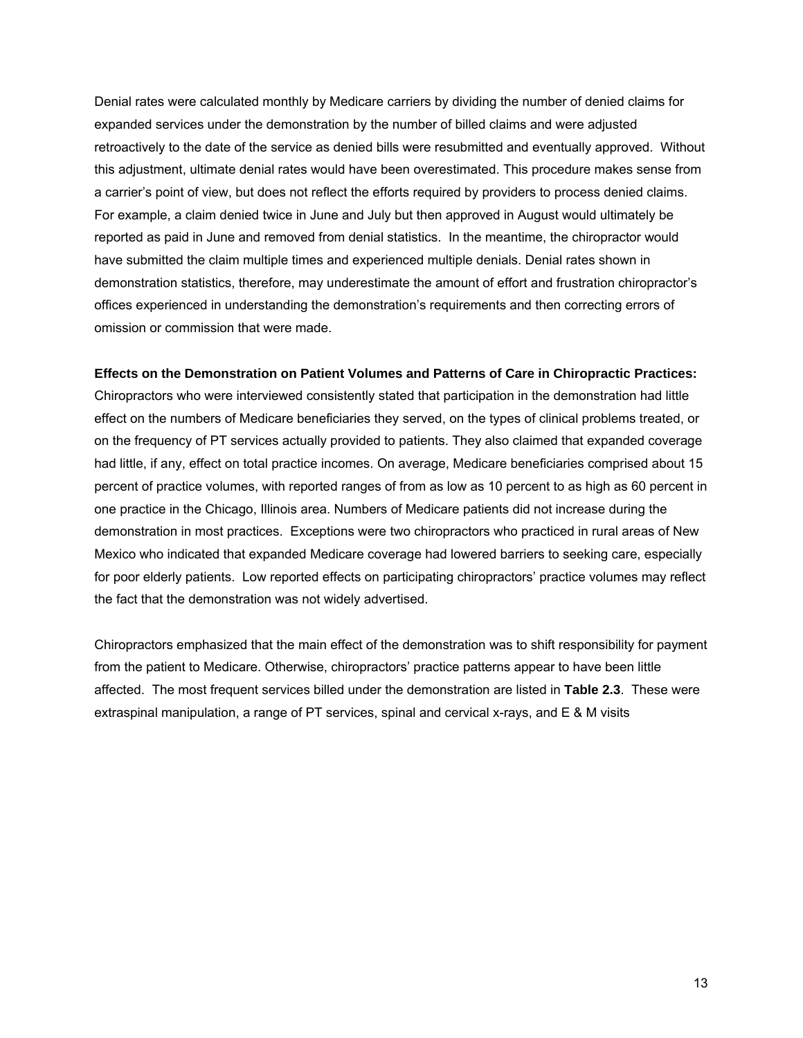Denial rates were calculated monthly by Medicare carriers by dividing the number of denied claims for expanded services under the demonstration by the number of billed claims and were adjusted retroactively to the date of the service as denied bills were resubmitted and eventually approved. Without this adjustment, ultimate denial rates would have been overestimated. This procedure makes sense from a carrier's point of view, but does not reflect the efforts required by providers to process denied claims. For example, a claim denied twice in June and July but then approved in August would ultimately be reported as paid in June and removed from denial statistics. In the meantime, the chiropractor would have submitted the claim multiple times and experienced multiple denials. Denial rates shown in demonstration statistics, therefore, may underestimate the amount of effort and frustration chiropractor's offices experienced in understanding the demonstration's requirements and then correcting errors of omission or commission that were made.

**Effects on the Demonstration on Patient Volumes and Patterns of Care in Chiropractic Practices:** Chiropractors who were interviewed consistently stated that participation in the demonstration had little effect on the numbers of Medicare beneficiaries they served, on the types of clinical problems treated, or on the frequency of PT services actually provided to patients. They also claimed that expanded coverage had little, if any, effect on total practice incomes. On average, Medicare beneficiaries comprised about 15 percent of practice volumes, with reported ranges of from as low as 10 percent to as high as 60 percent in one practice in the Chicago, Illinois area. Numbers of Medicare patients did not increase during the demonstration in most practices. Exceptions were two chiropractors who practiced in rural areas of New Mexico who indicated that expanded Medicare coverage had lowered barriers to seeking care, especially for poor elderly patients. Low reported effects on participating chiropractors' practice volumes may reflect the fact that the demonstration was not widely advertised.

Chiropractors emphasized that the main effect of the demonstration was to shift responsibility for payment from the patient to Medicare. Otherwise, chiropractors' practice patterns appear to have been little affected. The most frequent services billed under the demonstration are listed in **Table 2.3**. These were extraspinal manipulation, a range of PT services, spinal and cervical x-rays, and E & M visits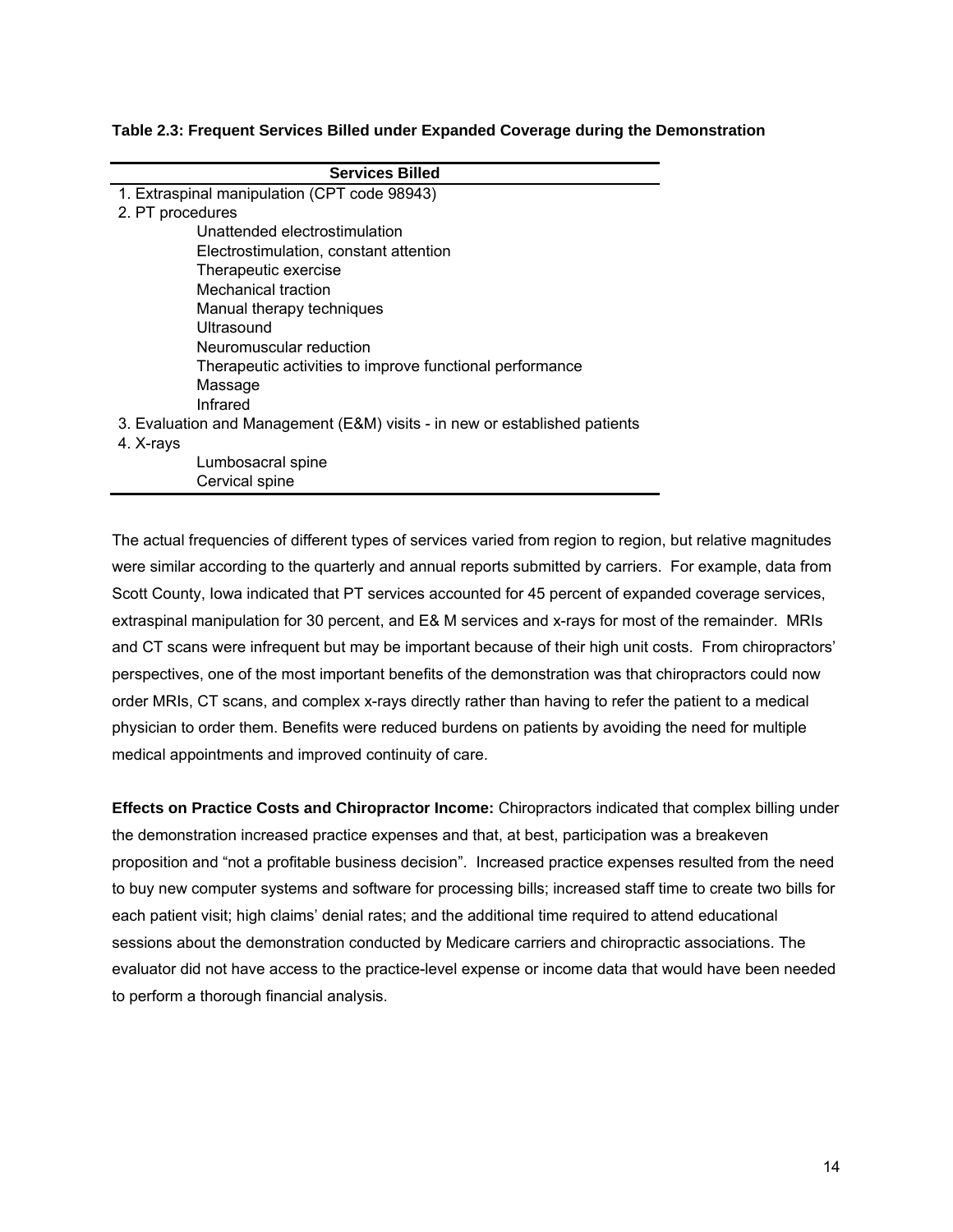**Table 2.3: Frequent Services Billed under Expanded Coverage during the Demonstration**

| Services Billed |
|---|
| 1. Extraspinal manipulation (CPT code 98943) |
| 2. PT procedures |
| Unattended electrostimulation |
| Electrostimulation, constant attention |
| Therapeutic exercise |
| Mechanical traction |
| Manual therapy techniques |
| Ultrasound |
| Neuromuscular reduction |
| Therapeutic activities to improve functional performance |
| Massage |
| Infrared |
| 3. Evaluation and Management (E&M) visits - in new or established patients |
| 4. X-rays |
| Lumbosacral spine |
| Cervical spine |

The actual frequencies of different types of services varied from region to region, but relative magnitudes were similar according to the quarterly and annual reports submitted by carriers. For example, data from Scott County, Iowa indicated that PT services accounted for 45 percent of expanded coverage services, extraspinal manipulation for 30 percent, and E& M services and x-rays for most of the remainder. MRIs and CT scans were infrequent but may be important because of their high unit costs. From chiropractors' perspectives, one of the most important benefits of the demonstration was that chiropractors could now order MRIs, CT scans, and complex x-rays directly rather than having to refer the patient to a medical physician to order them. Benefits were reduced burdens on patients by avoiding the need for multiple medical appointments and improved continuity of care.

**Effects on Practice Costs and Chiropractor Income:** Chiropractors indicated that complex billing under the demonstration increased practice expenses and that, at best, participation was a breakeven proposition and "not a profitable business decision". Increased practice expenses resulted from the need to buy new computer systems and software for processing bills; increased staff time to create two bills for each patient visit; high claims' denial rates; and the additional time required to attend educational sessions about the demonstration conducted by Medicare carriers and chiropractic associations. The evaluator did not have access to the practice-level expense or income data that would have been needed to perform a thorough financial analysis.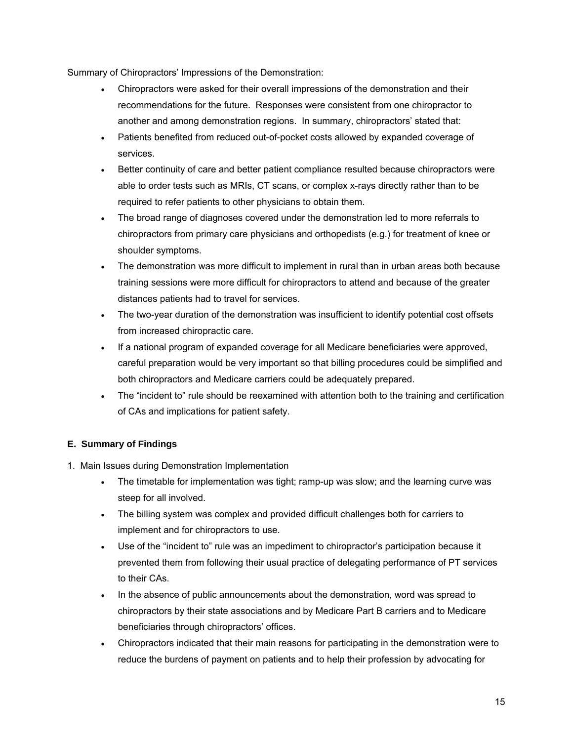Summary of Chiropractors' Impressions of the Demonstration:

- Chiropractors were asked for their overall impressions of the demonstration and their recommendations for the future. Responses were consistent from one chiropractor to another and among demonstration regions. In summary, chiropractors' stated that:
- Patients benefited from reduced out-of-pocket costs allowed by expanded coverage of services.
- Better continuity of care and better patient compliance resulted because chiropractors were able to order tests such as MRIs, CT scans, or complex x-rays directly rather than to be required to refer patients to other physicians to obtain them.
- The broad range of diagnoses covered under the demonstration led to more referrals to chiropractors from primary care physicians and orthopedists (e.g.) for treatment of knee or shoulder symptoms.
- The demonstration was more difficult to implement in rural than in urban areas both because training sessions were more difficult for chiropractors to attend and because of the greater distances patients had to travel for services.
- The two-year duration of the demonstration was insufficient to identify potential cost offsets from increased chiropractic care.
- If a national program of expanded coverage for all Medicare beneficiaries were approved, careful preparation would be very important so that billing procedures could be simplified and both chiropractors and Medicare carriers could be adequately prepared.
- The "incident to" rule should be reexamined with attention both to the training and certification of CAs and implications for patient safety.

### E. Summary of Findings

1. Main Issues during Demonstration Implementation

- The timetable for implementation was tight; ramp-up was slow; and the learning curve was steep for all involved.
- The billing system was complex and provided difficult challenges both for carriers to implement and for chiropractors to use.
- Use of the "incident to" rule was an impediment to chiropractor's participation because it prevented them from following their usual practice of delegating performance of PT services to their CAs.
- In the absence of public announcements about the demonstration, word was spread to chiropractors by their state associations and by Medicare Part B carriers and to Medicare beneficiaries through chiropractors' offices.
- Chiropractors indicated that their main reasons for participating in the demonstration were to reduce the burdens of payment on patients and to help their profession by advocating for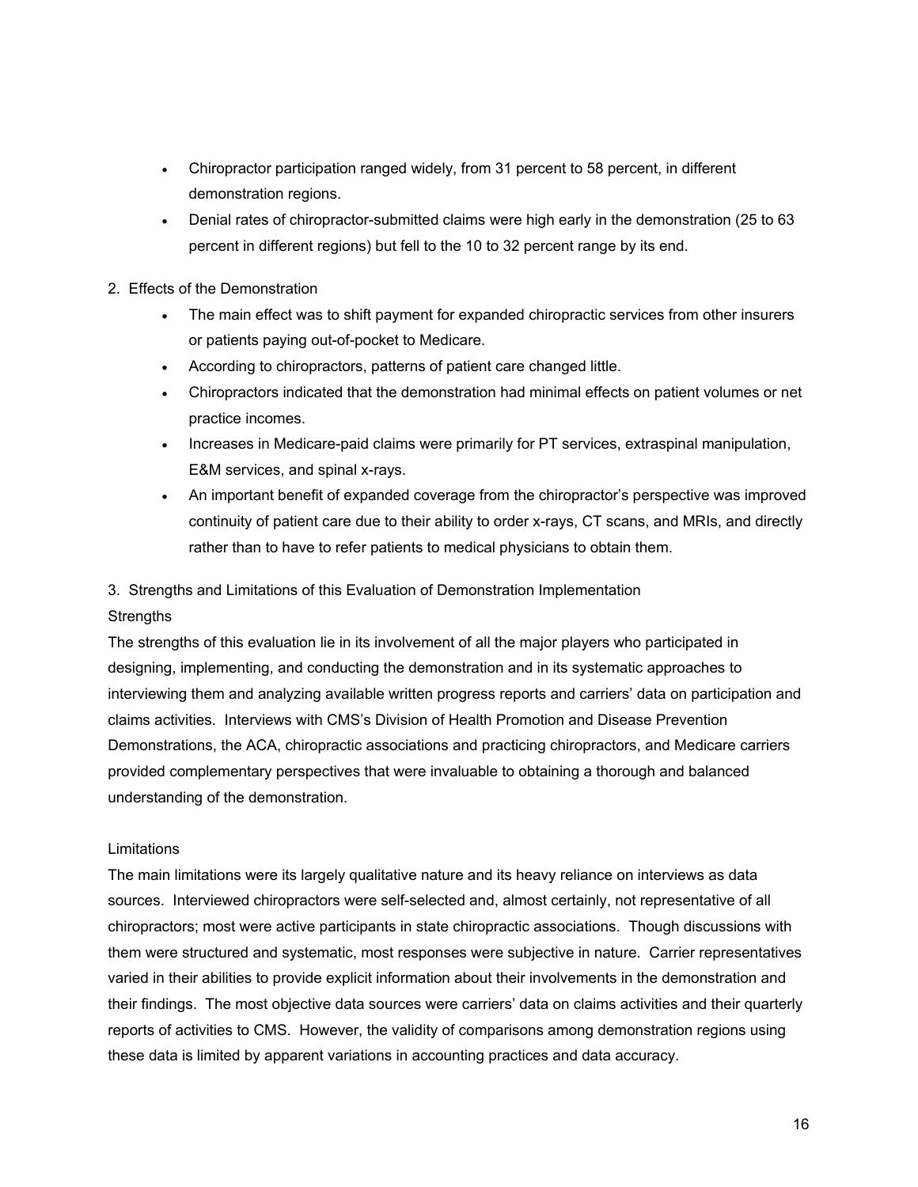- Chiropractor participation ranged widely, from 31 percent to 58 percent, in different demonstration regions.
- Denial rates of chiropractor-submitted claims were high early in the demonstration (25 to 63 percent in different regions) but fell to the 10 to 32 percent range by its end.

2. Effects of the Demonstration

- The main effect was to shift payment for expanded chiropractic services from other insurers or patients paying out-of-pocket to Medicare.
- According to chiropractors, patterns of patient care changed little.
- Chiropractors indicated that the demonstration had minimal effects on patient volumes or net practice incomes.
- Increases in Medicare-paid claims were primarily for PT services, extraspinal manipulation, E&M services, and spinal x-rays.
- An important benefit of expanded coverage from the chiropractor's perspective was improved continuity of patient care due to their ability to order x-rays, CT scans, and MRIs, and directly rather than to have to refer patients to medical physicians to obtain them.

3. Strengths and Limitations of this Evaluation of Demonstration Implementation

Strengths

The strengths of this evaluation lie in its involvement of all the major players who participated in designing, implementing, and conducting the demonstration and in its systematic approaches to interviewing them and analyzing available written progress reports and carriers' data on participation and claims activities. Interviews with CMS's Division of Health Promotion and Disease Prevention Demonstrations, the ACA, chiropractic associations and practicing chiropractors, and Medicare carriers provided complementary perspectives that were invaluable to obtaining a thorough and balanced understanding of the demonstration.

Limitations

The main limitations were its largely qualitative nature and its heavy reliance on interviews as data sources. Interviewed chiropractors were self-selected and, almost certainly, not representative of all chiropractors; most were active participants in state chiropractic associations. Though discussions with them were structured and systematic, most responses were subjective in nature. Carrier representatives varied in their abilities to provide explicit information about their involvements in the demonstration and their findings. The most objective data sources were carriers' data on claims activities and their quarterly reports of activities to CMS. However, the validity of comparisons among demonstration regions using these data is limited by apparent variations in accounting practices and data accuracy.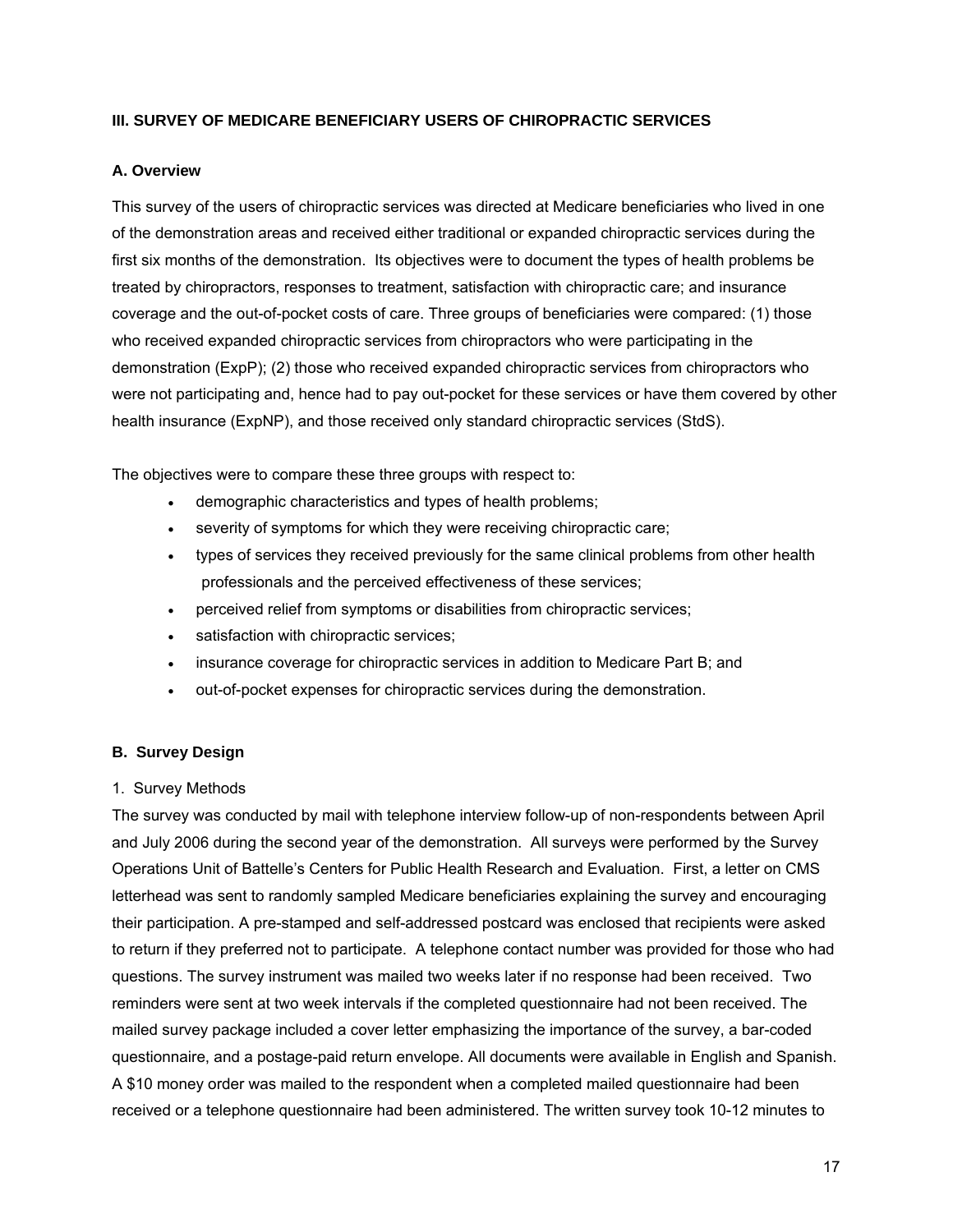### III. SURVEY OF MEDICARE BENEFICIARY USERS OF CHIROPRACTIC SERVICES

#### A. Overview

This survey of the users of chiropractic services was directed at Medicare beneficiaries who lived in one of the demonstration areas and received either traditional or expanded chiropractic services during the first six months of the demonstration. Its objectives were to document the types of health problems be treated by chiropractors, responses to treatment, satisfaction with chiropractic care; and insurance coverage and the out-of-pocket costs of care. Three groups of beneficiaries were compared: (1) those who received expanded chiropractic services from chiropractors who were participating in the demonstration (ExpP); (2) those who received expanded chiropractic services from chiropractors who were not participating and, hence had to pay out-pocket for these services or have them covered by other health insurance (ExpNP), and those received only standard chiropractic services (StdS).

The objectives were to compare these three groups with respect to:

- demographic characteristics and types of health problems;
- severity of symptoms for which they were receiving chiropractic care;
- types of services they received previously for the same clinical problems from other health professionals and the perceived effectiveness of these services;
- perceived relief from symptoms or disabilities from chiropractic services;
- satisfaction with chiropractic services;
- insurance coverage for chiropractic services in addition to Medicare Part B; and
- out-of-pocket expenses for chiropractic services during the demonstration.

#### B. Survey Design

1. Survey Methods

The survey was conducted by mail with telephone interview follow-up of non-respondents between April and July 2006 during the second year of the demonstration. All surveys were performed by the Survey Operations Unit of Battelle's Centers for Public Health Research and Evaluation. First, a letter on CMS letterhead was sent to randomly sampled Medicare beneficiaries explaining the survey and encouraging their participation. A pre-stamped and self-addressed postcard was enclosed that recipients were asked to return if they preferred not to participate. A telephone contact number was provided for those who had questions. The survey instrument was mailed two weeks later if no response had been received. Two reminders were sent at two week intervals if the completed questionnaire had not been received. The mailed survey package included a cover letter emphasizing the importance of the survey, a bar-coded questionnaire, and a postage-paid return envelope. All documents were available in English and Spanish. A $10 money order was mailed to the respondent when a completed mailed questionnaire had been received or a telephone questionnaire had been administered. The written survey took 10-12 minutes to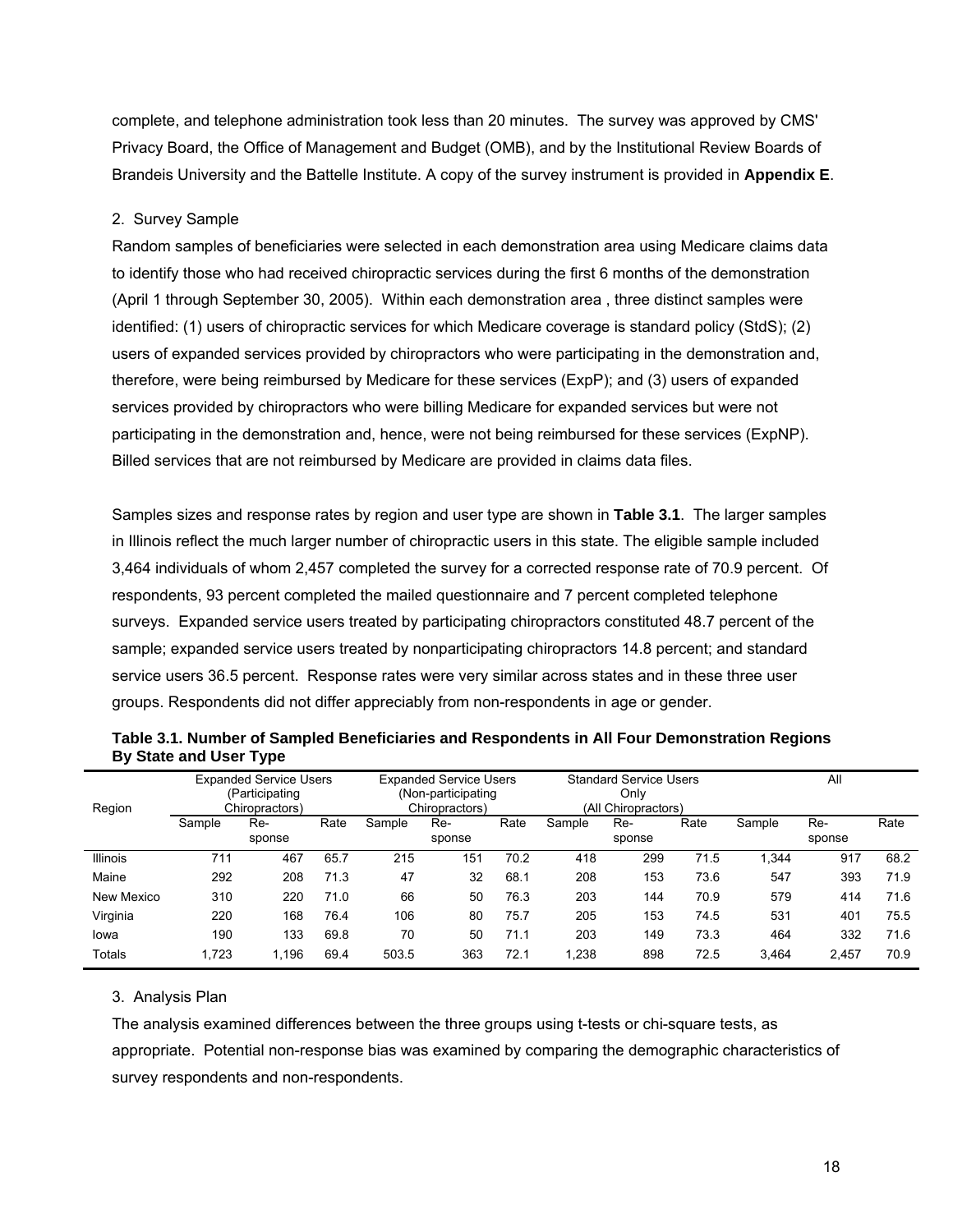complete, and telephone administration took less than 20 minutes. The survey was approved by CMS' Privacy Board, the Office of Management and Budget (OMB), and by the Institutional Review Boards of Brandeis University and the Battelle Institute. A copy of the survey instrument is provided in **Appendix E**.

2. Survey Sample

Random samples of beneficiaries were selected in each demonstration area using Medicare claims data to identify those who had received chiropractic services during the first 6 months of the demonstration (April 1 through September 30, 2005). Within each demonstration area , three distinct samples were identified: (1) users of chiropractic services for which Medicare coverage is standard policy (StdS); (2) users of expanded services provided by chiropractors who were participating in the demonstration and, therefore, were being reimbursed by Medicare for these services (ExpP); and (3) users of expanded services provided by chiropractors who were billing Medicare for expanded services but were not participating in the demonstration and, hence, were not being reimbursed for these services (ExpNP). Billed services that are not reimbursed by Medicare are provided in claims data files.

Samples sizes and response rates by region and user type are shown in **Table 3.1**. The larger samples in Illinois reflect the much larger number of chiropractic users in this state. The eligible sample included 3,464 individuals of whom 2,457 completed the survey for a corrected response rate of 70.9 percent. Of respondents, 93 percent completed the mailed questionnaire and 7 percent completed telephone surveys. Expanded service users treated by participating chiropractors constituted 48.7 percent of the sample; expanded service users treated by nonparticipating chiropractors 14.8 percent; and standard service users 36.5 percent. Response rates were very similar across states and in these three user groups. Respondents did not differ appreciably from non-respondents in age or gender.

**Table 3.1. Number of Sampled Beneficiaries and Respondents in All Four Demonstration Regions By State and User Type**

| Region | Expanded Service Users (Participating Chiropractors) | | | Expanded Service Users (Non-participating Chiropractors) | | | Standard Service Users Only (All Chiropractors) | | | All | | |
|---|---|---|---|---|---|---|---|---|---|---|---|---|
| | Sample | Re-sponse | Rate | Sample | Re-sponse | Rate | Sample | Re-sponse | Rate | Sample | Re-sponse | Rate |
| Illinois | 711 | 467 | 65.7 | 215 | 151 | 70.2 | 418 | 299 | 71.5 | 1,344 | 917 | 68.2 |
| Maine | 292 | 208 | 71.3 | 47 | 32 | 68.1 | 208 | 153 | 73.6 | 547 | 393 | 71.9 |
| New Mexico | 310 | 220 | 71.0 | 66 | 50 | 76.3 | 203 | 144 | 70.9 | 579 | 414 | 71.6 |
| Virginia | 220 | 168 | 76.4 | 106 | 80 | 75.7 | 205 | 153 | 74.5 | 531 | 401 | 75.5 |
| Iowa | 190 | 133 | 69.8 | 70 | 50 | 71.1 | 203 | 149 | 73.3 | 464 | 332 | 71.6 |
| Totals | 1,723 | 1,196 | 69.4 | 503.5 | 363 | 72.1 | 1,238 | 898 | 72.5 | 3,464 | 2,457 | 70.9 |

3. Analysis Plan

The analysis examined differences between the three groups using t-tests or chi-square tests, as appropriate. Potential non-response bias was examined by comparing the demographic characteristics of survey respondents and non-respondents.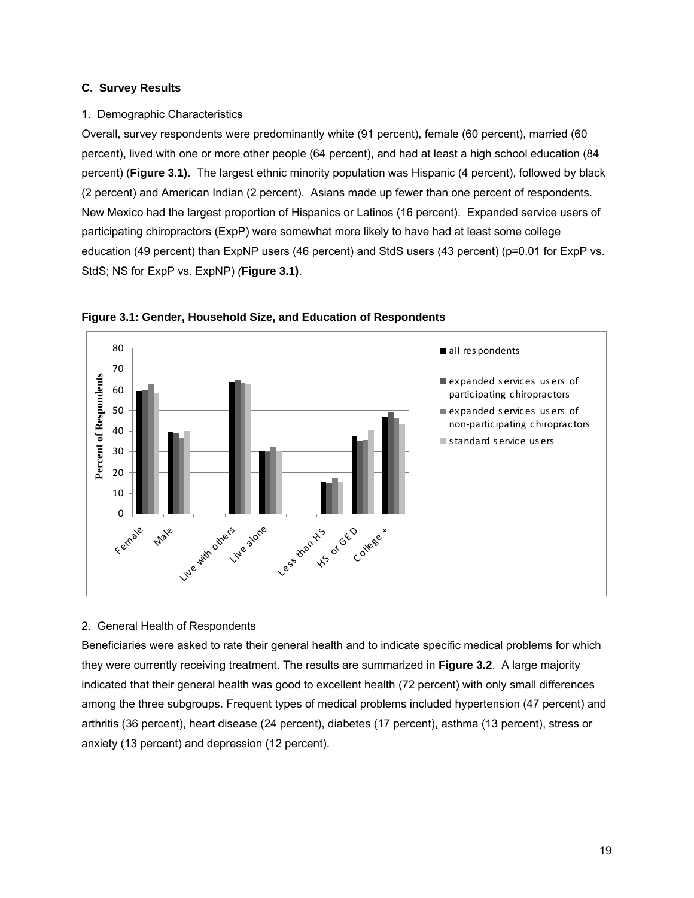### C. Survey Results

1. Demographic Characteristics

Overall, survey respondents were predominantly white (91 percent), female (60 percent), married (60 percent), lived with one or more other people (64 percent), and had at least a high school education (84 percent) (**Figure 3.1)**. The largest ethnic minority population was Hispanic (4 percent), followed by black (2 percent) and American Indian (2 percent). Asians made up fewer than one percent of respondents. New Mexico had the largest proportion of Hispanics or Latinos (16 percent). Expanded service users of participating chiropractors (ExpP) were somewhat more likely to have had at least some college education (49 percent) than ExpNP users (46 percent) and StdS users (43 percent) (p=0.01 for ExpP vs. StdS; NS for ExpP vs. ExpNP) *(***Figure 3.1)**.

**Figure 3.1: Gender, Household Size, and Education of Respondents**

2. General Health of Respondents

Beneficiaries were asked to rate their general health and to indicate specific medical problems for which they were currently receiving treatment. The results are summarized in **Figure 3.2**. A large majority indicated that their general health was good to excellent health (72 percent) with only small differences among the three subgroups. Frequent types of medical problems included hypertension (47 percent) and arthritis (36 percent), heart disease (24 percent), diabetes (17 percent), asthma (13 percent), stress or anxiety (13 percent) and depression (12 percent).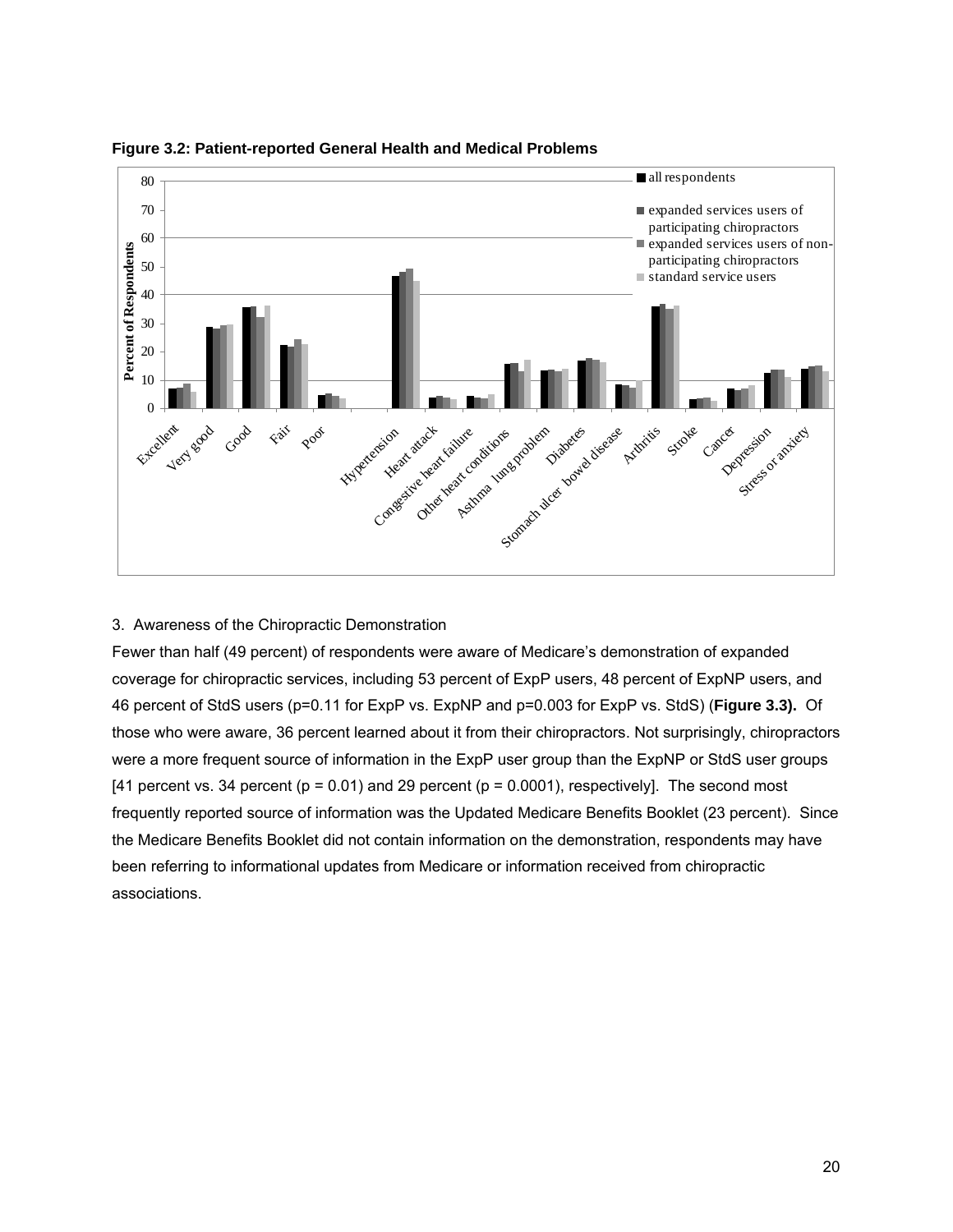**Figure 3.2: Patient-reported General Health and Medical Problems**

3. Awareness of the Chiropractic Demonstration

Fewer than half (49 percent) of respondents were aware of Medicare's demonstration of expanded coverage for chiropractic services, including 53 percent of ExpP users, 48 percent of ExpNP users, and 46 percent of StdS users (p=0.11 for ExpP vs. ExpNP and p=0.003 for ExpP vs. StdS) (**Figure 3.3).** Of those who were aware, 36 percent learned about it from their chiropractors. Not surprisingly, chiropractors were a more frequent source of information in the ExpP user group than the ExpNP or StdS user groups [41 percent vs. 34 percent (p = 0.01) and 29 percent (p = 0.0001), respectively]. The second most frequently reported source of information was the Updated Medicare Benefits Booklet (23 percent). Since the Medicare Benefits Booklet did not contain information on the demonstration, respondents may have been referring to informational updates from Medicare or information received from chiropractic associations.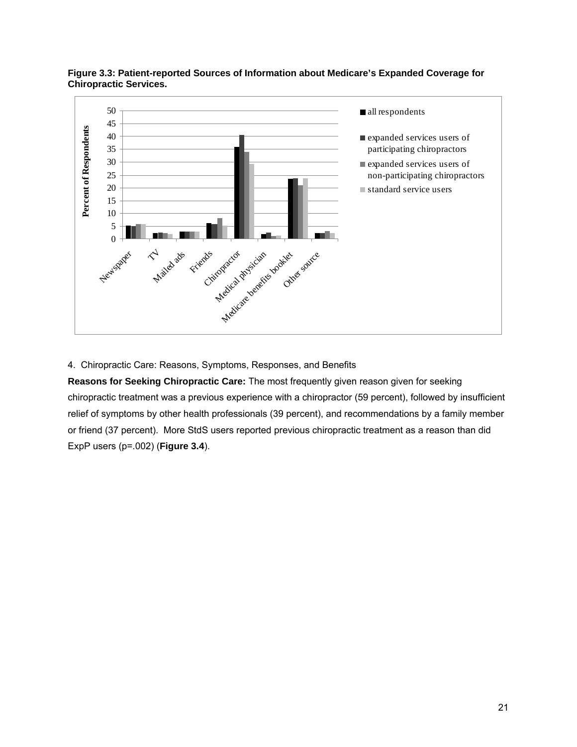**Figure 3.3: Patient-reported Sources of Information about Medicare's Expanded Coverage for Chiropractic Services.**

4. Chiropractic Care: Reasons, Symptoms, Responses, and Benefits

**Reasons for Seeking Chiropractic Care:** The most frequently given reason given for seeking chiropractic treatment was a previous experience with a chiropractor (59 percent), followed by insufficient relief of symptoms by other health professionals (39 percent), and recommendations by a family member or friend (37 percent). More StdS users reported previous chiropractic treatment as a reason than did ExpP users (p=.002) (**Figure 3.4**).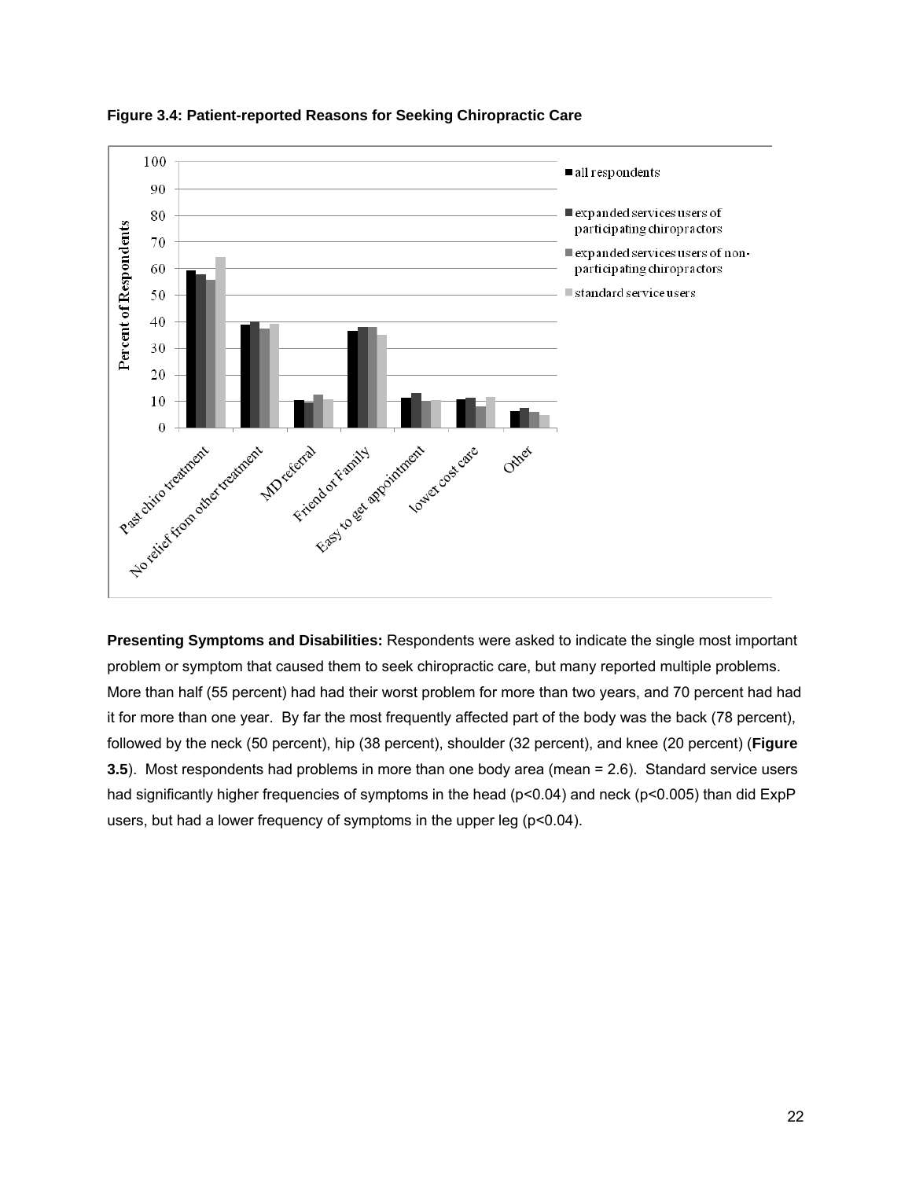**Figure 3.4: Patient-reported Reasons for Seeking Chiropractic Care**

**Presenting Symptoms and Disabilities:** Respondents were asked to indicate the single most important problem or symptom that caused them to seek chiropractic care, but many reported multiple problems. More than half (55 percent) had had their worst problem for more than two years, and 70 percent had had it for more than one year. By far the most frequently affected part of the body was the back (78 percent), followed by the neck (50 percent), hip (38 percent), shoulder (32 percent), and knee (20 percent) (**Figure 3.5**). Most respondents had problems in more than one body area (mean = 2.6). Standard service users had significantly higher frequencies of symptoms in the head ($p<0.04$) and neck ($p<0.005$) than did ExpP users, but had a lower frequency of symptoms in the upper leg ($p<0.04$).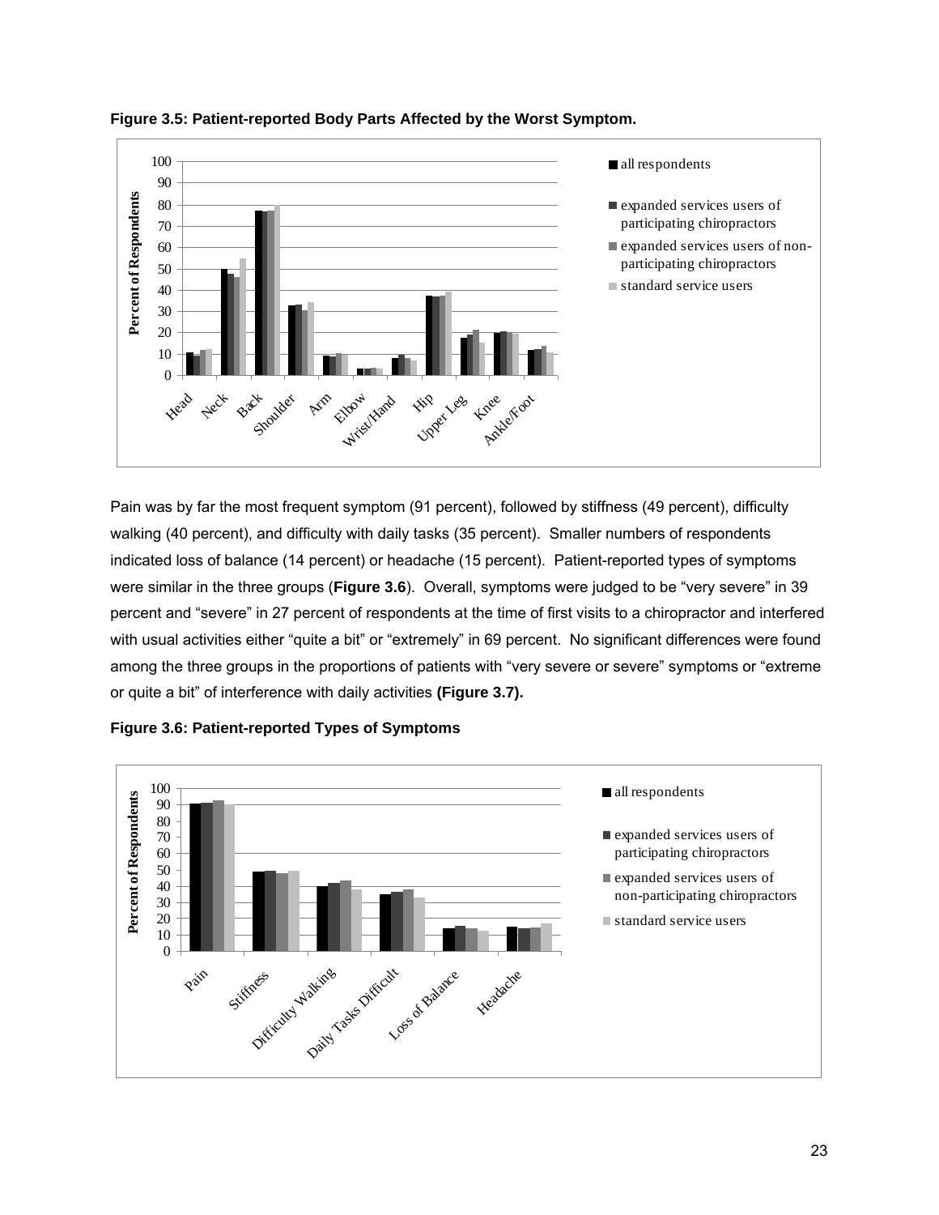**Figure 3.5: Patient-reported Body Parts Affected by the Worst Symptom.**

Pain was by far the most frequent symptom (91 percent), followed by stiffness (49 percent), difficulty walking (40 percent), and difficulty with daily tasks (35 percent). Smaller numbers of respondents indicated loss of balance (14 percent) or headache (15 percent). Patient-reported types of symptoms were similar in the three groups (**Figure 3.6**). Overall, symptoms were judged to be "very severe" in 39 percent and "severe" in 27 percent of respondents at the time of first visits to a chiropractor and interfered with usual activities either "quite a bit" or "extremely" in 69 percent. No significant differences were found among the three groups in the proportions of patients with "very severe or severe" symptoms or "extreme or quite a bit" of interference with daily activities **(Figure 3.7).**

**Figure 3.6: Patient-reported Types of Symptoms**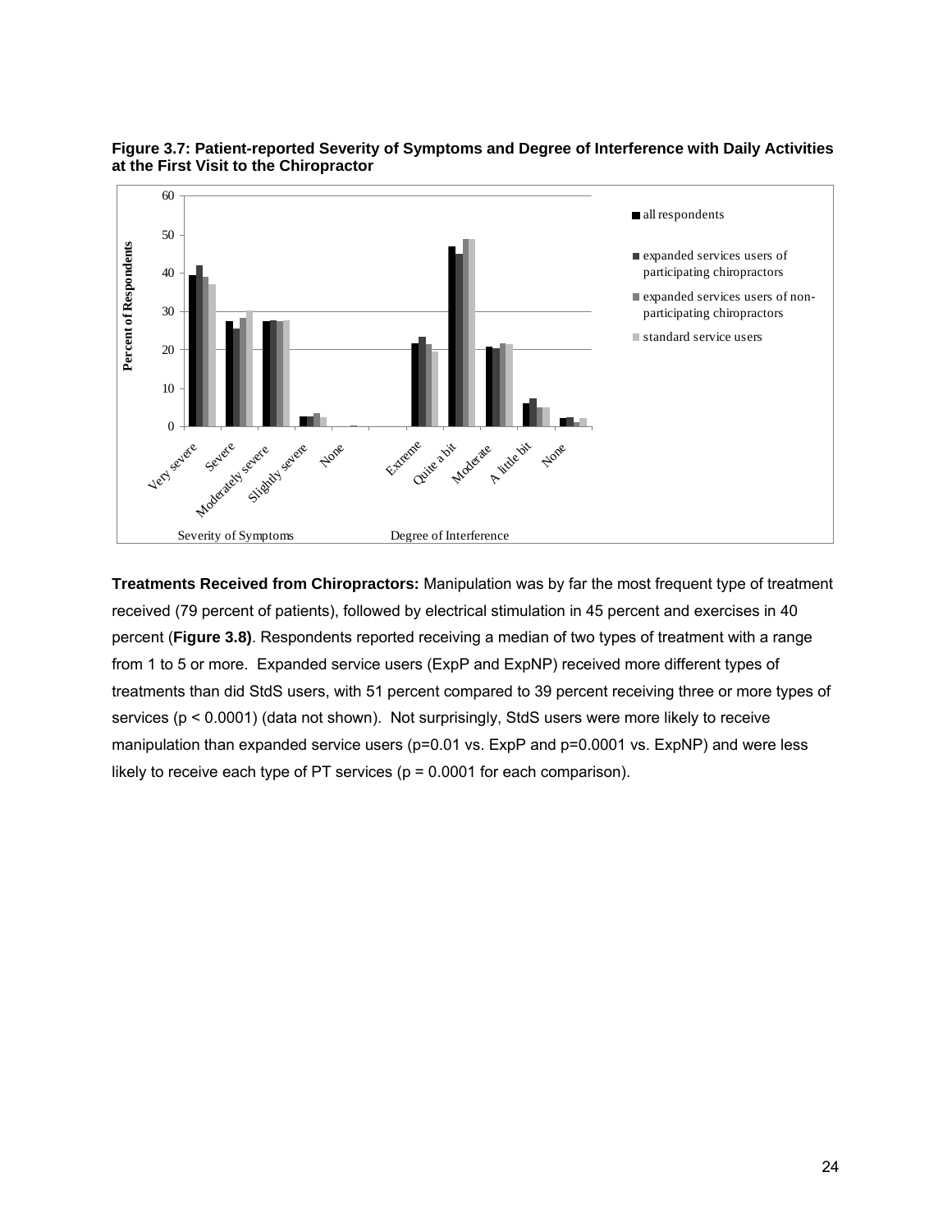**Figure 3.7: Patient-reported Severity of Symptoms and Degree of Interference with Daily Activities at the First Visit to the Chiropractor**

**Treatments Received from Chiropractors:** Manipulation was by far the most frequent type of treatment received (79 percent of patients), followed by electrical stimulation in 45 percent and exercises in 40 percent (**Figure 3.8)**. Respondents reported receiving a median of two types of treatment with a range from 1 to 5 or more. Expanded service users (ExpP and ExpNP) received more different types of treatments than did StdS users, with 51 percent compared to 39 percent receiving three or more types of services ($p < 0.0001$) (data not shown). Not surprisingly, StdS users were more likely to receive manipulation than expanded service users ($p=0.01$ vs. ExpP and $p=0.0001$ vs. ExpNP) and were less likely to receive each type of PT services ($p = 0.0001$ for each comparison).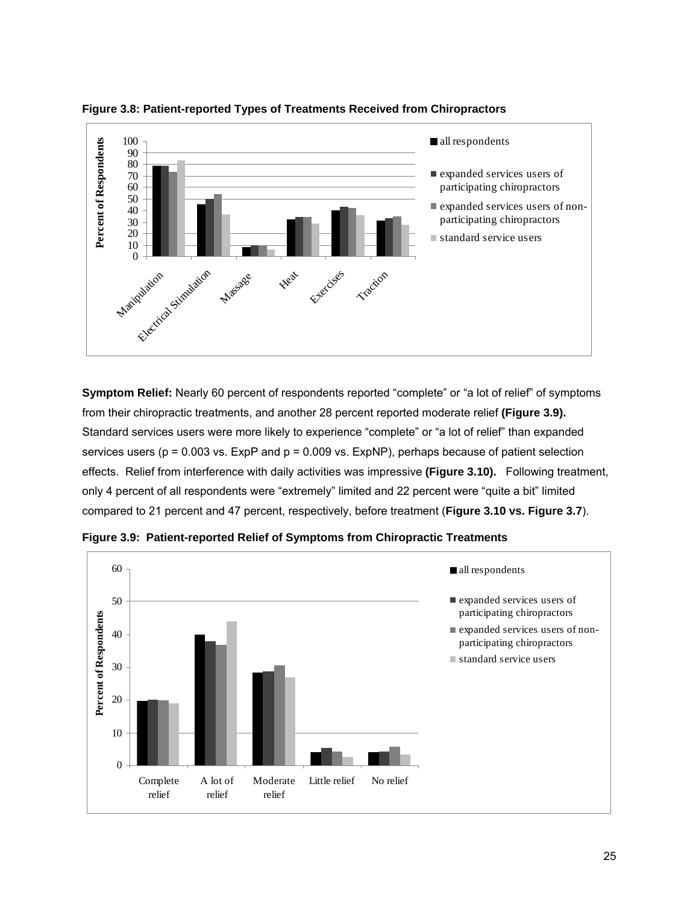**Figure 3.8: Patient-reported Types of Treatments Received from Chiropractors**

**Symptom Relief:** Nearly 60 percent of respondents reported "complete" or "a lot of relief" of symptoms from their chiropractic treatments, and another 28 percent reported moderate relief **(Figure 3.9).** Standard services users were more likely to experience "complete" or "a lot of relief" than expanded services users ($p = 0.003$ vs. ExpP and $p = 0.009$ vs. ExpNP), perhaps because of patient selection effects. Relief from interference with daily activities was impressive **(Figure 3.10).** Following treatment, only 4 percent of all respondents were "extremely" limited and 22 percent were "quite a bit" limited compared to 21 percent and 47 percent, respectively, before treatment (**Figure 3.10 vs. Figure 3.7**).

**Figure 3.9: Patient-reported Relief of Symptoms from Chiropractic Treatments**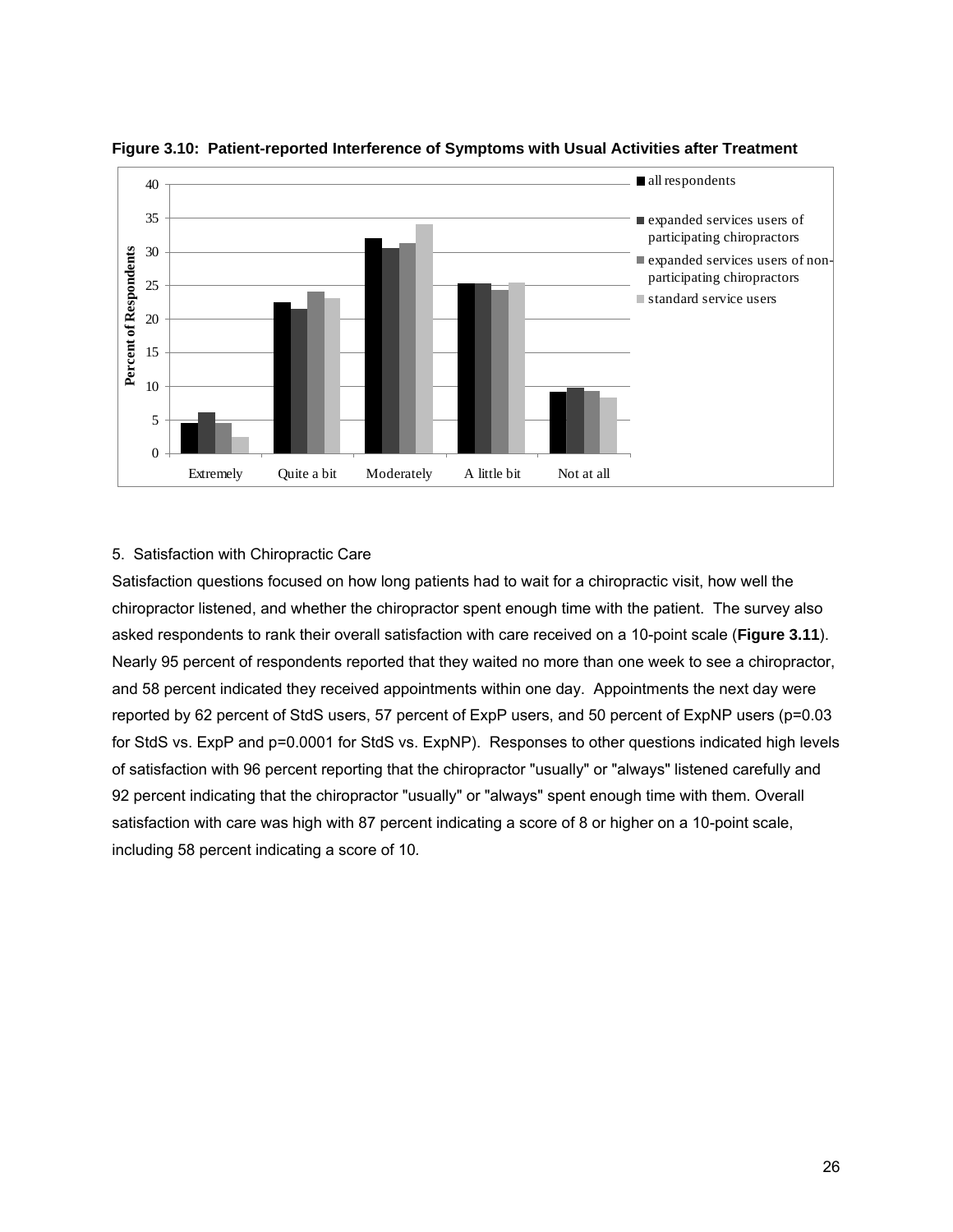**Figure 3.10: Patient-reported Interference of Symptoms with Usual Activities after Treatment**

5. Satisfaction with Chiropractic Care

Satisfaction questions focused on how long patients had to wait for a chiropractic visit, how well the chiropractor listened, and whether the chiropractor spent enough time with the patient. The survey also asked respondents to rank their overall satisfaction with care received on a 10-point scale (**Figure 3.11**). Nearly 95 percent of respondents reported that they waited no more than one week to see a chiropractor, and 58 percent indicated they received appointments within one day. Appointments the next day were reported by 62 percent of StdS users, 57 percent of ExpP users, and 50 percent of ExpNP users ($p=0.03$ for StdS vs. ExpP and $p=0.0001$ for StdS vs. ExpNP). Responses to other questions indicated high levels of satisfaction with 96 percent reporting that the chiropractor "usually" or "always" listened carefully and 92 percent indicating that the chiropractor "usually" or "always" spent enough time with them. Overall satisfaction with care was high with 87 percent indicating a score of 8 or higher on a 10-point scale, including 58 percent indicating a score of 10.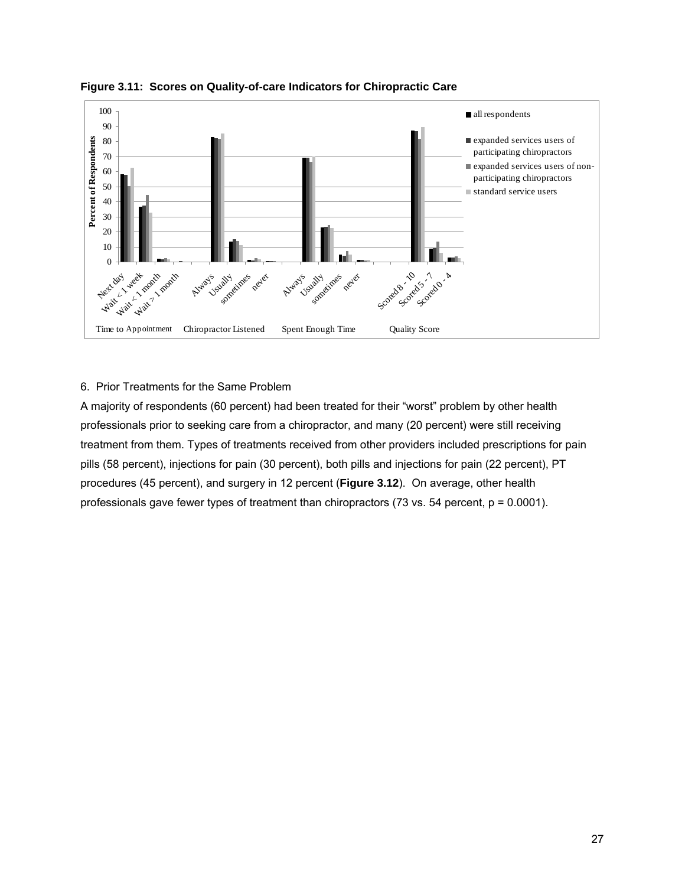**Figure 3.11: Scores on Quality-of-care Indicators for Chiropractic Care**

6. Prior Treatments for the Same Problem

A majority of respondents (60 percent) had been treated for their "worst" problem by other health professionals prior to seeking care from a chiropractor, and many (20 percent) were still receiving treatment from them. Types of treatments received from other providers included prescriptions for pain pills (58 percent), injections for pain (30 percent), both pills and injections for pain (22 percent), PT procedures (45 percent), and surgery in 12 percent (**Figure 3.12**). On average, other health professionals gave fewer types of treatment than chiropractors (73 vs. 54 percent, p = 0.0001).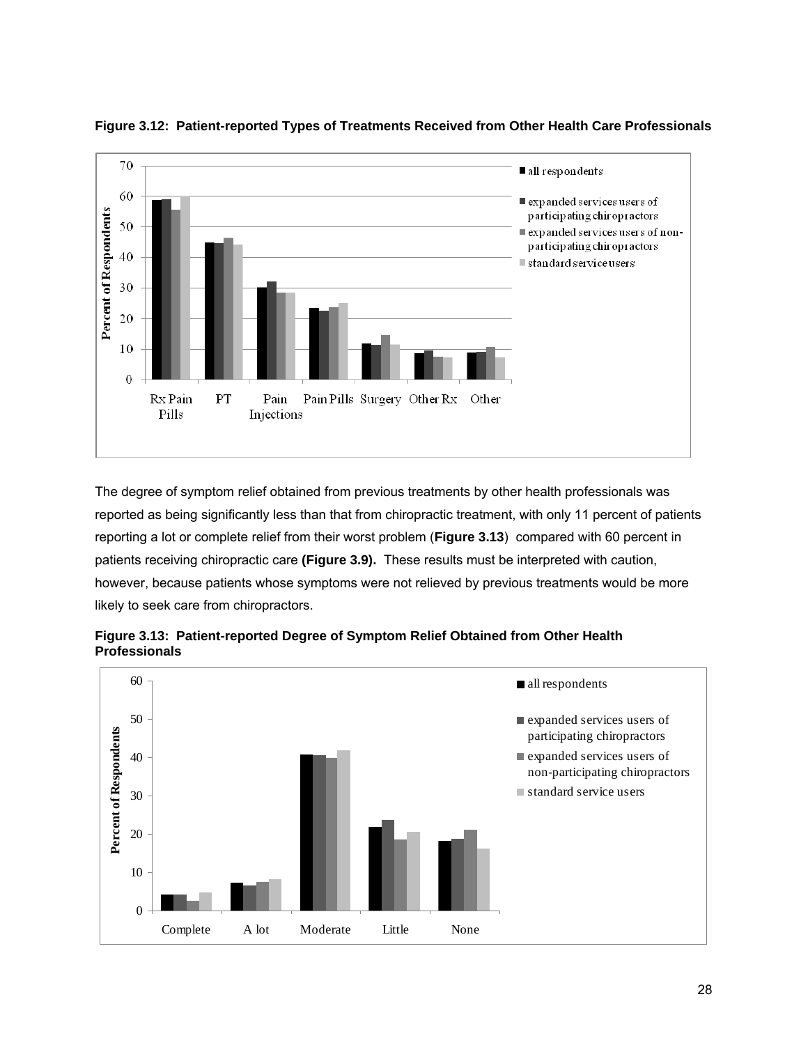**Figure 3.12: Patient-reported Types of Treatments Received from Other Health Care Professionals**

The degree of symptom relief obtained from previous treatments by other health professionals was reported as being significantly less than that from chiropractic treatment, with only 11 percent of patients reporting a lot or complete relief from their worst problem (**Figure 3.13**) compared with 60 percent in patients receiving chiropractic care **(Figure 3.9).** These results must be interpreted with caution, however, because patients whose symptoms were not relieved by previous treatments would be more likely to seek care from chiropractors.

**Figure 3.13: Patient-reported Degree of Symptom Relief Obtained from Other Health Professionals**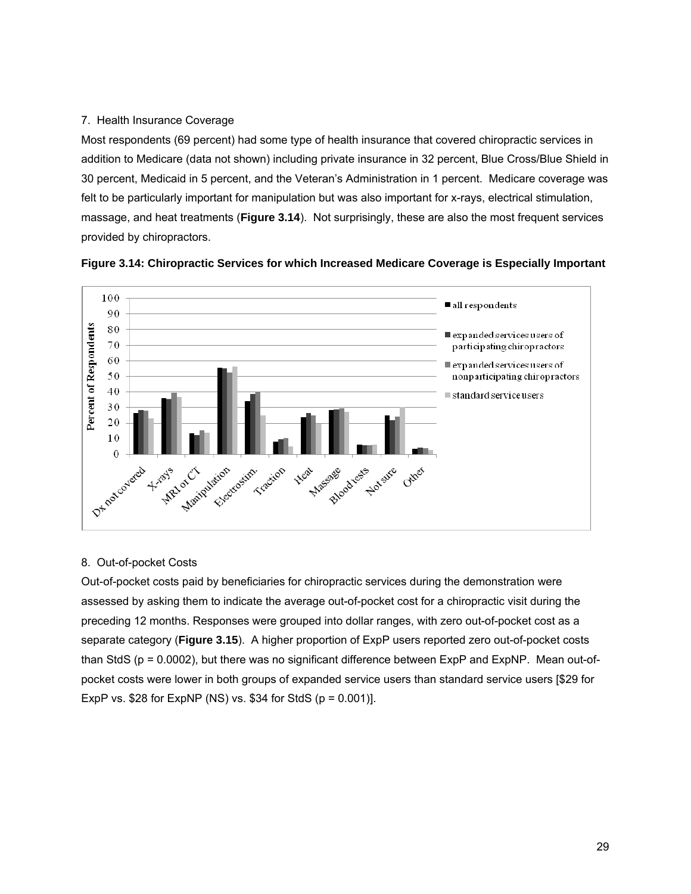7. Health Insurance Coverage

Most respondents (69 percent) had some type of health insurance that covered chiropractic services in addition to Medicare (data not shown) including private insurance in 32 percent, Blue Cross/Blue Shield in 30 percent, Medicaid in 5 percent, and the Veteran's Administration in 1 percent. Medicare coverage was felt to be particularly important for manipulation but was also important for x-rays, electrical stimulation, massage, and heat treatments (**Figure 3.14**). Not surprisingly, these are also the most frequent services provided by chiropractors.

**Figure 3.14: Chiropractic Services for which Increased Medicare Coverage is Especially Important**

8. Out-of-pocket Costs

Out-of-pocket costs paid by beneficiaries for chiropractic services during the demonstration were assessed by asking them to indicate the average out-of-pocket cost for a chiropractic visit during the preceding 12 months. Responses were grouped into dollar ranges, with zero out-of-pocket cost as a separate category (**Figure 3.15**). A higher proportion of ExpP users reported zero out-of-pocket costs than StdS ($p = 0.0002$), but there was no significant difference between ExpP and ExpNP. Mean out-of-pocket costs were lower in both groups of expanded service users than standard service users [$29 for ExpP vs. $28 for ExpNP (NS) vs. $34 for StdS ($p = 0.001$)].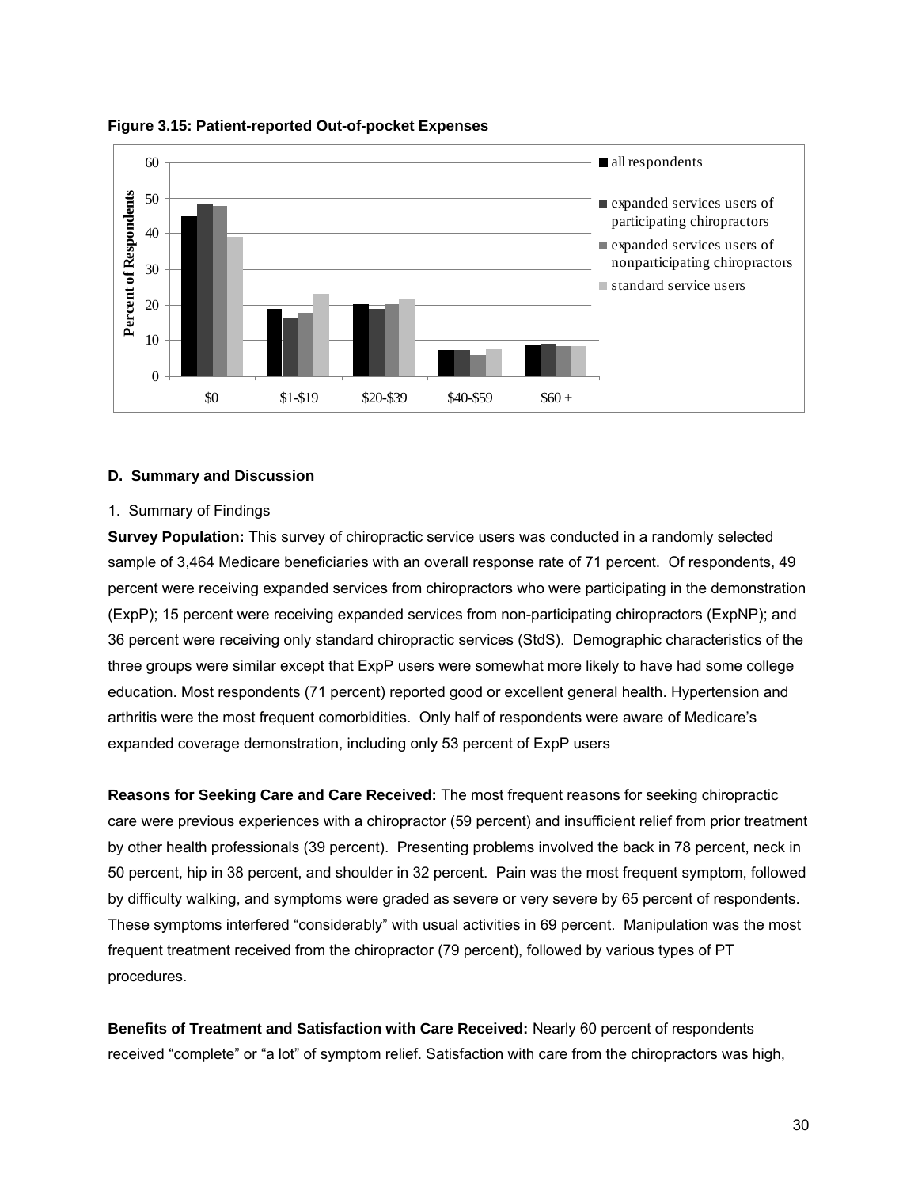**Figure 3.15: Patient-reported Out-of-pocket Expenses**

### D. Summary and Discussion

1. Summary of Findings

**Survey Population:** This survey of chiropractic service users was conducted in a randomly selected sample of 3,464 Medicare beneficiaries with an overall response rate of 71 percent. Of respondents, 49 percent were receiving expanded services from chiropractors who were participating in the demonstration (ExpP); 15 percent were receiving expanded services from non-participating chiropractors (ExpNP); and 36 percent were receiving only standard chiropractic services (StdS). Demographic characteristics of the three groups were similar except that ExpP users were somewhat more likely to have had some college education. Most respondents (71 percent) reported good or excellent general health. Hypertension and arthritis were the most frequent comorbidities. Only half of respondents were aware of Medicare's expanded coverage demonstration, including only 53 percent of ExpP users

**Reasons for Seeking Care and Care Received:** The most frequent reasons for seeking chiropractic care were previous experiences with a chiropractor (59 percent) and insufficient relief from prior treatment by other health professionals (39 percent). Presenting problems involved the back in 78 percent, neck in 50 percent, hip in 38 percent, and shoulder in 32 percent. Pain was the most frequent symptom, followed by difficulty walking, and symptoms were graded as severe or very severe by 65 percent of respondents. These symptoms interfered "considerably" with usual activities in 69 percent. Manipulation was the most frequent treatment received from the chiropractor (79 percent), followed by various types of PT procedures.

**Benefits of Treatment and Satisfaction with Care Received:** Nearly 60 percent of respondents received "complete" or "a lot" of symptom relief. Satisfaction with care from the chiropractors was high,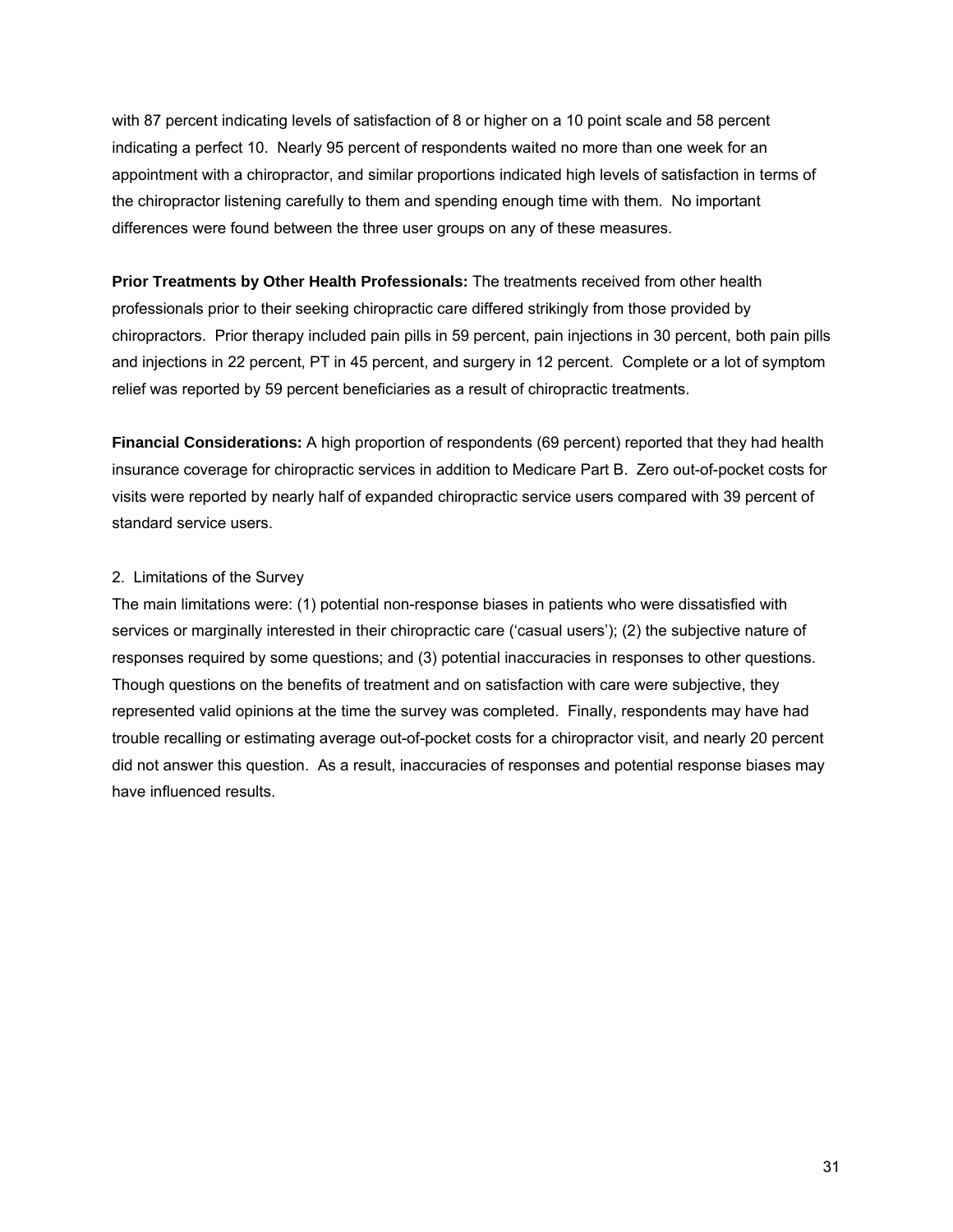with 87 percent indicating levels of satisfaction of 8 or higher on a 10 point scale and 58 percent indicating a perfect 10. Nearly 95 percent of respondents waited no more than one week for an appointment with a chiropractor, and similar proportions indicated high levels of satisfaction in terms of the chiropractor listening carefully to them and spending enough time with them. No important differences were found between the three user groups on any of these measures.

**Prior Treatments by Other Health Professionals:** The treatments received from other health professionals prior to their seeking chiropractic care differed strikingly from those provided by chiropractors. Prior therapy included pain pills in 59 percent, pain injections in 30 percent, both pain pills and injections in 22 percent, PT in 45 percent, and surgery in 12 percent. Complete or a lot of symptom relief was reported by 59 percent beneficiaries as a result of chiropractic treatments.

**Financial Considerations:** A high proportion of respondents (69 percent) reported that they had health insurance coverage for chiropractic services in addition to Medicare Part B. Zero out-of-pocket costs for visits were reported by nearly half of expanded chiropractic service users compared with 39 percent of standard service users.

2. Limitations of the Survey

The main limitations were: (1) potential non-response biases in patients who were dissatisfied with services or marginally interested in their chiropractic care ('casual users'); (2) the subjective nature of responses required by some questions; and (3) potential inaccuracies in responses to other questions. Though questions on the benefits of treatment and on satisfaction with care were subjective, they represented valid opinions at the time the survey was completed. Finally, respondents may have had trouble recalling or estimating average out-of-pocket costs for a chiropractor visit, and nearly 20 percent did not answer this question. As a result, inaccuracies of responses and potential response biases may have influenced results.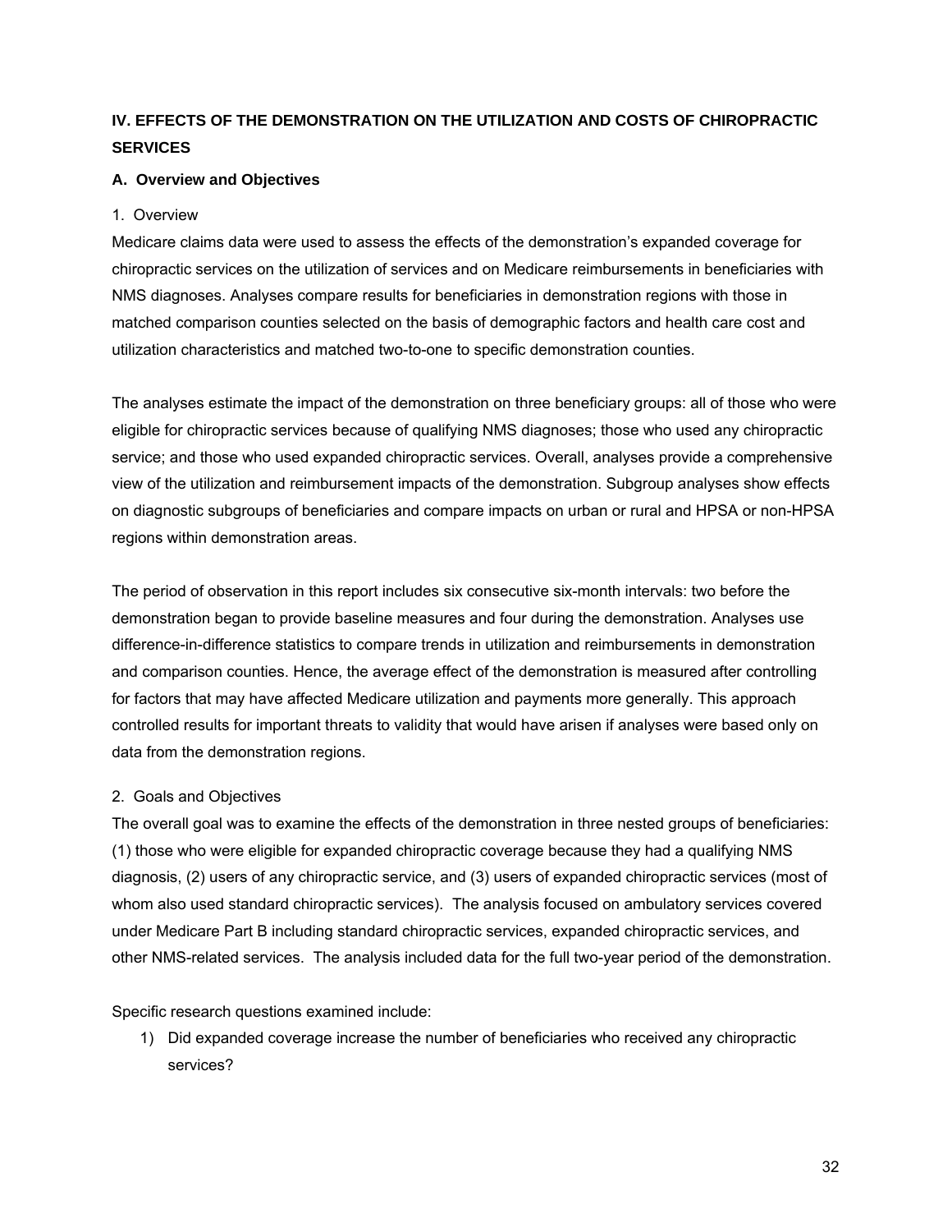## IV. EFFECTS OF THE DEMONSTRATION ON THE UTILIZATION AND COSTS OF CHIROPRACTIC SERVICES

### A. Overview and Objectives

1. Overview

Medicare claims data were used to assess the effects of the demonstration's expanded coverage for chiropractic services on the utilization of services and on Medicare reimbursements in beneficiaries with NMS diagnoses. Analyses compare results for beneficiaries in demonstration regions with those in matched comparison counties selected on the basis of demographic factors and health care cost and utilization characteristics and matched two-to-one to specific demonstration counties.

The analyses estimate the impact of the demonstration on three beneficiary groups: all of those who were eligible for chiropractic services because of qualifying NMS diagnoses; those who used any chiropractic service; and those who used expanded chiropractic services. Overall, analyses provide a comprehensive view of the utilization and reimbursement impacts of the demonstration. Subgroup analyses show effects on diagnostic subgroups of beneficiaries and compare impacts on urban or rural and HPSA or non-HPSA regions within demonstration areas.

The period of observation in this report includes six consecutive six-month intervals: two before the demonstration began to provide baseline measures and four during the demonstration. Analyses use difference-in-difference statistics to compare trends in utilization and reimbursements in demonstration and comparison counties. Hence, the average effect of the demonstration is measured after controlling for factors that may have affected Medicare utilization and payments more generally. This approach controlled results for important threats to validity that would have arisen if analyses were based only on data from the demonstration regions.

2. Goals and Objectives

The overall goal was to examine the effects of the demonstration in three nested groups of beneficiaries: (1) those who were eligible for expanded chiropractic coverage because they had a qualifying NMS diagnosis, (2) users of any chiropractic service, and (3) users of expanded chiropractic services (most of whom also used standard chiropractic services). The analysis focused on ambulatory services covered under Medicare Part B including standard chiropractic services, expanded chiropractic services, and other NMS-related services. The analysis included data for the full two-year period of the demonstration.

Specific research questions examined include:

1) Did expanded coverage increase the number of beneficiaries who received any chiropractic services?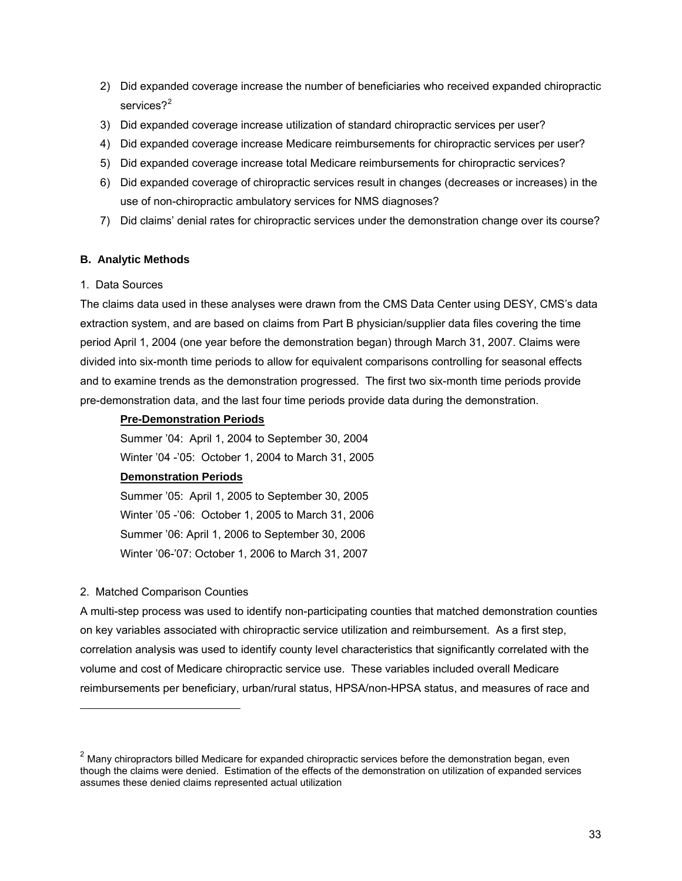2) Did expanded coverage increase the number of beneficiaries who received expanded chiropractic services?[2]
3) Did expanded coverage increase utilization of standard chiropractic services per user?
4) Did expanded coverage increase Medicare reimbursements for chiropractic services per user?
5) Did expanded coverage increase total Medicare reimbursements for chiropractic services?
6) Did expanded coverage of chiropractic services result in changes (decreases or increases) in the use of non-chiropractic ambulatory services for NMS diagnoses?
7) Did claims' denial rates for chiropractic services under the demonstration change over its course?

### B. Analytic Methods

#### 1. Data Sources

The claims data used in these analyses were drawn from the CMS Data Center using DESY, CMS's data extraction system, and are based on claims from Part B physician/supplier data files covering the time period April 1, 2004 (one year before the demonstration began) through March 31, 2007. Claims were divided into six-month time periods to allow for equivalent comparisons controlling for seasonal effects and to examine trends as the demonstration progressed. The first two six-month time periods provide pre-demonstration data, and the last four time periods provide data during the demonstration.

**Pre-Demonstration Periods**

Summer '04: April 1, 2004 to September 30, 2004
Winter '04 -'05: October 1, 2004 to March 31, 2005

**Demonstration Periods**

Summer '05: April 1, 2005 to September 30, 2005
Winter '05 -'06: October 1, 2005 to March 31, 2006
Summer '06: April 1, 2006 to September 30, 2006
Winter '06-'07: October 1, 2006 to March 31, 2007

#### 2. Matched Comparison Counties

A multi-step process was used to identify non-participating counties that matched demonstration counties on key variables associated with chiropractic service utilization and reimbursement. As a first step, correlation analysis was used to identify county level characteristics that significantly correlated with the volume and cost of Medicare chiropractic service use. These variables included overall Medicare reimbursements per beneficiary, urban/rural status, HPSA/non-HPSA status, and measures of race and

---

[2] Many chiropractors billed Medicare for expanded chiropractic services before the demonstration began, even though the claims were denied. Estimation of the effects of the demonstration on utilization of expanded services assumes these denied claims represented actual utilization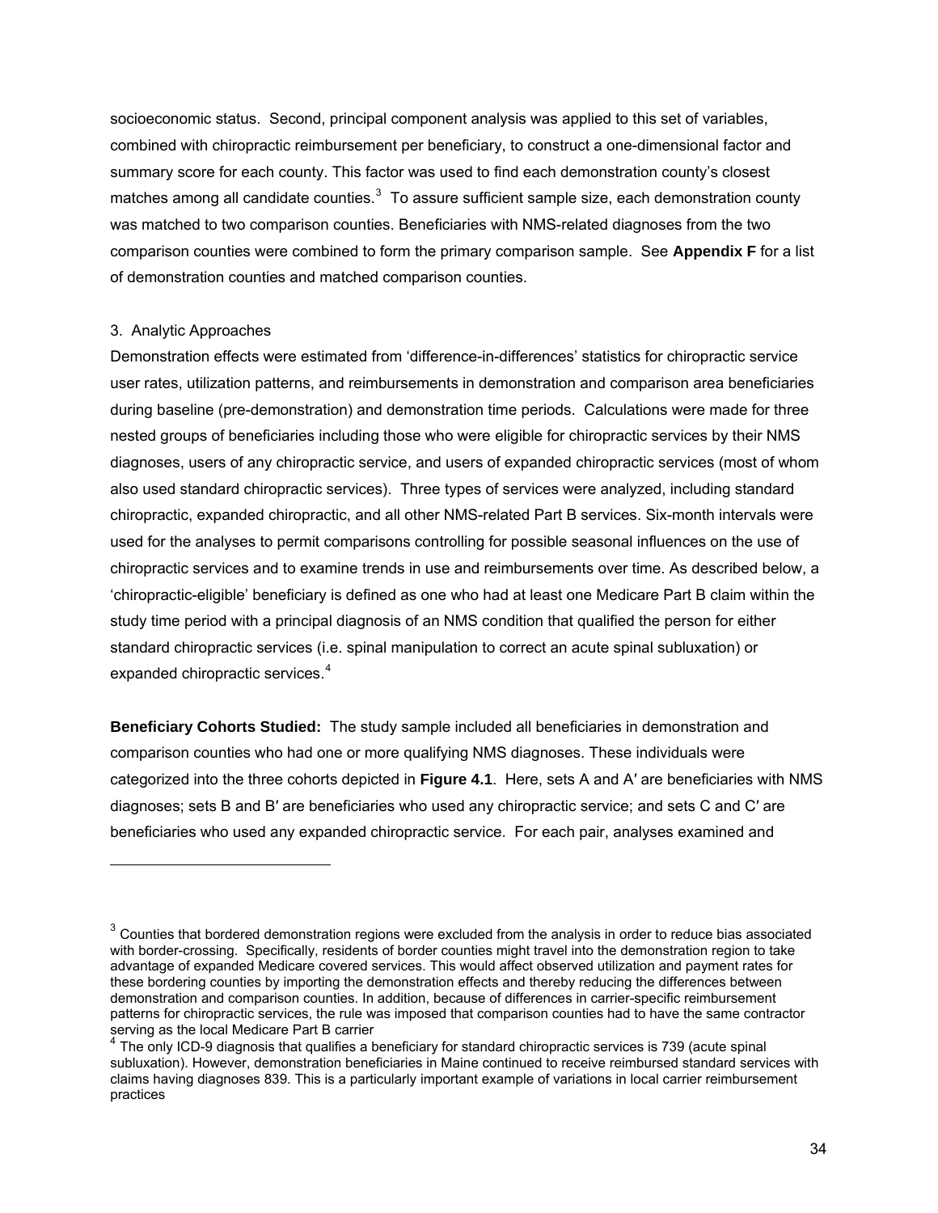socioeconomic status. Second, principal component analysis was applied to this set of variables, combined with chiropractic reimbursement per beneficiary, to construct a one-dimensional factor and summary score for each county. This factor was used to find each demonstration county's closest matches among all candidate counties.[3] To assure sufficient sample size, each demonstration county was matched to two comparison counties. Beneficiaries with NMS-related diagnoses from the two comparison counties were combined to form the primary comparison sample. See **Appendix F** for a list of demonstration counties and matched comparison counties.

3. Analytic Approaches

Demonstration effects were estimated from 'difference-in-differences' statistics for chiropractic service user rates, utilization patterns, and reimbursements in demonstration and comparison area beneficiaries during baseline (pre-demonstration) and demonstration time periods. Calculations were made for three nested groups of beneficiaries including those who were eligible for chiropractic services by their NMS diagnoses, users of any chiropractic service, and users of expanded chiropractic services (most of whom also used standard chiropractic services). Three types of services were analyzed, including standard chiropractic, expanded chiropractic, and all other NMS-related Part B services. Six-month intervals were used for the analyses to permit comparisons controlling for possible seasonal influences on the use of chiropractic services and to examine trends in use and reimbursements over time. As described below, a 'chiropractic-eligible' beneficiary is defined as one who had at least one Medicare Part B claim within the study time period with a principal diagnosis of an NMS condition that qualified the person for either standard chiropractic services (i.e. spinal manipulation to correct an acute spinal subluxation) or expanded chiropractic services.[4]

**Beneficiary Cohorts Studied:** The study sample included all beneficiaries in demonstration and comparison counties who had one or more qualifying NMS diagnoses. These individuals were categorized into the three cohorts depicted in **Figure 4.1**. Here, sets A and A′ are beneficiaries with NMS diagnoses; sets B and B′ are beneficiaries who used any chiropractic service; and sets C and C′ are beneficiaries who used any expanded chiropractic service. For each pair, analyses examined and

---

[3] Counties that bordered demonstration regions were excluded from the analysis in order to reduce bias associated with border-crossing. Specifically, residents of border counties might travel into the demonstration region to take advantage of expanded Medicare covered services. This would affect observed utilization and payment rates for these bordering counties by importing the demonstration effects and thereby reducing the differences between demonstration and comparison counties. In addition, because of differences in carrier-specific reimbursement patterns for chiropractic services, the rule was imposed that comparison counties had to have the same contractor serving as the local Medicare Part B carrier

[4] The only ICD-9 diagnosis that qualifies a beneficiary for standard chiropractic services is 739 (acute spinal subluxation). However, demonstration beneficiaries in Maine continued to receive reimbursed standard services with claims having diagnoses 839. This is a particularly important example of variations in local carrier reimbursement practices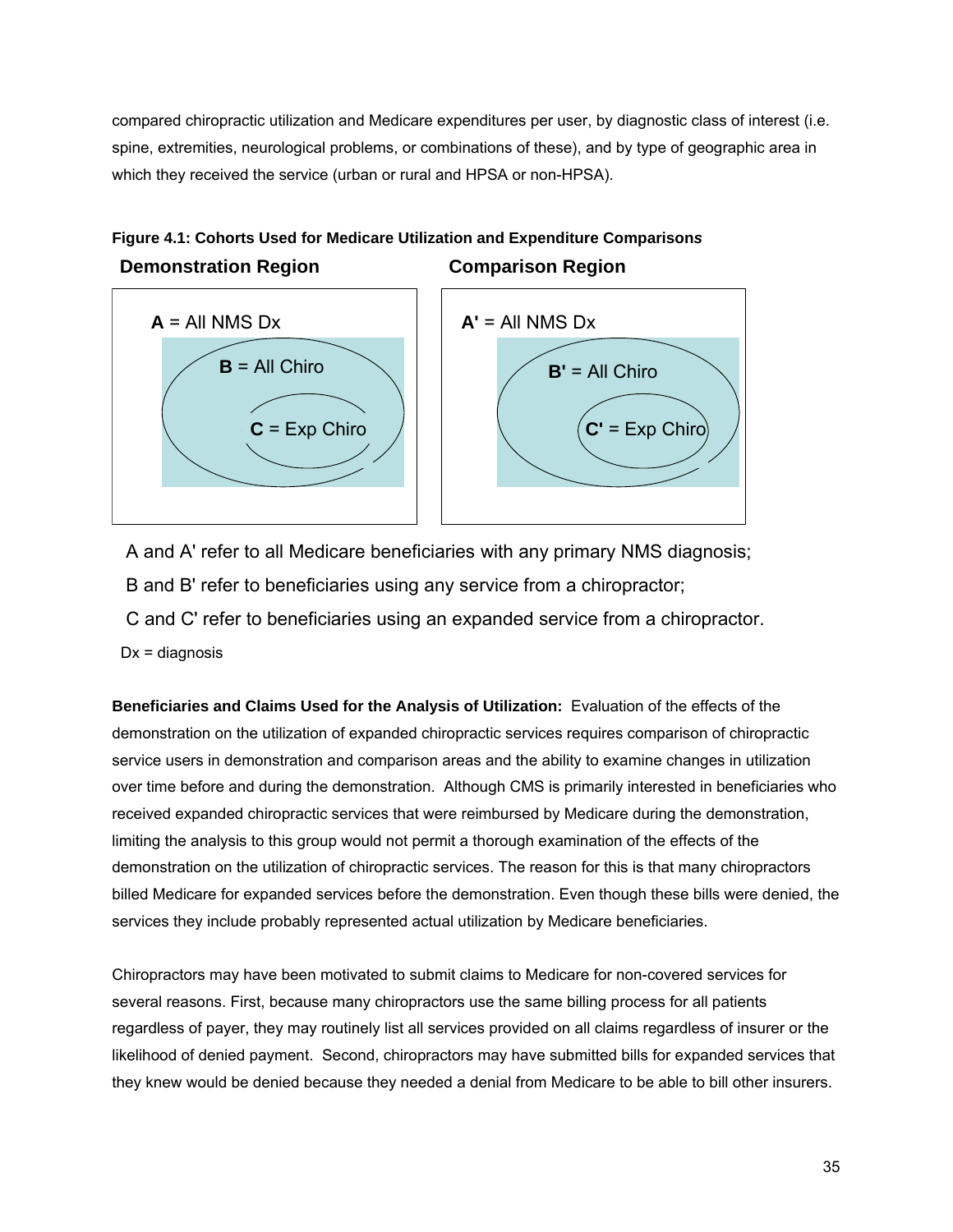compared chiropractic utilization and Medicare expenditures per user, by diagnostic class of interest (i.e. spine, extremities, neurological problems, or combinations of these), and by type of geographic area in which they received the service (urban or rural and HPSA or non-HPSA).

**Figure 4.1: Cohorts Used for Medicare Utilization and Expenditure Comparisons**

**Demonstration Region**

**A** = All NMS Dx

**B** = All Chiro

**C** = Exp Chiro

**Comparison Region**

**A'** = All NMS Dx

**B'** = All Chiro

**C'** = Exp Chiro

A and A' refer to all Medicare beneficiaries with any primary NMS diagnosis;

B and B' refer to beneficiaries using any service from a chiropractor;

C and C' refer to beneficiaries using an expanded service from a chiropractor.

Dx = diagnosis

**Beneficiaries and Claims Used for the Analysis of Utilization:** Evaluation of the effects of the demonstration on the utilization of expanded chiropractic services requires comparison of chiropractic service users in demonstration and comparison areas and the ability to examine changes in utilization over time before and during the demonstration. Although CMS is primarily interested in beneficiaries who received expanded chiropractic services that were reimbursed by Medicare during the demonstration, limiting the analysis to this group would not permit a thorough examination of the effects of the demonstration on the utilization of chiropractic services. The reason for this is that many chiropractors billed Medicare for expanded services before the demonstration. Even though these bills were denied, the services they include probably represented actual utilization by Medicare beneficiaries.

Chiropractors may have been motivated to submit claims to Medicare for non-covered services for several reasons. First, because many chiropractors use the same billing process for all patients regardless of payer, they may routinely list all services provided on all claims regardless of insurer or the likelihood of denied payment. Second, chiropractors may have submitted bills for expanded services that they knew would be denied because they needed a denial from Medicare to be able to bill other insurers.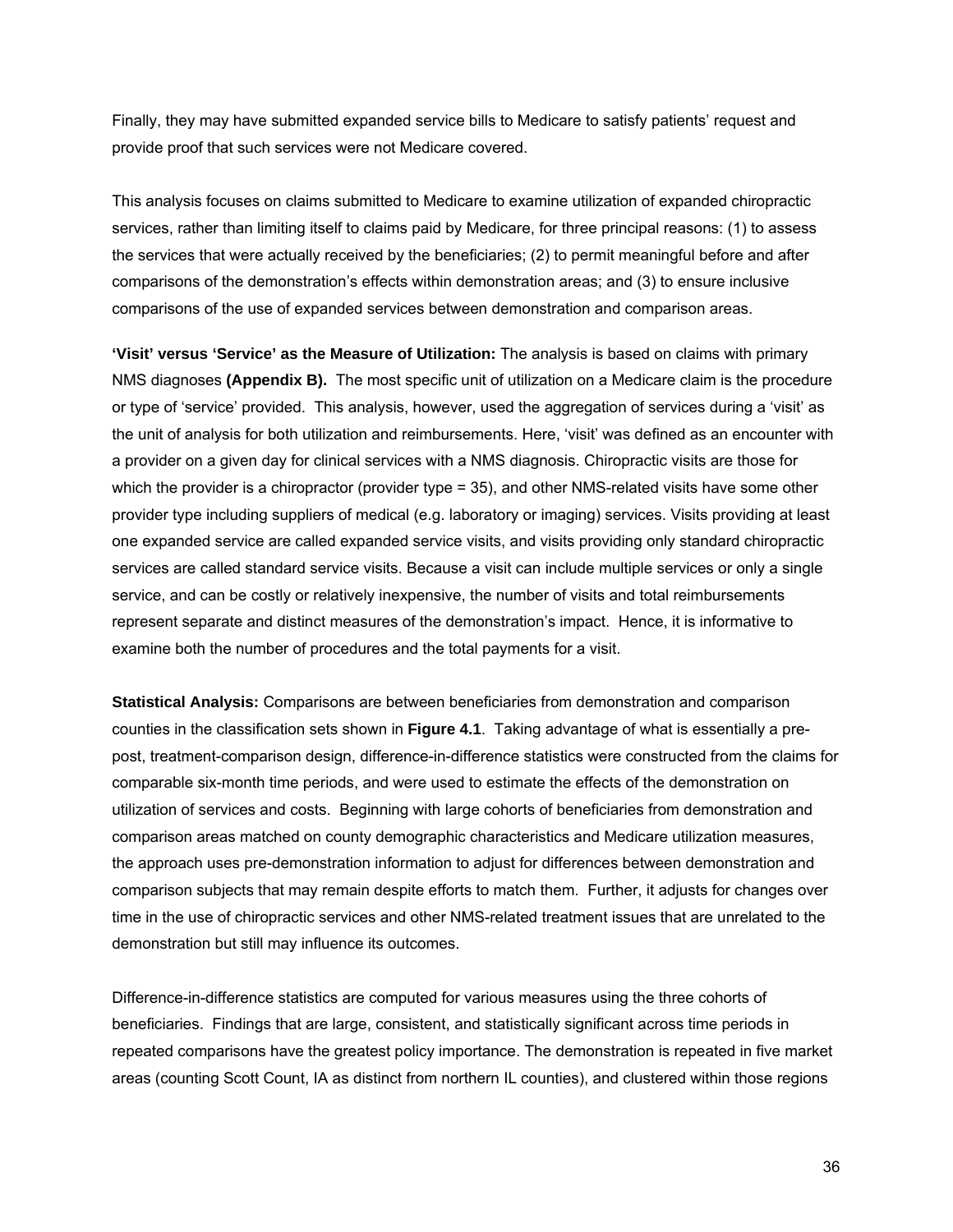Finally, they may have submitted expanded service bills to Medicare to satisfy patients' request and provide proof that such services were not Medicare covered.

This analysis focuses on claims submitted to Medicare to examine utilization of expanded chiropractic services, rather than limiting itself to claims paid by Medicare, for three principal reasons: (1) to assess the services that were actually received by the beneficiaries; (2) to permit meaningful before and after comparisons of the demonstration's effects within demonstration areas; and (3) to ensure inclusive comparisons of the use of expanded services between demonstration and comparison areas.

**'Visit' versus 'Service' as the Measure of Utilization:** The analysis is based on claims with primary NMS diagnoses **(Appendix B).** The most specific unit of utilization on a Medicare claim is the procedure or type of 'service' provided. This analysis, however, used the aggregation of services during a 'visit' as the unit of analysis for both utilization and reimbursements. Here, 'visit' was defined as an encounter with a provider on a given day for clinical services with a NMS diagnosis. Chiropractic visits are those for which the provider is a chiropractor (provider type = 35), and other NMS-related visits have some other provider type including suppliers of medical (e.g. laboratory or imaging) services. Visits providing at least one expanded service are called expanded service visits, and visits providing only standard chiropractic services are called standard service visits. Because a visit can include multiple services or only a single service, and can be costly or relatively inexpensive, the number of visits and total reimbursements represent separate and distinct measures of the demonstration's impact. Hence, it is informative to examine both the number of procedures and the total payments for a visit.

**Statistical Analysis:** Comparisons are between beneficiaries from demonstration and comparison counties in the classification sets shown in **Figure 4.1**. Taking advantage of what is essentially a pre-post, treatment-comparison design, difference-in-difference statistics were constructed from the claims for comparable six-month time periods, and were used to estimate the effects of the demonstration on utilization of services and costs. Beginning with large cohorts of beneficiaries from demonstration and comparison areas matched on county demographic characteristics and Medicare utilization measures, the approach uses pre-demonstration information to adjust for differences between demonstration and comparison subjects that may remain despite efforts to match them. Further, it adjusts for changes over time in the use of chiropractic services and other NMS-related treatment issues that are unrelated to the demonstration but still may influence its outcomes.

Difference-in-difference statistics are computed for various measures using the three cohorts of beneficiaries. Findings that are large, consistent, and statistically significant across time periods in repeated comparisons have the greatest policy importance. The demonstration is repeated in five market areas (counting Scott Count, IA as distinct from northern IL counties), and clustered within those regions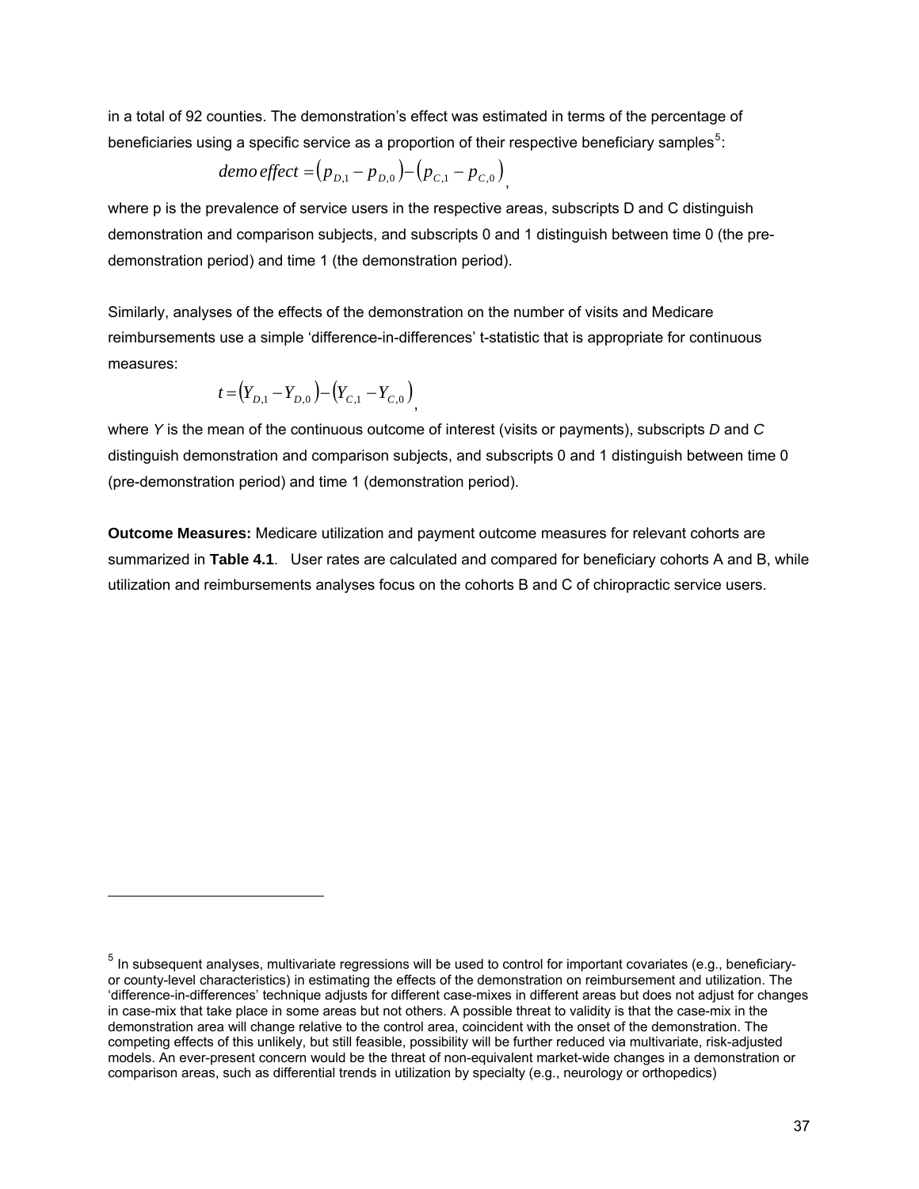in a total of 92 counties. The demonstration's effect was estimated in terms of the percentage of beneficiaries using a specific service as a proportion of their respective beneficiary samples[5]:

$$demo\,effect = \left(p_{D,1} - p_{D,0}\right) - \left(p_{C,1} - p_{C,0}\right),$$

where p is the prevalence of service users in the respective areas, subscripts D and C distinguish demonstration and comparison subjects, and subscripts 0 and 1 distinguish between time 0 (the pre-demonstration period) and time 1 (the demonstration period).

Similarly, analyses of the effects of the demonstration on the number of visits and Medicare reimbursements use a simple 'difference-in-differences' t-statistic that is appropriate for continuous measures:

$$t = \left(Y_{D,1} - Y_{D,0}\right) - \left(Y_{C,1} - Y_{C,0}\right),$$

where *Y* is the mean of the continuous outcome of interest (visits or payments), subscripts *D* and *C* distinguish demonstration and comparison subjects, and subscripts 0 and 1 distinguish between time 0 (pre-demonstration period) and time 1 (demonstration period).

**Outcome Measures:** Medicare utilization and payment outcome measures for relevant cohorts are summarized in **Table 4.1**. User rates are calculated and compared for beneficiary cohorts A and B, while utilization and reimbursements analyses focus on the cohorts B and C of chiropractic service users.

---

[5] In subsequent analyses, multivariate regressions will be used to control for important covariates (e.g., beneficiary- or county-level characteristics) in estimating the effects of the demonstration on reimbursement and utilization. The 'difference-in-differences' technique adjusts for different case-mixes in different areas but does not adjust for changes in case-mix that take place in some areas but not others. A possible threat to validity is that the case-mix in the demonstration area will change relative to the control area, coincident with the onset of the demonstration. The competing effects of this unlikely, but still feasible, possibility will be further reduced via multivariate, risk-adjusted models. An ever-present concern would be the threat of non-equivalent market-wide changes in a demonstration or comparison areas, such as differential trends in utilization by specialty (e.g., neurology or orthopedics)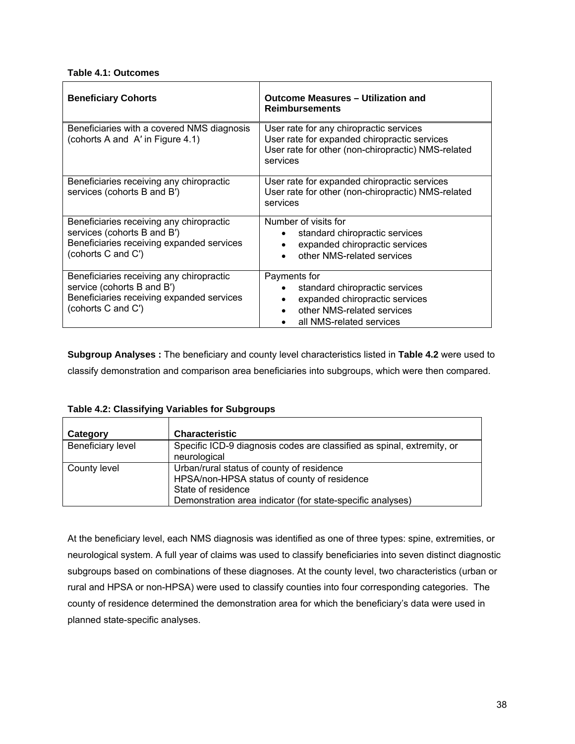**Table 4.1: Outcomes**

| Beneficiary Cohorts | Outcome Measures – Utilization and Reimbursements |
|---|---|
| Beneficiaries with a covered NMS diagnosis (cohorts A and A′ in Figure 4.1) | User rate for any chiropractic services<br>User rate for expanded chiropractic services<br>User rate for other (non-chiropractic) NMS-related services |
| Beneficiaries receiving any chiropractic services (cohorts B and B′) | User rate for expanded chiropractic services<br>User rate for other (non-chiropractic) NMS-related services |
| Beneficiaries receiving any chiropractic services (cohorts B and B′)<br>Beneficiaries receiving expanded services (cohorts C and C′) | Number of visits for<br>• standard chiropractic services<br>• expanded chiropractic services<br>• other NMS-related services |
| Beneficiaries receiving any chiropractic service (cohorts B and B′)<br>Beneficiaries receiving expanded services (cohorts C and C′) | Payments for<br>• standard chiropractic services<br>• expanded chiropractic services<br>• other NMS-related services<br>• all NMS-related services |

**Subgroup Analyses :** The beneficiary and county level characteristics listed in **Table 4.2** were used to classify demonstration and comparison area beneficiaries into subgroups, which were then compared.

**Table 4.2: Classifying Variables for Subgroups**

| Category | Characteristic |
|---|---|
| Beneficiary level | Specific ICD-9 diagnosis codes are classified as spinal, extremity, or neurological |
| County level | Urban/rural status of county of residence<br>HPSA/non-HPSA status of county of residence<br>State of residence<br>Demonstration area indicator (for state-specific analyses) |

At the beneficiary level, each NMS diagnosis was identified as one of three types: spine, extremities, or neurological system. A full year of claims was used to classify beneficiaries into seven distinct diagnostic subgroups based on combinations of these diagnoses. At the county level, two characteristics (urban or rural and HPSA or non-HPSA) were used to classify counties into four corresponding categories. The county of residence determined the demonstration area for which the beneficiary's data were used in planned state-specific analyses.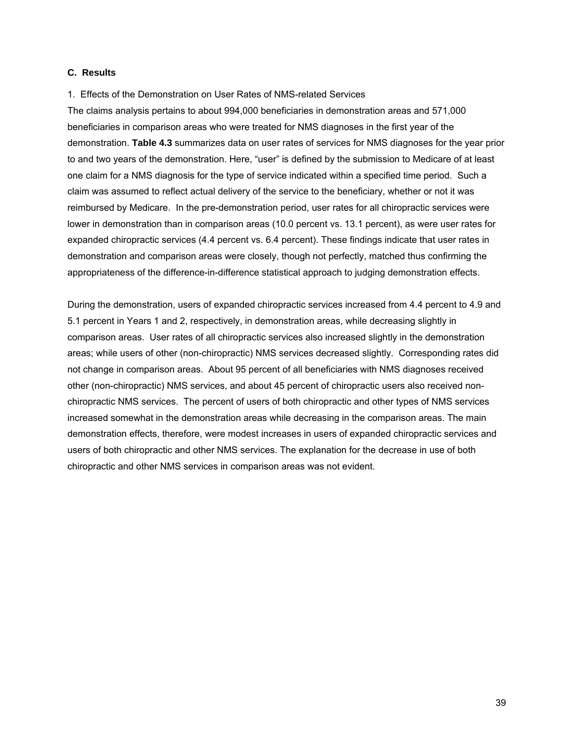### C. Results

1. Effects of the Demonstration on User Rates of NMS-related Services

The claims analysis pertains to about 994,000 beneficiaries in demonstration areas and 571,000 beneficiaries in comparison areas who were treated for NMS diagnoses in the first year of the demonstration. **Table 4.3** summarizes data on user rates of services for NMS diagnoses for the year prior to and two years of the demonstration. Here, "user" is defined by the submission to Medicare of at least one claim for a NMS diagnosis for the type of service indicated within a specified time period. Such a claim was assumed to reflect actual delivery of the service to the beneficiary, whether or not it was reimbursed by Medicare. In the pre-demonstration period, user rates for all chiropractic services were lower in demonstration than in comparison areas (10.0 percent vs. 13.1 percent), as were user rates for expanded chiropractic services (4.4 percent vs. 6.4 percent). These findings indicate that user rates in demonstration and comparison areas were closely, though not perfectly, matched thus confirming the appropriateness of the difference-in-difference statistical approach to judging demonstration effects.

During the demonstration, users of expanded chiropractic services increased from 4.4 percent to 4.9 and 5.1 percent in Years 1 and 2, respectively, in demonstration areas, while decreasing slightly in comparison areas. User rates of all chiropractic services also increased slightly in the demonstration areas; while users of other (non-chiropractic) NMS services decreased slightly. Corresponding rates did not change in comparison areas. About 95 percent of all beneficiaries with NMS diagnoses received other (non-chiropractic) NMS services, and about 45 percent of chiropractic users also received non-chiropractic NMS services. The percent of users of both chiropractic and other types of NMS services increased somewhat in the demonstration areas while decreasing in the comparison areas. The main demonstration effects, therefore, were modest increases in users of expanded chiropractic services and users of both chiropractic and other NMS services. The explanation for the decrease in use of both chiropractic and other NMS services in comparison areas was not evident.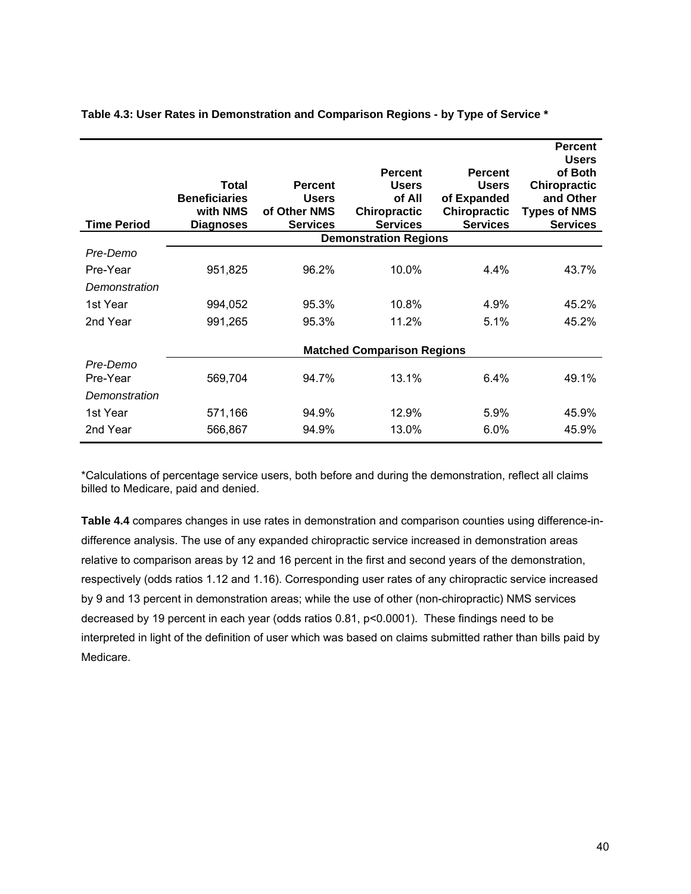**Table 4.3: User Rates in Demonstration and Comparison Regions - by Type of Service ***

| Time Period | Total Beneficiaries with NMS Diagnoses | Percent Users of Other NMS Services | Percent Users of All Chiropractic Services | Percent Users of Expanded Chiropractic Services | Percent Users of Both Chiropractic and Other Types of NMS Services |
|---|---|---|---|---|---|
| | | | **Demonstration Regions** | | |
| *Pre-Demo* | | | | | |
| Pre-Year | 951,825 | 96.2% | 10.0% | 4.4% | 43.7% |
| *Demonstration* | | | | | |
| 1st Year | 994,052 | 95.3% | 10.8% | 4.9% | 45.2% |
| 2nd Year | 991,265 | 95.3% | 11.2% | 5.1% | 45.2% |
| | | | **Matched Comparison Regions** | | |
| *Pre-Demo* | | | | | |
| Pre-Year | 569,704 | 94.7% | 13.1% | 6.4% | 49.1% |
| *Demonstration* | | | | | |
| 1st Year | 571,166 | 94.9% | 12.9% | 5.9% | 45.9% |
| 2nd Year | 566,867 | 94.9% | 13.0% | 6.0% | 45.9% |

*Calculations of percentage service users, both before and during the demonstration, reflect all claims billed to Medicare, paid and denied.

**Table 4.4** compares changes in use rates in demonstration and comparison counties using difference-in-difference analysis. The use of any expanded chiropractic service increased in demonstration areas relative to comparison areas by 12 and 16 percent in the first and second years of the demonstration, respectively (odds ratios 1.12 and 1.16). Corresponding user rates of any chiropractic service increased by 9 and 13 percent in demonstration areas; while the use of other (non-chiropractic) NMS services decreased by 19 percent in each year (odds ratios 0.81, $p<0.0001$). These findings need to be interpreted in light of the definition of user which was based on claims submitted rather than bills paid by Medicare.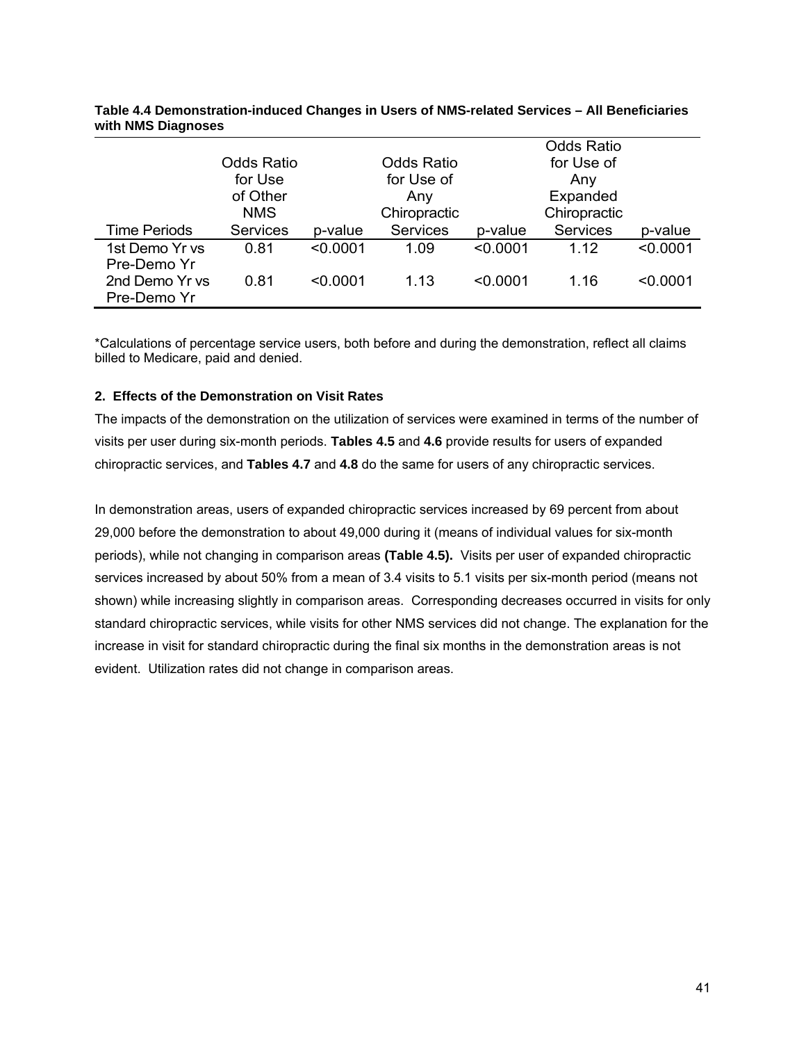**Table 4.4 Demonstration-induced Changes in Users of NMS-related Services – All Beneficiaries with NMS Diagnoses**

| Time Periods | Odds Ratio for Use of Other NMS Services | p-value | Odds Ratio for Use of Any Chiropractic Services | p-value | Odds Ratio for Use of Any Expanded Chiropractic Services | p-value |
|---|---|---|---|---|---|---|
| 1st Demo Yr vs Pre-Demo Yr | 0.81 | <0.0001 | 1.09 | <0.0001 | 1.12 | <0.0001 |
| 2nd Demo Yr vs Pre-Demo Yr | 0.81 | <0.0001 | 1.13 | <0.0001 | 1.16 | <0.0001 |

*Calculations of percentage service users, both before and during the demonstration, reflect all claims billed to Medicare, paid and denied.

**2. Effects of the Demonstration on Visit Rates**

The impacts of the demonstration on the utilization of services were examined in terms of the number of visits per user during six-month periods. **Tables 4.5** and **4.6** provide results for users of expanded chiropractic services, and **Tables 4.7** and **4.8** do the same for users of any chiropractic services.

In demonstration areas, users of expanded chiropractic services increased by 69 percent from about 29,000 before the demonstration to about 49,000 during it (means of individual values for six-month periods), while not changing in comparison areas **(Table 4.5).** Visits per user of expanded chiropractic services increased by about 50% from a mean of 3.4 visits to 5.1 visits per six-month period (means not shown) while increasing slightly in comparison areas. Corresponding decreases occurred in visits for only standard chiropractic services, while visits for other NMS services did not change. The explanation for the increase in visit for standard chiropractic during the final six months in the demonstration areas is not evident. Utilization rates did not change in comparison areas.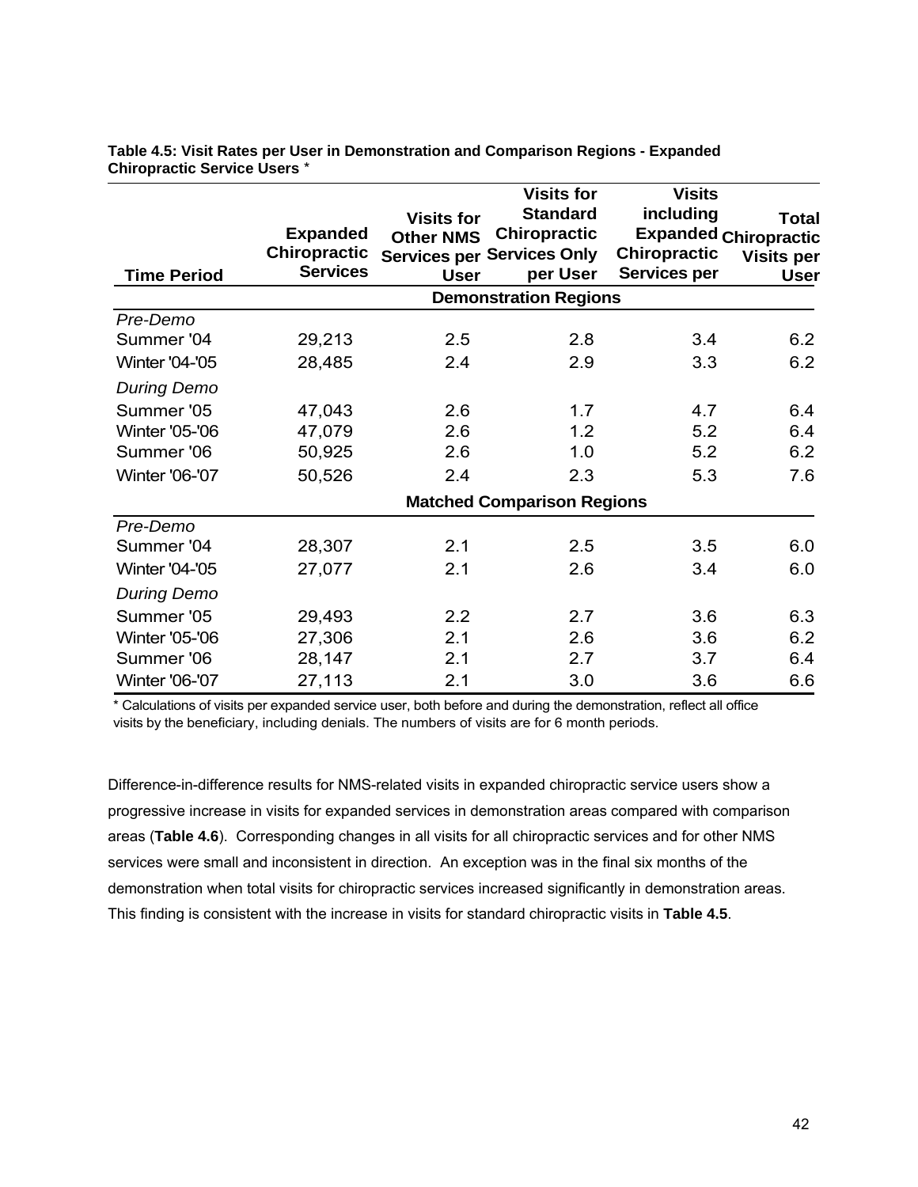**Table 4.5: Visit Rates per User in Demonstration and Comparison Regions - Expanded Chiropractic Service Users** *

| Time Period | Expanded Chiropractic Services | Visits for Other NMS Services per User | Visits for Standard Chiropractic Services Only per User | Visits including Expanded Chiropractic Services per | Total Chiropractic Visits per User |
|---|---|---|---|---|---|
| | | | **Demonstration Regions** | | |
| *Pre-Demo* | | | | | |
| Summer '04 | 29,213 | 2.5 | 2.8 | 3.4 | 6.2 |
| Winter '04-'05 | 28,485 | 2.4 | 2.9 | 3.3 | 6.2 |
| *During Demo* | | | | | |
| Summer '05 | 47,043 | 2.6 | 1.7 | 4.7 | 6.4 |
| Winter '05-'06 | 47,079 | 2.6 | 1.2 | 5.2 | 6.4 |
| Summer '06 | 50,925 | 2.6 | 1.0 | 5.2 | 6.2 |
| Winter '06-'07 | 50,526 | 2.4 | 2.3 | 5.3 | 7.6 |
| | | | **Matched Comparison Regions** | | |
| *Pre-Demo* | | | | | |
| Summer '04 | 28,307 | 2.1 | 2.5 | 3.5 | 6.0 |
| Winter '04-'05 | 27,077 | 2.1 | 2.6 | 3.4 | 6.0 |
| *During Demo* | | | | | |
| Summer '05 | 29,493 | 2.2 | 2.7 | 3.6 | 6.3 |
| Winter '05-'06 | 27,306 | 2.1 | 2.6 | 3.6 | 6.2 |
| Summer '06 | 28,147 | 2.1 | 2.7 | 3.7 | 6.4 |
| Winter '06-'07 | 27,113 | 2.1 | 3.0 | 3.6 | 6.6 |

* Calculations of visits per expanded service user, both before and during the demonstration, reflect all office visits by the beneficiary, including denials. The numbers of visits are for 6 month periods.

Difference-in-difference results for NMS-related visits in expanded chiropractic service users show a progressive increase in visits for expanded services in demonstration areas compared with comparison areas (**Table 4.6**). Corresponding changes in all visits for all chiropractic services and for other NMS services were small and inconsistent in direction. An exception was in the final six months of the demonstration when total visits for chiropractic services increased significantly in demonstration areas. This finding is consistent with the increase in visits for standard chiropractic visits in **Table 4.5**.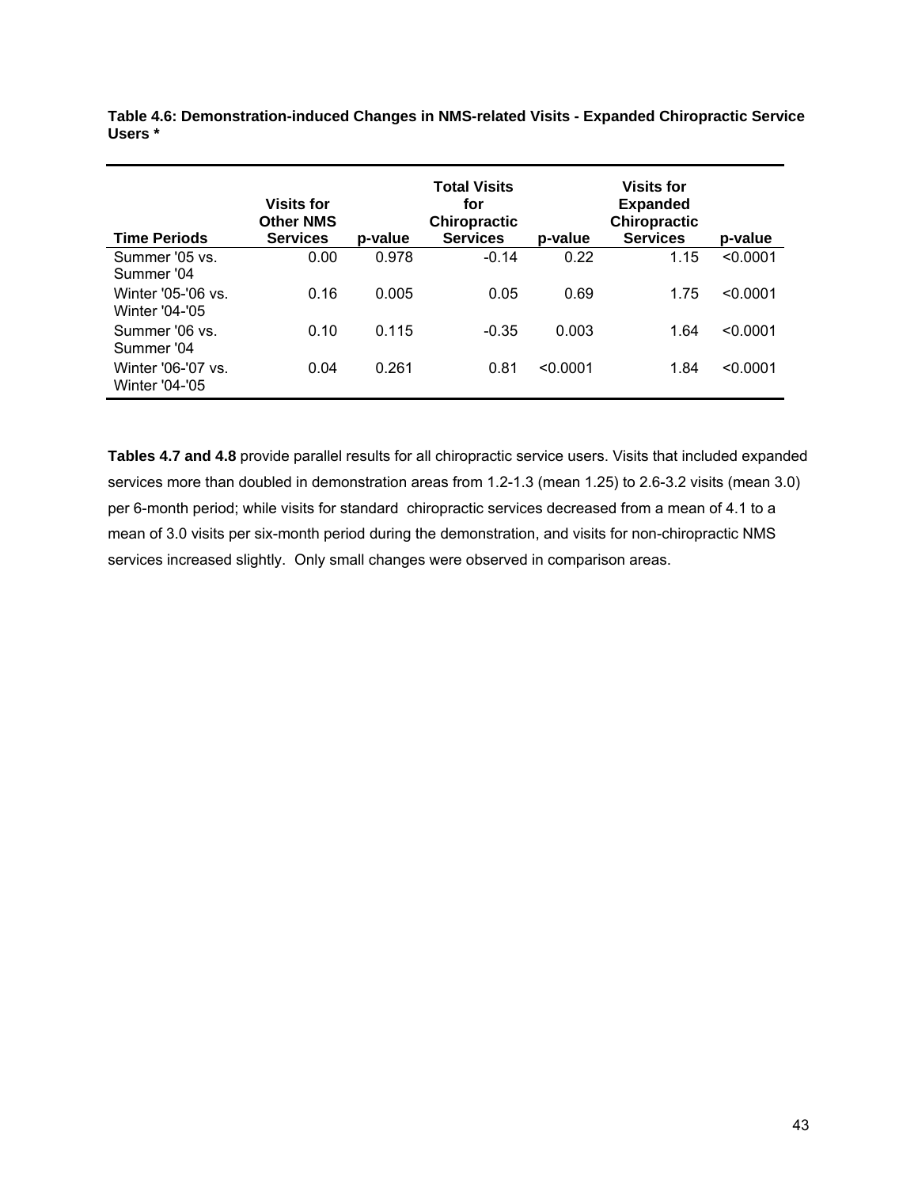**Table 4.6: Demonstration-induced Changes in NMS-related Visits - Expanded Chiropractic Service Users \***

| Time Periods | Visits for Other NMS Services | p-value | Total Visits for Chiropractic Services | p-value | Visits for Expanded Chiropractic Services | p-value |
|---|---|---|---|---|---|---|
| Summer '05 vs. Summer '04 | 0.00 | 0.978 | -0.14 | 0.22 | 1.15 | <0.0001 |
| Winter '05-'06 vs. Winter '04-'05 | 0.16 | 0.005 | 0.05 | 0.69 | 1.75 | <0.0001 |
| Summer '06 vs. Summer '04 | 0.10 | 0.115 | -0.35 | 0.003 | 1.64 | <0.0001 |
| Winter '06-'07 vs. Winter '04-'05 | 0.04 | 0.261 | 0.81 | <0.0001 | 1.84 | <0.0001 |

**Tables 4.7 and 4.8** provide parallel results for all chiropractic service users. Visits that included expanded services more than doubled in demonstration areas from 1.2-1.3 (mean 1.25) to 2.6-3.2 visits (mean 3.0) per 6-month period; while visits for standard chiropractic services decreased from a mean of 4.1 to a mean of 3.0 visits per six-month period during the demonstration, and visits for non-chiropractic NMS services increased slightly. Only small changes were observed in comparison areas.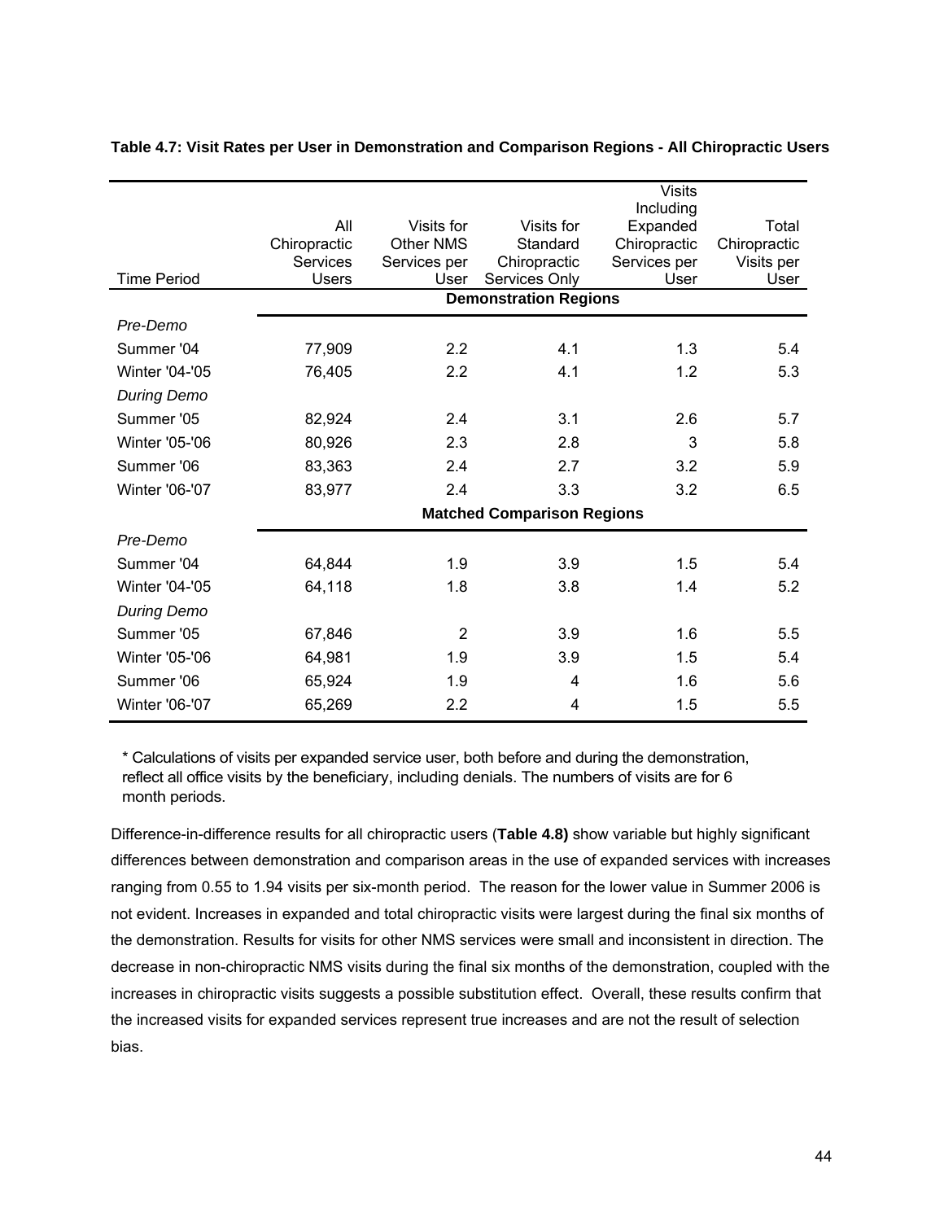**Table 4.7: Visit Rates per User in Demonstration and Comparison Regions - All Chiropractic Users**

| Time Period | All Chiropractic Services Users | Visits for Other NMS Services per User | Visits for Standard Chiropractic Services Only | Visits Including Expanded Chiropractic Services per User | Total Chiropractic Visits per User |
|---|---|---|---|---|---|
| | **Demonstration Regions** | | | | |
| *Pre-Demo* | | | | | |
| Summer '04 | 77,909 | 2.2 | 4.1 | 1.3 | 5.4 |
| Winter '04-'05 | 76,405 | 2.2 | 4.1 | 1.2 | 5.3 |
| *During Demo* | | | | | |
| Summer '05 | 82,924 | 2.4 | 3.1 | 2.6 | 5.7 |
| Winter '05-'06 | 80,926 | 2.3 | 2.8 | 3 | 5.8 |
| Summer '06 | 83,363 | 2.4 | 2.7 | 3.2 | 5.9 |
| Winter '06-'07 | 83,977 | 2.4 | 3.3 | 3.2 | 6.5 |
| | **Matched Comparison Regions** | | | | |
| *Pre-Demo* | | | | | |
| Summer '04 | 64,844 | 1.9 | 3.9 | 1.5 | 5.4 |
| Winter '04-'05 | 64,118 | 1.8 | 3.8 | 1.4 | 5.2 |
| *During Demo* | | | | | |
| Summer '05 | 67,846 | 2 | 3.9 | 1.6 | 5.5 |
| Winter '05-'06 | 64,981 | 1.9 | 3.9 | 1.5 | 5.4 |
| Summer '06 | 65,924 | 1.9 | 4 | 1.6 | 5.6 |
| Winter '06-'07 | 65,269 | 2.2 | 4 | 1.5 | 5.5 |

* Calculations of visits per expanded service user, both before and during the demonstration, reflect all office visits by the beneficiary, including denials. The numbers of visits are for 6 month periods.

Difference-in-difference results for all chiropractic users (**Table 4.8)** show variable but highly significant differences between demonstration and comparison areas in the use of expanded services with increases ranging from 0.55 to 1.94 visits per six-month period. The reason for the lower value in Summer 2006 is not evident. Increases in expanded and total chiropractic visits were largest during the final six months of the demonstration. Results for visits for other NMS services were small and inconsistent in direction. The decrease in non-chiropractic NMS visits during the final six months of the demonstration, coupled with the increases in chiropractic visits suggests a possible substitution effect. Overall, these results confirm that the increased visits for expanded services represent true increases and are not the result of selection bias.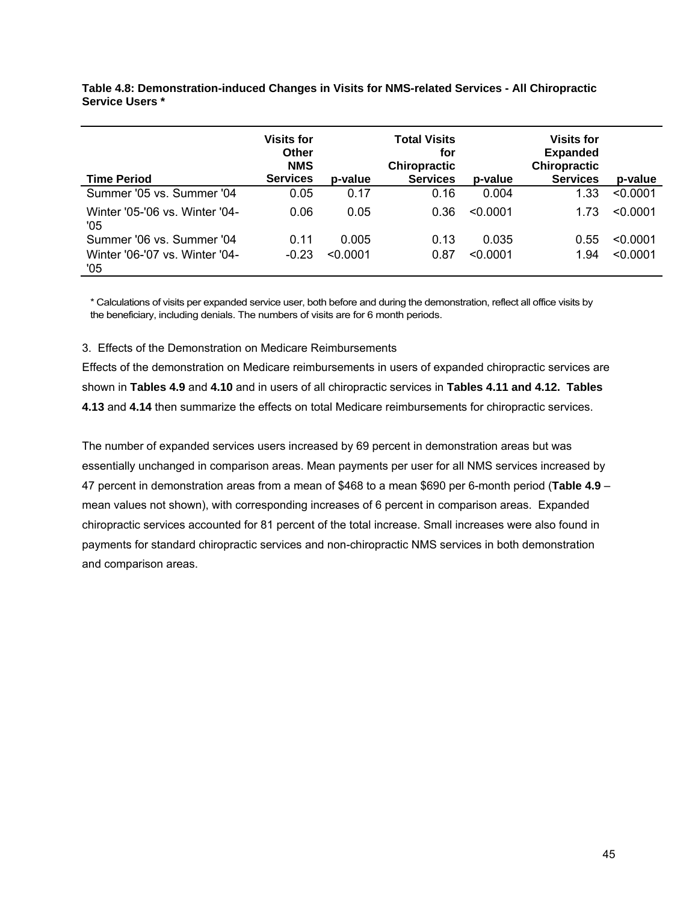**Table 4.8: Demonstration-induced Changes in Visits for NMS-related Services - All Chiropractic Service Users ***

| Time Period | Visits for Other NMS Services | p-value | Total Visits for Chiropractic Services | p-value | Visits for Expanded Chiropractic Services | p-value |
|---|---|---|---|---|---|---|
| Summer '05 vs. Summer '04 | 0.05 | 0.17 | 0.16 | 0.004 | 1.33 | <0.0001 |
| Winter '05-'06 vs. Winter '04-'05 | 0.06 | 0.05 | 0.36 | <0.0001 | 1.73 | <0.0001 |
| Summer '06 vs. Summer '04 | 0.11 | 0.005 | 0.13 | 0.035 | 0.55 | <0.0001 |
| Winter '06-'07 vs. Winter '04-'05 | -0.23 | <0.0001 | 0.87 | <0.0001 | 1.94 | <0.0001 |

* Calculations of visits per expanded service user, both before and during the demonstration, reflect all office visits by the beneficiary, including denials. The numbers of visits are for 6 month periods.

3. Effects of the Demonstration on Medicare Reimbursements

Effects of the demonstration on Medicare reimbursements in users of expanded chiropractic services are shown in **Tables 4.9** and **4.10** and in users of all chiropractic services in **Tables 4.11 and 4.12. Tables 4.13** and **4.14** then summarize the effects on total Medicare reimbursements for chiropractic services.

The number of expanded services users increased by 69 percent in demonstration areas but was essentially unchanged in comparison areas. Mean payments per user for all NMS services increased by 47 percent in demonstration areas from a mean of $468 to a mean $690 per 6-month period (**Table 4.9** – mean values not shown), with corresponding increases of 6 percent in comparison areas. Expanded chiropractic services accounted for 81 percent of the total increase. Small increases were also found in payments for standard chiropractic services and non-chiropractic NMS services in both demonstration and comparison areas.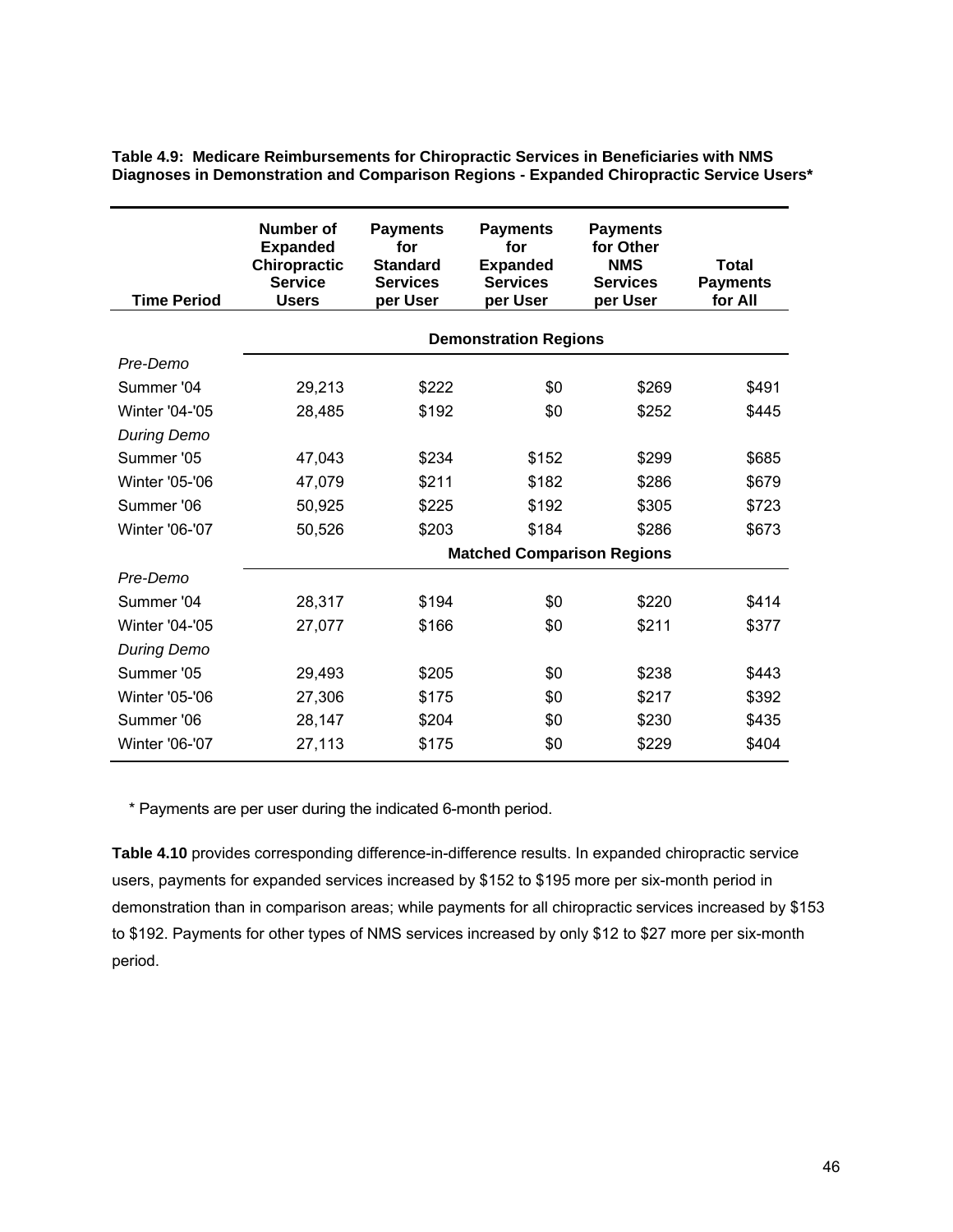**Table 4.9: Medicare Reimbursements for Chiropractic Services in Beneficiaries with NMS Diagnoses in Demonstration and Comparison Regions - Expanded Chiropractic Service Users***

| Time Period | Number of Expanded Chiropractic Service Users | Payments for Standard Services per User | Payments for Expanded Services per User | Payments for Other NMS Services per User | Total Payments for All |
|---|---|---|---|---|---|
| | **Demonstration Regions** | | | | |
| *Pre-Demo* | | | | | |
| Summer '04 | 29,213 | $222 | $0 | $269 | $491 |
| Winter '04-'05 | 28,485 | $192 | $0 | $252 | $445 |
| *During Demo* | | | | | |
| Summer '05 | 47,043 | $234 | $152 | $299 | $685 |
| Winter '05-'06 | 47,079 | $211 | $182 | $286 | $679 |
| Summer '06 | 50,925 | $225 | $192 | $305 | $723 |
| Winter '06-'07 | 50,526 | $203 | $184 | $286 | $673 |
| | **Matched Comparison Regions** | | | | |
| *Pre-Demo* | | | | | |
| Summer '04 | 28,317 | $194 | $0 | $220 | $414 |
| Winter '04-'05 | 27,077 | $166 | $0 | $211 | $377 |
| *During Demo* | | | | | |
| Summer '05 | 29,493 | $205 | $0 | $238 | $443 |
| Winter '05-'06 | 27,306 | $175 | $0 | $217 | $392 |
| Summer '06 | 28,147 | $204 | $0 | $230 | $435 |
| Winter '06-'07 | 27,113 | $175 | $0 | $229 | $404 |

* Payments are per user during the indicated 6-month period.

**Table 4.10** provides corresponding difference-in-difference results. In expanded chiropractic service users, payments for expanded services increased by $152 to $195 more per six-month period in demonstration than in comparison areas; while payments for all chiropractic services increased by $153 to $192. Payments for other types of NMS services increased by only $12 to $27 more per six-month period.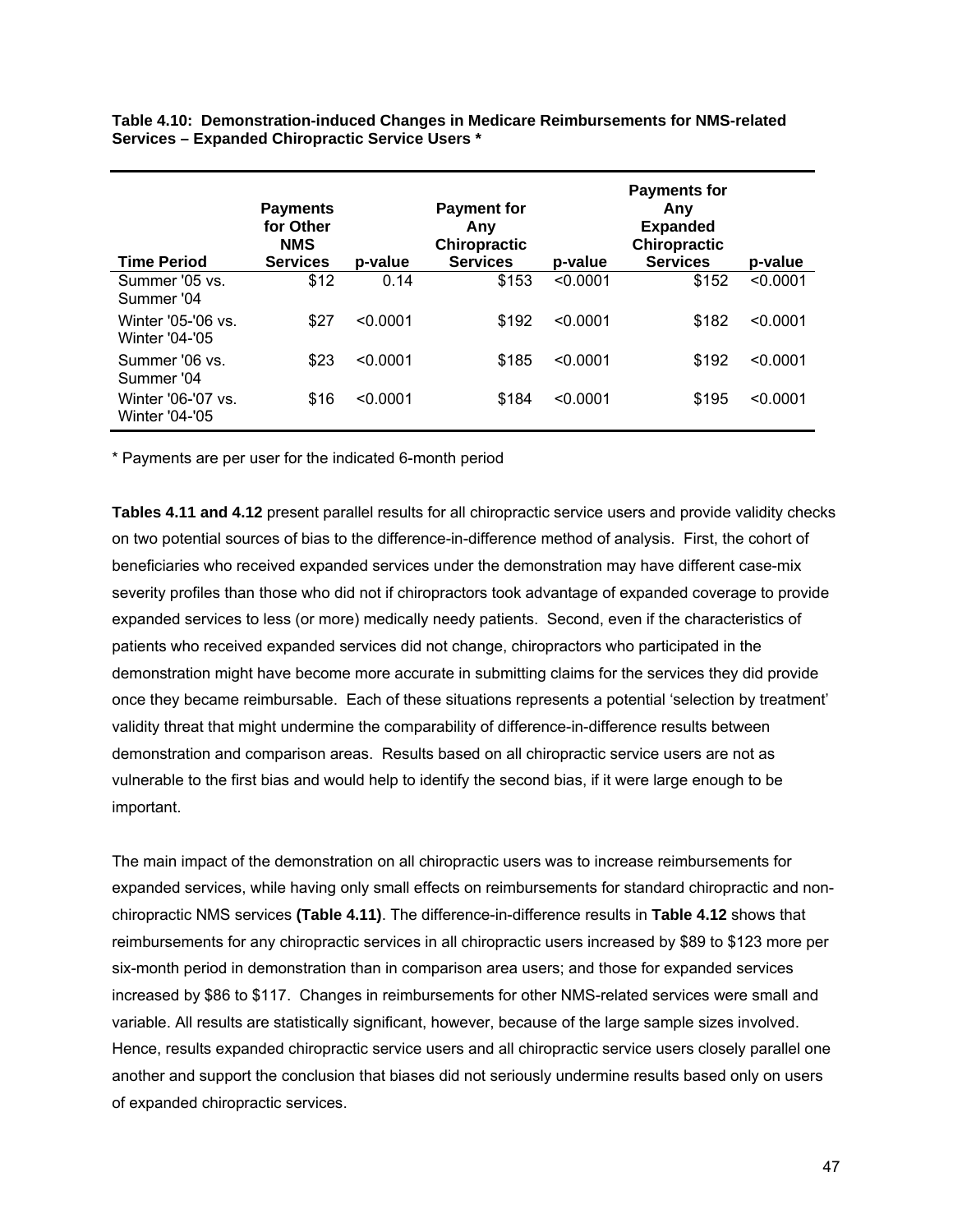**Table 4.10: Demonstration-induced Changes in Medicare Reimbursements for NMS-related Services – Expanded Chiropractic Service Users \***

| Time Period | Payments for Other NMS Services | p-value | Payment for Any Chiropractic Services | p-value | Payments for Any Expanded Chiropractic Services | p-value |
|---|---|---|---|---|---|---|
| Summer '05 vs. Summer '04 | $12 | 0.14 | $153 | <0.0001 | $152 | <0.0001 |
| Winter '05-'06 vs. Winter '04-'05 | $27 | <0.0001 | $192 | <0.0001 | $182 | <0.0001 |
| Summer '06 vs. Summer '04 | $23 | <0.0001 | $185 | <0.0001 | $192 | <0.0001 |
| Winter '06-'07 vs. Winter '04-'05 | $16 | <0.0001 | $184 | <0.0001 | $195 | <0.0001 |

\* Payments are per user for the indicated 6-month period

**Tables 4.11 and 4.12** present parallel results for all chiropractic service users and provide validity checks on two potential sources of bias to the difference-in-difference method of analysis. First, the cohort of beneficiaries who received expanded services under the demonstration may have different case-mix severity profiles than those who did not if chiropractors took advantage of expanded coverage to provide expanded services to less (or more) medically needy patients. Second, even if the characteristics of patients who received expanded services did not change, chiropractors who participated in the demonstration might have become more accurate in submitting claims for the services they did provide once they became reimbursable. Each of these situations represents a potential 'selection by treatment' validity threat that might undermine the comparability of difference-in-difference results between demonstration and comparison areas. Results based on all chiropractic service users are not as vulnerable to the first bias and would help to identify the second bias, if it were large enough to be important.

The main impact of the demonstration on all chiropractic users was to increase reimbursements for expanded services, while having only small effects on reimbursements for standard chiropractic and non-chiropractic NMS services **(Table 4.11)**. The difference-in-difference results in **Table 4.12** shows that reimbursements for any chiropractic services in all chiropractic users increased by $89 to $123 more per six-month period in demonstration than in comparison area users; and those for expanded services increased by $86 to $117. Changes in reimbursements for other NMS-related services were small and variable. All results are statistically significant, however, because of the large sample sizes involved. Hence, results expanded chiropractic service users and all chiropractic service users closely parallel one another and support the conclusion that biases did not seriously undermine results based only on users of expanded chiropractic services.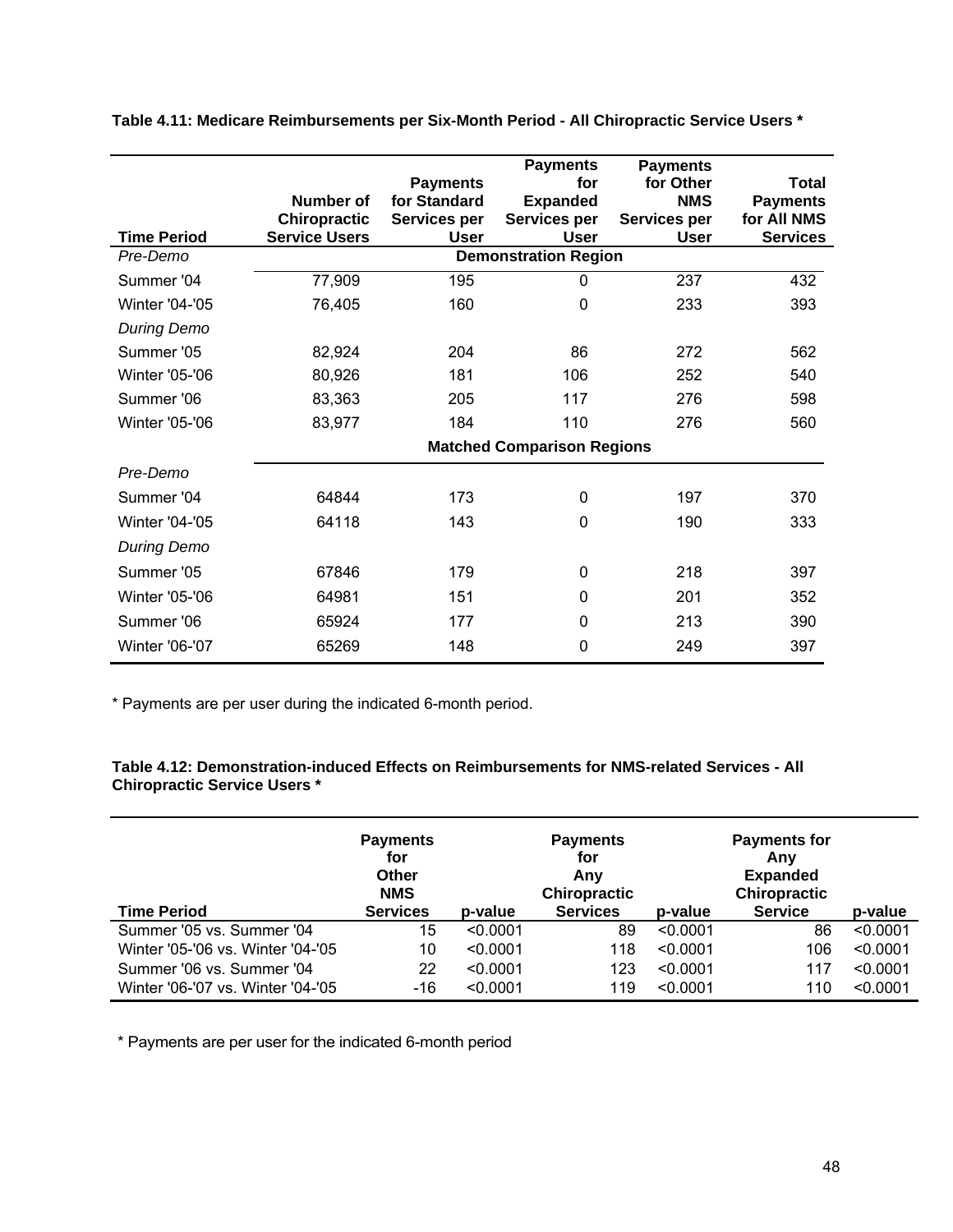**Table 4.11: Medicare Reimbursements per Six-Month Period - All Chiropractic Service Users ***

| Time Period | Number of Chiropractic Service Users | Payments for Standard Services per User | Payments for Expanded Services per User | Payments for Other NMS Services per User | Total Payments for All NMS Services |
|---|---|---|---|---|---|
| *Pre-Demo* | | | **Demonstration Region** | | |
| Summer '04 | 77,909 | 195 | 0 | 237 | 432 |
| Winter '04-'05 | 76,405 | 160 | 0 | 233 | 393 |
| *During Demo* | | | | | |
| Summer '05 | 82,924 | 204 | 86 | 272 | 562 |
| Winter '05-'06 | 80,926 | 181 | 106 | 252 | 540 |
| Summer '06 | 83,363 | 205 | 117 | 276 | 598 |
| Winter '05-'06 | 83,977 | 184 | 110 | 276 | 560 |
| | | | **Matched Comparison Regions** | | |
| *Pre-Demo* | | | | | |
| Summer '04 | 64844 | 173 | 0 | 197 | 370 |
| Winter '04-'05 | 64118 | 143 | 0 | 190 | 333 |
| *During Demo* | | | | | |
| Summer '05 | 67846 | 179 | 0 | 218 | 397 |
| Winter '05-'06 | 64981 | 151 | 0 | 201 | 352 |
| Summer '06 | 65924 | 177 | 0 | 213 | 390 |
| Winter '06-'07 | 65269 | 148 | 0 | 249 | 397 |

* Payments are per user during the indicated 6-month period.

**Table 4.12: Demonstration-induced Effects on Reimbursements for NMS-related Services - All Chiropractic Service Users ***

| Time Period | Payments for Other NMS Services | p-value | Payments for Any Chiropractic Services | p-value | Payments for Any Expanded Chiropractic Service | p-value |
|---|---|---|---|---|---|---|
| Summer '05 vs. Summer '04 | 15 | <0.0001 | 89 | <0.0001 | 86 | <0.0001 |
| Winter '05-'06 vs. Winter '04-'05 | 10 | <0.0001 | 118 | <0.0001 | 106 | <0.0001 |
| Summer '06 vs. Summer '04 | 22 | <0.0001 | 123 | <0.0001 | 117 | <0.0001 |
| Winter '06-'07 vs. Winter '04-'05 | -16 | <0.0001 | 119 | <0.0001 | 110 | <0.0001 |

* Payments are per user for the indicated 6-month period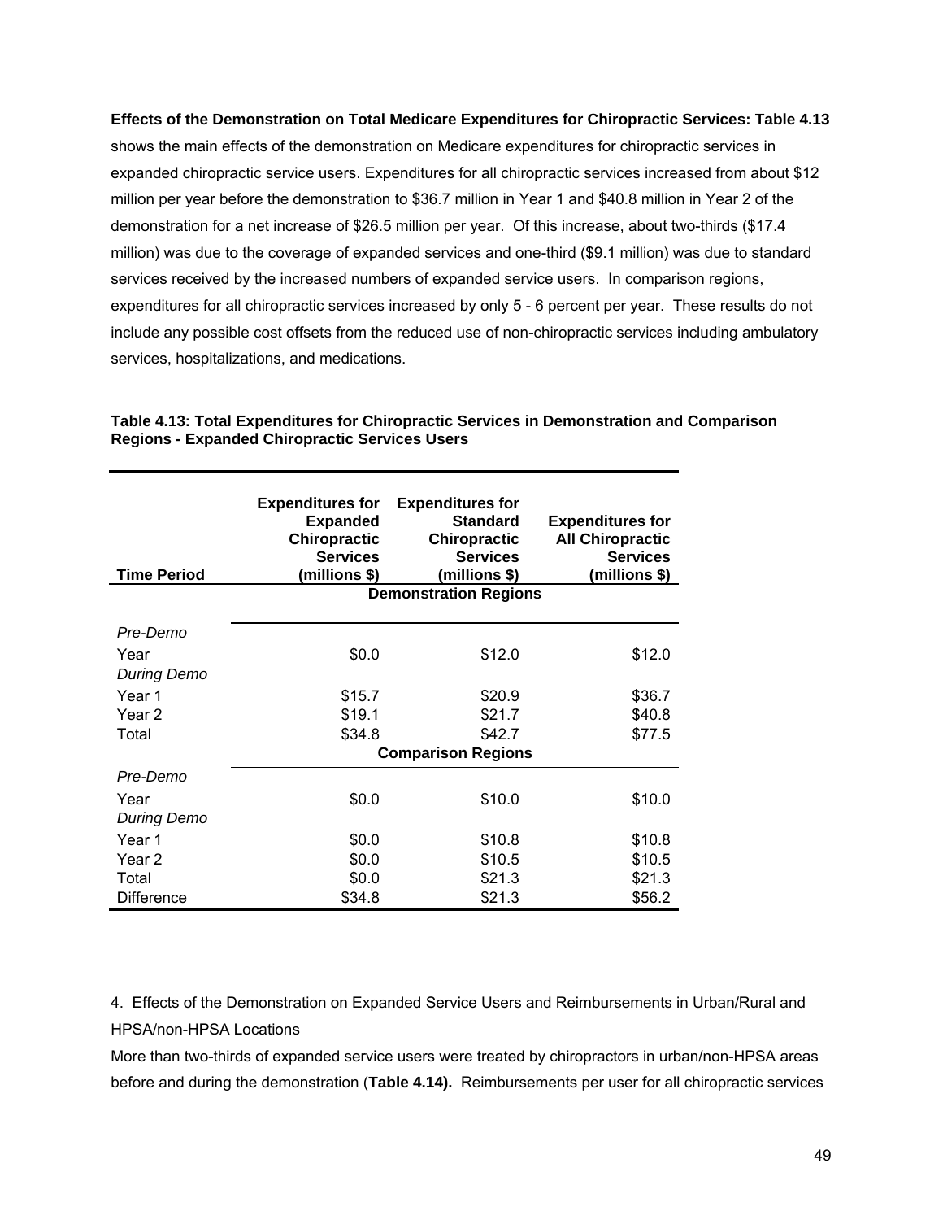**Effects of the Demonstration on Total Medicare Expenditures for Chiropractic Services: Table 4.13** shows the main effects of the demonstration on Medicare expenditures for chiropractic services in expanded chiropractic service users. Expenditures for all chiropractic services increased from about $12 million per year before the demonstration to $36.7 million in Year 1 and $40.8 million in Year 2 of the demonstration for a net increase of $26.5 million per year. Of this increase, about two-thirds ($17.4 million) was due to the coverage of expanded services and one-third ($9.1 million) was due to standard services received by the increased numbers of expanded service users. In comparison regions, expenditures for all chiropractic services increased by only 5 - 6 percent per year. These results do not include any possible cost offsets from the reduced use of non-chiropractic services including ambulatory services, hospitalizations, and medications.

**Table 4.13: Total Expenditures for Chiropractic Services in Demonstration and Comparison Regions - Expanded Chiropractic Services Users**

| Time Period | Expenditures for Expanded Chiropractic Services (millions $) | Expenditures for Standard Chiropractic Services (millions $) | Expenditures for All Chiropractic Services (millions $) |
|---|---|---|---|
| | | **Demonstration Regions** | |
| *Pre-Demo* | | | |
| Year | $0.0 | $12.0 | $12.0 |
| *During Demo* | | | |
| Year 1 | $15.7 | $20.9 | $36.7 |
| Year 2 | $19.1 | $21.7 | $40.8 |
| Total | $34.8 | $42.7 | $77.5 |
| | | **Comparison Regions** | |
| *Pre-Demo* | | | |
| Year | $0.0 | $10.0 | $10.0 |
| *During Demo* | | | |
| Year 1 | $0.0 | $10.8 | $10.8 |
| Year 2 | $0.0 | $10.5 | $10.5 |
| Total | $0.0 | $21.3 | $21.3 |
| Difference | $34.8 | $21.3 | $56.2 |

4. Effects of the Demonstration on Expanded Service Users and Reimbursements in Urban/Rural and HPSA/non-HPSA Locations

More than two-thirds of expanded service users were treated by chiropractors in urban/non-HPSA areas before and during the demonstration (**Table 4.14).** Reimbursements per user for all chiropractic services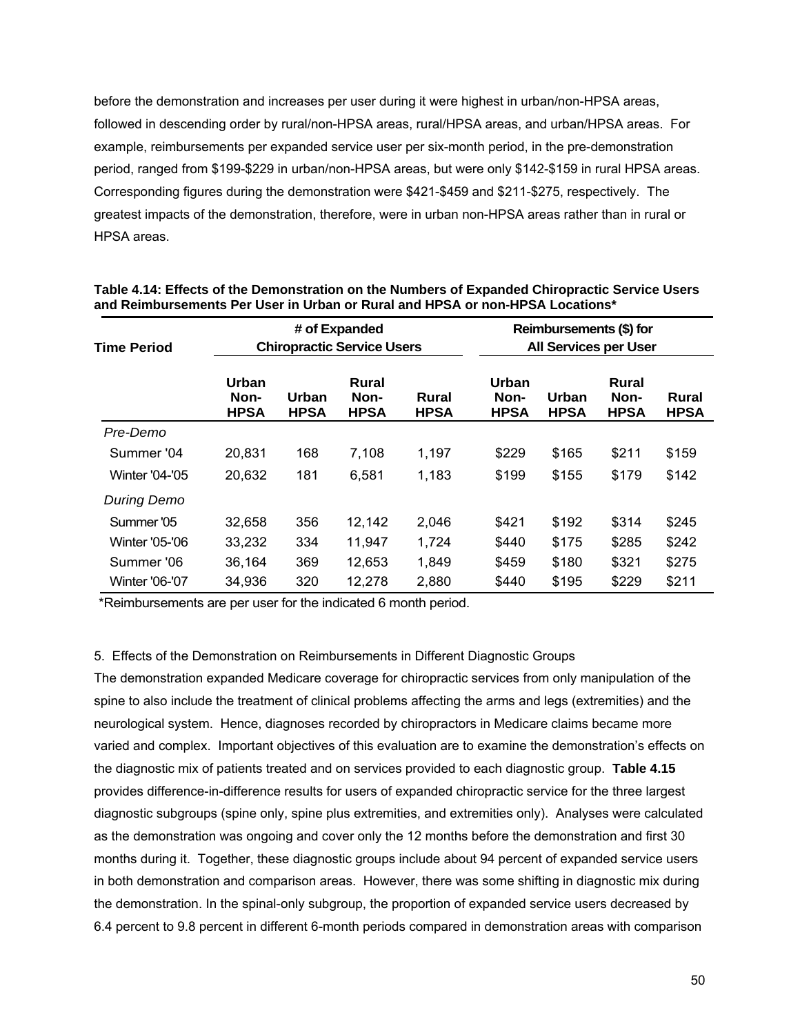before the demonstration and increases per user during it were highest in urban/non-HPSA areas, followed in descending order by rural/non-HPSA areas, rural/HPSA areas, and urban/HPSA areas. For example, reimbursements per expanded service user per six-month period, in the pre-demonstration period, ranged from $199-$229 in urban/non-HPSA areas, but were only $142-$159 in rural HPSA areas. Corresponding figures during the demonstration were $421-$459 and $211-$275, respectively. The greatest impacts of the demonstration, therefore, were in urban non-HPSA areas rather than in rural or HPSA areas.

**Table 4.14: Effects of the Demonstration on the Numbers of Expanded Chiropractic Service Users and Reimbursements Per User in Urban or Rural and HPSA or non-HPSA Locations***

| Time Period | # of Expanded Chiropractic Service Users | | | | Reimbursements ($) for All Services per User | | | |
|---|---|---|---|---|---|---|---|---|
| | Urban Non-HPSA | Urban HPSA | Rural Non-HPSA | Rural HPSA | Urban Non-HPSA | Urban HPSA | Rural Non-HPSA | Rural HPSA |
| *Pre-Demo* | | | | | | | | |
| Summer '04 | 20,831 | 168 | 7,108 | 1,197 | $229 | $165 | $211 | $159 |
| Winter '04-'05 | 20,632 | 181 | 6,581 | 1,183 | $199 | $155 | $179 | $142 |
| *During Demo* | | | | | | | | |
| Summer '05 | 32,658 | 356 | 12,142 | 2,046 | $421 | $192 | $314 | $245 |
| Winter '05-'06 | 33,232 | 334 | 11,947 | 1,724 | $440 | $175 | $285 | $242 |
| Summer '06 | 36,164 | 369 | 12,653 | 1,849 | $459 | $180 | $321 | $275 |
| Winter '06-'07 | 34,936 | 320 | 12,278 | 2,880 | $440 | $195 | $229 | $211 |

*Reimbursements are per user for the indicated 6 month period.

5. Effects of the Demonstration on Reimbursements in Different Diagnostic Groups

The demonstration expanded Medicare coverage for chiropractic services from only manipulation of the spine to also include the treatment of clinical problems affecting the arms and legs (extremities) and the neurological system. Hence, diagnoses recorded by chiropractors in Medicare claims became more varied and complex. Important objectives of this evaluation are to examine the demonstration's effects on the diagnostic mix of patients treated and on services provided to each diagnostic group. **Table 4.15** provides difference-in-difference results for users of expanded chiropractic service for the three largest diagnostic subgroups (spine only, spine plus extremities, and extremities only). Analyses were calculated as the demonstration was ongoing and cover only the 12 months before the demonstration and first 30 months during it. Together, these diagnostic groups include about 94 percent of expanded service users in both demonstration and comparison areas. However, there was some shifting in diagnostic mix during the demonstration. In the spinal-only subgroup, the proportion of expanded service users decreased by 6.4 percent to 9.8 percent in different 6-month periods compared in demonstration areas with comparison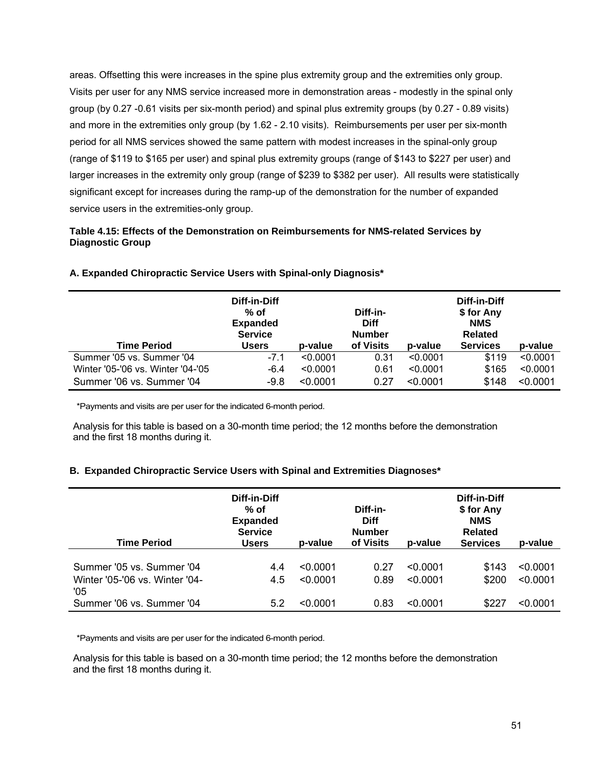areas. Offsetting this were increases in the spine plus extremity group and the extremities only group. Visits per user for any NMS service increased more in demonstration areas - modestly in the spinal only group (by 0.27 -0.61 visits per six-month period) and spinal plus extremity groups (by 0.27 - 0.89 visits) and more in the extremities only group (by 1.62 - 2.10 visits). Reimbursements per user per six-month period for all NMS services showed the same pattern with modest increases in the spinal-only group (range of $119 to $165 per user) and spinal plus extremity groups (range of $143 to $227 per user) and larger increases in the extremity only group (range of $239 to $382 per user). All results were statistically significant except for increases during the ramp-up of the demonstration for the number of expanded service users in the extremities-only group.

**Table 4.15: Effects of the Demonstration on Reimbursements for NMS-related Services by Diagnostic Group**

**A. Expanded Chiropractic Service Users with Spinal-only Diagnosis***

| Time Period | Diff-in-Diff % of Expanded Service Users | p-value | Diff-in-Diff Number of Visits | p-value | Diff-in-Diff $ for Any NMS Related Services | p-value |
|---|---|---|---|---|---|---|
| Summer '05 vs. Summer '04 | -7.1 | <0.0001 | 0.31 | <0.0001 | $119 | <0.0001 |
| Winter '05-'06 vs. Winter '04-'05 | -6.4 | <0.0001 | 0.61 | <0.0001 | $165 | <0.0001 |
| Summer '06 vs. Summer '04 | -9.8 | <0.0001 | 0.27 | <0.0001 | $148 | <0.0001 |

*Payments and visits are per user for the indicated 6-month period.

Analysis for this table is based on a 30-month time period; the 12 months before the demonstration and the first 18 months during it.

**B. Expanded Chiropractic Service Users with Spinal and Extremities Diagnoses***

| Time Period | Diff-in-Diff % of Expanded Service Users | p-value | Diff-in-Diff Number of Visits | p-value | Diff-in-Diff $ for Any NMS Related Services | p-value |
|---|---|---|---|---|---|---|
| Summer '05 vs. Summer '04 | 4.4 | <0.0001 | 0.27 | <0.0001 | $143 | <0.0001 |
| Winter '05-'06 vs. Winter '04-'05 | 4.5 | <0.0001 | 0.89 | <0.0001 | $200 | <0.0001 |
| Summer '06 vs. Summer '04 | 5.2 | <0.0001 | 0.83 | <0.0001 | $227 | <0.0001 |

*Payments and visits are per user for the indicated 6-month period.

Analysis for this table is based on a 30-month time period; the 12 months before the demonstration and the first 18 months during it.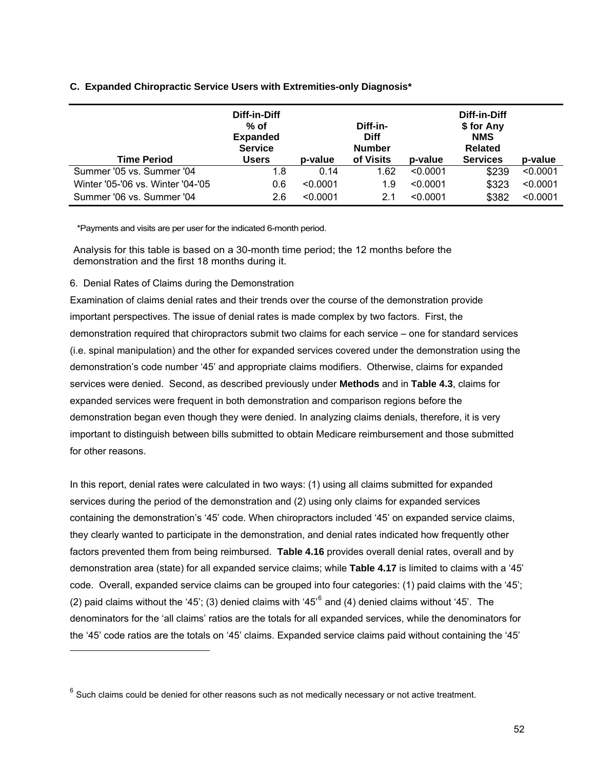**C. Expanded Chiropractic Service Users with Extremities-only Diagnosis***

| Time Period | Diff-in-Diff % of Expanded Service Users | p-value | Diff-in-Diff Number of Visits | p-value | Diff-in-Diff $ for Any NMS Related Services | p-value |
|---|---|---|---|---|---|---|
| Summer '05 vs. Summer '04 | 1.8 | 0.14 | 1.62 | <0.0001 | $239 | <0.0001 |
| Winter '05-'06 vs. Winter '04-'05 | 0.6 | <0.0001 | 1.9 | <0.0001 | $323 | <0.0001 |
| Summer '06 vs. Summer '04 | 2.6 | <0.0001 | 2.1 | <0.0001 | $382 | <0.0001 |

*Payments and visits are per user for the indicated 6-month period.

Analysis for this table is based on a 30-month time period; the 12 months before the demonstration and the first 18 months during it.

6. Denial Rates of Claims during the Demonstration

Examination of claims denial rates and their trends over the course of the demonstration provide important perspectives. The issue of denial rates is made complex by two factors. First, the demonstration required that chiropractors submit two claims for each service – one for standard services (i.e. spinal manipulation) and the other for expanded services covered under the demonstration using the demonstration's code number '45' and appropriate claims modifiers. Otherwise, claims for expanded services were denied. Second, as described previously under **Methods** and in **Table 4.3**, claims for expanded services were frequent in both demonstration and comparison regions before the demonstration began even though they were denied. In analyzing claims denials, therefore, it is very important to distinguish between bills submitted to obtain Medicare reimbursement and those submitted for other reasons.

In this report, denial rates were calculated in two ways: (1) using all claims submitted for expanded services during the period of the demonstration and (2) using only claims for expanded services containing the demonstration's '45' code. When chiropractors included '45' on expanded service claims, they clearly wanted to participate in the demonstration, and denial rates indicated how frequently other factors prevented them from being reimbursed. **Table 4.16** provides overall denial rates, overall and by demonstration area (state) for all expanded service claims; while **Table 4.17** is limited to claims with a '45' code. Overall, expanded service claims can be grouped into four categories: (1) paid claims with the '45'; (2) paid claims without the '45'; (3) denied claims with '45'[6] and (4) denied claims without '45'. The denominators for the 'all claims' ratios are the totals for all expanded services, while the denominators for the '45' code ratios are the totals on '45' claims. Expanded service claims paid without containing the '45'

---

[6] Such claims could be denied for other reasons such as not medically necessary or not active treatment.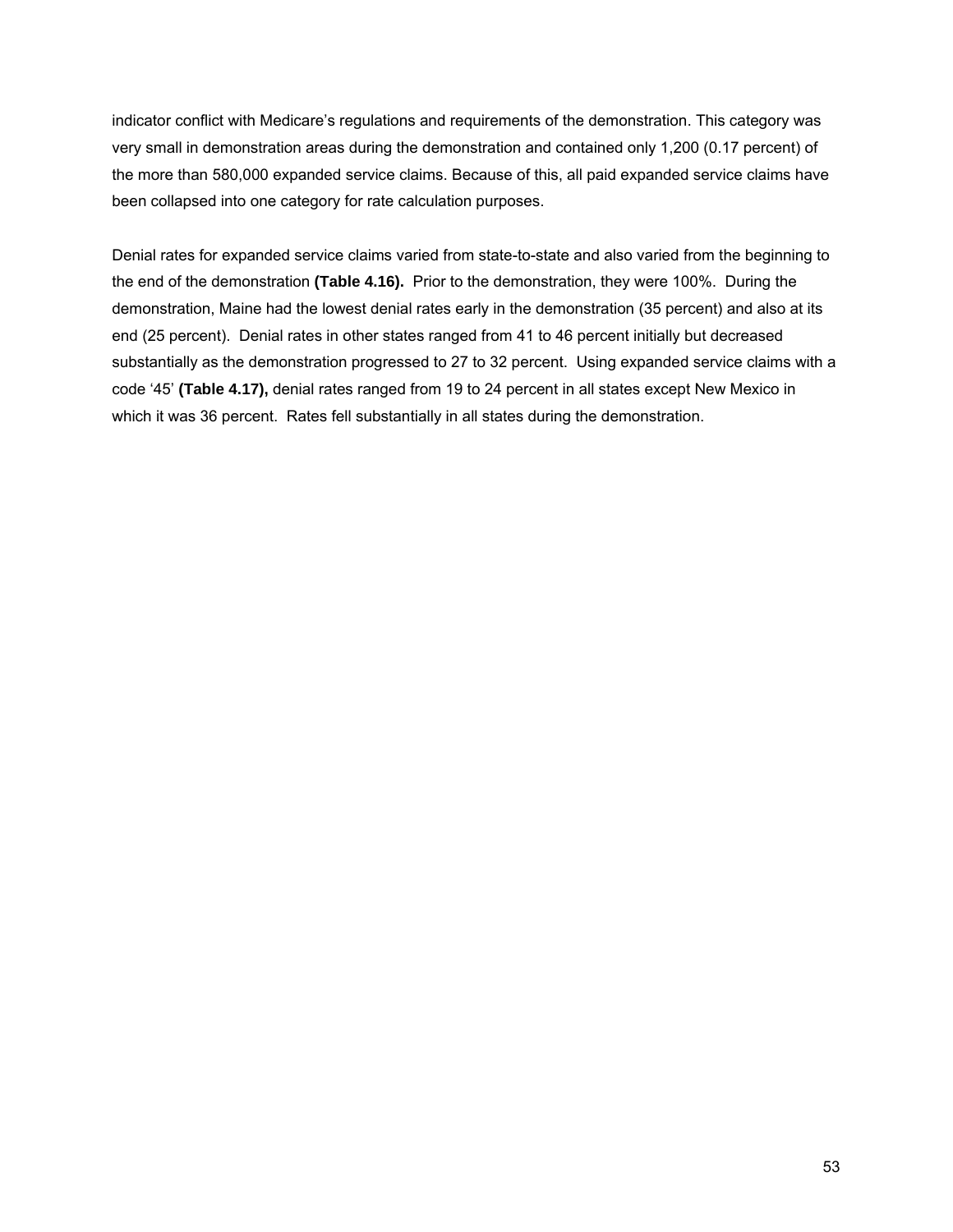indicator conflict with Medicare's regulations and requirements of the demonstration. This category was very small in demonstration areas during the demonstration and contained only 1,200 (0.17 percent) of the more than 580,000 expanded service claims. Because of this, all paid expanded service claims have been collapsed into one category for rate calculation purposes.

Denial rates for expanded service claims varied from state-to-state and also varied from the beginning to the end of the demonstration **(Table 4.16).** Prior to the demonstration, they were 100%. During the demonstration, Maine had the lowest denial rates early in the demonstration (35 percent) and also at its end (25 percent). Denial rates in other states ranged from 41 to 46 percent initially but decreased substantially as the demonstration progressed to 27 to 32 percent. Using expanded service claims with a code '45' **(Table 4.17),** denial rates ranged from 19 to 24 percent in all states except New Mexico in which it was 36 percent. Rates fell substantially in all states during the demonstration.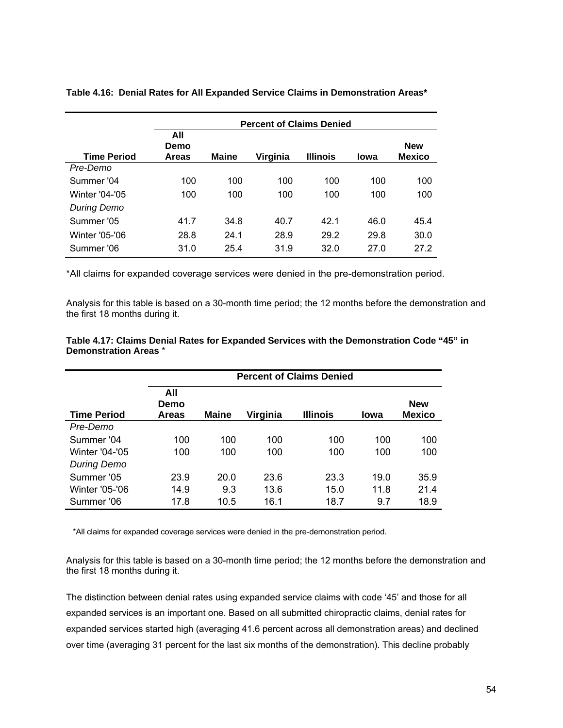**Table 4.16: Denial Rates for All Expanded Service Claims in Demonstration Areas***

| | Percent of Claims Denied | | | | | |
|---|---|---|---|---|---|---|
| **Time Period** | **All Demo Areas** | **Maine** | **Virginia** | **Illinois** | **Iowa** | **New Mexico** |
| *Pre-Demo* | | | | | | |
| Summer '04 | 100 | 100 | 100 | 100 | 100 | 100 |
| Winter '04-'05 | 100 | 100 | 100 | 100 | 100 | 100 |
| *During Demo* | | | | | | |
| Summer '05 | 41.7 | 34.8 | 40.7 | 42.1 | 46.0 | 45.4 |
| Winter '05-'06 | 28.8 | 24.1 | 28.9 | 29.2 | 29.8 | 30.0 |
| Summer '06 | 31.0 | 25.4 | 31.9 | 32.0 | 27.0 | 27.2 |

*All claims for expanded coverage services were denied in the pre-demonstration period.

Analysis for this table is based on a 30-month time period; the 12 months before the demonstration and the first 18 months during it.

**Table 4.17: Claims Denial Rates for Expanded Services with the Demonstration Code "45" in Demonstration Areas** *

| | Percent of Claims Denied | | | | | |
|---|---|---|---|---|---|---|
| **Time Period** | **All Demo Areas** | **Maine** | **Virginia** | **Illinois** | **Iowa** | **New Mexico** |
| *Pre-Demo* | | | | | | |
| Summer '04 | 100 | 100 | 100 | 100 | 100 | 100 |
| Winter '04-'05 | 100 | 100 | 100 | 100 | 100 | 100 |
| *During Demo* | | | | | | |
| Summer '05 | 23.9 | 20.0 | 23.6 | 23.3 | 19.0 | 35.9 |
| Winter '05-'06 | 14.9 | 9.3 | 13.6 | 15.0 | 11.8 | 21.4 |
| Summer '06 | 17.8 | 10.5 | 16.1 | 18.7 | 9.7 | 18.9 |

*All claims for expanded coverage services were denied in the pre-demonstration period.

Analysis for this table is based on a 30-month time period; the 12 months before the demonstration and the first 18 months during it.

The distinction between denial rates using expanded service claims with code '45' and those for all expanded services is an important one. Based on all submitted chiropractic claims, denial rates for expanded services started high (averaging 41.6 percent across all demonstration areas) and declined over time (averaging 31 percent for the last six months of the demonstration). This decline probably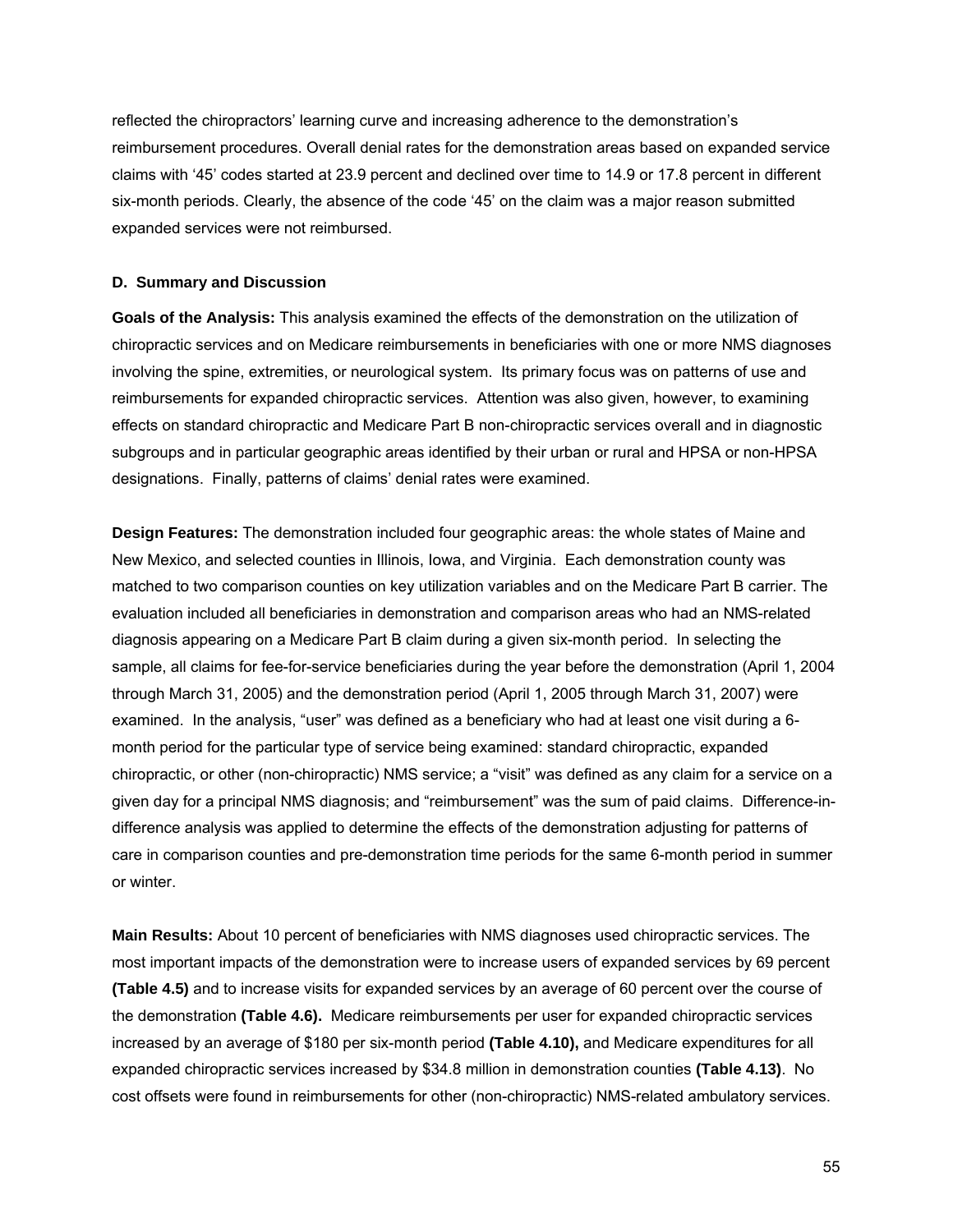reflected the chiropractors' learning curve and increasing adherence to the demonstration's reimbursement procedures. Overall denial rates for the demonstration areas based on expanded service claims with '45' codes started at 23.9 percent and declined over time to 14.9 or 17.8 percent in different six-month periods. Clearly, the absence of the code '45' on the claim was a major reason submitted expanded services were not reimbursed.

### D. Summary and Discussion

**Goals of the Analysis:** This analysis examined the effects of the demonstration on the utilization of chiropractic services and on Medicare reimbursements in beneficiaries with one or more NMS diagnoses involving the spine, extremities, or neurological system. Its primary focus was on patterns of use and reimbursements for expanded chiropractic services. Attention was also given, however, to examining effects on standard chiropractic and Medicare Part B non-chiropractic services overall and in diagnostic subgroups and in particular geographic areas identified by their urban or rural and HPSA or non-HPSA designations. Finally, patterns of claims' denial rates were examined.

**Design Features:** The demonstration included four geographic areas: the whole states of Maine and New Mexico, and selected counties in Illinois, Iowa, and Virginia. Each demonstration county was matched to two comparison counties on key utilization variables and on the Medicare Part B carrier. The evaluation included all beneficiaries in demonstration and comparison areas who had an NMS-related diagnosis appearing on a Medicare Part B claim during a given six-month period. In selecting the sample, all claims for fee-for-service beneficiaries during the year before the demonstration (April 1, 2004 through March 31, 2005) and the demonstration period (April 1, 2005 through March 31, 2007) were examined. In the analysis, "user" was defined as a beneficiary who had at least one visit during a 6-month period for the particular type of service being examined: standard chiropractic, expanded chiropractic, or other (non-chiropractic) NMS service; a "visit" was defined as any claim for a service on a given day for a principal NMS diagnosis; and "reimbursement" was the sum of paid claims. Difference-in-difference analysis was applied to determine the effects of the demonstration adjusting for patterns of care in comparison counties and pre-demonstration time periods for the same 6-month period in summer or winter.

**Main Results:** About 10 percent of beneficiaries with NMS diagnoses used chiropractic services. The most important impacts of the demonstration were to increase users of expanded services by 69 percent **(Table 4.5)** and to increase visits for expanded services by an average of 60 percent over the course of the demonstration **(Table 4.6).** Medicare reimbursements per user for expanded chiropractic services increased by an average of $180 per six-month period **(Table 4.10),** and Medicare expenditures for all expanded chiropractic services increased by $34.8 million in demonstration counties **(Table 4.13)**. No cost offsets were found in reimbursements for other (non-chiropractic) NMS-related ambulatory services.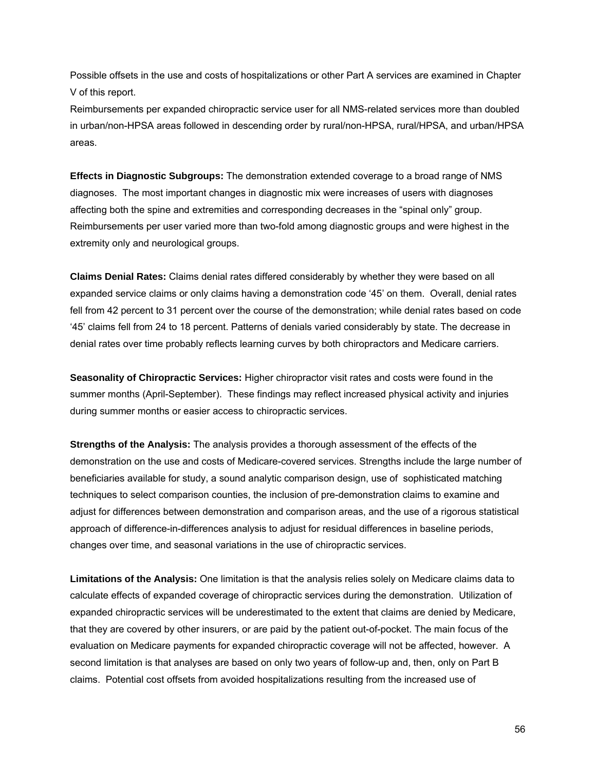Possible offsets in the use and costs of hospitalizations or other Part A services are examined in Chapter V of this report.

Reimbursements per expanded chiropractic service user for all NMS-related services more than doubled in urban/non-HPSA areas followed in descending order by rural/non-HPSA, rural/HPSA, and urban/HPSA areas.

**Effects in Diagnostic Subgroups:** The demonstration extended coverage to a broad range of NMS diagnoses. The most important changes in diagnostic mix were increases of users with diagnoses affecting both the spine and extremities and corresponding decreases in the "spinal only" group. Reimbursements per user varied more than two-fold among diagnostic groups and were highest in the extremity only and neurological groups.

**Claims Denial Rates:** Claims denial rates differed considerably by whether they were based on all expanded service claims or only claims having a demonstration code '45' on them. Overall, denial rates fell from 42 percent to 31 percent over the course of the demonstration; while denial rates based on code '45' claims fell from 24 to 18 percent. Patterns of denials varied considerably by state. The decrease in denial rates over time probably reflects learning curves by both chiropractors and Medicare carriers.

**Seasonality of Chiropractic Services:** Higher chiropractor visit rates and costs were found in the summer months (April-September). These findings may reflect increased physical activity and injuries during summer months or easier access to chiropractic services.

**Strengths of the Analysis:** The analysis provides a thorough assessment of the effects of the demonstration on the use and costs of Medicare-covered services. Strengths include the large number of beneficiaries available for study, a sound analytic comparison design, use of sophisticated matching techniques to select comparison counties, the inclusion of pre-demonstration claims to examine and adjust for differences between demonstration and comparison areas, and the use of a rigorous statistical approach of difference-in-differences analysis to adjust for residual differences in baseline periods, changes over time, and seasonal variations in the use of chiropractic services.

**Limitations of the Analysis:** One limitation is that the analysis relies solely on Medicare claims data to calculate effects of expanded coverage of chiropractic services during the demonstration. Utilization of expanded chiropractic services will be underestimated to the extent that claims are denied by Medicare, that they are covered by other insurers, or are paid by the patient out-of-pocket. The main focus of the evaluation on Medicare payments for expanded chiropractic coverage will not be affected, however. A second limitation is that analyses are based on only two years of follow-up and, then, only on Part B claims. Potential cost offsets from avoided hospitalizations resulting from the increased use of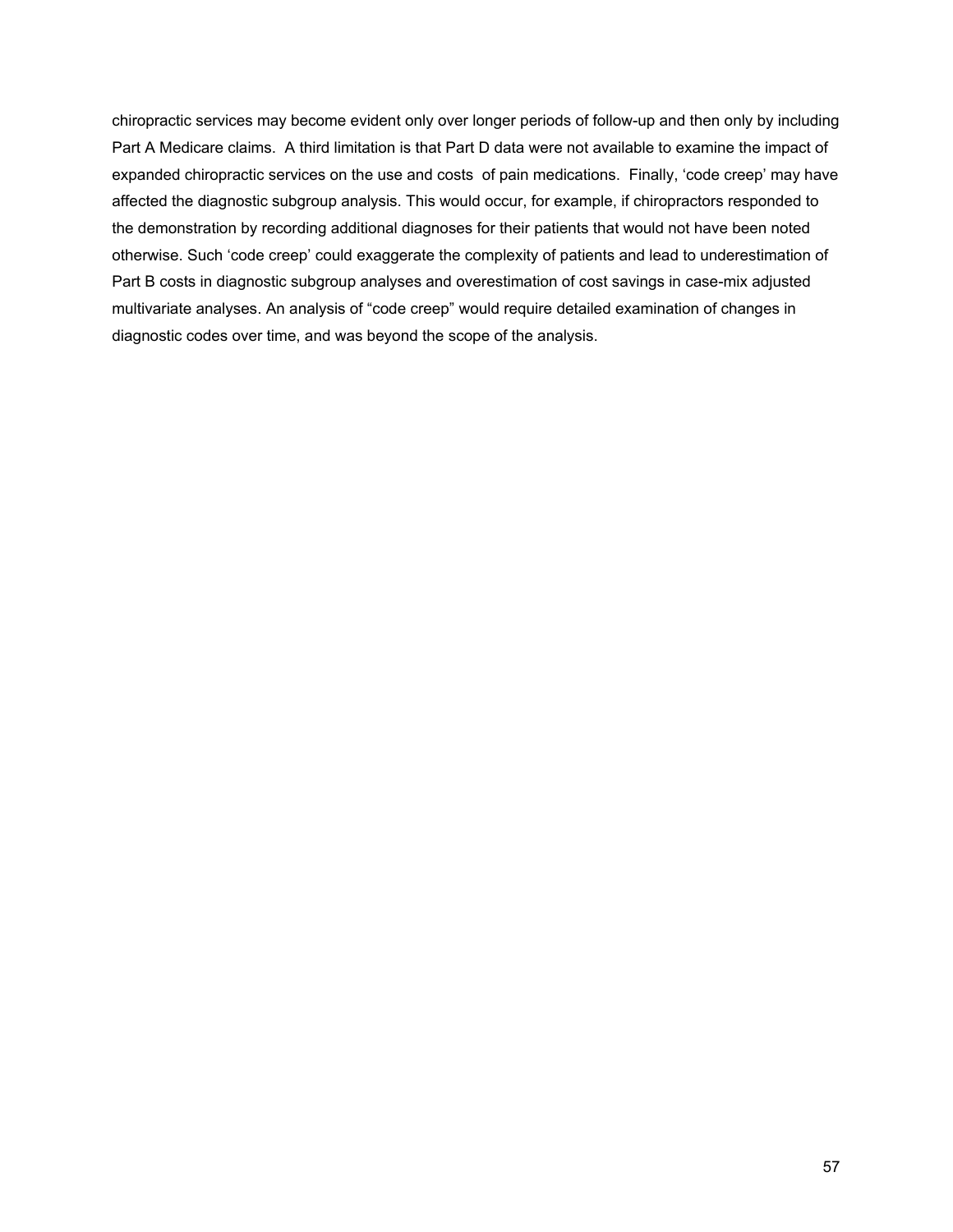chiropractic services may become evident only over longer periods of follow-up and then only by including Part A Medicare claims. A third limitation is that Part D data were not available to examine the impact of expanded chiropractic services on the use and costs of pain medications. Finally, 'code creep' may have affected the diagnostic subgroup analysis. This would occur, for example, if chiropractors responded to the demonstration by recording additional diagnoses for their patients that would not have been noted otherwise. Such 'code creep' could exaggerate the complexity of patients and lead to underestimation of Part B costs in diagnostic subgroup analyses and overestimation of cost savings in case-mix adjusted multivariate analyses. An analysis of "code creep" would require detailed examination of changes in diagnostic codes over time, and was beyond the scope of the analysis.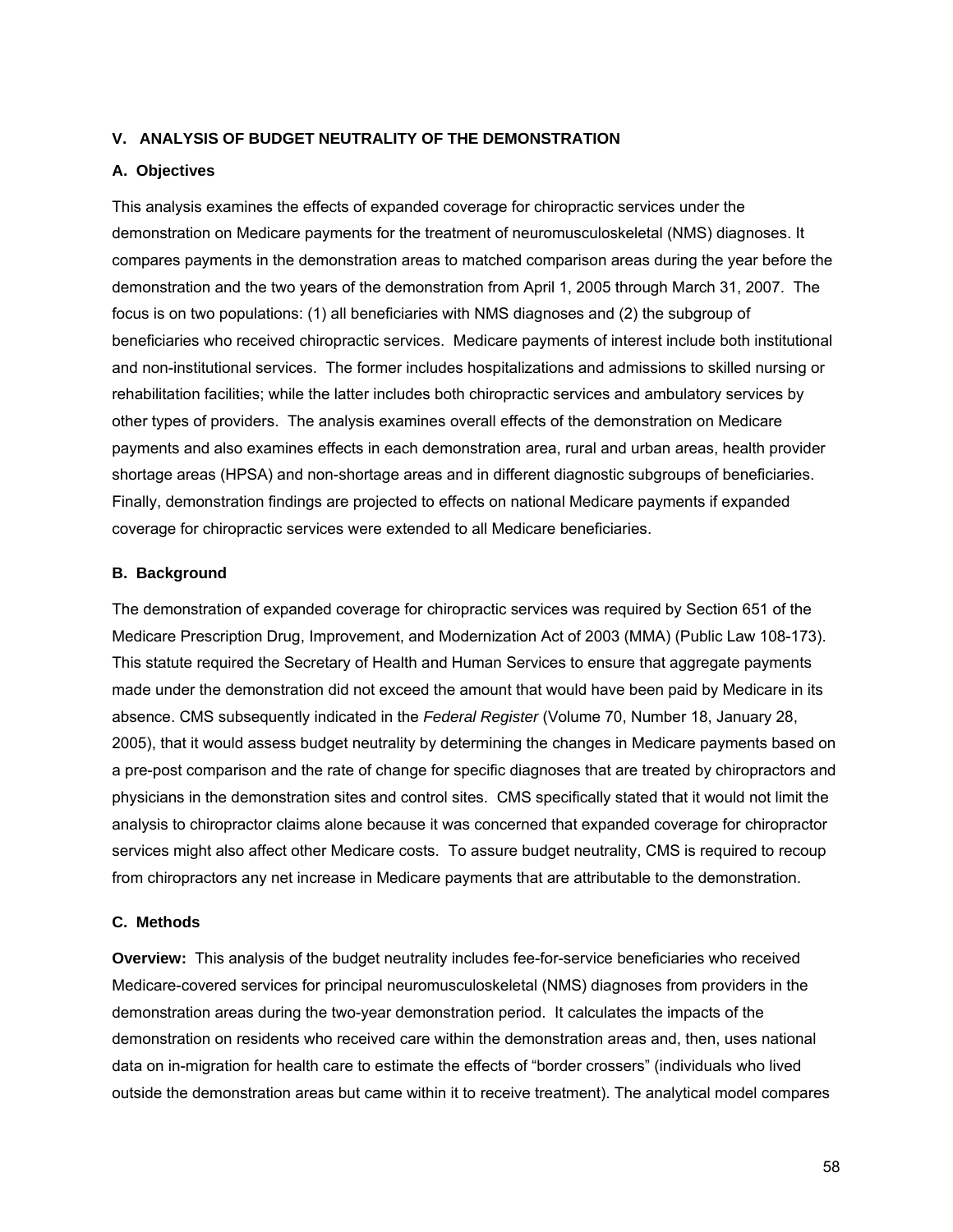## V. ANALYSIS OF BUDGET NEUTRALITY OF THE DEMONSTRATION

### A. Objectives

This analysis examines the effects of expanded coverage for chiropractic services under the demonstration on Medicare payments for the treatment of neuromusculoskeletal (NMS) diagnoses. It compares payments in the demonstration areas to matched comparison areas during the year before the demonstration and the two years of the demonstration from April 1, 2005 through March 31, 2007. The focus is on two populations: (1) all beneficiaries with NMS diagnoses and (2) the subgroup of beneficiaries who received chiropractic services. Medicare payments of interest include both institutional and non-institutional services. The former includes hospitalizations and admissions to skilled nursing or rehabilitation facilities; while the latter includes both chiropractic services and ambulatory services by other types of providers. The analysis examines overall effects of the demonstration on Medicare payments and also examines effects in each demonstration area, rural and urban areas, health provider shortage areas (HPSA) and non-shortage areas and in different diagnostic subgroups of beneficiaries. Finally, demonstration findings are projected to effects on national Medicare payments if expanded coverage for chiropractic services were extended to all Medicare beneficiaries.

### B. Background

The demonstration of expanded coverage for chiropractic services was required by Section 651 of the Medicare Prescription Drug, Improvement, and Modernization Act of 2003 (MMA) (Public Law 108-173). This statute required the Secretary of Health and Human Services to ensure that aggregate payments made under the demonstration did not exceed the amount that would have been paid by Medicare in its absence. CMS subsequently indicated in the *Federal Register* (Volume 70, Number 18, January 28, 2005), that it would assess budget neutrality by determining the changes in Medicare payments based on a pre-post comparison and the rate of change for specific diagnoses that are treated by chiropractors and physicians in the demonstration sites and control sites. CMS specifically stated that it would not limit the analysis to chiropractor claims alone because it was concerned that expanded coverage for chiropractor services might also affect other Medicare costs. To assure budget neutrality, CMS is required to recoup from chiropractors any net increase in Medicare payments that are attributable to the demonstration.

### C. Methods

**Overview:** This analysis of the budget neutrality includes fee-for-service beneficiaries who received Medicare-covered services for principal neuromusculoskeletal (NMS) diagnoses from providers in the demonstration areas during the two-year demonstration period. It calculates the impacts of the demonstration on residents who received care within the demonstration areas and, then, uses national data on in-migration for health care to estimate the effects of "border crossers" (individuals who lived outside the demonstration areas but came within it to receive treatment). The analytical model compares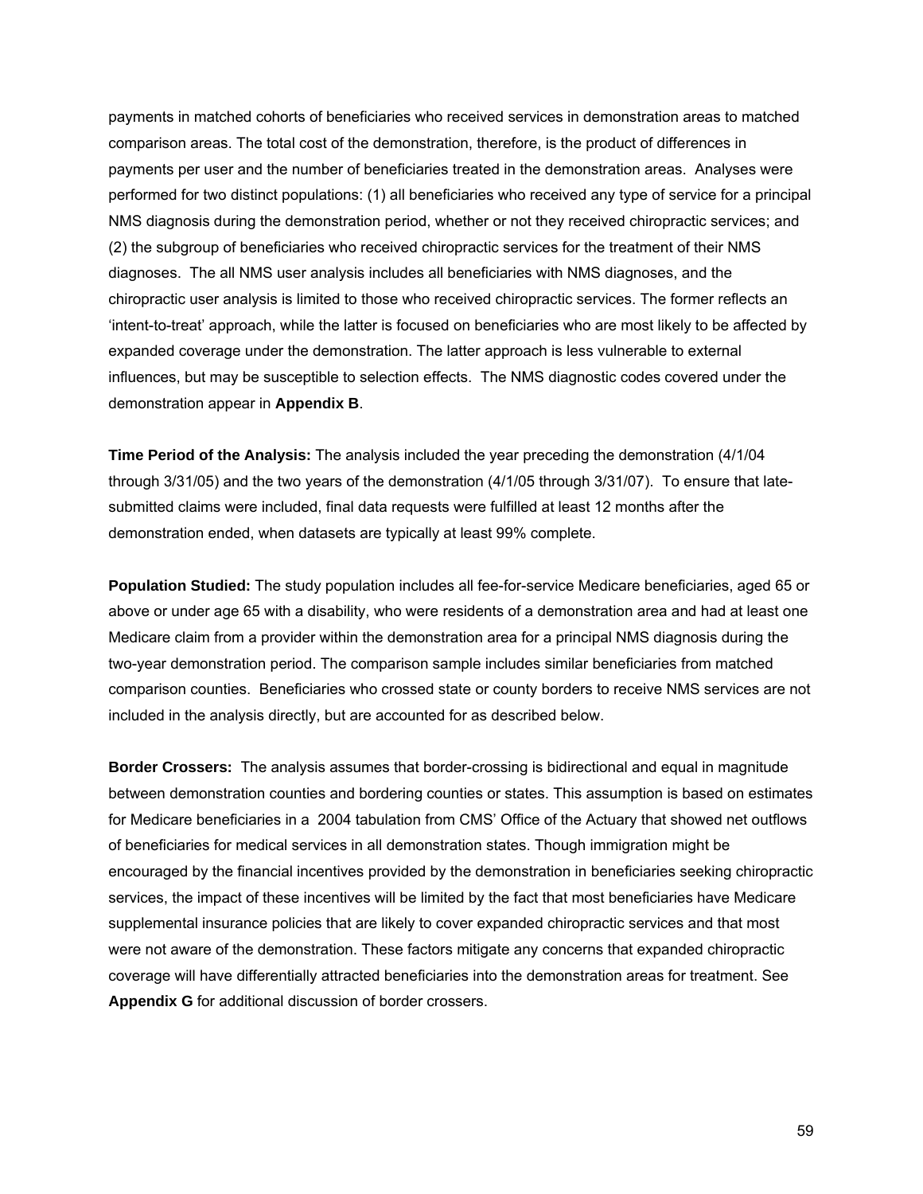payments in matched cohorts of beneficiaries who received services in demonstration areas to matched comparison areas. The total cost of the demonstration, therefore, is the product of differences in payments per user and the number of beneficiaries treated in the demonstration areas. Analyses were performed for two distinct populations: (1) all beneficiaries who received any type of service for a principal NMS diagnosis during the demonstration period, whether or not they received chiropractic services; and (2) the subgroup of beneficiaries who received chiropractic services for the treatment of their NMS diagnoses. The all NMS user analysis includes all beneficiaries with NMS diagnoses, and the chiropractic user analysis is limited to those who received chiropractic services. The former reflects an 'intent-to-treat' approach, while the latter is focused on beneficiaries who are most likely to be affected by expanded coverage under the demonstration. The latter approach is less vulnerable to external influences, but may be susceptible to selection effects. The NMS diagnostic codes covered under the demonstration appear in **Appendix B**.

**Time Period of the Analysis:** The analysis included the year preceding the demonstration (4/1/04 through 3/31/05) and the two years of the demonstration (4/1/05 through 3/31/07). To ensure that late-submitted claims were included, final data requests were fulfilled at least 12 months after the demonstration ended, when datasets are typically at least 99% complete.

**Population Studied:** The study population includes all fee-for-service Medicare beneficiaries, aged 65 or above or under age 65 with a disability, who were residents of a demonstration area and had at least one Medicare claim from a provider within the demonstration area for a principal NMS diagnosis during the two-year demonstration period. The comparison sample includes similar beneficiaries from matched comparison counties. Beneficiaries who crossed state or county borders to receive NMS services are not included in the analysis directly, but are accounted for as described below.

**Border Crossers:** The analysis assumes that border-crossing is bidirectional and equal in magnitude between demonstration counties and bordering counties or states. This assumption is based on estimates for Medicare beneficiaries in a 2004 tabulation from CMS' Office of the Actuary that showed net outflows of beneficiaries for medical services in all demonstration states. Though immigration might be encouraged by the financial incentives provided by the demonstration in beneficiaries seeking chiropractic services, the impact of these incentives will be limited by the fact that most beneficiaries have Medicare supplemental insurance policies that are likely to cover expanded chiropractic services and that most were not aware of the demonstration. These factors mitigate any concerns that expanded chiropractic coverage will have differentially attracted beneficiaries into the demonstration areas for treatment. See **Appendix G** for additional discussion of border crossers.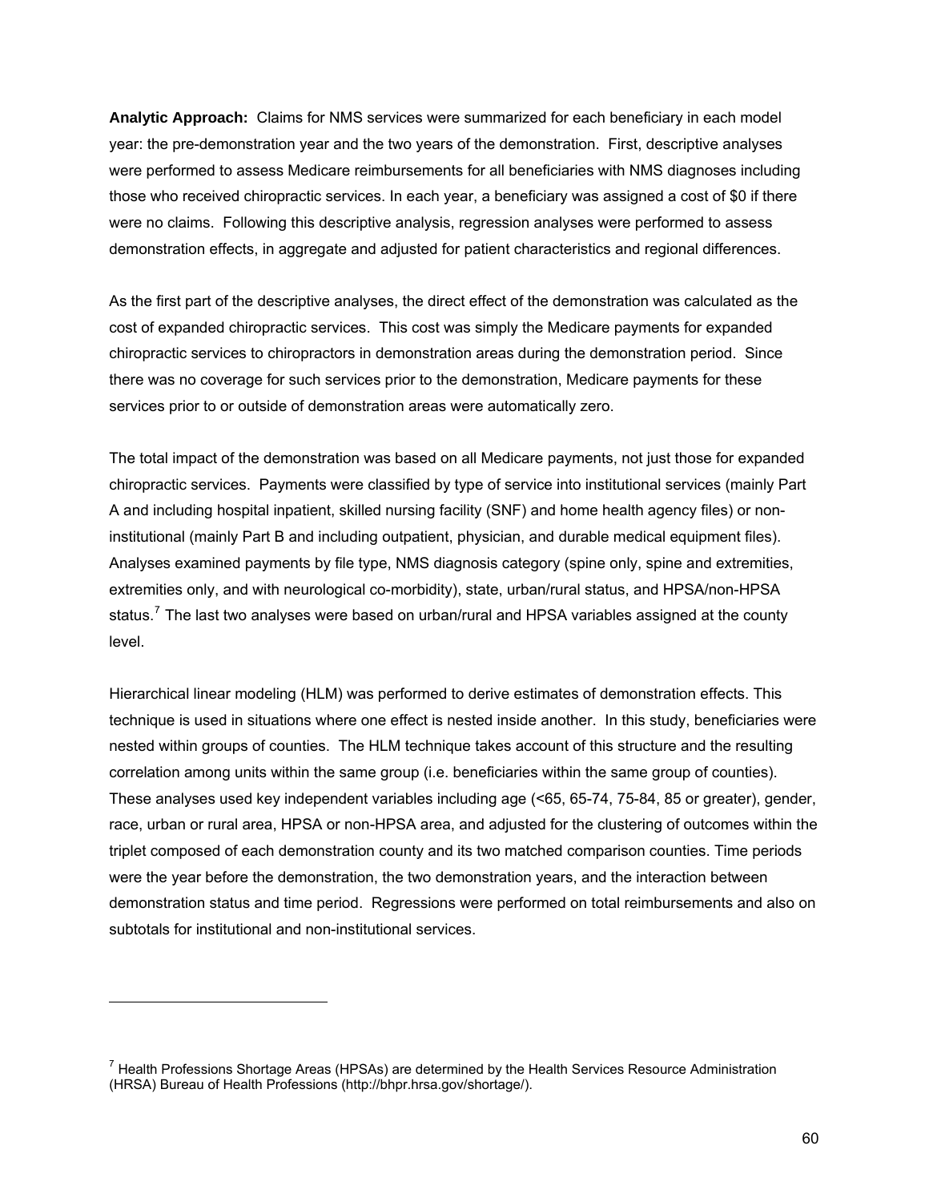**Analytic Approach:** Claims for NMS services were summarized for each beneficiary in each model year: the pre-demonstration year and the two years of the demonstration. First, descriptive analyses were performed to assess Medicare reimbursements for all beneficiaries with NMS diagnoses including those who received chiropractic services. In each year, a beneficiary was assigned a cost of $0 if there were no claims. Following this descriptive analysis, regression analyses were performed to assess demonstration effects, in aggregate and adjusted for patient characteristics and regional differences.

As the first part of the descriptive analyses, the direct effect of the demonstration was calculated as the cost of expanded chiropractic services. This cost was simply the Medicare payments for expanded chiropractic services to chiropractors in demonstration areas during the demonstration period. Since there was no coverage for such services prior to the demonstration, Medicare payments for these services prior to or outside of demonstration areas were automatically zero.

The total impact of the demonstration was based on all Medicare payments, not just those for expanded chiropractic services. Payments were classified by type of service into institutional services (mainly Part A and including hospital inpatient, skilled nursing facility (SNF) and home health agency files) or non-institutional (mainly Part B and including outpatient, physician, and durable medical equipment files). Analyses examined payments by file type, NMS diagnosis category (spine only, spine and extremities, extremities only, and with neurological co-morbidity), state, urban/rural status, and HPSA/non-HPSA status.[7] The last two analyses were based on urban/rural and HPSA variables assigned at the county level.

Hierarchical linear modeling (HLM) was performed to derive estimates of demonstration effects. This technique is used in situations where one effect is nested inside another. In this study, beneficiaries were nested within groups of counties. The HLM technique takes account of this structure and the resulting correlation among units within the same group (i.e. beneficiaries within the same group of counties). These analyses used key independent variables including age (<65, 65-74, 75-84, 85 or greater), gender, race, urban or rural area, HPSA or non-HPSA area, and adjusted for the clustering of outcomes within the triplet composed of each demonstration county and its two matched comparison counties. Time periods were the year before the demonstration, the two demonstration years, and the interaction between demonstration status and time period. Regressions were performed on total reimbursements and also on subtotals for institutional and non-institutional services.

---

[7] Health Professions Shortage Areas (HPSAs) are determined by the Health Services Resource Administration (HRSA) Bureau of Health Professions (http://bhpr.hrsa.gov/shortage/).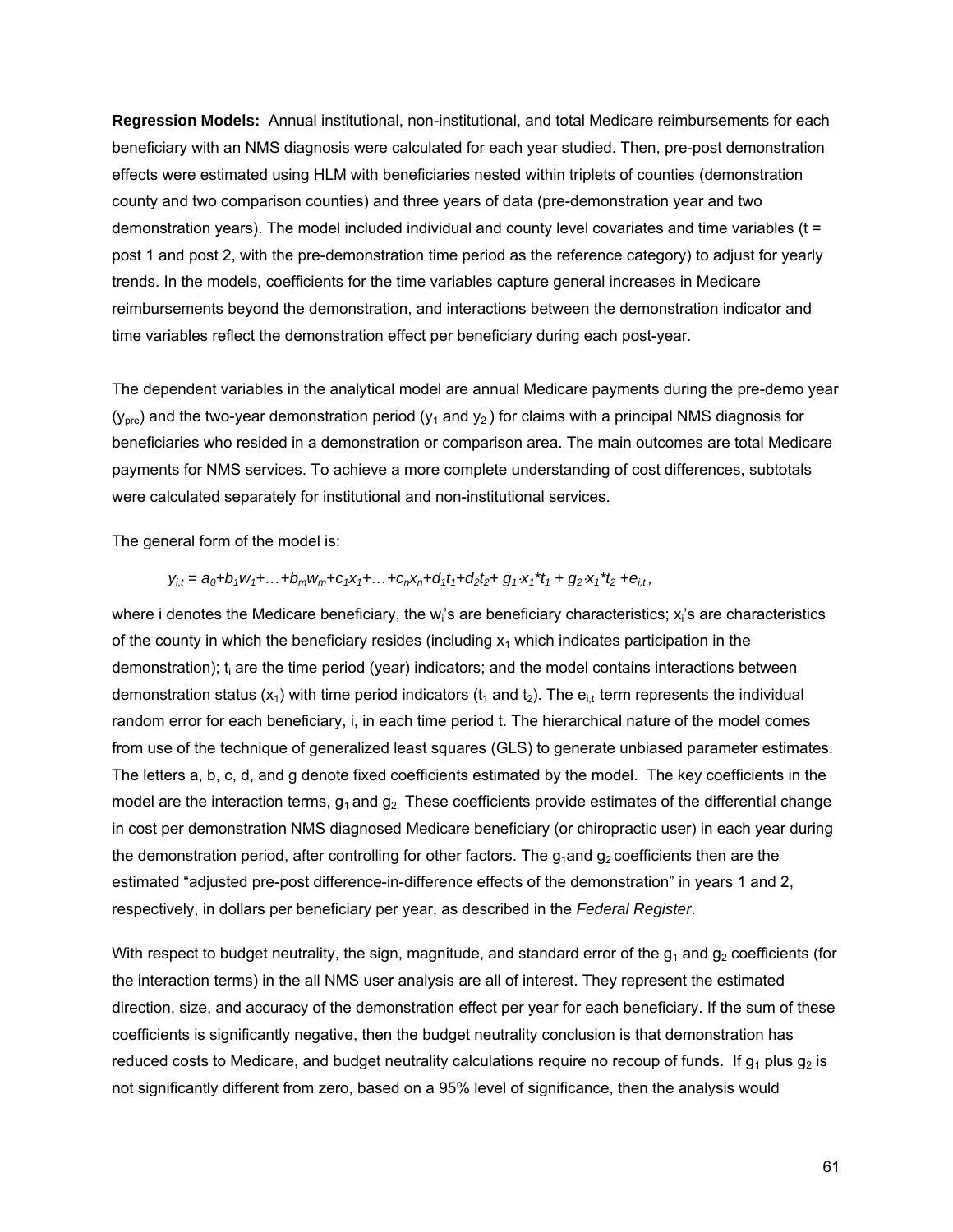**Regression Models:** Annual institutional, non-institutional, and total Medicare reimbursements for each beneficiary with an NMS diagnosis were calculated for each year studied. Then, pre-post demonstration effects were estimated using HLM with beneficiaries nested within triplets of counties (demonstration county and two comparison counties) and three years of data (pre-demonstration year and two demonstration years). The model included individual and county level covariates and time variables (t = post 1 and post 2, with the pre-demonstration time period as the reference category) to adjust for yearly trends. In the models, coefficients for the time variables capture general increases in Medicare reimbursements beyond the demonstration, and interactions between the demonstration indicator and time variables reflect the demonstration effect per beneficiary during each post-year.

The dependent variables in the analytical model are annual Medicare payments during the pre-demo year ($y_{pre}$) and the two-year demonstration period ($y_1$ and $y_2$) for claims with a principal NMS diagnosis for beneficiaries who resided in a demonstration or comparison area. The main outcomes are total Medicare payments for NMS services. To achieve a more complete understanding of cost differences, subtotals were calculated separately for institutional and non-institutional services.

The general form of the model is:

$$y_{i,t} = a_0+b_1w_1+\ldots+b_mw_m+c_1x_1+\ldots+c_nx_n+d_1t_1+d_2t_2+ g_1 \cdot x_1 * t_1 + g_2 \cdot x_1 * t_2 +e_{i,t} ,$$

where i denotes the Medicare beneficiary, the $w_i$'s are beneficiary characteristics; $x_i$'s are characteristics of the county in which the beneficiary resides (including $x_1$ which indicates participation in the demonstration); $t_i$ are the time period (year) indicators; and the model contains interactions between demonstration status ($x_1$) with time period indicators ($t_1$ and $t_2$). The $e_{i,t}$ term represents the individual random error for each beneficiary, i, in each time period t. The hierarchical nature of the model comes from use of the technique of generalized least squares (GLS) to generate unbiased parameter estimates. The letters a, b, c, d, and g denote fixed coefficients estimated by the model. The key coefficients in the model are the interaction terms, $g_1$ and $g_2$. These coefficients provide estimates of the differential change in cost per demonstration NMS diagnosed Medicare beneficiary (or chiropractic user) in each year during the demonstration period, after controlling for other factors. The $g_1$ and $g_2$ coefficients then are the estimated "adjusted pre-post difference-in-difference effects of the demonstration" in years 1 and 2, respectively, in dollars per beneficiary per year, as described in the *Federal Register*.

With respect to budget neutrality, the sign, magnitude, and standard error of the $g_1$ and $g_2$ coefficients (for the interaction terms) in the all NMS user analysis are all of interest. They represent the estimated direction, size, and accuracy of the demonstration effect per year for each beneficiary. If the sum of these coefficients is significantly negative, then the budget neutrality conclusion is that demonstration has reduced costs to Medicare, and budget neutrality calculations require no recoup of funds. If $g_1$ plus $g_2$ is not significantly different from zero, based on a 95% level of significance, then the analysis would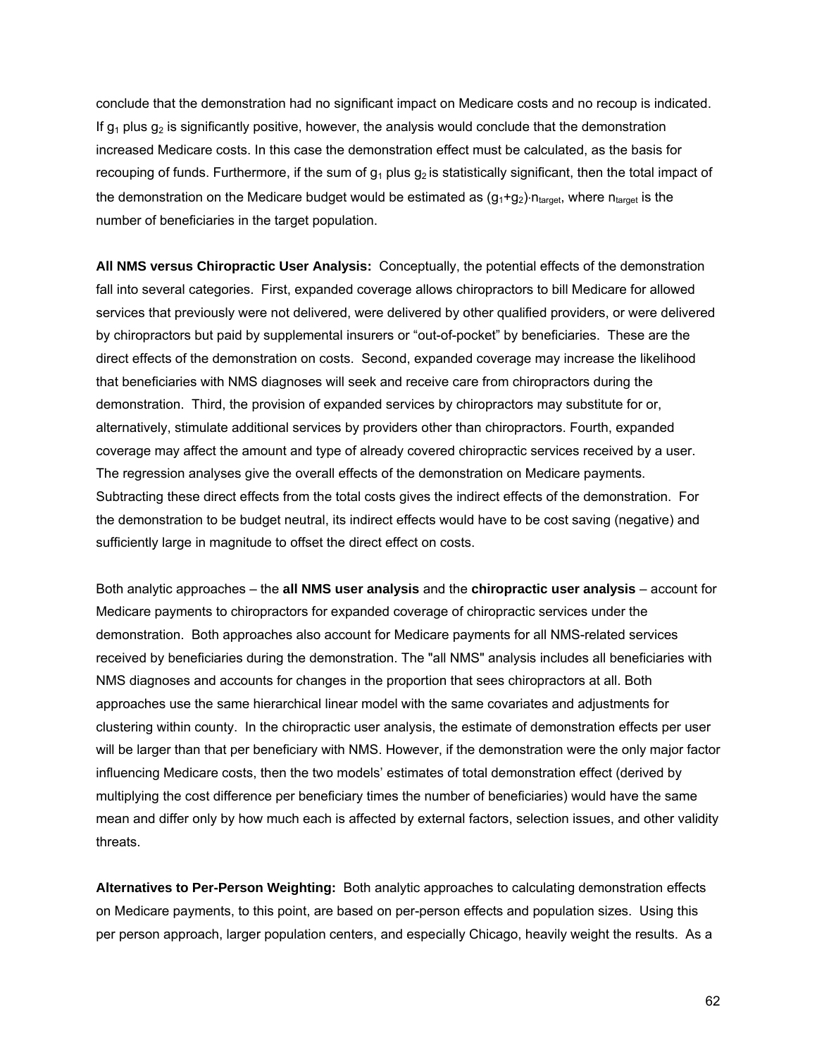conclude that the demonstration had no significant impact on Medicare costs and no recoup is indicated. If $g_1$ plus $g_2$ is significantly positive, however, the analysis would conclude that the demonstration increased Medicare costs. In this case the demonstration effect must be calculated, as the basis for recouping of funds. Furthermore, if the sum of $g_1$ plus $g_2$ is statistically significant, then the total impact of the demonstration on the Medicare budget would be estimated as $(g_1+g_2)\cdot n_{target}$, where $n_{target}$ is the number of beneficiaries in the target population.

**All NMS versus Chiropractic User Analysis:** Conceptually, the potential effects of the demonstration fall into several categories. First, expanded coverage allows chiropractors to bill Medicare for allowed services that previously were not delivered, were delivered by other qualified providers, or were delivered by chiropractors but paid by supplemental insurers or "out-of-pocket" by beneficiaries. These are the direct effects of the demonstration on costs. Second, expanded coverage may increase the likelihood that beneficiaries with NMS diagnoses will seek and receive care from chiropractors during the demonstration. Third, the provision of expanded services by chiropractors may substitute for or, alternatively, stimulate additional services by providers other than chiropractors. Fourth, expanded coverage may affect the amount and type of already covered chiropractic services received by a user. The regression analyses give the overall effects of the demonstration on Medicare payments. Subtracting these direct effects from the total costs gives the indirect effects of the demonstration. For the demonstration to be budget neutral, its indirect effects would have to be cost saving (negative) and sufficiently large in magnitude to offset the direct effect on costs.

Both analytic approaches – the **all NMS user analysis** and the **chiropractic user analysis** – account for Medicare payments to chiropractors for expanded coverage of chiropractic services under the demonstration. Both approaches also account for Medicare payments for all NMS-related services received by beneficiaries during the demonstration. The "all NMS" analysis includes all beneficiaries with NMS diagnoses and accounts for changes in the proportion that sees chiropractors at all. Both approaches use the same hierarchical linear model with the same covariates and adjustments for clustering within county. In the chiropractic user analysis, the estimate of demonstration effects per user will be larger than that per beneficiary with NMS. However, if the demonstration were the only major factor influencing Medicare costs, then the two models' estimates of total demonstration effect (derived by multiplying the cost difference per beneficiary times the number of beneficiaries) would have the same mean and differ only by how much each is affected by external factors, selection issues, and other validity threats.

**Alternatives to Per-Person Weighting:** Both analytic approaches to calculating demonstration effects on Medicare payments, to this point, are based on per-person effects and population sizes. Using this per person approach, larger population centers, and especially Chicago, heavily weight the results. As a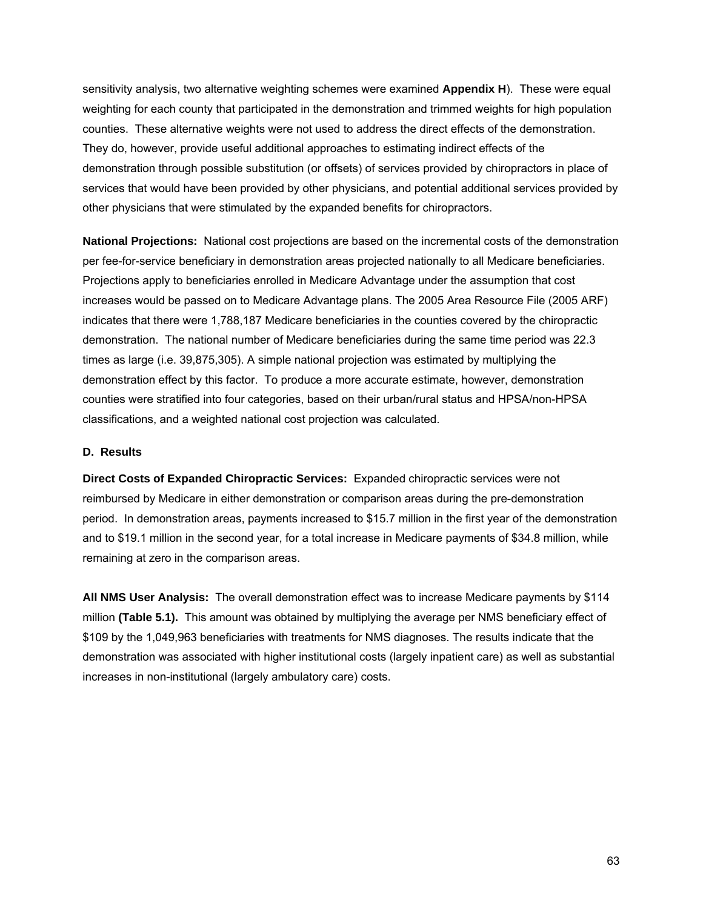sensitivity analysis, two alternative weighting schemes were examined **Appendix H**). These were equal weighting for each county that participated in the demonstration and trimmed weights for high population counties. These alternative weights were not used to address the direct effects of the demonstration. They do, however, provide useful additional approaches to estimating indirect effects of the demonstration through possible substitution (or offsets) of services provided by chiropractors in place of services that would have been provided by other physicians, and potential additional services provided by other physicians that were stimulated by the expanded benefits for chiropractors.

**National Projections:** National cost projections are based on the incremental costs of the demonstration per fee-for-service beneficiary in demonstration areas projected nationally to all Medicare beneficiaries. Projections apply to beneficiaries enrolled in Medicare Advantage under the assumption that cost increases would be passed on to Medicare Advantage plans. The 2005 Area Resource File (2005 ARF) indicates that there were 1,788,187 Medicare beneficiaries in the counties covered by the chiropractic demonstration. The national number of Medicare beneficiaries during the same time period was 22.3 times as large (i.e. 39,875,305). A simple national projection was estimated by multiplying the demonstration effect by this factor. To produce a more accurate estimate, however, demonstration counties were stratified into four categories, based on their urban/rural status and HPSA/non-HPSA classifications, and a weighted national cost projection was calculated.

### D. Results

**Direct Costs of Expanded Chiropractic Services:** Expanded chiropractic services were not reimbursed by Medicare in either demonstration or comparison areas during the pre-demonstration period. In demonstration areas, payments increased to $15.7 million in the first year of the demonstration and to $19.1 million in the second year, for a total increase in Medicare payments of $34.8 million, while remaining at zero in the comparison areas.

**All NMS User Analysis:** The overall demonstration effect was to increase Medicare payments by $114 million **(Table 5.1).** This amount was obtained by multiplying the average per NMS beneficiary effect of $109 by the 1,049,963 beneficiaries with treatments for NMS diagnoses. The results indicate that the demonstration was associated with higher institutional costs (largely inpatient care) as well as substantial increases in non-institutional (largely ambulatory care) costs.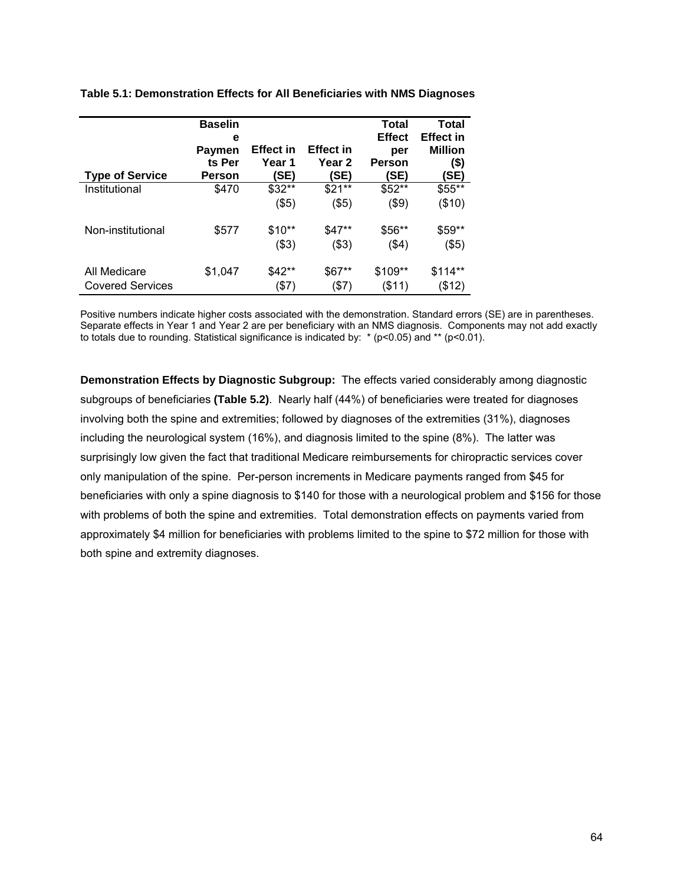**Table 5.1: Demonstration Effects for All Beneficiaries with NMS Diagnoses**

| Type of Service | Baseline Payments Per Person | Effect in Year 1 (SE) | Effect in Year 2 (SE) | Total Effect per Person (SE) | Total Effect in Million ($) (SE) |
|---|---|---|---|---|---|
| Institutional | $470 | $32** | $21** | $52** | $55** |
| | | ($5) | ($5) | ($9) | ($10) |
| Non-institutional | $577 | $10** | $47** | $56** | $59** |
| | | ($3) | ($3) | ($4) | ($5) |
| All Medicare Covered Services | $1,047 | $42** | $67** | $109** | $114** |
| | | ($7) | ($7) | ($11) | ($12) |

Positive numbers indicate higher costs associated with the demonstration. Standard errors (SE) are in parentheses. Separate effects in Year 1 and Year 2 are per beneficiary with an NMS diagnosis. Components may not add exactly to totals due to rounding. Statistical significance is indicated by: * ($p<0.05$) and ** ($p<0.01$).

**Demonstration Effects by Diagnostic Subgroup:** The effects varied considerably among diagnostic subgroups of beneficiaries **(Table 5.2)**. Nearly half (44%) of beneficiaries were treated for diagnoses involving both the spine and extremities; followed by diagnoses of the extremities (31%), diagnoses including the neurological system (16%), and diagnosis limited to the spine (8%). The latter was surprisingly low given the fact that traditional Medicare reimbursements for chiropractic services cover only manipulation of the spine. Per-person increments in Medicare payments ranged from $45 for beneficiaries with only a spine diagnosis to $140 for those with a neurological problem and $156 for those with problems of both the spine and extremities. Total demonstration effects on payments varied from approximately $4 million for beneficiaries with problems limited to the spine to $72 million for those with both spine and extremity diagnoses.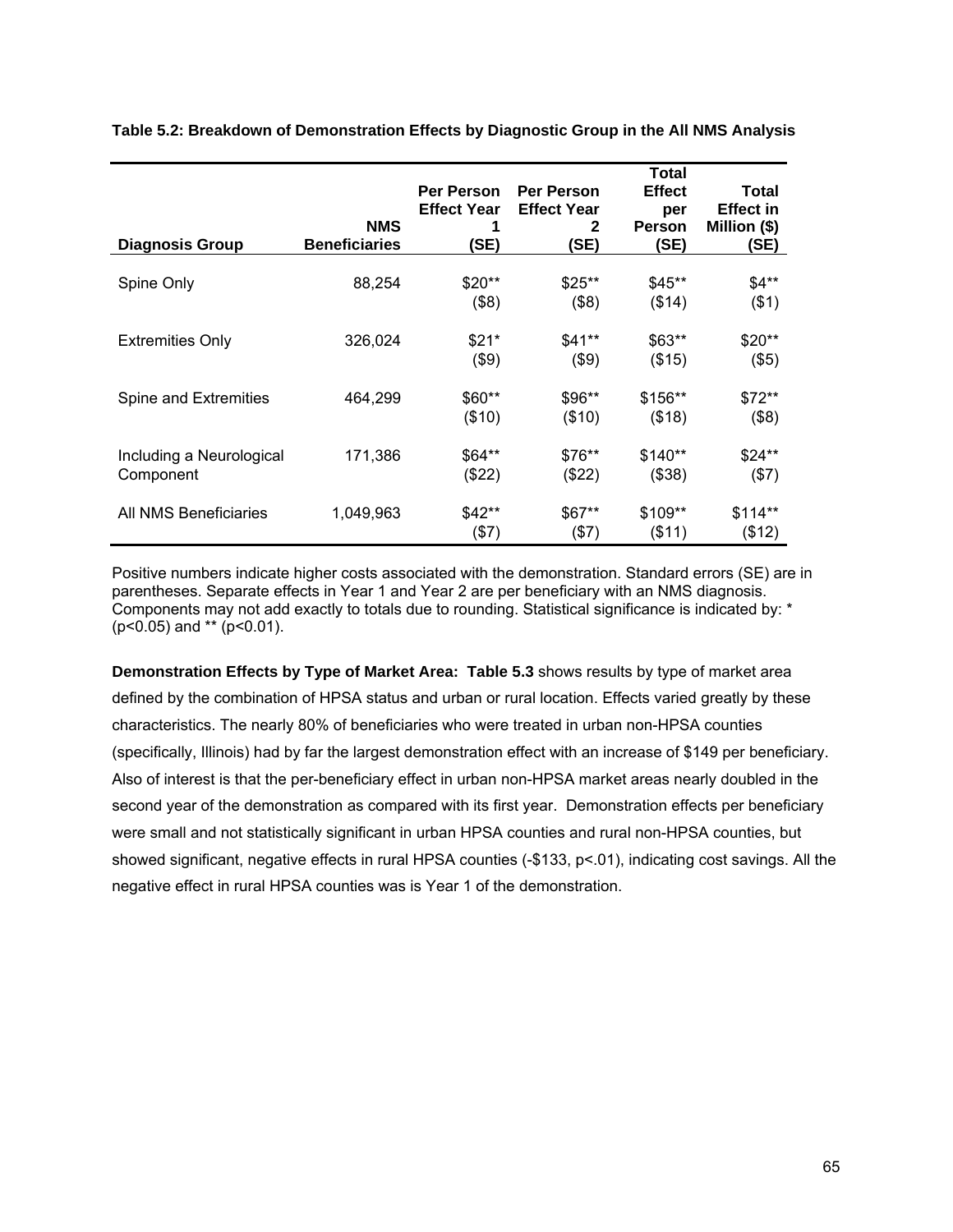**Table 5.2: Breakdown of Demonstration Effects by Diagnostic Group in the All NMS Analysis**

| Diagnosis Group | NMS Beneficiaries | Per Person Effect Year 1 (SE) | Per Person Effect Year 2 (SE) | Total Effect per Person (SE) | Total Effect in Million ($) (SE) |
|---|---|---|---|---|---|
| Spine Only | 88,254 | $20** ($8) | $25** ($8) | $45** ($14) | $4** ($1) |
| Extremities Only | 326,024 | $21* ($9) | $41** ($9) | $63** ($15) | $20** ($5) |
| Spine and Extremities | 464,299 | $60** ($10) | $96** ($10) | $156** ($18) | $72** ($8) |
| Including a Neurological Component | 171,386 | $64** ($22) | $76** ($22) | $140** ($38) | $24** ($7) |
| All NMS Beneficiaries | 1,049,963 | $42** ($7) | $67** ($7) | $109** ($11) | $114** ($12) |

Positive numbers indicate higher costs associated with the demonstration. Standard errors (SE) are in parentheses. Separate effects in Year 1 and Year 2 are per beneficiary with an NMS diagnosis. Components may not add exactly to totals due to rounding. Statistical significance is indicated by: * ($p<0.05$) and ** ($p<0.01$).

**Demonstration Effects by Type of Market Area: Table 5.3** shows results by type of market area defined by the combination of HPSA status and urban or rural location. Effects varied greatly by these characteristics. The nearly 80% of beneficiaries who were treated in urban non-HPSA counties (specifically, Illinois) had by far the largest demonstration effect with an increase of $149 per beneficiary. Also of interest is that the per-beneficiary effect in urban non-HPSA market areas nearly doubled in the second year of the demonstration as compared with its first year. Demonstration effects per beneficiary were small and not statistically significant in urban HPSA counties and rural non-HPSA counties, but showed significant, negative effects in rural HPSA counties (-$133, p<.01), indicating cost savings. All the negative effect in rural HPSA counties was is Year 1 of the demonstration.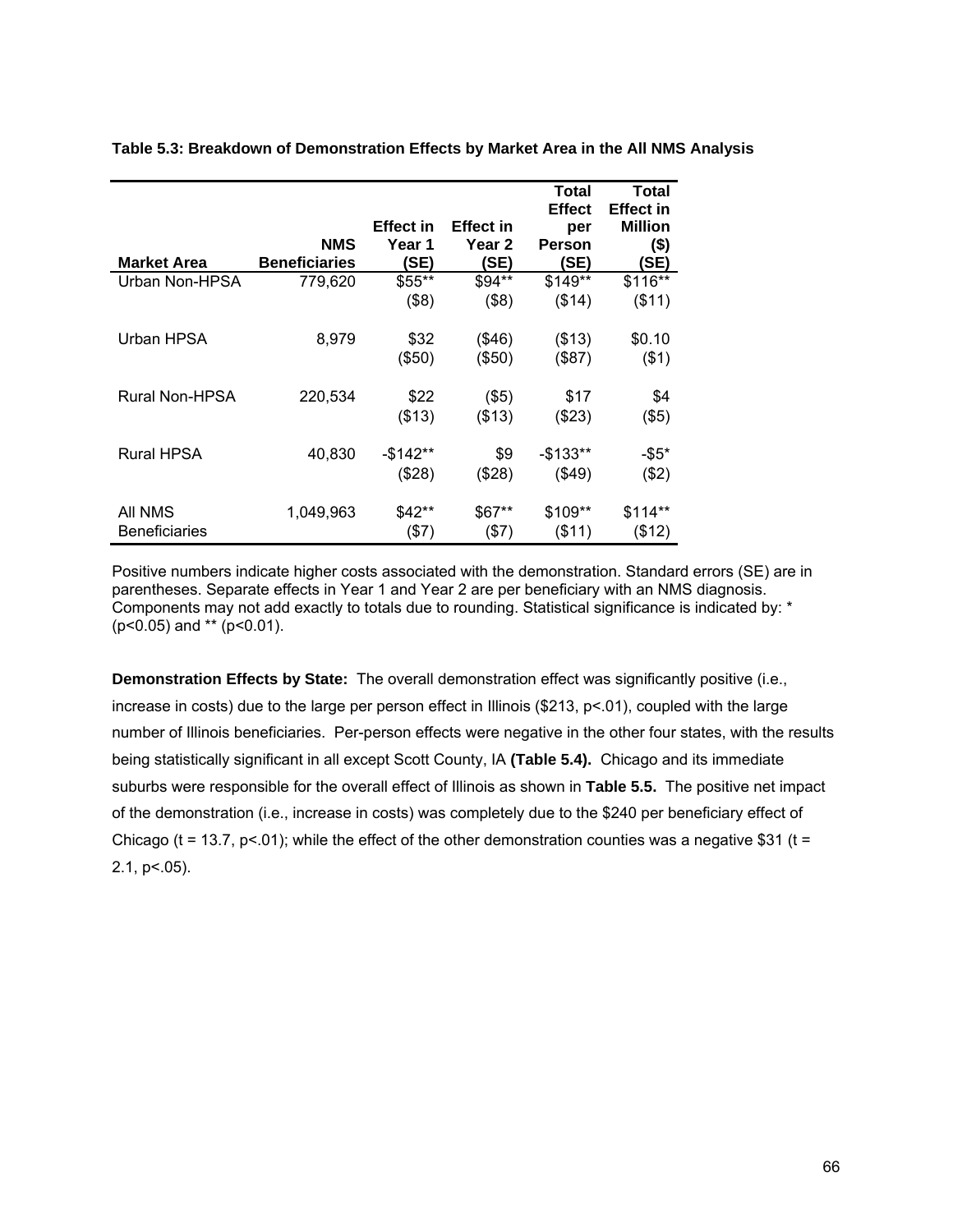**Table 5.3: Breakdown of Demonstration Effects by Market Area in the All NMS Analysis**

| Market Area | NMS Beneficiaries | Effect in Year 1 (SE) | Effect in Year 2 (SE) | Total Effect per Person (SE) | Total Effect in Million ($) (SE) |
|---|---|---|---|---|---|
| Urban Non-HPSA | 779,620 | $55** | $94** | $149** | $116** |
| | | ($8) | ($8) | ($14) | ($11) |
| Urban HPSA | 8,979 | $32 | ($46) | ($13) | $0.10 |
| | | ($50) | ($50) | ($87) | ($1) |
| Rural Non-HPSA | 220,534 | $22 | ($5) | $17 | $4 |
| | | ($13) | ($13) | ($23) | ($5) |
| Rural HPSA | 40,830 | -$142** | $9 | -$133** | -$5* |
| | | ($28) | ($28) | ($49) | ($2) |
| All NMS Beneficiaries | 1,049,963 | $42** | $67** | $109** | $114** |
| | | ($7) | ($7) | ($11) | ($12) |

Positive numbers indicate higher costs associated with the demonstration. Standard errors (SE) are in parentheses. Separate effects in Year 1 and Year 2 are per beneficiary with an NMS diagnosis. Components may not add exactly to totals due to rounding. Statistical significance is indicated by: * ($p<0.05$) and ** ($p<0.01$).

**Demonstration Effects by State:** The overall demonstration effect was significantly positive (i.e., increase in costs) due to the large per person effect in Illinois ($213, $p<.01$), coupled with the large number of Illinois beneficiaries. Per-person effects were negative in the other four states, with the results being statistically significant in all except Scott County, IA **(Table 5.4).** Chicago and its immediate suburbs were responsible for the overall effect of Illinois as shown in **Table 5.5.** The positive net impact of the demonstration (i.e., increase in costs) was completely due to the $240 per beneficiary effect of Chicago ($t = 13.7$, $p<.01$); while the effect of the other demonstration counties was a negative $31 ($t = 2.1$, $p<.05$).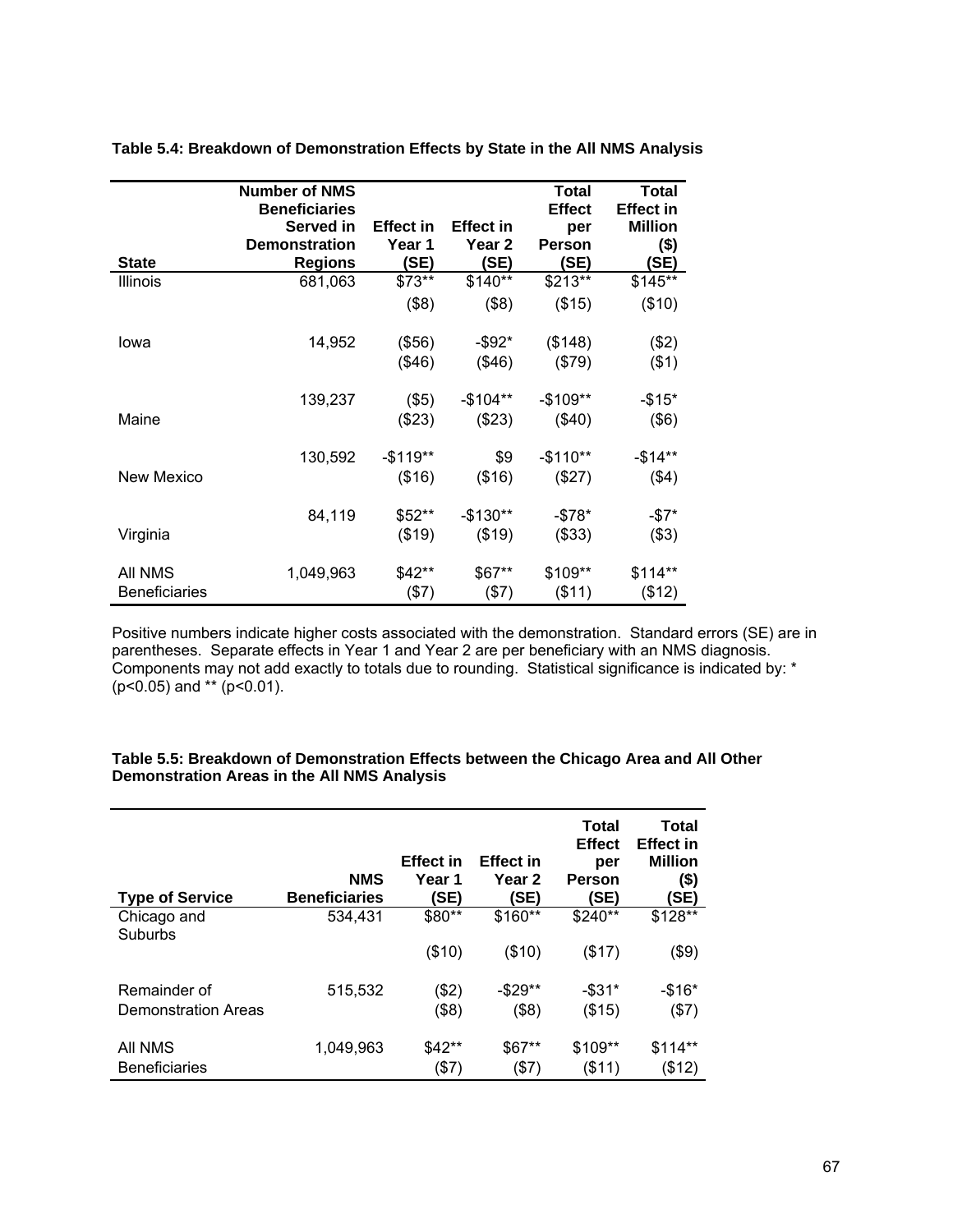**Table 5.4: Breakdown of Demonstration Effects by State in the All NMS Analysis**

| State | Number of NMS Beneficiaries Served in Demonstration Regions | Effect in Year 1 (SE) | Effect in Year 2 (SE) | Total Effect per Person (SE) | Total Effect in Million ($) (SE) |
|---|---|---|---|---|---|
| Illinois | 681,063 | $73** | $140** | $213** | $145** |
| | | ($8) | ($8) | ($15) | ($10) |
| Iowa | 14,952 | ($56) | -$92* | ($148) | ($2) |
| | | ($46) | ($46) | ($79) | ($1) |
| Maine | 139,237 | ($5) | -$104** | -$109** | -$15* |
| | | ($23) | ($23) | ($40) | ($6) |
| New Mexico | 130,592 | -$119** | $9 | -$110** | -$14** |
| | | ($16) | ($16) | ($27) | ($4) |
| Virginia | 84,119 | $52** | -$130** | -$78* | -$7* |
| | | ($19) | ($19) | ($33) | ($3) |
| All NMS Beneficiaries | 1,049,963 | $42** | $67** | $109** | $114** |
| | | ($7) | ($7) | ($11) | ($12) |

Positive numbers indicate higher costs associated with the demonstration. Standard errors (SE) are in parentheses. Separate effects in Year 1 and Year 2 are per beneficiary with an NMS diagnosis. Components may not add exactly to totals due to rounding. Statistical significance is indicated by: * (p<0.05) and ** (p<0.01).

**Table 5.5: Breakdown of Demonstration Effects between the Chicago Area and All Other Demonstration Areas in the All NMS Analysis**

| Type of Service | NMS Beneficiaries | Effect in Year 1 (SE) | Effect in Year 2 (SE) | Total Effect per Person (SE) | Total Effect in Million ($) (SE) |
|---|---|---|---|---|---|
| Chicago and Suburbs | 534,431 | $80** | $160** | $240** | $128** |
| | | ($10) | ($10) | ($17) | ($9) |
| Remainder of Demonstration Areas | 515,532 | ($2) | -$29** | -$31* | -$16* |
| | | ($8) | ($8) | ($15) | ($7) |
| All NMS Beneficiaries | 1,049,963 | $42** | $67** | $109** | $114** |
| | | ($7) | ($7) | ($11) | ($12) |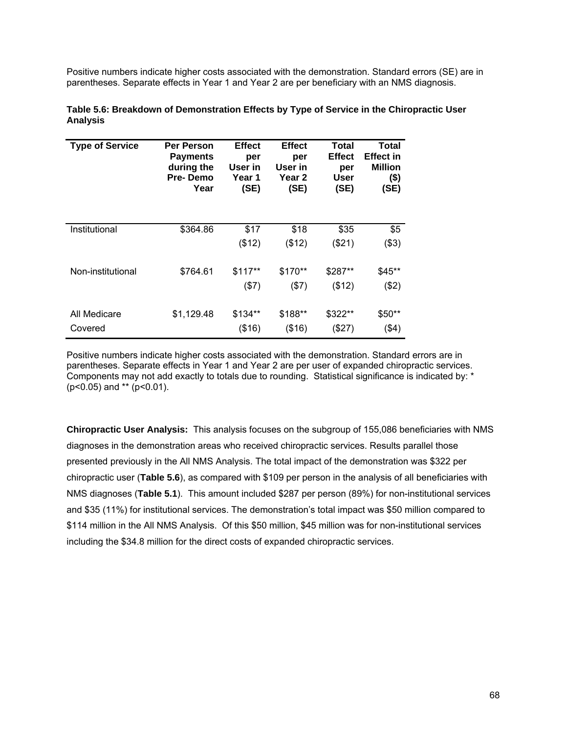Positive numbers indicate higher costs associated with the demonstration. Standard errors (SE) are in parentheses. Separate effects in Year 1 and Year 2 are per beneficiary with an NMS diagnosis.

**Table 5.6: Breakdown of Demonstration Effects by Type of Service in the Chiropractic User Analysis**

| Type of Service | Per Person Payments during the Pre- Demo Year | Effect per User in Year 1 (SE) | Effect per User in Year 2 (SE) | Total Effect per User (SE) | Total Effect in Million ($) (SE) |
|---|---|---|---|---|---|
| Institutional | $364.86 | $17<br>($12) | $18<br>($12) | $35<br>($21) | $5<br>($3) |
| Non-institutional | $764.61 | $117**<br>($7) | $170**<br>($7) | $287**<br>($12) | $45**<br>($2) |
| All Medicare Covered | $1,129.48 | $134**<br>($16) | $188**<br>($16) | $322**<br>($27) | $50**<br>($4) |

Positive numbers indicate higher costs associated with the demonstration. Standard errors are in parentheses. Separate effects in Year 1 and Year 2 are per user of expanded chiropractic services. Components may not add exactly to totals due to rounding. Statistical significance is indicated by: * (p<0.05) and ** (p<0.01).

**Chiropractic User Analysis:** This analysis focuses on the subgroup of 155,086 beneficiaries with NMS diagnoses in the demonstration areas who received chiropractic services. Results parallel those presented previously in the All NMS Analysis. The total impact of the demonstration was $322 per chiropractic user (**Table 5.6**), as compared with $109 per person in the analysis of all beneficiaries with NMS diagnoses (**Table 5.1**). This amount included $287 per person (89%) for non-institutional services and $35 (11%) for institutional services. The demonstration's total impact was $50 million compared to $114 million in the All NMS Analysis. Of this $50 million, $45 million was for non-institutional services including the $34.8 million for the direct costs of expanded chiropractic services.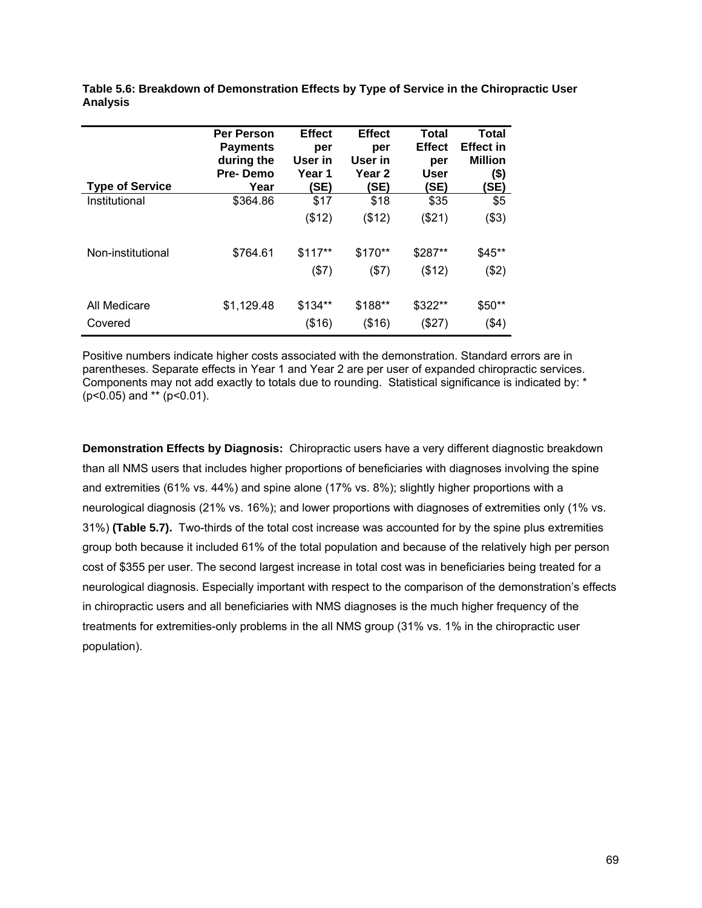**Table 5.6: Breakdown of Demonstration Effects by Type of Service in the Chiropractic User Analysis**

| Type of Service | Per Person Payments during the Pre- Demo Year | Effect per User in Year 1 (SE) | Effect per User in Year 2 (SE) | Total Effect per User (SE) | Total Effect in Million ($) (SE) |
|---|---|---|---|---|---|
| Institutional | $364.86 | $17 | $18 | $35 | $5 |
| | | ($12) | ($12) | ($21) | ($3) |
| Non-institutional | $764.61 | $117** | $170** | $287** | $45** |
| | | ($7) | ($7) | ($12) | ($2) |
| All Medicare Covered | $1,129.48 | $134** | $188** | $322** | $50** |
| | | ($16) | ($16) | ($27) | ($4) |

Positive numbers indicate higher costs associated with the demonstration. Standard errors are in parentheses. Separate effects in Year 1 and Year 2 are per user of expanded chiropractic services. Components may not add exactly to totals due to rounding. Statistical significance is indicated by: * (p<0.05) and ** (p<0.01).

**Demonstration Effects by Diagnosis:** Chiropractic users have a very different diagnostic breakdown than all NMS users that includes higher proportions of beneficiaries with diagnoses involving the spine and extremities (61% vs. 44%) and spine alone (17% vs. 8%); slightly higher proportions with a neurological diagnosis (21% vs. 16%); and lower proportions with diagnoses of extremities only (1% vs. 31%) **(Table 5.7).** Two-thirds of the total cost increase was accounted for by the spine plus extremities group both because it included 61% of the total population and because of the relatively high per person cost of $355 per user. The second largest increase in total cost was in beneficiaries being treated for a neurological diagnosis. Especially important with respect to the comparison of the demonstration's effects in chiropractic users and all beneficiaries with NMS diagnoses is the much higher frequency of the treatments for extremities-only problems in the all NMS group (31% vs. 1% in the chiropractic user population).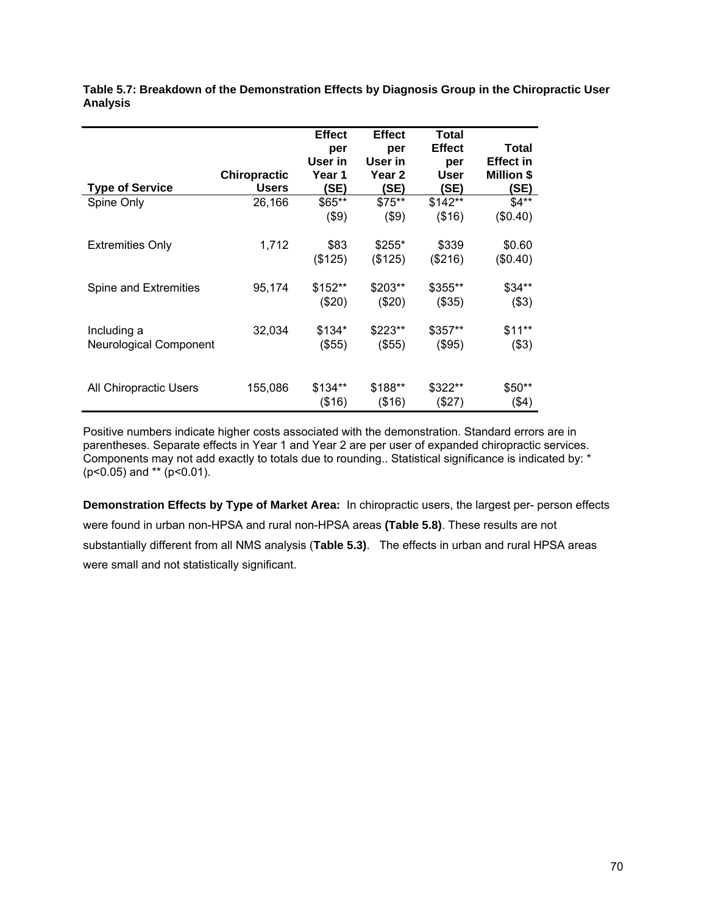**Table 5.7: Breakdown of the Demonstration Effects by Diagnosis Group in the Chiropractic User Analysis**

| Type of Service | Chiropractic Users | Effect per User in Year 1 (SE) | Effect per User in Year 2 (SE) | Total Effect per User (SE) | Total Effect in Million $ (SE) |
|---|---|---|---|---|---|
| Spine Only | 26,166 | $65** ($9) | $75** ($9) | $142** ($16) | $4** ($0.40) |
| Extremities Only | 1,712 | $83 ($125) | $255* ($125) | $339 ($216) | $0.60 ($0.40) |
| Spine and Extremities | 95,174 | $152** ($20) | $203** ($20) | $355** ($35) | $34** ($3) |
| Including a Neurological Component | 32,034 | $134* ($55) | $223** ($55) | $357** ($95) | $11** ($3) |
| All Chiropractic Users | 155,086 | $134** ($16) | $188** ($16) | $322** ($27) | $50** ($4) |

Positive numbers indicate higher costs associated with the demonstration. Standard errors are in parentheses. Separate effects in Year 1 and Year 2 are per user of expanded chiropractic services. Components may not add exactly to totals due to rounding.. Statistical significance is indicated by: * ($p<0.05$) and ** ($p<0.01$).

**Demonstration Effects by Type of Market Area:** In chiropractic users, the largest per- person effects were found in urban non-HPSA and rural non-HPSA areas **(Table 5.8)**. These results are not substantially different from all NMS analysis (**Table 5.3)**. The effects in urban and rural HPSA areas were small and not statistically significant.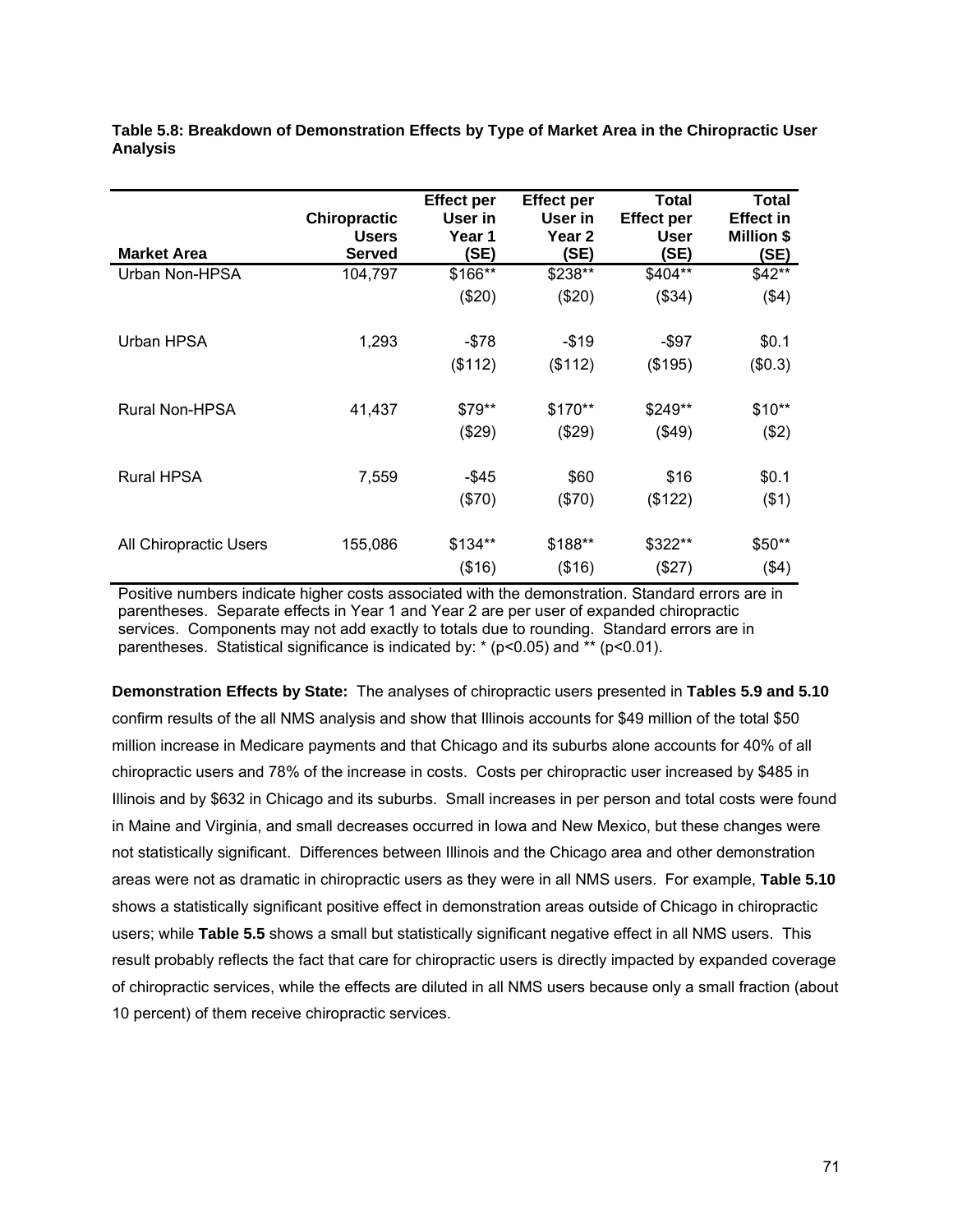**Table 5.8: Breakdown of Demonstration Effects by Type of Market Area in the Chiropractic User Analysis**

| Market Area | Chiropractic Users Served | Effect per User in Year 1 (SE) | Effect per User in Year 2 (SE) | Total Effect per User (SE) | Total Effect in Million $ (SE) |
|---|---|---|---|---|---|
| Urban Non-HPSA | 104,797 | $166** | $238** | $404** | $42** |
| | | ($20) | ($20) | ($34) | ($4) |
| Urban HPSA | 1,293 | -$78 | -$19 | -$97 | $0.1 |
| | | ($112) | ($112) | ($195) | ($0.3) |
| Rural Non-HPSA | 41,437 | $79** | $170** | $249** | $10** |
| | | ($29) | ($29) | ($49) | ($2) |
| Rural HPSA | 7,559 | -$45 | $60 | $16 | $0.1 |
| | | ($70) | ($70) | ($122) | ($1) |
| All Chiropractic Users | 155,086 | $134** | $188** | $322** | $50** |
| | | ($16) | ($16) | ($27) | ($4) |

Positive numbers indicate higher costs associated with the demonstration. Standard errors are in parentheses. Separate effects in Year 1 and Year 2 are per user of expanded chiropractic services. Components may not add exactly to totals due to rounding. Standard errors are in parentheses. Statistical significance is indicated by: * (p<0.05) and ** (p<0.01).

**Demonstration Effects by State:** The analyses of chiropractic users presented in **Tables 5.9 and 5.10** confirm results of the all NMS analysis and show that Illinois accounts for $49 million of the total $50 million increase in Medicare payments and that Chicago and its suburbs alone accounts for 40% of all chiropractic users and 78% of the increase in costs. Costs per chiropractic user increased by $485 in Illinois and by $632 in Chicago and its suburbs. Small increases in per person and total costs were found in Maine and Virginia, and small decreases occurred in Iowa and New Mexico, but these changes were not statistically significant. Differences between Illinois and the Chicago area and other demonstration areas were not as dramatic in chiropractic users as they were in all NMS users. For example, **Table 5.10** shows a statistically significant positive effect in demonstration areas outside of Chicago in chiropractic users; while **Table 5.5** shows a small but statistically significant negative effect in all NMS users. This result probably reflects the fact that care for chiropractic users is directly impacted by expanded coverage of chiropractic services, while the effects are diluted in all NMS users because only a small fraction (about 10 percent) of them receive chiropractic services.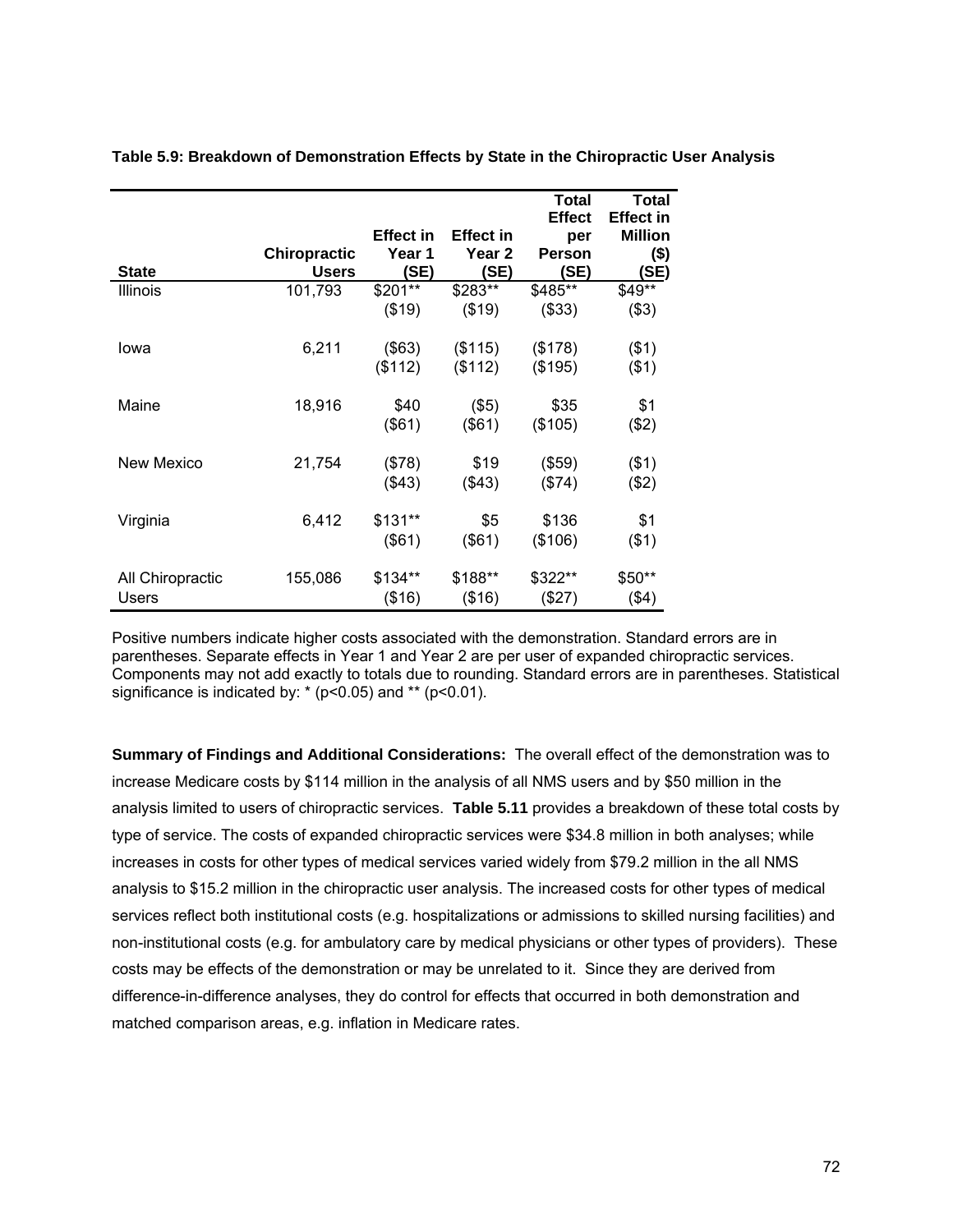**Table 5.9: Breakdown of Demonstration Effects by State in the Chiropractic User Analysis**

| State | Chiropractic Users | Effect in Year 1 (SE) | Effect in Year 2 (SE) | Total Effect per Person (SE) | Total Effect in Million ($) (SE) |
|---|---|---|---|---|---|
| Illinois | 101,793 | $201** | $283** | $485** | $49** |
| | | ($19) | ($19) | ($33) | ($3) |
| Iowa | 6,211 | ($63) | ($115) | ($178) | ($1) |
| | | ($112) | ($112) | ($195) | ($1) |
| Maine | 18,916 | $40 | ($5) | $35 | $1 |
| | | ($61) | ($61) | ($105) | ($2) |
| New Mexico | 21,754 | ($78) | $19 | ($59) | ($1) |
| | | ($43) | ($43) | ($74) | ($2) |
| Virginia | 6,412 | $131** | $5 | $136 | $1 |
| | | ($61) | ($61) | ($106) | ($1) |
| All Chiropractic Users | 155,086 | $134** | $188** | $322** | $50** |
| | | ($16) | ($16) | ($27) | ($4) |

Positive numbers indicate higher costs associated with the demonstration. Standard errors are in parentheses. Separate effects in Year 1 and Year 2 are per user of expanded chiropractic services. Components may not add exactly to totals due to rounding. Standard errors are in parentheses. Statistical significance is indicated by: * ($p<0.05$) and ** ($p<0.01$).

**Summary of Findings and Additional Considerations:** The overall effect of the demonstration was to increase Medicare costs by $114 million in the analysis of all NMS users and by $50 million in the analysis limited to users of chiropractic services. **Table 5.11** provides a breakdown of these total costs by type of service. The costs of expanded chiropractic services were $34.8 million in both analyses; while increases in costs for other types of medical services varied widely from $79.2 million in the all NMS analysis to $15.2 million in the chiropractic user analysis. The increased costs for other types of medical services reflect both institutional costs (e.g. hospitalizations or admissions to skilled nursing facilities) and non-institutional costs (e.g. for ambulatory care by medical physicians or other types of providers). These costs may be effects of the demonstration or may be unrelated to it. Since they are derived from difference-in-difference analyses, they do control for effects that occurred in both demonstration and matched comparison areas, e.g. inflation in Medicare rates.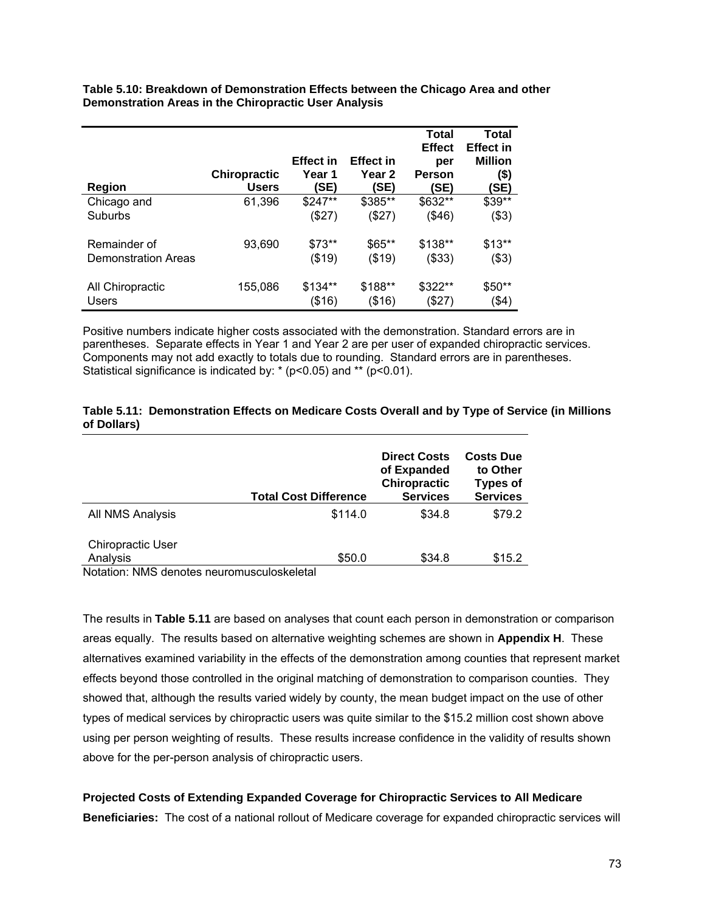**Table 5.10: Breakdown of Demonstration Effects between the Chicago Area and other Demonstration Areas in the Chiropractic User Analysis**

| Region | Chiropractic Users | Effect in Year 1 (SE) | Effect in Year 2 (SE) | Total Effect per Person (SE) | Total Effect in Million ($) (SE) |
|---|---|---|---|---|---|
| Chicago and Suburbs | 61,396 | $247** ($27) | $385** ($27) | $632** ($46) | $39** ($3) |
| Remainder of Demonstration Areas | 93,690 | $73** ($19) | $65** ($19) | $138** ($33) | $13** ($3) |
| All Chiropractic Users | 155,086 | $134** ($16) | $188** ($16) | $322** ($27) | $50** ($4) |

Positive numbers indicate higher costs associated with the demonstration. Standard errors are in parentheses. Separate effects in Year 1 and Year 2 are per user of expanded chiropractic services. Components may not add exactly to totals due to rounding. Standard errors are in parentheses. Statistical significance is indicated by: * (p<0.05) and ** (p<0.01).

**Table 5.11: Demonstration Effects on Medicare Costs Overall and by Type of Service (in Millions of Dollars)**

| | Total Cost Difference | Direct Costs of Expanded Chiropractic Services | Costs Due to Other Types of Services |
|---|---|---|---|
| All NMS Analysis | $114.0 | $34.8 | $79.2 |
| Chiropractic User Analysis | $50.0 | $34.8 | $15.2 |

Notation: NMS denotes neuromusculoskeletal

The results in **Table 5.11** are based on analyses that count each person in demonstration or comparison areas equally. The results based on alternative weighting schemes are shown in **Appendix H**. These alternatives examined variability in the effects of the demonstration among counties that represent market effects beyond those controlled in the original matching of demonstration to comparison counties. They showed that, although the results varied widely by county, the mean budget impact on the use of other types of medical services by chiropractic users was quite similar to the $15.2 million cost shown above using per person weighting of results. These results increase confidence in the validity of results shown above for the per-person analysis of chiropractic users.

**Projected Costs of Extending Expanded Coverage for Chiropractic Services to All Medicare Beneficiaries:** The cost of a national rollout of Medicare coverage for expanded chiropractic services will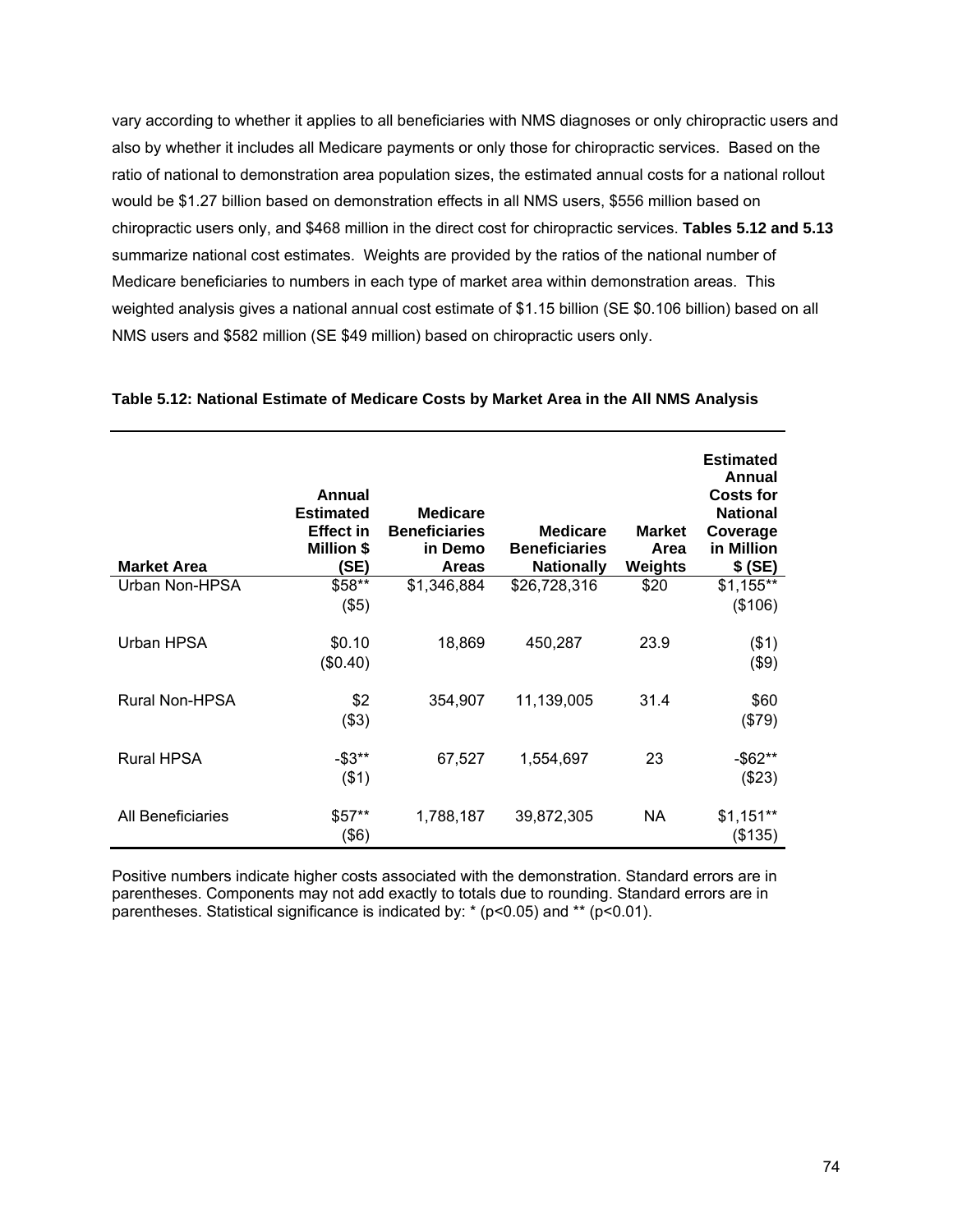vary according to whether it applies to all beneficiaries with NMS diagnoses or only chiropractic users and also by whether it includes all Medicare payments or only those for chiropractic services. Based on the ratio of national to demonstration area population sizes, the estimated annual costs for a national rollout would be $1.27 billion based on demonstration effects in all NMS users, $556 million based on chiropractic users only, and $468 million in the direct cost for chiropractic services. **Tables 5.12 and 5.13** summarize national cost estimates. Weights are provided by the ratios of the national number of Medicare beneficiaries to numbers in each type of market area within demonstration areas. This weighted analysis gives a national annual cost estimate of $1.15 billion (SE $0.106 billion) based on all NMS users and $582 million (SE $49 million) based on chiropractic users only.

**Table 5.12: National Estimate of Medicare Costs by Market Area in the All NMS Analysis**

| Market Area | Annual Estimated Effect in Million $ (SE) | Medicare Beneficiaries in Demo Areas | Medicare Beneficiaries Nationally | Market Area Weights | Estimated Annual Costs for National Coverage in Million $ (SE) |
|---|---|---|---|---|---|
| Urban Non-HPSA | $58** ($5) | $1,346,884 | $26,728,316 | $20 | $1,155** ($106) |
| Urban HPSA | $0.10 ($0.40) | 18,869 | 450,287 | 23.9 | ($1) ($9) |
| Rural Non-HPSA | $2 ($3) | 354,907 | 11,139,005 | 31.4 | $60 ($79) |
| Rural HPSA | -$3** ($1) | 67,527 | 1,554,697 | 23 | -$62** ($23) |
| All Beneficiaries | $57** ($6) | 1,788,187 | 39,872,305 | NA | $1,151** ($135) |

Positive numbers indicate higher costs associated with the demonstration. Standard errors are in parentheses. Components may not add exactly to totals due to rounding. Standard errors are in parentheses. Statistical significance is indicated by: * (p<0.05) and ** (p<0.01).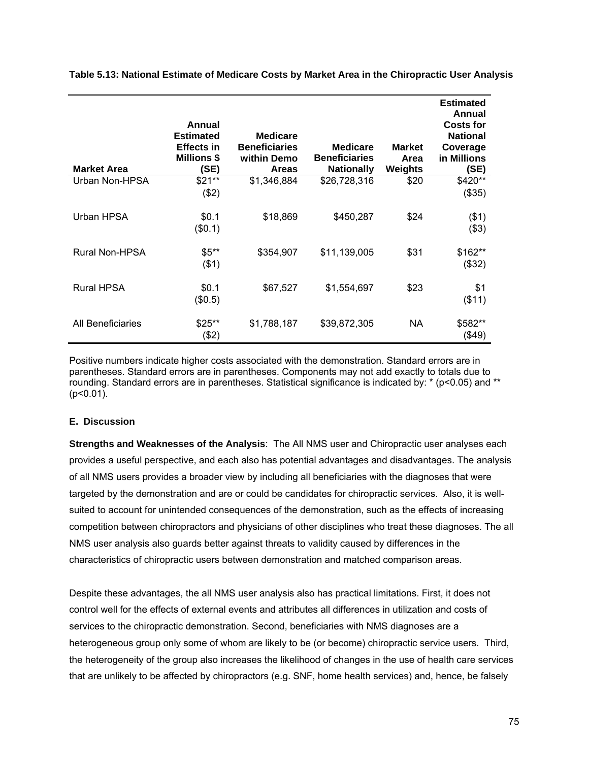**Table 5.13: National Estimate of Medicare Costs by Market Area in the Chiropractic User Analysis**

| Market Area | Annual Estimated Effects in Millions $ (SE) | Medicare Beneficiaries within Demo Areas | Medicare Beneficiaries Nationally | Market Area Weights | Estimated Annual Costs for National Coverage in Millions (SE) |
|---|---|---|---|---|---|
| Urban Non-HPSA | $21** ($2) | $1,346,884 | $26,728,316 | $20 | $420** ($35) |
| Urban HPSA | $0.1 ($0.1) | $18,869 | $450,287 | $24 | ($1) ($3) |
| Rural Non-HPSA | $5** ($1) | $354,907 | $11,139,005 | $31 | $162** ($32) |
| Rural HPSA | $0.1 ($0.5) | $67,527 | $1,554,697 | $23 | $1 ($11) |
| All Beneficiaries | $25** ($2) | $1,788,187 | $39,872,305 | NA | $582** ($49) |

Positive numbers indicate higher costs associated with the demonstration. Standard errors are in parentheses. Standard errors are in parentheses. Components may not add exactly to totals due to rounding. Standard errors are in parentheses. Statistical significance is indicated by: * ($p<0.05$) and ** ($p<0.01$).

## E. Discussion

**Strengths and Weaknesses of the Analysis**: The All NMS user and Chiropractic user analyses each provides a useful perspective, and each also has potential advantages and disadvantages. The analysis of all NMS users provides a broader view by including all beneficiaries with the diagnoses that were targeted by the demonstration and are or could be candidates for chiropractic services. Also, it is well-suited to account for unintended consequences of the demonstration, such as the effects of increasing competition between chiropractors and physicians of other disciplines who treat these diagnoses. The all NMS user analysis also guards better against threats to validity caused by differences in the characteristics of chiropractic users between demonstration and matched comparison areas.

Despite these advantages, the all NMS user analysis also has practical limitations. First, it does not control well for the effects of external events and attributes all differences in utilization and costs of services to the chiropractic demonstration. Second, beneficiaries with NMS diagnoses are a heterogeneous group only some of whom are likely to be (or become) chiropractic service users. Third, the heterogeneity of the group also increases the likelihood of changes in the use of health care services that are unlikely to be affected by chiropractors (e.g. SNF, home health services) and, hence, be falsely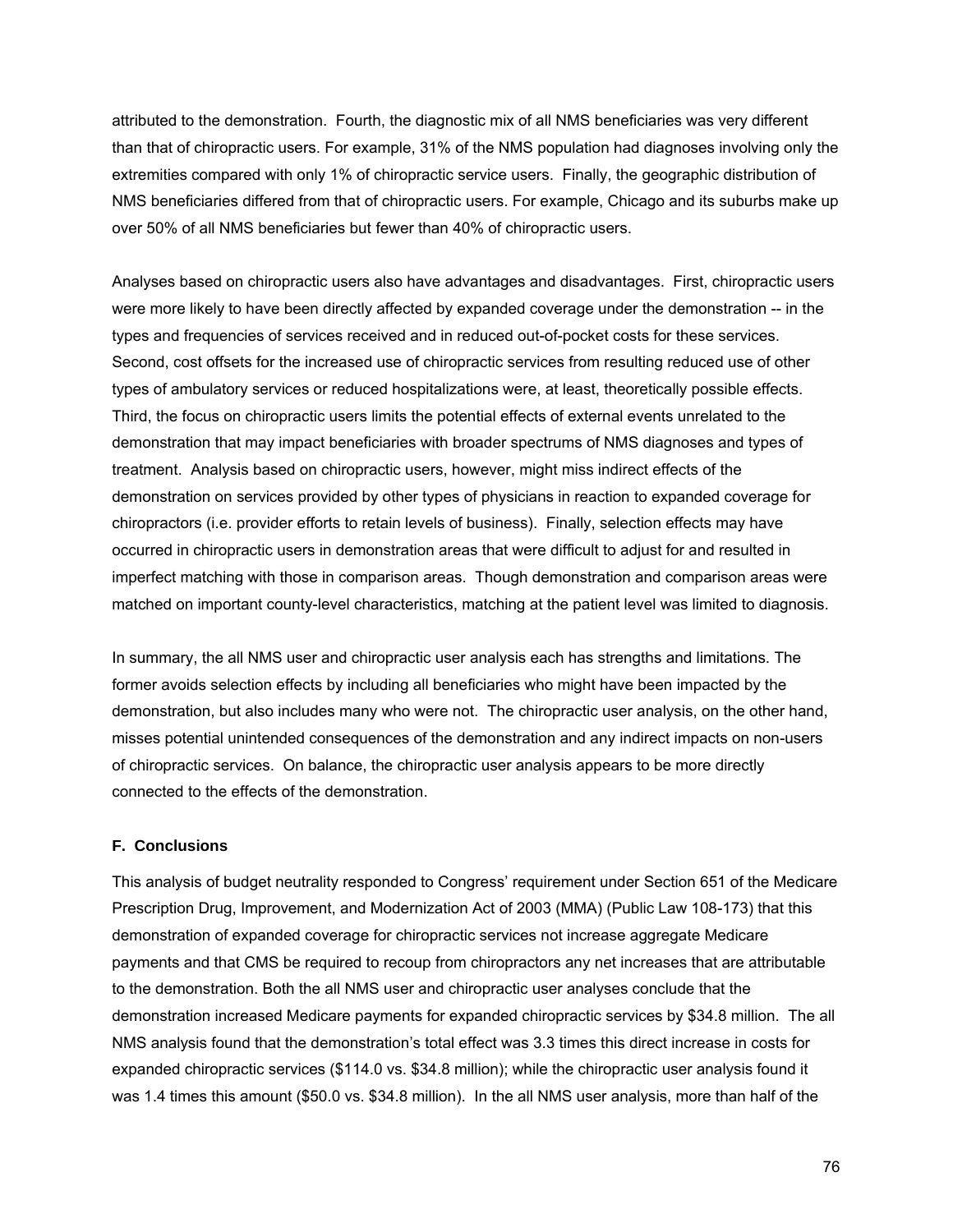attributed to the demonstration. Fourth, the diagnostic mix of all NMS beneficiaries was very different than that of chiropractic users. For example, 31% of the NMS population had diagnoses involving only the extremities compared with only 1% of chiropractic service users. Finally, the geographic distribution of NMS beneficiaries differed from that of chiropractic users. For example, Chicago and its suburbs make up over 50% of all NMS beneficiaries but fewer than 40% of chiropractic users.

Analyses based on chiropractic users also have advantages and disadvantages. First, chiropractic users were more likely to have been directly affected by expanded coverage under the demonstration -- in the types and frequencies of services received and in reduced out-of-pocket costs for these services. Second, cost offsets for the increased use of chiropractic services from resulting reduced use of other types of ambulatory services or reduced hospitalizations were, at least, theoretically possible effects. Third, the focus on chiropractic users limits the potential effects of external events unrelated to the demonstration that may impact beneficiaries with broader spectrums of NMS diagnoses and types of treatment. Analysis based on chiropractic users, however, might miss indirect effects of the demonstration on services provided by other types of physicians in reaction to expanded coverage for chiropractors (i.e. provider efforts to retain levels of business). Finally, selection effects may have occurred in chiropractic users in demonstration areas that were difficult to adjust for and resulted in imperfect matching with those in comparison areas. Though demonstration and comparison areas were matched on important county-level characteristics, matching at the patient level was limited to diagnosis.

In summary, the all NMS user and chiropractic user analysis each has strengths and limitations. The former avoids selection effects by including all beneficiaries who might have been impacted by the demonstration, but also includes many who were not. The chiropractic user analysis, on the other hand, misses potential unintended consequences of the demonstration and any indirect impacts on non-users of chiropractic services. On balance, the chiropractic user analysis appears to be more directly connected to the effects of the demonstration.

### F. Conclusions

This analysis of budget neutrality responded to Congress' requirement under Section 651 of the Medicare Prescription Drug, Improvement, and Modernization Act of 2003 (MMA) (Public Law 108-173) that this demonstration of expanded coverage for chiropractic services not increase aggregate Medicare payments and that CMS be required to recoup from chiropractors any net increases that are attributable to the demonstration. Both the all NMS user and chiropractic user analyses conclude that the demonstration increased Medicare payments for expanded chiropractic services by $34.8 million. The all NMS analysis found that the demonstration's total effect was 3.3 times this direct increase in costs for expanded chiropractic services ($114.0 vs. $34.8 million); while the chiropractic user analysis found it was 1.4 times this amount ($50.0 vs. $34.8 million). In the all NMS user analysis, more than half of the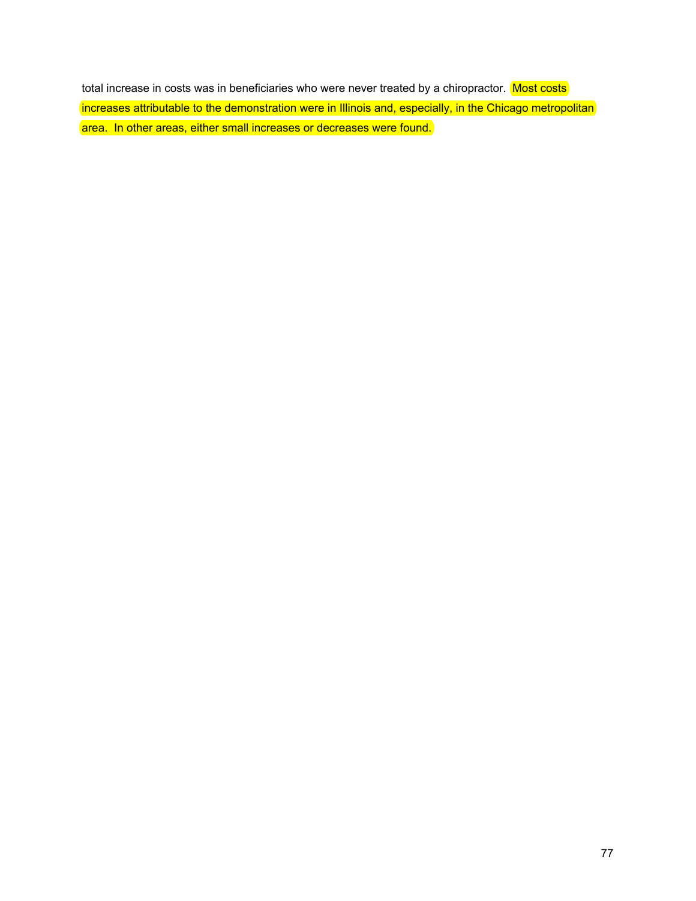total increase in costs was in beneficiaries who were never treated by a chiropractor. Most costs increases attributable to the demonstration were in Illinois and, especially, in the Chicago metropolitan area. In other areas, either small increases or decreases were found.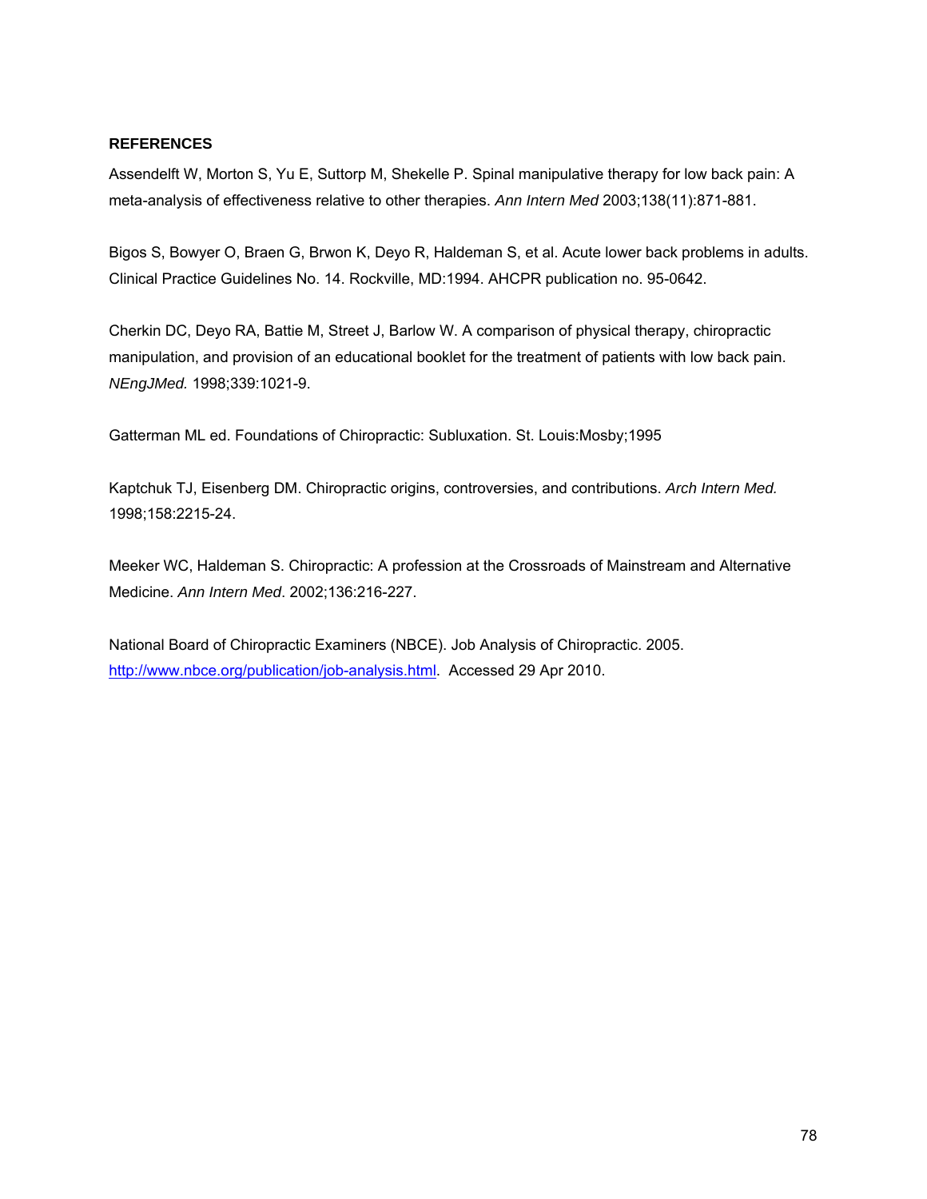**REFERENCES**

Assendelft W, Morton S, Yu E, Suttorp M, Shekelle P. Spinal manipulative therapy for low back pain: A meta-analysis of effectiveness relative to other therapies. *Ann Intern Med* 2003;138(11):871-881.

Bigos S, Bowyer O, Braen G, Brwon K, Deyo R, Haldeman S, et al. Acute lower back problems in adults. Clinical Practice Guidelines No. 14. Rockville, MD:1994. AHCPR publication no. 95-0642.

Cherkin DC, Deyo RA, Battie M, Street J, Barlow W. A comparison of physical therapy, chiropractic manipulation, and provision of an educational booklet for the treatment of patients with low back pain. *NEngJMed.* 1998;339:1021-9.

Gatterman ML ed. Foundations of Chiropractic: Subluxation. St. Louis:Mosby;1995

Kaptchuk TJ, Eisenberg DM. Chiropractic origins, controversies, and contributions. *Arch Intern Med.* 1998;158:2215-24.

Meeker WC, Haldeman S. Chiropractic: A profession at the Crossroads of Mainstream and Alternative Medicine. *Ann Intern Med*. 2002;136:216-227.

National Board of Chiropractic Examiners (NBCE). Job Analysis of Chiropractic. 2005. http://www.nbce.org/publication/job-analysis.html. Accessed 29 Apr 2010.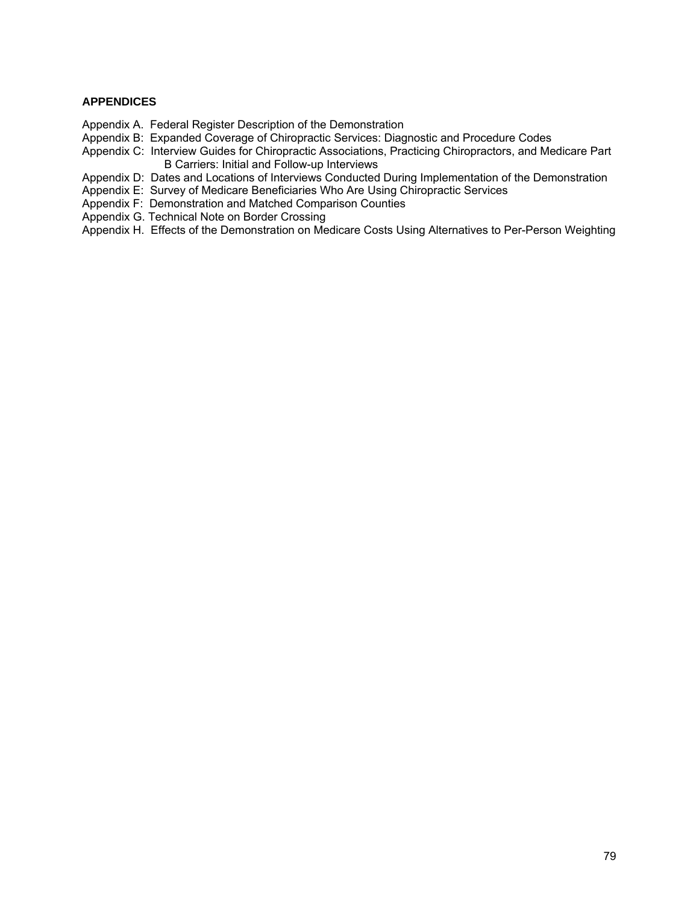**APPENDICES**

Appendix A. Federal Register Description of the Demonstration
Appendix B: Expanded Coverage of Chiropractic Services: Diagnostic and Procedure Codes
Appendix C: Interview Guides for Chiropractic Associations, Practicing Chiropractors, and Medicare Part B Carriers: Initial and Follow-up Interviews
Appendix D: Dates and Locations of Interviews Conducted During Implementation of the Demonstration
Appendix E: Survey of Medicare Beneficiaries Who Are Using Chiropractic Services
Appendix F: Demonstration and Matched Comparison Counties
Appendix G. Technical Note on Border Crossing
Appendix H. Effects of the Demonstration on Medicare Costs Using Alternatives to Per-Person Weighting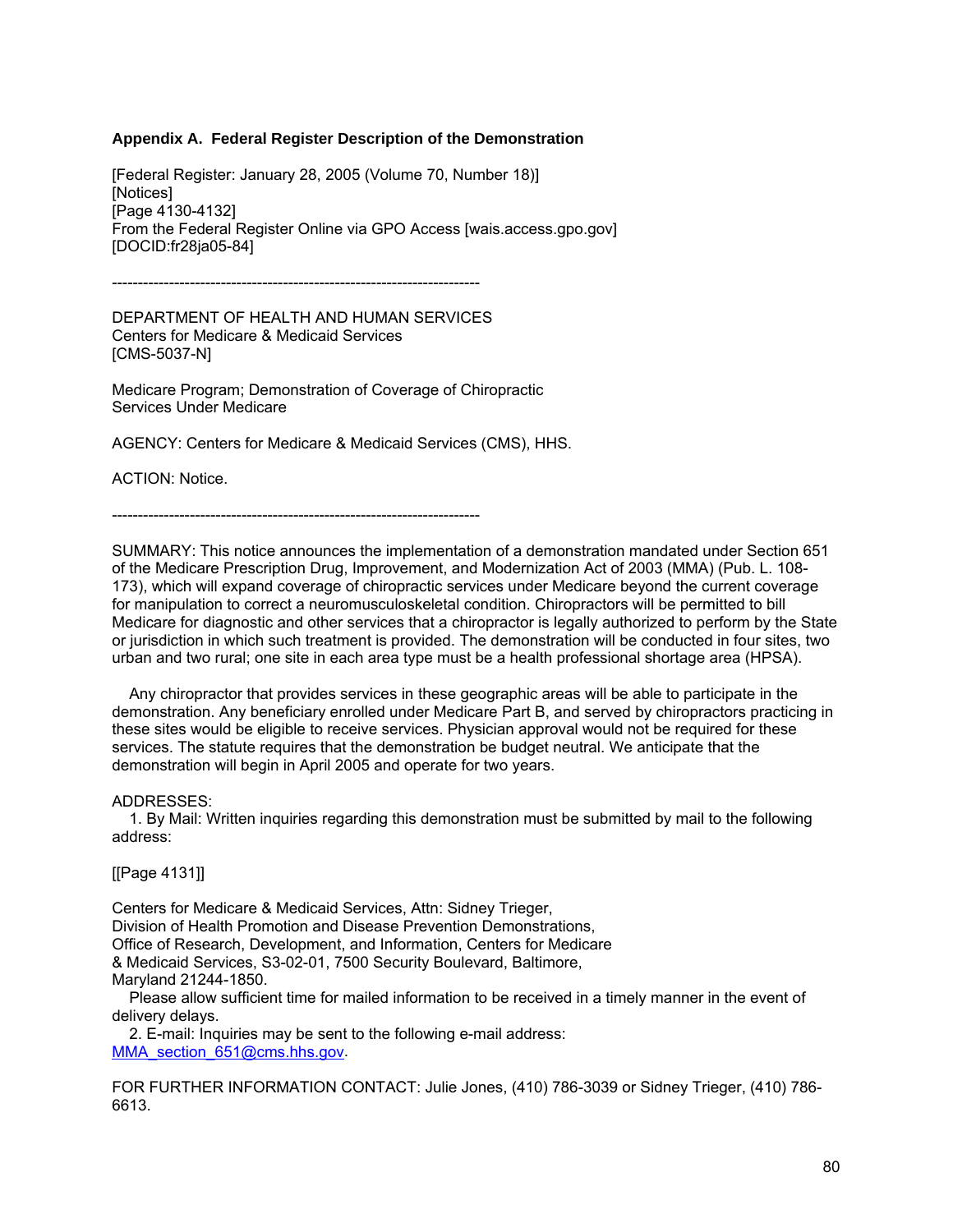### Appendix A. Federal Register Description of the Demonstration

[Federal Register: January 28, 2005 (Volume 70, Number 18)]
[Notices]
[Page 4130-4132]
From the Federal Register Online via GPO Access [wais.access.gpo.gov]
[DOCID:fr28ja05-84]

-----------------------------------------------------------------------

DEPARTMENT OF HEALTH AND HUMAN SERVICES
Centers for Medicare & Medicaid Services
[CMS-5037-N]

Medicare Program; Demonstration of Coverage of Chiropractic Services Under Medicare

AGENCY: Centers for Medicare & Medicaid Services (CMS), HHS.

ACTION: Notice.

-----------------------------------------------------------------------

SUMMARY: This notice announces the implementation of a demonstration mandated under Section 651 of the Medicare Prescription Drug, Improvement, and Modernization Act of 2003 (MMA) (Pub. L. 108-173), which will expand coverage of chiropractic services under Medicare beyond the current coverage for manipulation to correct a neuromusculoskeletal condition. Chiropractors will be permitted to bill Medicare for diagnostic and other services that a chiropractor is legally authorized to perform by the State or jurisdiction in which such treatment is provided. The demonstration will be conducted in four sites, two urban and two rural; one site in each area type must be a health professional shortage area (HPSA).

Any chiropractor that provides services in these geographic areas will be able to participate in the demonstration. Any beneficiary enrolled under Medicare Part B, and served by chiropractors practicing in these sites would be eligible to receive services. Physician approval would not be required for these services. The statute requires that the demonstration be budget neutral. We anticipate that the demonstration will begin in April 2005 and operate for two years.

ADDRESSES:

1. By Mail: Written inquiries regarding this demonstration must be submitted by mail to the following address:

[[Page 4131]]

Centers for Medicare & Medicaid Services, Attn: Sidney Trieger,
Division of Health Promotion and Disease Prevention Demonstrations,
Office of Research, Development, and Information, Centers for Medicare & Medicaid Services, S3-02-01, 7500 Security Boulevard, Baltimore, Maryland 21244-1850.

Please allow sufficient time for mailed information to be received in a timely manner in the event of delivery delays.

2. E-mail: Inquiries may be sent to the following e-mail address: MMA_section_651@cms.hhs.gov.

FOR FURTHER INFORMATION CONTACT: Julie Jones, (410) 786-3039 or Sidney Trieger, (410) 786-6613.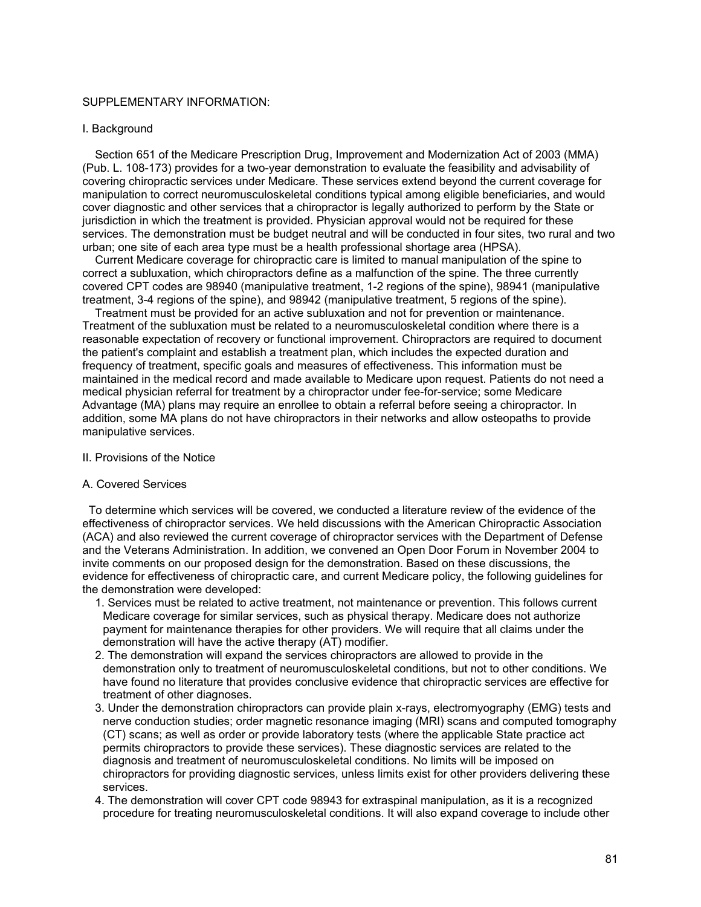SUPPLEMENTARY INFORMATION:

I. Background

Section 651 of the Medicare Prescription Drug, Improvement and Modernization Act of 2003 (MMA) (Pub. L. 108-173) provides for a two-year demonstration to evaluate the feasibility and advisability of covering chiropractic services under Medicare. These services extend beyond the current coverage for manipulation to correct neuromusculoskeletal conditions typical among eligible beneficiaries, and would cover diagnostic and other services that a chiropractor is legally authorized to perform by the State or jurisdiction in which the treatment is provided. Physician approval would not be required for these services. The demonstration must be budget neutral and will be conducted in four sites, two rural and two urban; one site of each area type must be a health professional shortage area (HPSA).

Current Medicare coverage for chiropractic care is limited to manual manipulation of the spine to correct a subluxation, which chiropractors define as a malfunction of the spine. The three currently covered CPT codes are 98940 (manipulative treatment, 1-2 regions of the spine), 98941 (manipulative treatment, 3-4 regions of the spine), and 98942 (manipulative treatment, 5 regions of the spine).

Treatment must be provided for an active subluxation and not for prevention or maintenance. Treatment of the subluxation must be related to a neuromusculoskeletal condition where there is a reasonable expectation of recovery or functional improvement. Chiropractors are required to document the patient's complaint and establish a treatment plan, which includes the expected duration and frequency of treatment, specific goals and measures of effectiveness. This information must be maintained in the medical record and made available to Medicare upon request. Patients do not need a medical physician referral for treatment by a chiropractor under fee-for-service; some Medicare Advantage (MA) plans may require an enrollee to obtain a referral before seeing a chiropractor. In addition, some MA plans do not have chiropractors in their networks and allow osteopaths to provide manipulative services.

II. Provisions of the Notice

A. Covered Services

To determine which services will be covered, we conducted a literature review of the evidence of the effectiveness of chiropractor services. We held discussions with the American Chiropractic Association (ACA) and also reviewed the current coverage of chiropractor services with the Department of Defense and the Veterans Administration. In addition, we convened an Open Door Forum in November 2004 to invite comments on our proposed design for the demonstration. Based on these discussions, the evidence for effectiveness of chiropractic care, and current Medicare policy, the following guidelines for the demonstration were developed:

1. Services must be related to active treatment, not maintenance or prevention. This follows current Medicare coverage for similar services, such as physical therapy. Medicare does not authorize payment for maintenance therapies for other providers. We will require that all claims under the demonstration will have the active therapy (AT) modifier.
2. The demonstration will expand the services chiropractors are allowed to provide in the demonstration only to treatment of neuromusculoskeletal conditions, but not to other conditions. We have found no literature that provides conclusive evidence that chiropractic services are effective for treatment of other diagnoses.
3. Under the demonstration chiropractors can provide plain x-rays, electromyography (EMG) tests and nerve conduction studies; order magnetic resonance imaging (MRI) scans and computed tomography (CT) scans; as well as order or provide laboratory tests (where the applicable State practice act permits chiropractors to provide these services). These diagnostic services are related to the diagnosis and treatment of neuromusculoskeletal conditions. No limits will be imposed on chiropractors for providing diagnostic services, unless limits exist for other providers delivering these services.
4. The demonstration will cover CPT code 98943 for extraspinal manipulation, as it is a recognized procedure for treating neuromusculoskeletal conditions. It will also expand coverage to include other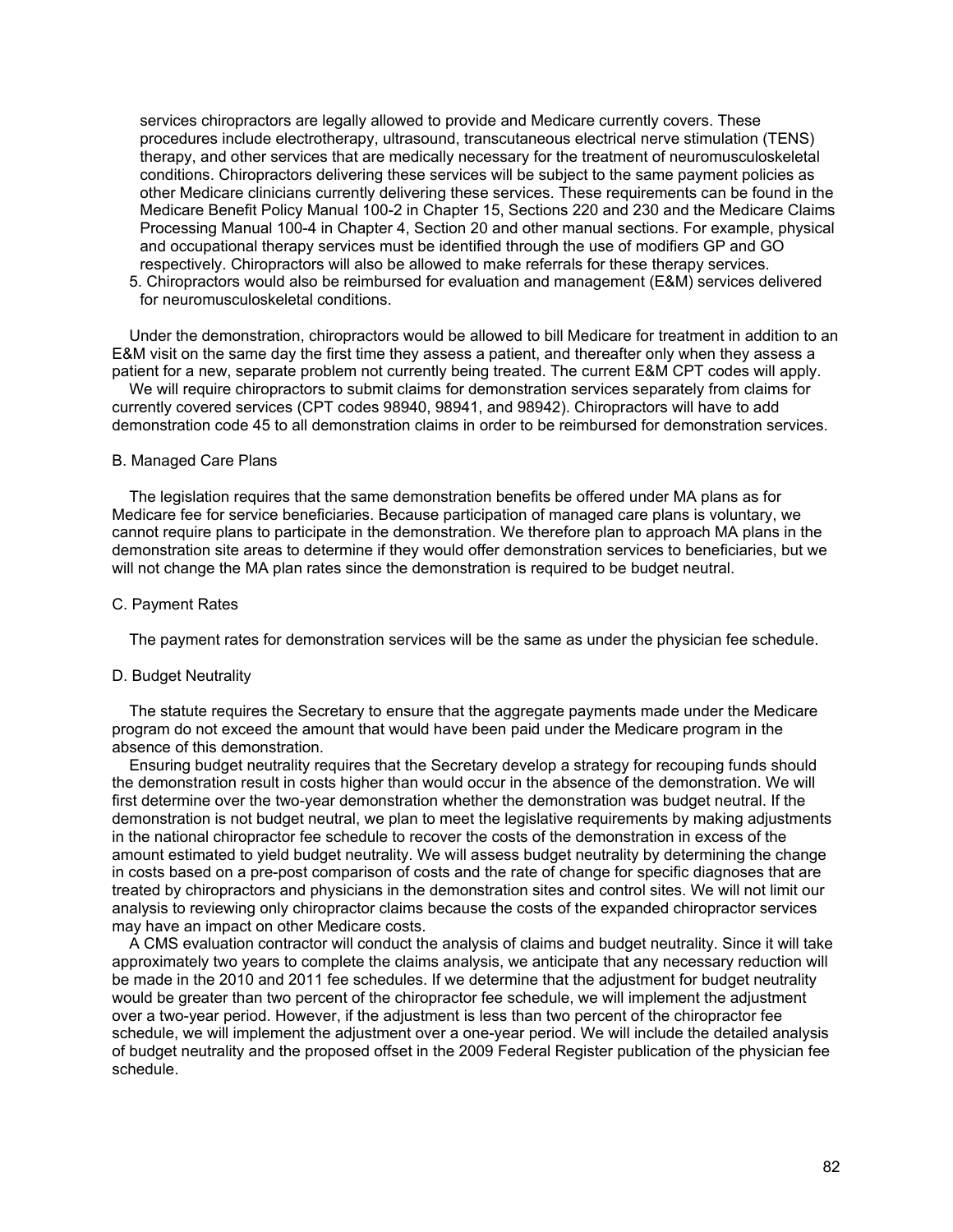services chiropractors are legally allowed to provide and Medicare currently covers. These procedures include electrotherapy, ultrasound, transcutaneous electrical nerve stimulation (TENS) therapy, and other services that are medically necessary for the treatment of neuromusculoskeletal conditions. Chiropractors delivering these services will be subject to the same payment policies as other Medicare clinicians currently delivering these services. These requirements can be found in the Medicare Benefit Policy Manual 100-2 in Chapter 15, Sections 220 and 230 and the Medicare Claims Processing Manual 100-4 in Chapter 4, Section 20 and other manual sections. For example, physical and occupational therapy services must be identified through the use of modifiers GP and GO respectively. Chiropractors will also be allowed to make referrals for these therapy services.

5. Chiropractors would also be reimbursed for evaluation and management (E&M) services delivered for neuromusculoskeletal conditions.

Under the demonstration, chiropractors would be allowed to bill Medicare for treatment in addition to an E&M visit on the same day the first time they assess a patient, and thereafter only when they assess a patient for a new, separate problem not currently being treated. The current E&M CPT codes will apply.

We will require chiropractors to submit claims for demonstration services separately from claims for currently covered services (CPT codes 98940, 98941, and 98942). Chiropractors will have to add demonstration code 45 to all demonstration claims in order to be reimbursed for demonstration services.

B. Managed Care Plans

The legislation requires that the same demonstration benefits be offered under MA plans as for Medicare fee for service beneficiaries. Because participation of managed care plans is voluntary, we cannot require plans to participate in the demonstration. We therefore plan to approach MA plans in the demonstration site areas to determine if they would offer demonstration services to beneficiaries, but we will not change the MA plan rates since the demonstration is required to be budget neutral.

C. Payment Rates

The payment rates for demonstration services will be the same as under the physician fee schedule.

D. Budget Neutrality

The statute requires the Secretary to ensure that the aggregate payments made under the Medicare program do not exceed the amount that would have been paid under the Medicare program in the absence of this demonstration.

Ensuring budget neutrality requires that the Secretary develop a strategy for recouping funds should the demonstration result in costs higher than would occur in the absence of the demonstration. We will first determine over the two-year demonstration whether the demonstration was budget neutral. If the demonstration is not budget neutral, we plan to meet the legislative requirements by making adjustments in the national chiropractor fee schedule to recover the costs of the demonstration in excess of the amount estimated to yield budget neutrality. We will assess budget neutrality by determining the change in costs based on a pre-post comparison of costs and the rate of change for specific diagnoses that are treated by chiropractors and physicians in the demonstration sites and control sites. We will not limit our analysis to reviewing only chiropractor claims because the costs of the expanded chiropractor services may have an impact on other Medicare costs.

A CMS evaluation contractor will conduct the analysis of claims and budget neutrality. Since it will take approximately two years to complete the claims analysis, we anticipate that any necessary reduction will be made in the 2010 and 2011 fee schedules. If we determine that the adjustment for budget neutrality would be greater than two percent of the chiropractor fee schedule, we will implement the adjustment over a two-year period. However, if the adjustment is less than two percent of the chiropractor fee schedule, we will implement the adjustment over a one-year period. We will include the detailed analysis of budget neutrality and the proposed offset in the 2009 Federal Register publication of the physician fee schedule.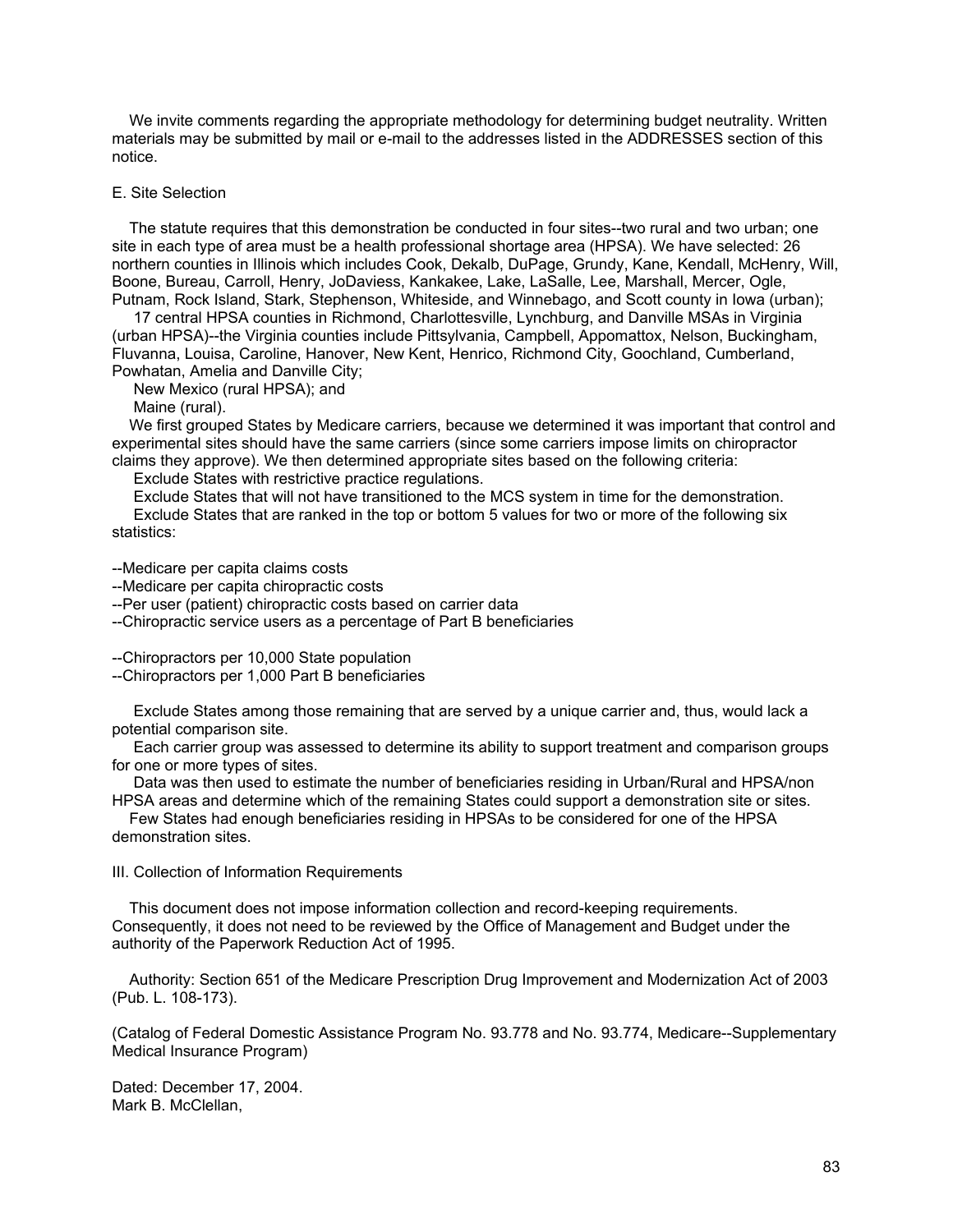We invite comments regarding the appropriate methodology for determining budget neutrality. Written materials may be submitted by mail or e-mail to the addresses listed in the ADDRESSES section of this notice.

E. Site Selection

The statute requires that this demonstration be conducted in four sites--two rural and two urban; one site in each type of area must be a health professional shortage area (HPSA). We have selected: 26 northern counties in Illinois which includes Cook, Dekalb, DuPage, Grundy, Kane, Kendall, McHenry, Will, Boone, Bureau, Carroll, Henry, JoDaviess, Kankakee, Lake, LaSalle, Lee, Marshall, Mercer, Ogle, Putnam, Rock Island, Stark, Stephenson, Whiteside, and Winnebago, and Scott county in Iowa (urban);

17 central HPSA counties in Richmond, Charlottesville, Lynchburg, and Danville MSAs in Virginia (urban HPSA)--the Virginia counties include Pittsylvania, Campbell, Appomattox, Nelson, Buckingham, Fluvanna, Louisa, Caroline, Hanover, New Kent, Henrico, Richmond City, Goochland, Cumberland, Powhatan, Amelia and Danville City;

New Mexico (rural HPSA); and

Maine (rural).

We first grouped States by Medicare carriers, because we determined it was important that control and experimental sites should have the same carriers (since some carriers impose limits on chiropractor claims they approve). We then determined appropriate sites based on the following criteria:

Exclude States with restrictive practice regulations.

Exclude States that will not have transitioned to the MCS system in time for the demonstration.

Exclude States that are ranked in the top or bottom 5 values for two or more of the following six statistics:

--Medicare per capita claims costs
--Medicare per capita chiropractic costs
--Per user (patient) chiropractic costs based on carrier data
--Chiropractic service users as a percentage of Part B beneficiaries

--Chiropractors per 10,000 State population
--Chiropractors per 1,000 Part B beneficiaries

Exclude States among those remaining that are served by a unique carrier and, thus, would lack a potential comparison site.

Each carrier group was assessed to determine its ability to support treatment and comparison groups for one or more types of sites.

Data was then used to estimate the number of beneficiaries residing in Urban/Rural and HPSA/non HPSA areas and determine which of the remaining States could support a demonstration site or sites.

Few States had enough beneficiaries residing in HPSAs to be considered for one of the HPSA demonstration sites.

III. Collection of Information Requirements

This document does not impose information collection and record-keeping requirements. Consequently, it does not need to be reviewed by the Office of Management and Budget under the authority of the Paperwork Reduction Act of 1995.

Authority: Section 651 of the Medicare Prescription Drug Improvement and Modernization Act of 2003 (Pub. L. 108-173).

(Catalog of Federal Domestic Assistance Program No. 93.778 and No. 93.774, Medicare--Supplementary Medical Insurance Program)

Dated: December 17, 2004.
Mark B. McClellan,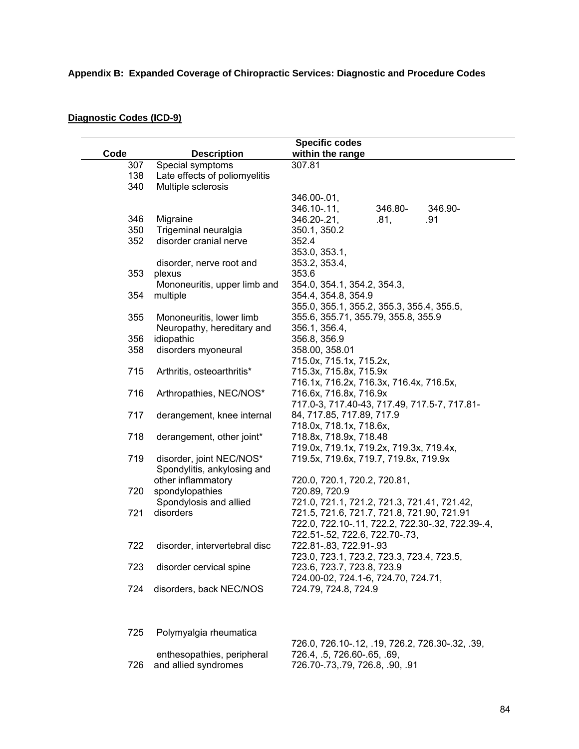**Appendix B: Expanded Coverage of Chiropractic Services: Diagnostic and Procedure Codes**

**Diagnostic Codes (ICD-9)**

| Code | Description | Specific codes within the range |
|---|---|---|
| 307 | Special symptoms | 307.81 |
| 138 | Late effects of poliomyelitis | |
| 340 | Multiple sclerosis | |
| 346 | Migraine | 346.00-.01, 346.10-.11, 346.20-.21, 346.80-.81, 346.90-.91 |
| 350 | Trigeminal neuralgia | 350.1, 350.2 |
| 352 | disorder cranial nerve | 352.4 |
| 353 | disorder, nerve root and plexus | 353.0, 353.1, 353.2, 353.4, 353.6 |
| 354 | Mononeuritis, upper limb and multiple | 354.0, 354.1, 354.2, 354.3, 354.4, 354.8, 354.9 |
| 355 | Mononeuritis, lower limb | 355.0, 355.1, 355.2, 355.3, 355.4, 355.5, 355.6, 355.71, 355.79, 355.8, 355.9 |
| 356 | Neuropathy, hereditary and idiopathic | 356.1, 356.4, 356.8, 356.9 |
| 358 | disorders myoneural | 358.00, 358.01 |
| 715 | Arthritis, osteoarthritis* | 715.0x, 715.1x, 715.2x, 715.3x, 715.8x, 715.9x |
| 716 | Arthropathies, NEC/NOS* | 716.1x, 716.2x, 716.3x, 716.4x, 716.5x, 716.6x, 716.8x, 716.9x |
| 717 | derangement, knee internal | 717.0-3, 717.40-43, 717.49, 717.5-7, 717.81-84, 717.85, 717.89, 717.9 |
| 718 | derangement, other joint* | 718.0x, 718.1x, 718.6x, 718.8x, 718.9x, 718.48 |
| 719 | disorder, joint NEC/NOS* | 719.0x, 719.1x, 719.2x, 719.3x, 719.4x, 719.5x, 719.6x, 719.7, 719.8x, 719.9x |
| 720 | Spondylitis, ankylosing and other inflammatory spondylopathies | 720.0, 720.1, 720.2, 720.81, 720.89, 720.9 |
| 721 | Spondylosis and allied disorders | 721.0, 721.1, 721.2, 721.3, 721.41, 721.42, 721.5, 721.6, 721.7, 721.8, 721.90, 721.91 |
| 722 | disorder, intervertebral disc | 722.0, 722.10-.11, 722.2, 722.30-.32, 722.39-.4, 722.51-.52, 722.6, 722.70-.73, 722.81-.83, 722.91-.93 |
| 723 | disorder cervical spine | 723.0, 723.1, 723.2, 723.3, 723.4, 723.5, 723.6, 723.7, 723.8, 723.9 |
| 724 | disorders, back NEC/NOS | 724.00-02, 724.1-6, 724.70, 724.71, 724.79, 724.8, 724.9 |
| 725 | Polymyalgia rheumatica | |
| 726 | enthesopathies, peripheral and allied syndromes | 726.0, 726.10-.12, .19, 726.2, 726.30-.32, .39, 726.4, .5, 726.60-.65, .69, 726.70-.73,.79, 726.8, .90, .91 |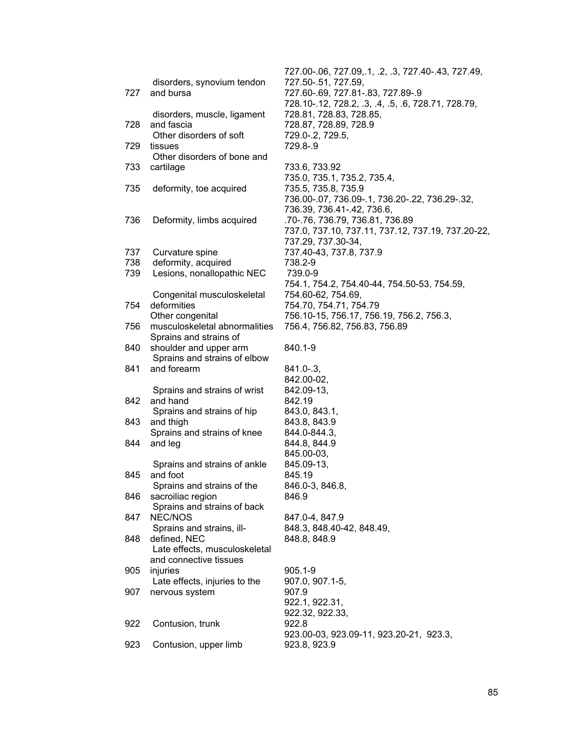| | | |
|---|---|---|
| 727 | disorders, synovium tendon and bursa | 727.00-.06, 727.09,.1, .2, .3, 727.40-.43, 727.49, 727.50-.51, 727.59, 727.60-.69, 727.81-.83, 727.89-.9 |
| 728 | disorders, muscle, ligament and fascia | 728.10-.12, 728.2, .3, .4, .5, .6, 728.71, 728.79, 728.81, 728.83, 728.85, 728.87, 728.89, 728.9 |
| 729 | Other disorders of soft tissues | 729.0-.2, 729.5, 729.8-.9 |
| 733 | Other disorders of bone and cartilage | 733.6, 733.92 |
| 735 | deformity, toe acquired | 735.0, 735.1, 735.2, 735.4, 735.5, 735.8, 735.9 |
| 736 | Deformity, limbs acquired | 736.00-.07, 736.09-.1, 736.20-.22, 736.29-.32, 736.39, 736.41-.42, 736.6, .70-.76, 736.79, 736.81, 736.89 |
| 737 | Curvature spine | 737.0, 737.10, 737.11, 737.12, 737.19, 737.20-22, 737.29, 737.30-34, 737.40-43, 737.8, 737.9 |
| 738 | deformity, acquired | 738.2-9 |
| 739 | Lesions, nonallopathic NEC | 739.0-9 |
| 754 | Congenital musculoskeletal deformities | 754.1, 754.2, 754.40-44, 754.50-53, 754.59, 754.60-62, 754.69, 754.70, 754.71, 754.79 |
| 756 | Other congenital musculoskeletal abnormalities | 756.10-15, 756.17, 756.19, 756.2, 756.3, 756.4, 756.82, 756.83, 756.89 |
| 840 | Sprains and strains of shoulder and upper arm | 840.1-9 |
| 841 | Sprains and strains of elbow and forearm | 841.0-.3, |
| 842 | Sprains and strains of wrist and hand | 842.00-02, 842.09-13, 842.19 |
| 843 | Sprains and strains of hip and thigh | 843.0, 843.1, 843.8, 843.9 |
| 844 | Sprains and strains of knee and leg | 844.0-844.3, 844.8, 844.9 |
| 845 | Sprains and strains of ankle and foot | 845.00-03, 845.09-13, 845.19 |
| 846 | Sprains and strains of the sacroiliac region | 846.0-3, 846.8, 846.9 |
| 847 | Sprains and strains of back NEC/NOS | 847.0-4, 847.9 |
| 848 | Sprains and strains, ill-defined, NEC | 848.3, 848.40-42, 848.49, 848.8, 848.9 |
| 905 | Late effects, musculoskeletal and connective tissues injuries | 905.1-9 |
| 907 | Late effects, injuries to the nervous system | 907.0, 907.1-5, 907.9 |
| 922 | Contusion, trunk | 922.1, 922.31, 922.32, 922.33, 922.8 |
| 923 | Contusion, upper limb | 923.00-03, 923.09-11, 923.20-21, 923.3, 923.8, 923.9 |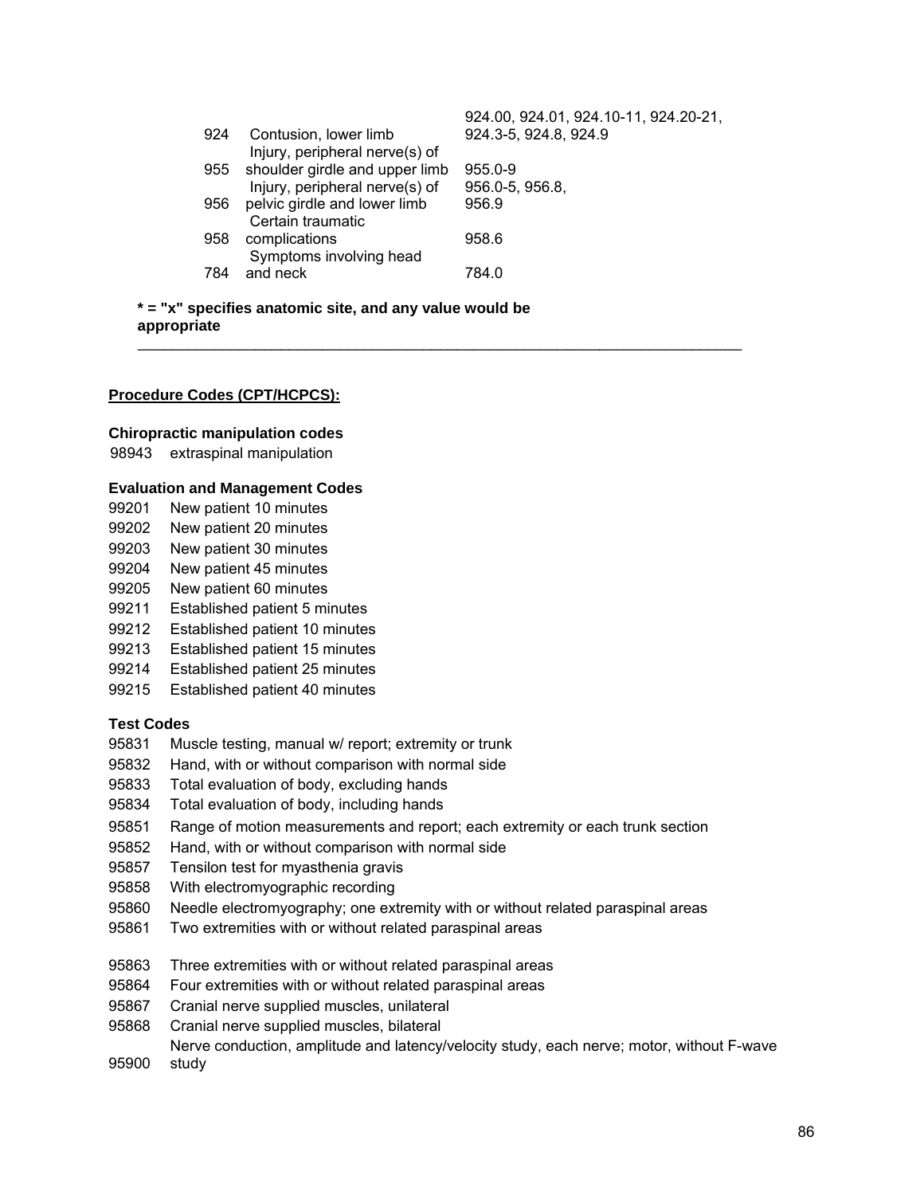| | | |
|---|---|---|
| 924 | Contusion, lower limb | 924.00, 924.01, 924.10-11, 924.20-21, 924.3-5, 924.8, 924.9 |
| 955 | Injury, peripheral nerve(s) of shoulder girdle and upper limb | 955.0-9 |
| 956 | Injury, peripheral nerve(s) of pelvic girdle and lower limb | 956.0-5, 956.8, 956.9 |
| 958 | Certain traumatic complications | 958.6 |
| 784 | Symptoms involving head and neck | 784.0 |

**\* = "x" specifies anatomic site, and any value would be appropriate**

---

**Procedure Codes (CPT/HCPCS):**

**Chiropractic manipulation codes**

98943 extraspinal manipulation

**Evaluation and Management Codes**

99201 New patient 10 minutes
99202 New patient 20 minutes
99203 New patient 30 minutes
99204 New patient 45 minutes
99205 New patient 60 minutes
99211 Established patient 5 minutes
99212 Established patient 10 minutes
99213 Established patient 15 minutes
99214 Established patient 25 minutes
99215 Established patient 40 minutes

**Test Codes**

95831 Muscle testing, manual w/ report; extremity or trunk
95832 Hand, with or without comparison with normal side
95833 Total evaluation of body, excluding hands
95834 Total evaluation of body, including hands
95851 Range of motion measurements and report; each extremity or each trunk section
95852 Hand, with or without comparison with normal side
95857 Tensilon test for myasthenia gravis
95858 With electromyographic recording
95860 Needle electromyography; one extremity with or without related paraspinal areas
95861 Two extremities with or without related paraspinal areas
95863 Three extremities with or without related paraspinal areas
95864 Four extremities with or without related paraspinal areas
95867 Cranial nerve supplied muscles, unilateral
95868 Cranial nerve supplied muscles, bilateral
95900 Nerve conduction, amplitude and latency/velocity study, each nerve; motor, without F-wave study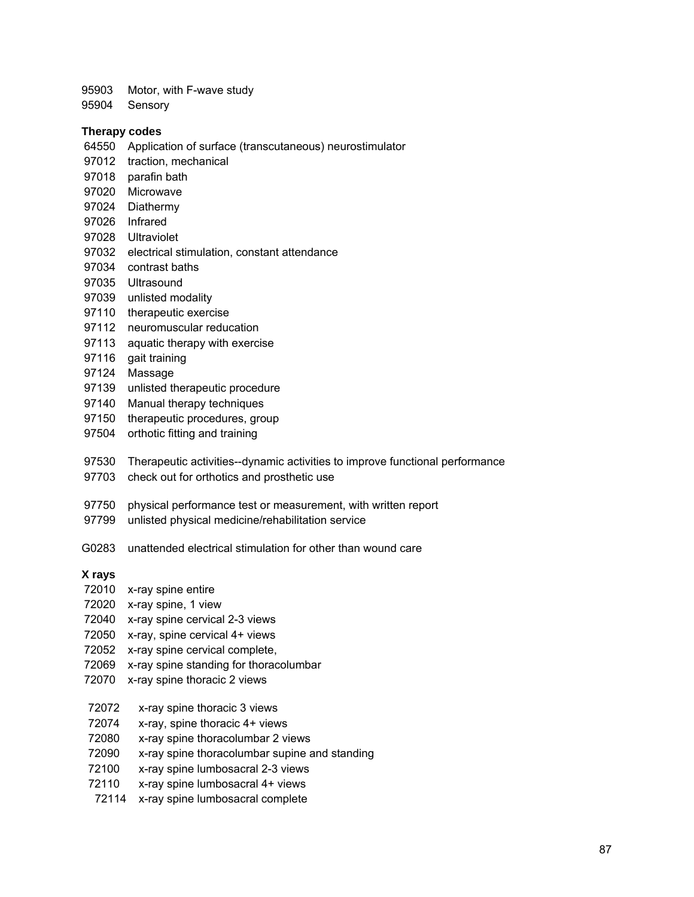95903 Motor, with F-wave study
95904 Sensory

**Therapy codes**

64550 Application of surface (transcutaneous) neurostimulator
97012 traction, mechanical
97018 parafin bath
97020 Microwave
97024 Diathermy
97026 Infrared
97028 Ultraviolet
97032 electrical stimulation, constant attendance
97034 contrast baths
97035 Ultrasound
97039 unlisted modality
97110 therapeutic exercise
97112 neuromuscular reducation
97113 aquatic therapy with exercise
97116 gait training
97124 Massage
97139 unlisted therapeutic procedure
97140 Manual therapy techniques
97150 therapeutic procedures, group
97504 orthotic fitting and training

97530 Therapeutic activities--dynamic activities to improve functional performance
97703 check out for orthotics and prosthetic use

97750 physical performance test or measurement, with written report
97799 unlisted physical medicine/rehabilitation service

G0283 unattended electrical stimulation for other than wound care

**X rays**

72010 x-ray spine entire
72020 x-ray spine, 1 view
72040 x-ray spine cervical 2-3 views
72050 x-ray, spine cervical 4+ views
72052 x-ray spine cervical complete,
72069 x-ray spine standing for thoracolumbar
72070 x-ray spine thoracic 2 views

72072 x-ray spine thoracic 3 views
72074 x-ray, spine thoracic 4+ views
72080 x-ray spine thoracolumbar 2 views
72090 x-ray spine thoracolumbar supine and standing
72100 x-ray spine lumbosacral 2-3 views
72110 x-ray spine lumbosacral 4+ views
72114 x-ray spine lumbosacral complete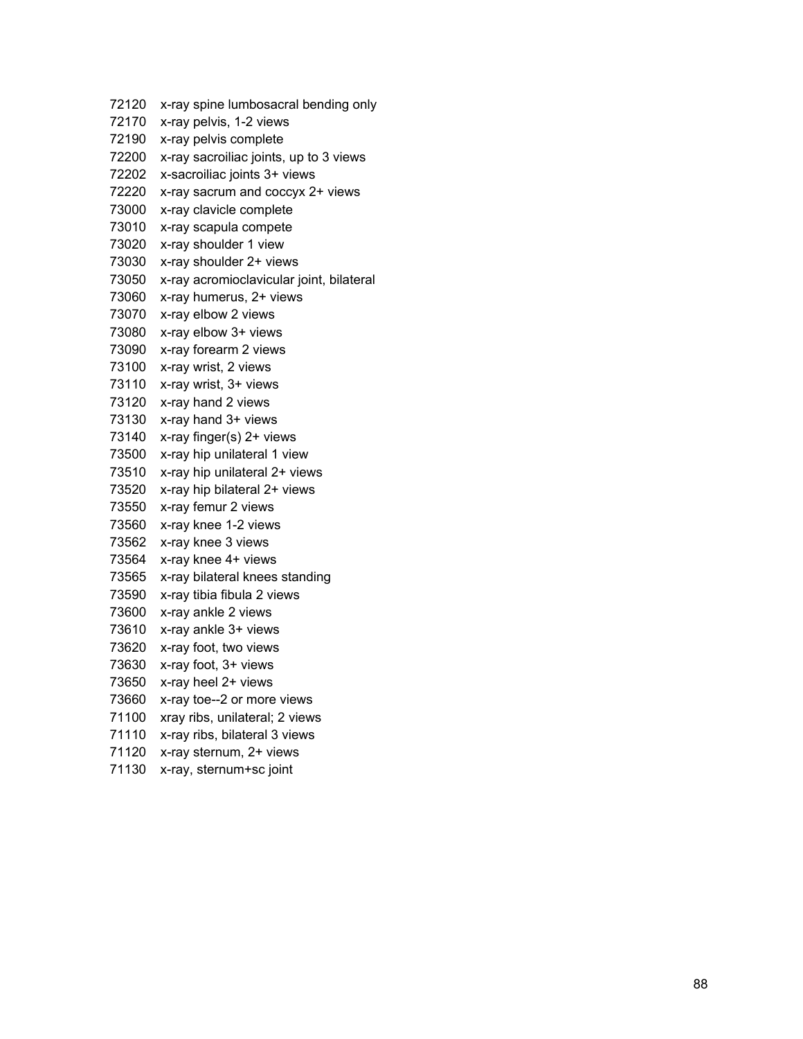| | |
|---|---|
| 72120 | x-ray spine lumbosacral bending only |
| 72170 | x-ray pelvis, 1-2 views |
| 72190 | x-ray pelvis complete |
| 72200 | x-ray sacroiliac joints, up to 3 views |
| 72202 | x-sacroiliac joints 3+ views |
| 72220 | x-ray sacrum and coccyx 2+ views |
| 73000 | x-ray clavicle complete |
| 73010 | x-ray scapula compete |
| 73020 | x-ray shoulder 1 view |
| 73030 | x-ray shoulder 2+ views |
| 73050 | x-ray acromioclavicular joint, bilateral |
| 73060 | x-ray humerus, 2+ views |
| 73070 | x-ray elbow 2 views |
| 73080 | x-ray elbow 3+ views |
| 73090 | x-ray forearm 2 views |
| 73100 | x-ray wrist, 2 views |
| 73110 | x-ray wrist, 3+ views |
| 73120 | x-ray hand 2 views |
| 73130 | x-ray hand 3+ views |
| 73140 | x-ray finger(s) 2+ views |
| 73500 | x-ray hip unilateral 1 view |
| 73510 | x-ray hip unilateral 2+ views |
| 73520 | x-ray hip bilateral 2+ views |
| 73550 | x-ray femur 2 views |
| 73560 | x-ray knee 1-2 views |
| 73562 | x-ray knee 3 views |
| 73564 | x-ray knee 4+ views |
| 73565 | x-ray bilateral knees standing |
| 73590 | x-ray tibia fibula 2 views |
| 73600 | x-ray ankle 2 views |
| 73610 | x-ray ankle 3+ views |
| 73620 | x-ray foot, two views |
| 73630 | x-ray foot, 3+ views |
| 73650 | x-ray heel 2+ views |
| 73660 | x-ray toe--2 or more views |
| 71100 | xray ribs, unilateral; 2 views |
| 71110 | x-ray ribs, bilateral 3 views |
| 71120 | x-ray sternum, 2+ views |
| 71130 | x-ray, sternum+sc joint |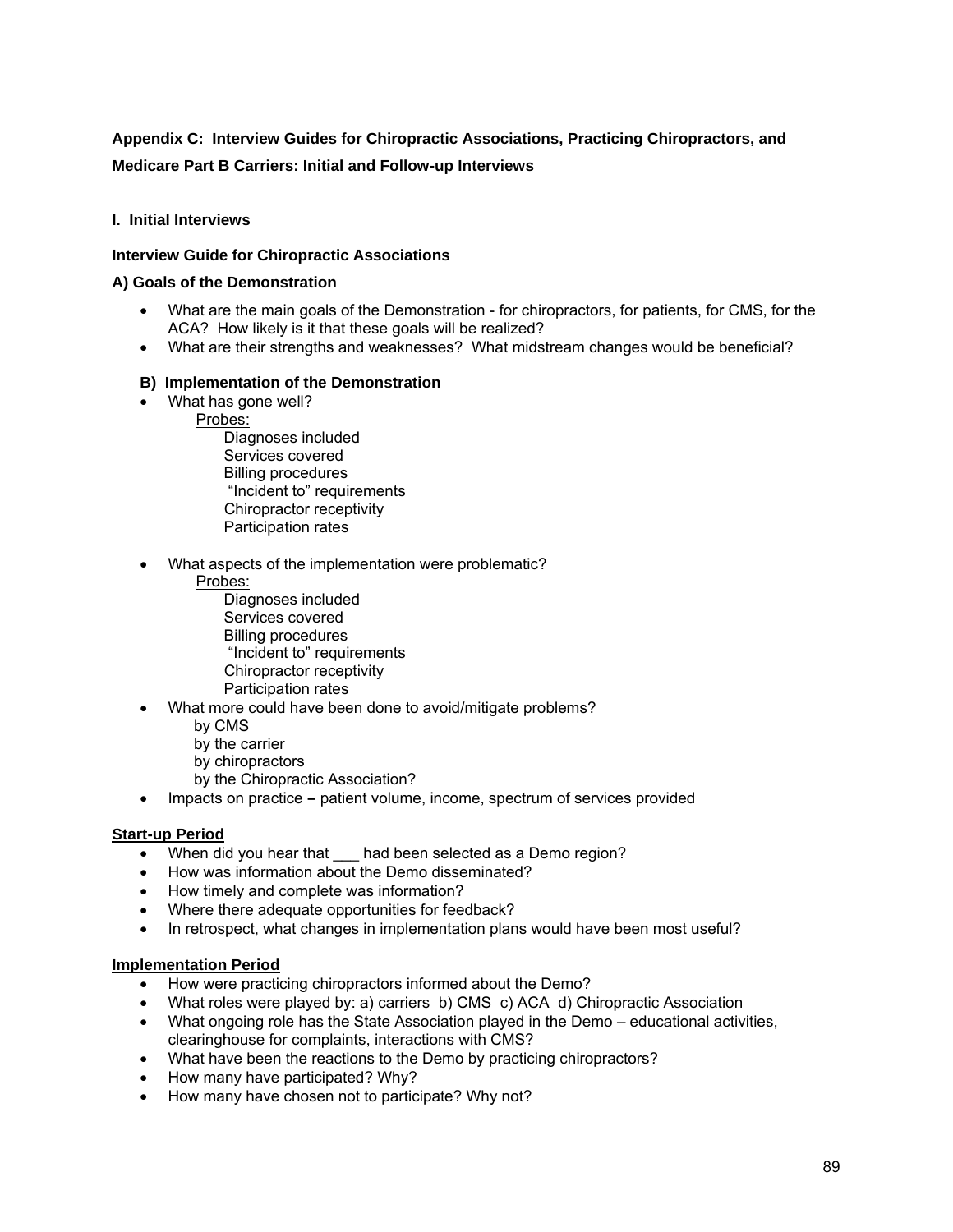## Appendix C: Interview Guides for Chiropractic Associations, Practicing Chiropractors, and Medicare Part B Carriers: Initial and Follow-up Interviews

### I. Initial Interviews

#### Interview Guide for Chiropractic Associations

**A) Goals of the Demonstration**

- What are the main goals of the Demonstration - for chiropractors, for patients, for CMS, for the ACA? How likely is it that these goals will be realized?
- What are their strengths and weaknesses? What midstream changes would be beneficial?

**B) Implementation of the Demonstration**

- What has gone well?
  - Probes:
    - Diagnoses included
    - Services covered
    - Billing procedures
    - "Incident to" requirements
    - Chiropractor receptivity
    - Participation rates
- What aspects of the implementation were problematic?
  - Probes:
    - Diagnoses included
    - Services covered
    - Billing procedures
    - "Incident to" requirements
    - Chiropractor receptivity
    - Participation rates
- What more could have been done to avoid/mitigate problems?
  - by CMS
  - by the carrier
  - by chiropractors
  - by the Chiropractic Association?
- Impacts on practice **–** patient volume, income, spectrum of services provided

**Start-up Period**

- When did you hear that ___ had been selected as a Demo region?
- How was information about the Demo disseminated?
- How timely and complete was information?
- Where there adequate opportunities for feedback?
- In retrospect, what changes in implementation plans would have been most useful?

**Implementation Period**

- How were practicing chiropractors informed about the Demo?
- What roles were played by: a) carriers b) CMS c) ACA d) Chiropractic Association
- What ongoing role has the State Association played in the Demo – educational activities, clearinghouse for complaints, interactions with CMS?
- What have been the reactions to the Demo by practicing chiropractors?
- How many have participated? Why?
- How many have chosen not to participate? Why not?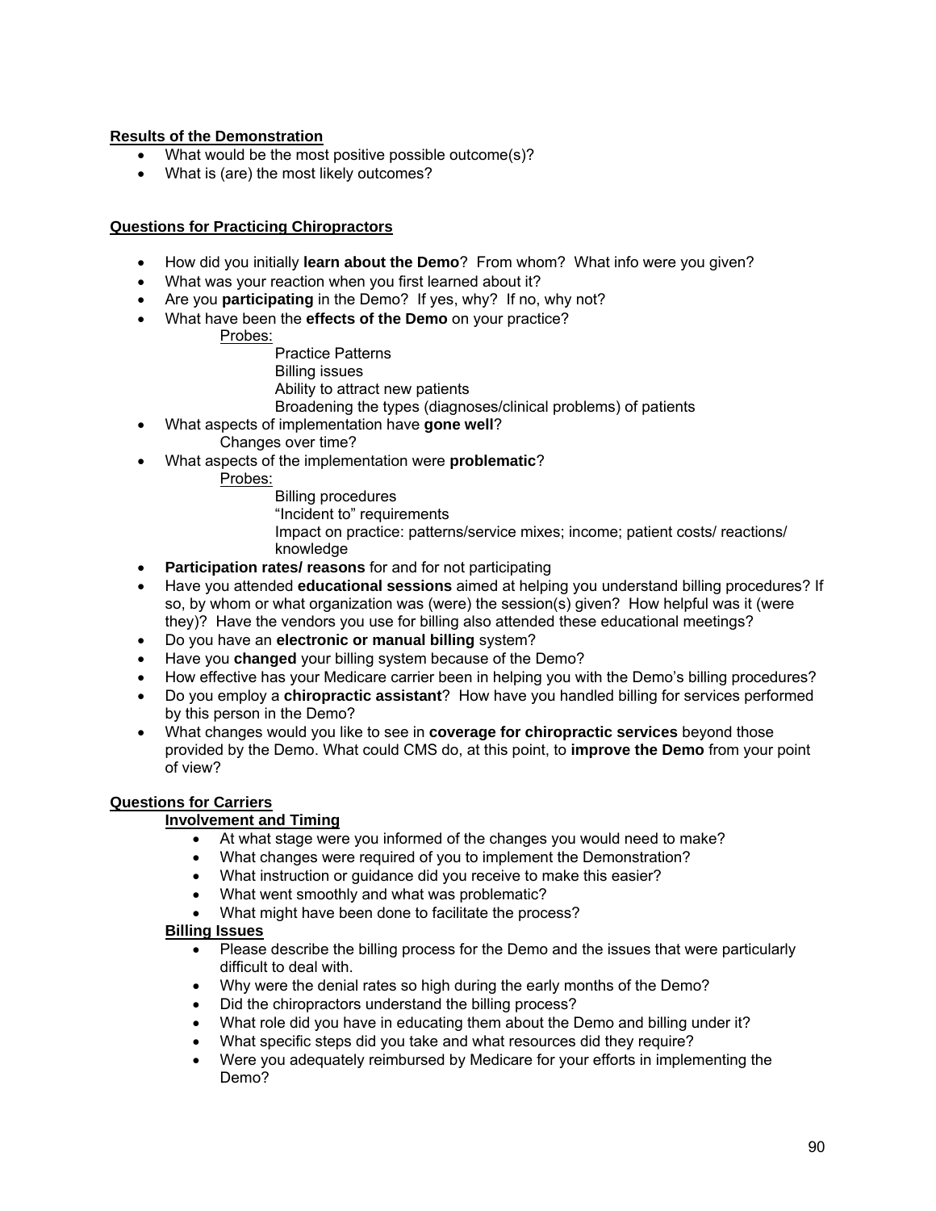**Results of the Demonstration**

- What would be the most positive possible outcome(s)?
- What is (are) the most likely outcomes?

**Questions for Practicing Chiropractors**

- How did you initially **learn about the Demo**? From whom? What info were you given?
- What was your reaction when you first learned about it?
- Are you **participating** in the Demo? If yes, why? If no, why not?
- What have been the **effects of the Demo** on your practice?
  - Probes:
    - Practice Patterns
    - Billing issues
    - Ability to attract new patients
    - Broadening the types (diagnoses/clinical problems) of patients
- What aspects of implementation have **gone well**?
  - Changes over time?
- What aspects of the implementation were **problematic**?
  - Probes:
    - Billing procedures
    - "Incident to" requirements
    - Impact on practice: patterns/service mixes; income; patient costs/ reactions/ knowledge
- **Participation rates/ reasons** for and for not participating
- Have you attended **educational sessions** aimed at helping you understand billing procedures? If so, by whom or what organization was (were) the session(s) given? How helpful was it (were they)? Have the vendors you use for billing also attended these educational meetings?
- Do you have an **electronic or manual billing** system?
- Have you **changed** your billing system because of the Demo?
- How effective has your Medicare carrier been in helping you with the Demo's billing procedures?
- Do you employ a **chiropractic assistant**? How have you handled billing for services performed by this person in the Demo?
- What changes would you like to see in **coverage for chiropractic services** beyond those provided by the Demo. What could CMS do, at this point, to **improve the Demo** from your point of view?

**Questions for Carriers**

**Involvement and Timing**

- At what stage were you informed of the changes you would need to make?
- What changes were required of you to implement the Demonstration?
- What instruction or guidance did you receive to make this easier?
- What went smoothly and what was problematic?
- What might have been done to facilitate the process?

**Billing Issues**

- Please describe the billing process for the Demo and the issues that were particularly difficult to deal with.
- Why were the denial rates so high during the early months of the Demo?
- Did the chiropractors understand the billing process?
- What role did you have in educating them about the Demo and billing under it?
- What specific steps did you take and what resources did they require?
- Were you adequately reimbursed by Medicare for your efforts in implementing the Demo?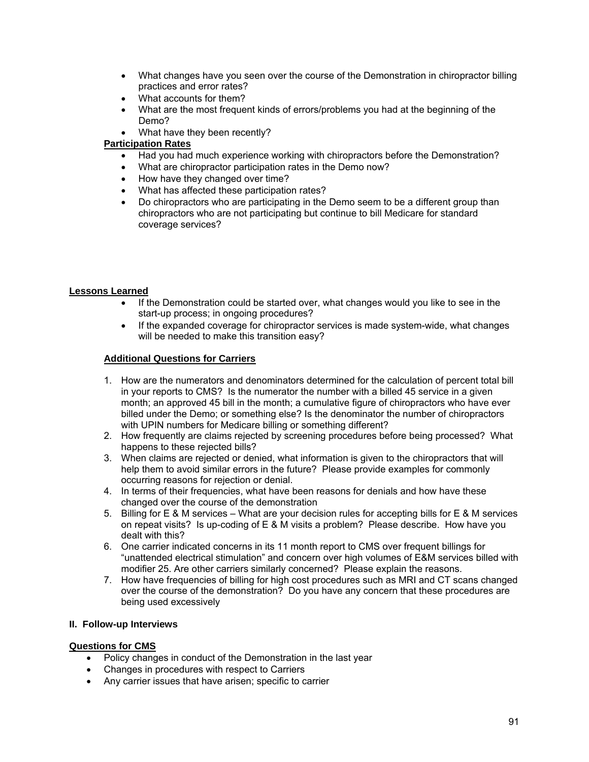- What changes have you seen over the course of the Demonstration in chiropractor billing practices and error rates?
- What accounts for them?
- What are the most frequent kinds of errors/problems you had at the beginning of the Demo?
- What have they been recently?

**Participation Rates**

- Had you had much experience working with chiropractors before the Demonstration?
- What are chiropractor participation rates in the Demo now?
- How have they changed over time?
- What has affected these participation rates?
- Do chiropractors who are participating in the Demo seem to be a different group than chiropractors who are not participating but continue to bill Medicare for standard coverage services?

**Lessons Learned**

- If the Demonstration could be started over, what changes would you like to see in the start-up process; in ongoing procedures?
- If the expanded coverage for chiropractor services is made system-wide, what changes will be needed to make this transition easy?

**Additional Questions for Carriers**

1. How are the numerators and denominators determined for the calculation of percent total bill in your reports to CMS? Is the numerator the number with a billed 45 service in a given month; an approved 45 bill in the month; a cumulative figure of chiropractors who have ever billed under the Demo; or something else? Is the denominator the number of chiropractors with UPIN numbers for Medicare billing or something different?
2. How frequently are claims rejected by screening procedures before being processed? What happens to these rejected bills?
3. When claims are rejected or denied, what information is given to the chiropractors that will help them to avoid similar errors in the future? Please provide examples for commonly occurring reasons for rejection or denial.
4. In terms of their frequencies, what have been reasons for denials and how have these changed over the course of the demonstration
5. Billing for E & M services – What are your decision rules for accepting bills for E & M services on repeat visits? Is up-coding of E & M visits a problem? Please describe. How have you dealt with this?
6. One carrier indicated concerns in its 11 month report to CMS over frequent billings for "unattended electrical stimulation" and concern over high volumes of E&M services billed with modifier 25. Are other carriers similarly concerned? Please explain the reasons.
7. How have frequencies of billing for high cost procedures such as MRI and CT scans changed over the course of the demonstration? Do you have any concern that these procedures are being used excessively

**II. Follow-up Interviews**

**Questions for CMS**

- Policy changes in conduct of the Demonstration in the last year
- Changes in procedures with respect to Carriers
- Any carrier issues that have arisen; specific to carrier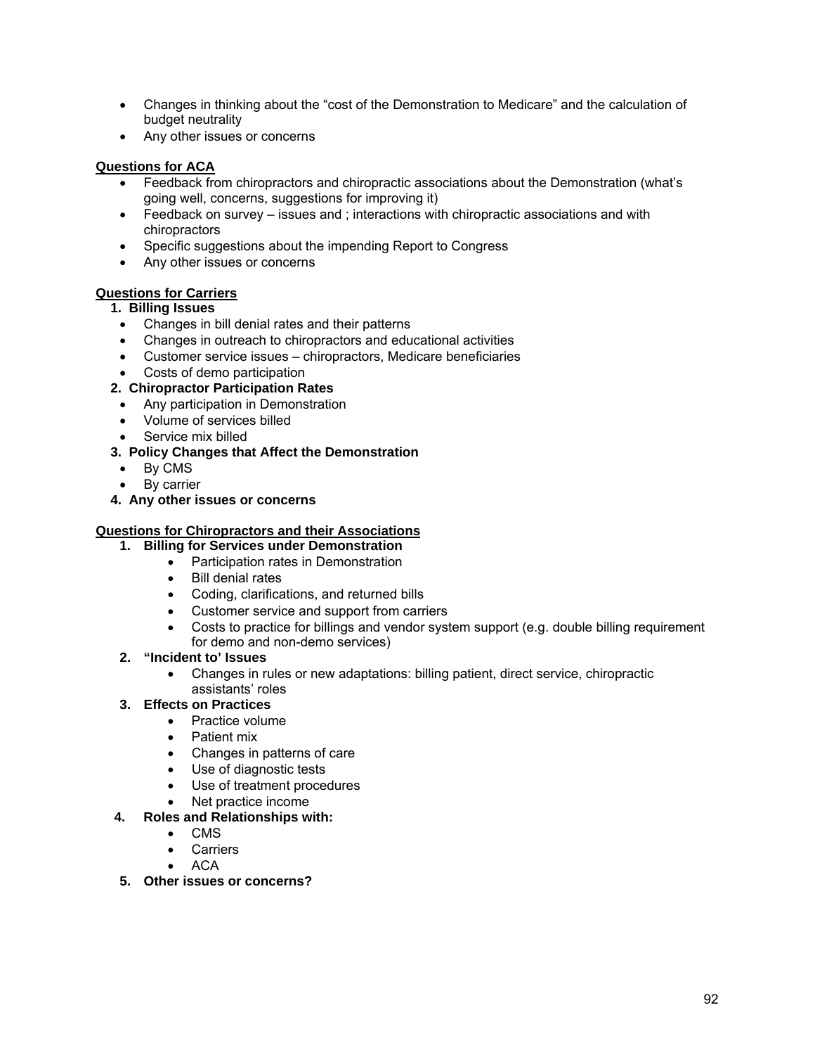- Changes in thinking about the "cost of the Demonstration to Medicare" and the calculation of budget neutrality
- Any other issues or concerns

**<u>Questions for ACA</u>**

- Feedback from chiropractors and chiropractic associations about the Demonstration (what's going well, concerns, suggestions for improving it)
- Feedback on survey – issues and ; interactions with chiropractic associations and with chiropractors
- Specific suggestions about the impending Report to Congress
- Any other issues or concerns

**<u>Questions for Carriers</u>**

1. **Billing Issues**
   - Changes in bill denial rates and their patterns
   - Changes in outreach to chiropractors and educational activities
   - Customer service issues – chiropractors, Medicare beneficiaries
   - Costs of demo participation
2. **Chiropractor Participation Rates**
   - Any participation in Demonstration
   - Volume of services billed
   - Service mix billed
3. **Policy Changes that Affect the Demonstration**
   - By CMS
   - By carrier
4. **Any other issues or concerns**

**<u>Questions for Chiropractors and their Associations</u>**

1. **Billing for Services under Demonstration**
   - Participation rates in Demonstration
   - Bill denial rates
   - Coding, clarifications, and returned bills
   - Customer service and support from carriers
   - Costs to practice for billings and vendor system support (e.g. double billing requirement for demo and non-demo services)
2. **"Incident to' Issues**
   - Changes in rules or new adaptations: billing patient, direct service, chiropractic assistants' roles
3. **Effects on Practices**
   - Practice volume
   - Patient mix
   - Changes in patterns of care
   - Use of diagnostic tests
   - Use of treatment procedures
   - Net practice income
4. **Roles and Relationships with:**
   - CMS
   - Carriers
   - ACA
5. **Other issues or concerns?**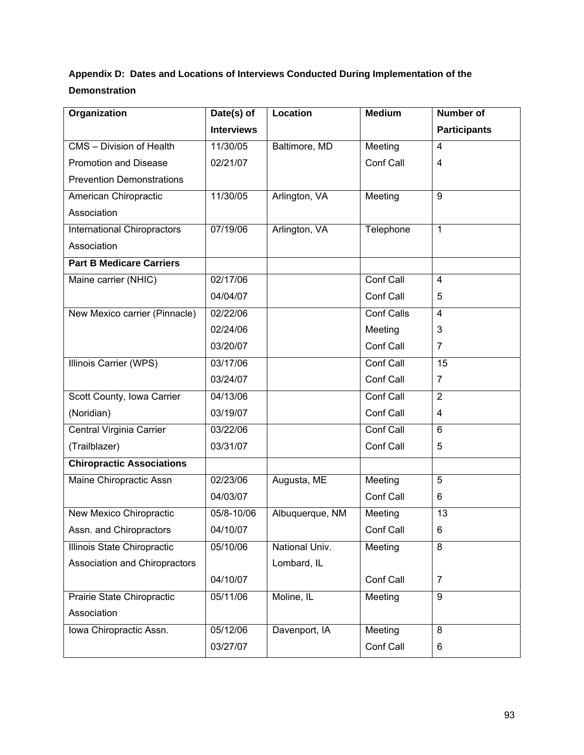**Appendix D: Dates and Locations of Interviews Conducted During Implementation of the Demonstration**

| Organization | Date(s) of Interviews | Location | Medium | Number of Participants |
|---|---|---|---|---|
| CMS – Division of Health Promotion and Disease Prevention Demonstrations | 11/30/05<br>02/21/07 | Baltimore, MD | Meeting<br>Conf Call | 4<br>4 |
| American Chiropractic Association | 11/30/05 | Arlington, VA | Meeting | 9 |
| International Chiropractors Association | 07/19/06 | Arlington, VA | Telephone | 1 |
| **Part B Medicare Carriers** | | | | |
| Maine carrier (NHIC) | 02/17/06<br>04/04/07 | | Conf Call<br>Conf Call | 4<br>5 |
| New Mexico carrier (Pinnacle) | 02/22/06<br>02/24/06<br>03/20/07 | | Conf Calls<br>Meeting<br>Conf Call | 4<br>3<br>7 |
| Illinois Carrier (WPS) | 03/17/06<br>03/24/07 | | Conf Call<br>Conf Call | 15<br>7 |
| Scott County, Iowa Carrier (Noridian) | 04/13/06<br>03/19/07 | | Conf Call<br>Conf Call | 2<br>4 |
| Central Virginia Carrier (Trailblazer) | 03/22/06<br>03/31/07 | | Conf Call<br>Conf Call | 6<br>5 |
| **Chiropractic Associations** | | | | |
| Maine Chiropractic Assn | 02/23/06<br>04/03/07 | Augusta, ME | Meeting<br>Conf Call | 5<br>6 |
| New Mexico Chiropractic Assn. and Chiropractors | 05/8-10/06<br>04/10/07 | Albuquerque, NM | Meeting<br>Conf Call | 13<br>6 |
| Illinois State Chiropractic Association and Chiropractors | 05/10/06<br>04/10/07 | National Univ. Lombard, IL | Meeting<br>Conf Call | 8<br>7 |
| Prairie State Chiropractic Association | 05/11/06 | Moline, IL | Meeting | 9 |
| Iowa Chiropractic Assn. | 05/12/06<br>03/27/07 | Davenport, IA | Meeting<br>Conf Call | 8<br>6 |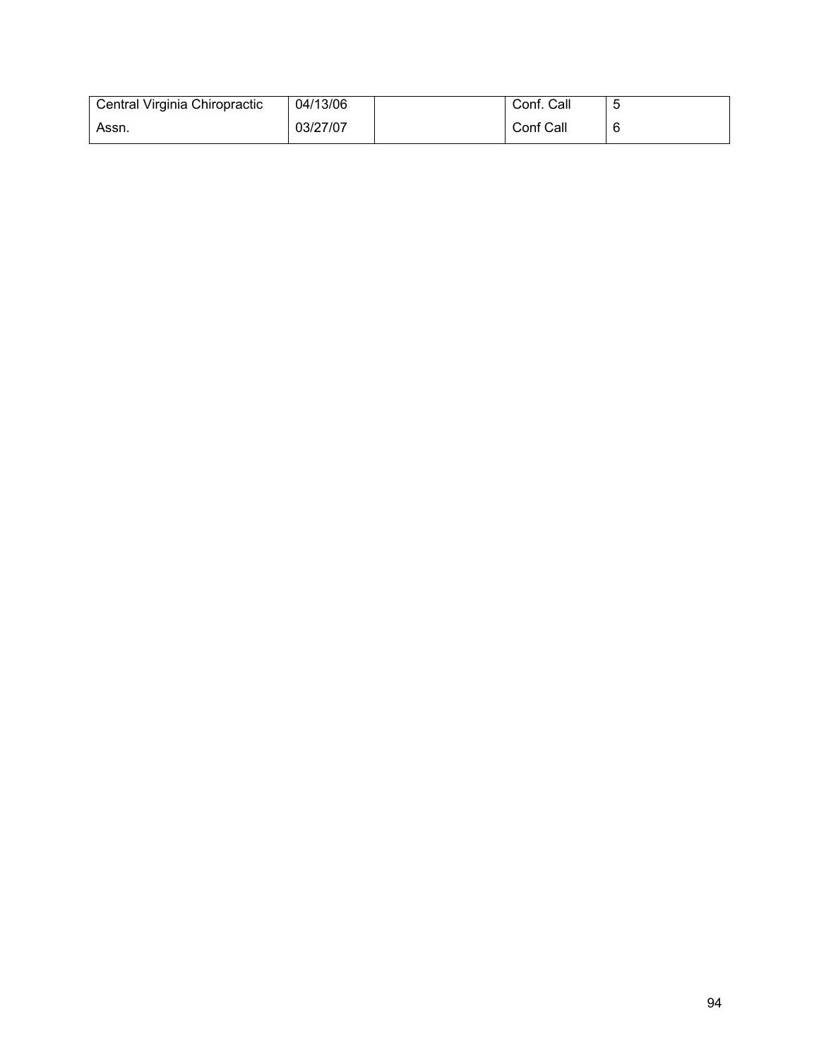| | | | | |
|---|---|---|---|---|
| Central Virginia Chiropractic | 04/13/06 | | Conf. Call | 5 |
| Assn. | 03/27/07 | | Conf Call | 6 |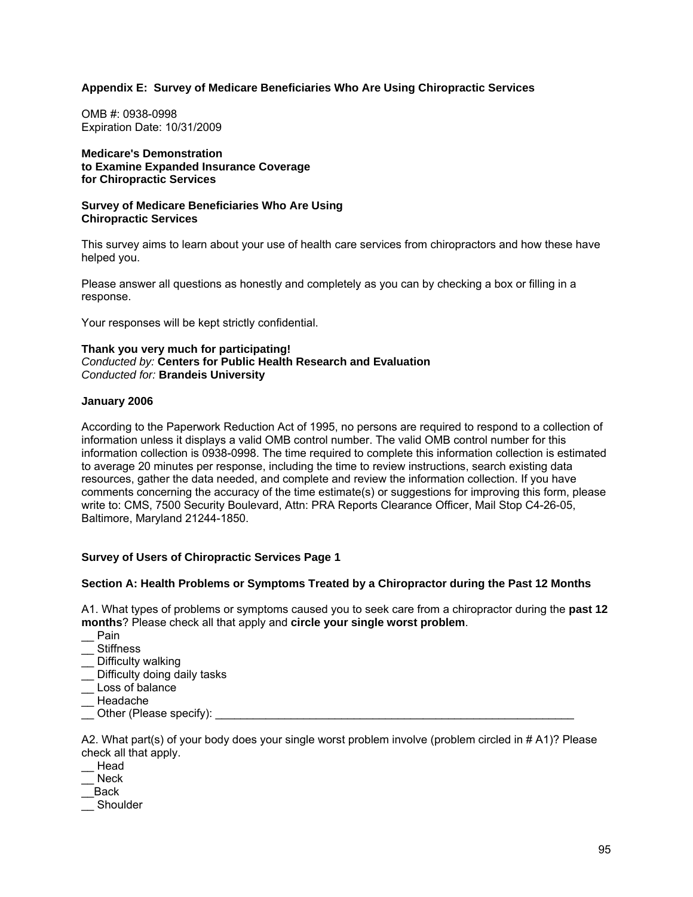### Appendix E: Survey of Medicare Beneficiaries Who Are Using Chiropractic Services

OMB #: 0938-0998
Expiration Date: 10/31/2009

**Medicare's Demonstration**
**to Examine Expanded Insurance Coverage**
**for Chiropractic Services**

**Survey of Medicare Beneficiaries Who Are Using**
**Chiropractic Services**

This survey aims to learn about your use of health care services from chiropractors and how these have helped you.

Please answer all questions as honestly and completely as you can by checking a box or filling in a response.

Your responses will be kept strictly confidential.

**Thank you very much for participating!**
*Conducted by:* **Centers for Public Health Research and Evaluation**
*Conducted for:* **Brandeis University**

**January 2006**

According to the Paperwork Reduction Act of 1995, no persons are required to respond to a collection of information unless it displays a valid OMB control number. The valid OMB control number for this information collection is 0938-0998. The time required to complete this information collection is estimated to average 20 minutes per response, including the time to review instructions, search existing data resources, gather the data needed, and complete and review the information collection. If you have comments concerning the accuracy of the time estimate(s) or suggestions for improving this form, please write to: CMS, 7500 Security Boulevard, Attn: PRA Reports Clearance Officer, Mail Stop C4-26-05, Baltimore, Maryland 21244-1850.

**Survey of Users of Chiropractic Services Page 1**

**Section A: Health Problems or Symptoms Treated by a Chiropractor during the Past 12 Months**

A1. What types of problems or symptoms caused you to seek care from a chiropractor during the **past 12 months**? Please check all that apply and **circle your single worst problem**.

__ Pain
__ Stiffness
__ Difficulty walking
__ Difficulty doing daily tasks
__ Loss of balance
__ Headache
__ Other (Please specify): ____________________________________________________________

A2. What part(s) of your body does your single worst problem involve (problem circled in # A1)? Please check all that apply.

__ Head
__ Neck
__Back
__ Shoulder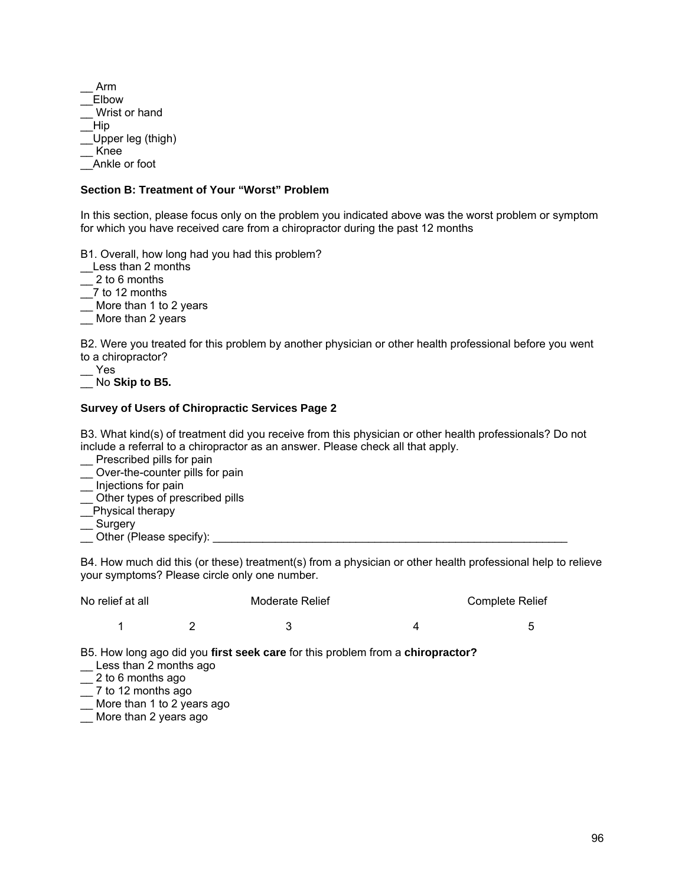__ Arm
__Elbow
__ Wrist or hand
__Hip
__Upper leg (thigh)
__ Knee
__Ankle or foot

**Section B: Treatment of Your "Worst" Problem**

In this section, please focus only on the problem you indicated above was the worst problem or symptom for which you have received care from a chiropractor during the past 12 months

B1. Overall, how long had you had this problem?
__Less than 2 months
__ 2 to 6 months
__7 to 12 months
__ More than 1 to 2 years
__ More than 2 years

B2. Were you treated for this problem by another physician or other health professional before you went to a chiropractor?
__ Yes
__ No **Skip to B5.**

**Survey of Users of Chiropractic Services Page 2**

B3. What kind(s) of treatment did you receive from this physician or other health professionals? Do not include a referral to a chiropractor as an answer. Please check all that apply.
__ Prescribed pills for pain
__ Over-the-counter pills for pain
__ Injections for pain
__ Other types of prescribed pills
__Physical therapy
__ Surgery
__ Other (Please specify): ____________________________________________________________

B4. How much did this (or these) treatment(s) from a physician or other health professional help to relieve your symptoms? Please circle only one number.

| No relief at all | | Moderate Relief | | Complete Relief |
|---|---|---|---|---|
| 1 | 2 | 3 | 4 | 5 |

B5. How long ago did you **first seek care** for this problem from a **chiropractor?**
__ Less than 2 months ago
__ 2 to 6 months ago
__ 7 to 12 months ago
__ More than 1 to 2 years ago
__ More than 2 years ago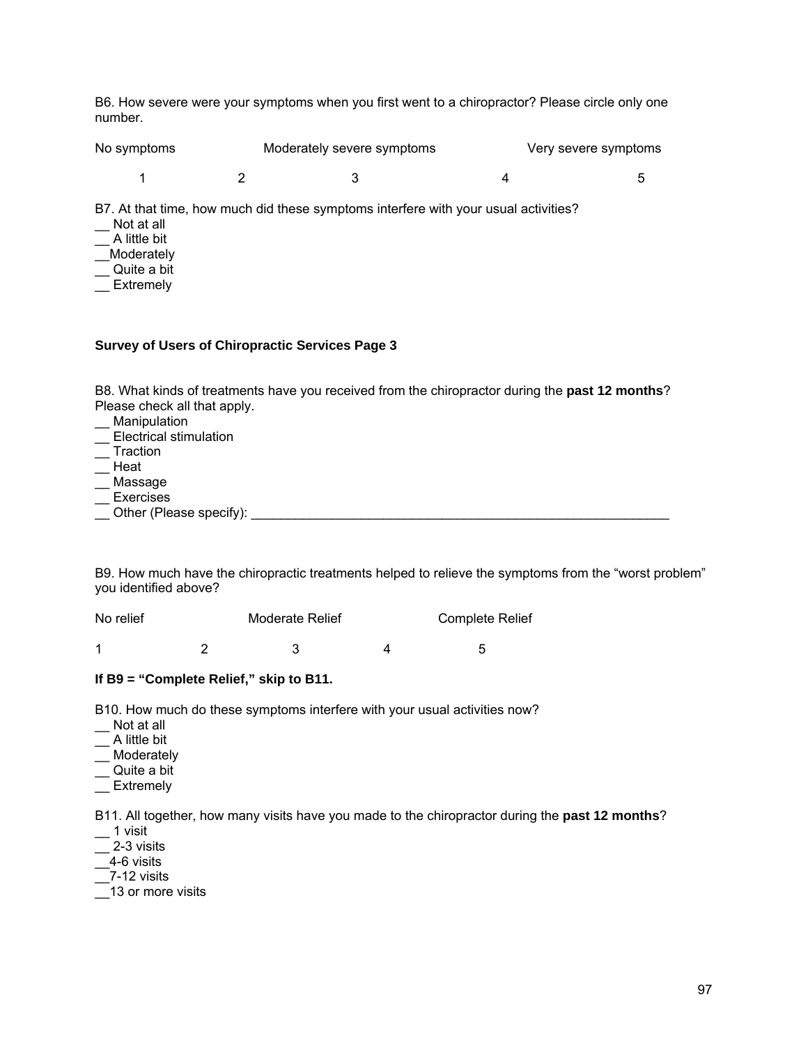B6. How severe were your symptoms when you first went to a chiropractor? Please circle only one number.

| No symptoms | | Moderately severe symptoms | | Very severe symptoms |
|---|---|---|---|---|
| 1 | 2 | 3 | 4 | 5 |

B7. At that time, how much did these symptoms interfere with your usual activities?

__ Not at all
__ A little bit
__Moderately
__ Quite a bit
__ Extremely

**Survey of Users of Chiropractic Services Page 3**

B8. What kinds of treatments have you received from the chiropractor during the **past 12 months**? Please check all that apply.

__ Manipulation
__ Electrical stimulation
__ Traction
__ Heat
__ Massage
__ Exercises
__ Other (Please specify): ____________________________________________________________

B9. How much have the chiropractic treatments helped to relieve the symptoms from the "worst problem" you identified above?

| No relief | | Moderate Relief | | Complete Relief |
|---|---|---|---|---|
| 1 | 2 | 3 | 4 | 5 |

**If B9 = "Complete Relief," skip to B11.**

B10. How much do these symptoms interfere with your usual activities now?

__ Not at all
__ A little bit
__ Moderately
__ Quite a bit
__ Extremely

B11. All together, how many visits have you made to the chiropractor during the **past 12 months**?

__ 1 visit
__ 2-3 visits
__4-6 visits
__7-12 visits
__13 or more visits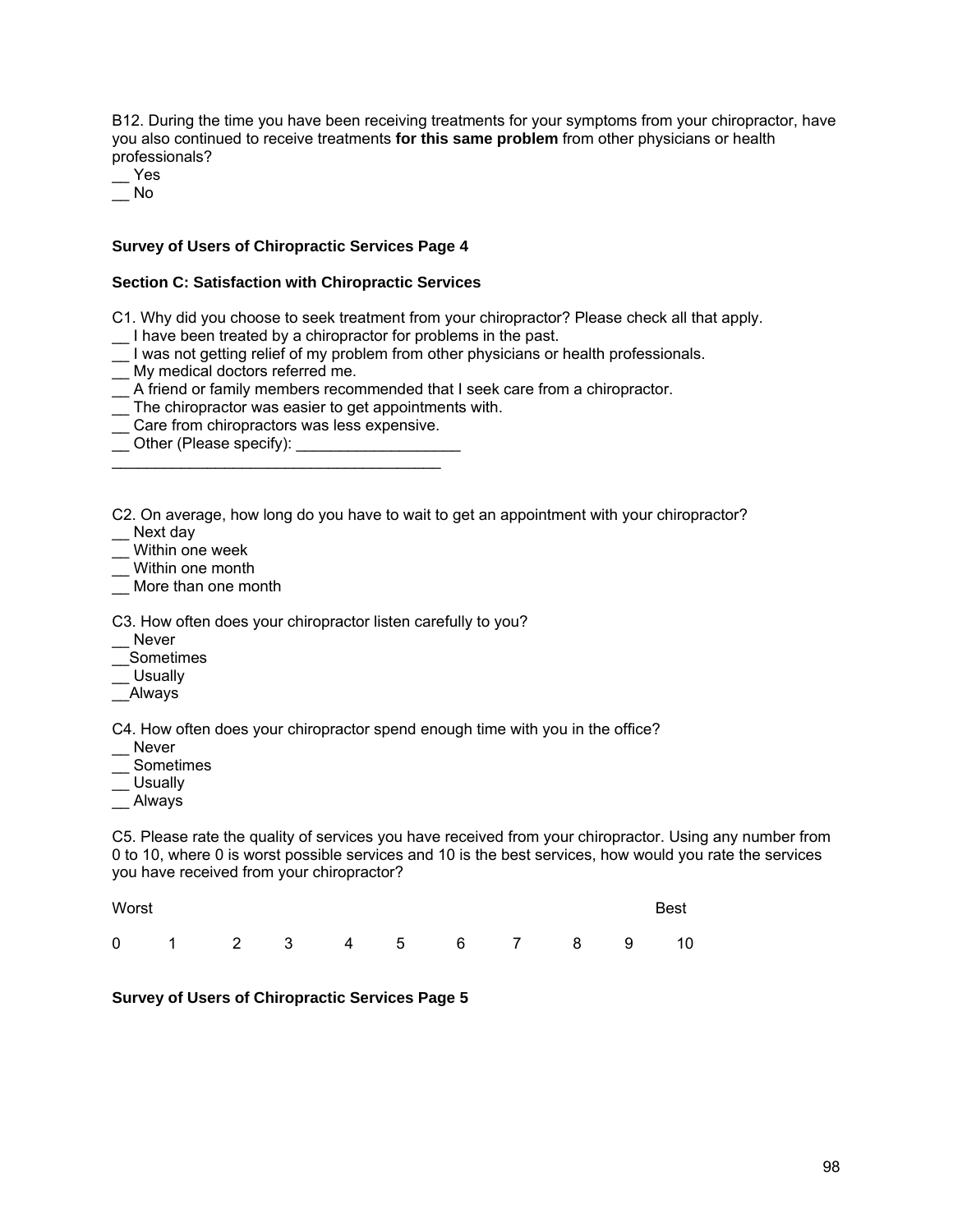B12. During the time you have been receiving treatments for your symptoms from your chiropractor, have you also continued to receive treatments **for this same problem** from other physicians or health professionals?

__ Yes
__ No

**Survey of Users of Chiropractic Services Page 4**

**Section C: Satisfaction with Chiropractic Services**

C1. Why did you choose to seek treatment from your chiropractor? Please check all that apply.

__ I have been treated by a chiropractor for problems in the past.
__ I was not getting relief of my problem from other physicians or health professionals.
__ My medical doctors referred me.
__ A friend or family members recommended that I seek care from a chiropractor.
__ The chiropractor was easier to get appointments with.
__ Care from chiropractors was less expensive.
__ Other (Please specify): ___________________
_________________________________________

C2. On average, how long do you have to wait to get an appointment with your chiropractor?

__ Next day
__ Within one week
__ Within one month
__ More than one month

C3. How often does your chiropractor listen carefully to you?

__ Never
__Sometimes
__ Usually
__Always

C4. How often does your chiropractor spend enough time with you in the office?

__ Never
__ Sometimes
__ Usually
__ Always

C5. Please rate the quality of services you have received from your chiropractor. Using any number from 0 to 10, where 0 is worst possible services and 10 is the best services, how would you rate the services you have received from your chiropractor?

Worst Best

0 1 2 3 4 5 6 7 8 9 10

**Survey of Users of Chiropractic Services Page 5**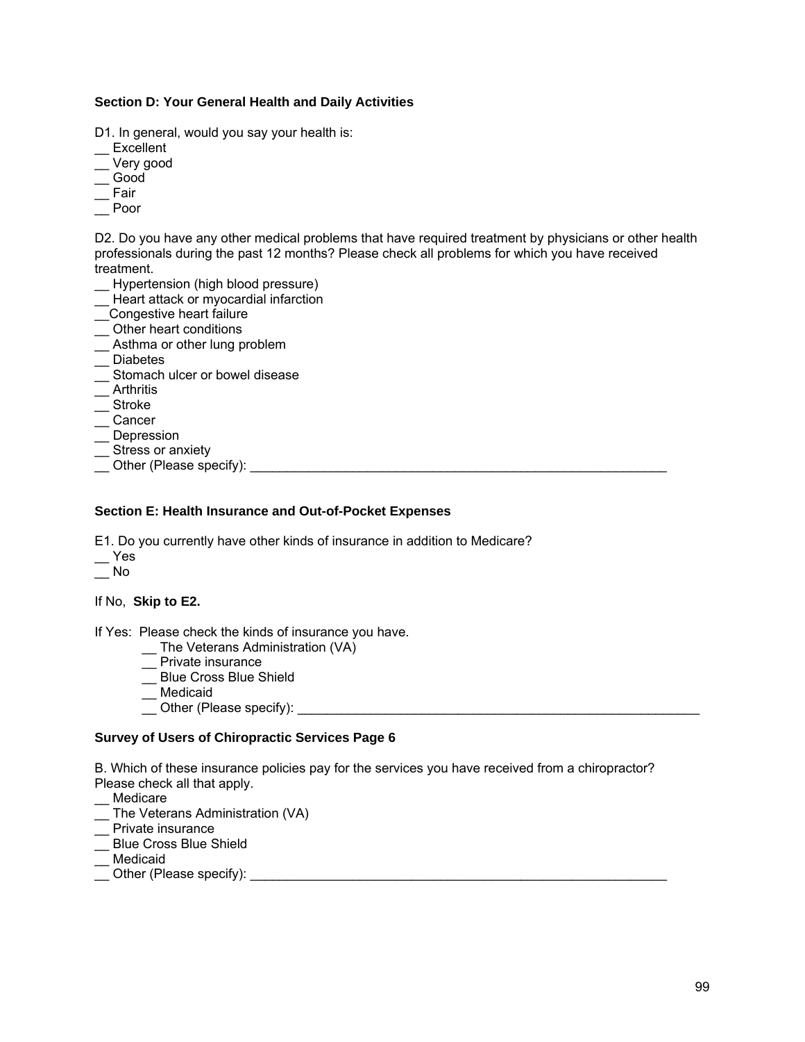**Section D: Your General Health and Daily Activities**

D1. In general, would you say your health is:
__ Excellent
__ Very good
__ Good
__ Fair
__ Poor

D2. Do you have any other medical problems that have required treatment by physicians or other health professionals during the past 12 months? Please check all problems for which you have received treatment.
__ Hypertension (high blood pressure)
__ Heart attack or myocardial infarction
__Congestive heart failure
__ Other heart conditions
__ Asthma or other lung problem
__ Diabetes
__ Stomach ulcer or bowel disease
__ Arthritis
__ Stroke
__ Cancer
__ Depression
__ Stress or anxiety
__ Other (Please specify): ____________________________________________________________

**Section E: Health Insurance and Out-of-Pocket Expenses**

E1. Do you currently have other kinds of insurance in addition to Medicare?
__ Yes
__ No

If No, **Skip to E2.**

If Yes: Please check the kinds of insurance you have.
 __ The Veterans Administration (VA)
 __ Private insurance
 __ Blue Cross Blue Shield
 __ Medicaid
 __ Other (Please specify): ____________________________________________________________

**Survey of Users of Chiropractic Services Page 6**

B. Which of these insurance policies pay for the services you have received from a chiropractor? Please check all that apply.
__ Medicare
__ The Veterans Administration (VA)
__ Private insurance
__ Blue Cross Blue Shield
__ Medicaid
__ Other (Please specify): ____________________________________________________________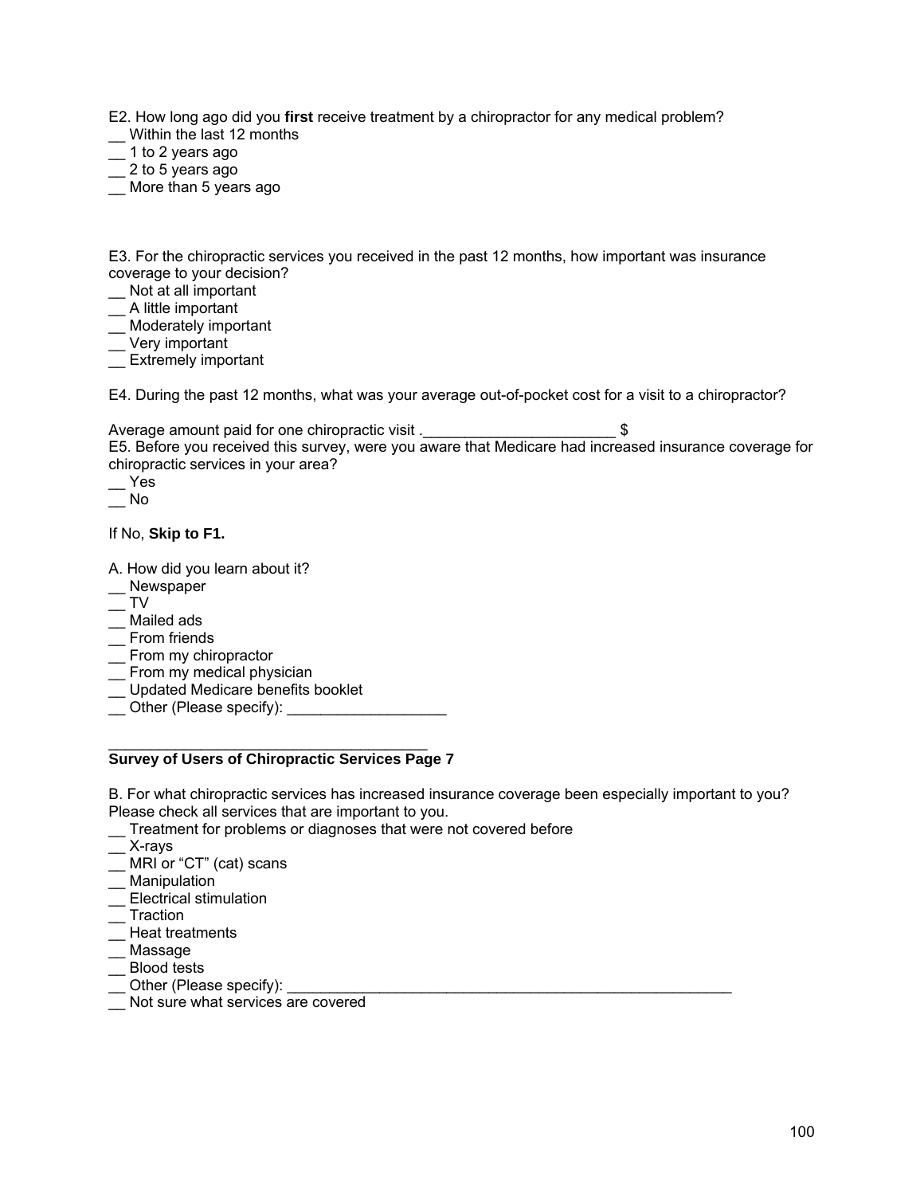E2. How long ago did you **first** receive treatment by a chiropractor for any medical problem?
__ Within the last 12 months
__ 1 to 2 years ago
__ 2 to 5 years ago
__ More than 5 years ago

E3. For the chiropractic services you received in the past 12 months, how important was insurance coverage to your decision?
__ Not at all important
__ A little important
__ Moderately important
__ Very important
__ Extremely important

E4. During the past 12 months, what was your average out-of-pocket cost for a visit to a chiropractor?

Average amount paid for one chiropractic visit .______________________ $
E5. Before you received this survey, were you aware that Medicare had increased insurance coverage for chiropractic services in your area?
__ Yes
__ No

If No, **Skip to F1.**

A. How did you learn about it?
__ Newspaper
__ TV
__ Mailed ads
__ From friends
__ From my chiropractor
__ From my medical physician
__ Updated Medicare benefits booklet
__ Other (Please specify): ___________________

**Survey of Users of Chiropractic Services Page 7**

B. For what chiropractic services has increased insurance coverage been especially important to you? Please check all services that are important to you.
__ Treatment for problems or diagnoses that were not covered before
__ X-rays
__ MRI or "CT" (cat) scans
__ Manipulation
__ Electrical stimulation
__ Traction
__ Heat treatments
__ Massage
__ Blood tests
__ Other (Please specify): _______________________________________________________
__ Not sure what services are covered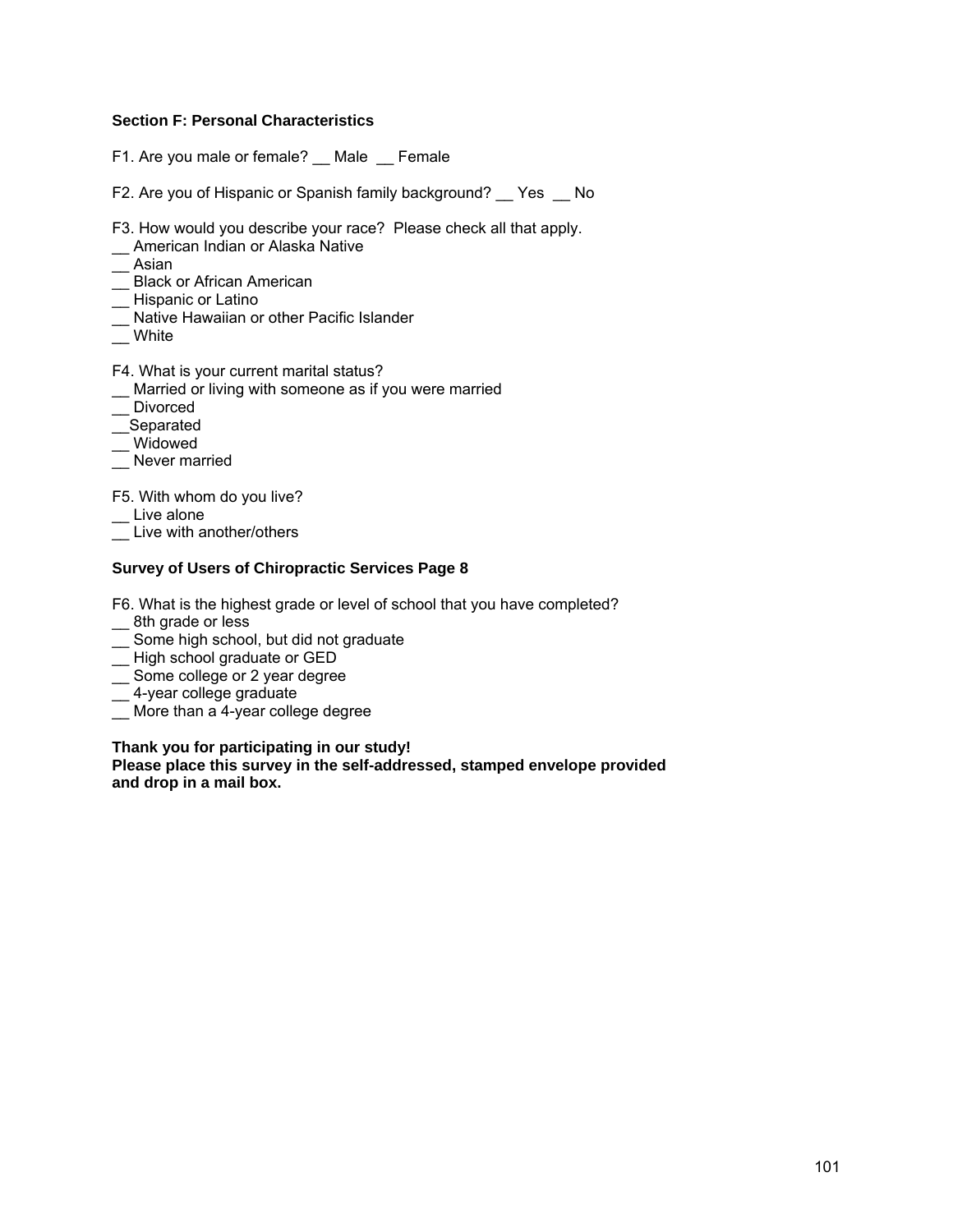**Section F: Personal Characteristics**

F1. Are you male or female? __ Male __ Female

F2. Are you of Hispanic or Spanish family background? __ Yes __ No

F3. How would you describe your race? Please check all that apply.
__ American Indian or Alaska Native
__ Asian
__ Black or African American
__ Hispanic or Latino
__ Native Hawaiian or other Pacific Islander
__ White

F4. What is your current marital status?
__ Married or living with someone as if you were married
__ Divorced
__Separated
__ Widowed
__ Never married

F5. With whom do you live?
__ Live alone
__ Live with another/others

**Survey of Users of Chiropractic Services Page 8**

F6. What is the highest grade or level of school that you have completed?
__ 8th grade or less
__ Some high school, but did not graduate
__ High school graduate or GED
__ Some college or 2 year degree
__ 4-year college graduate
__ More than a 4-year college degree

**Thank you for participating in our study!**
**Please place this survey in the self-addressed, stamped envelope provided and drop in a mail box.**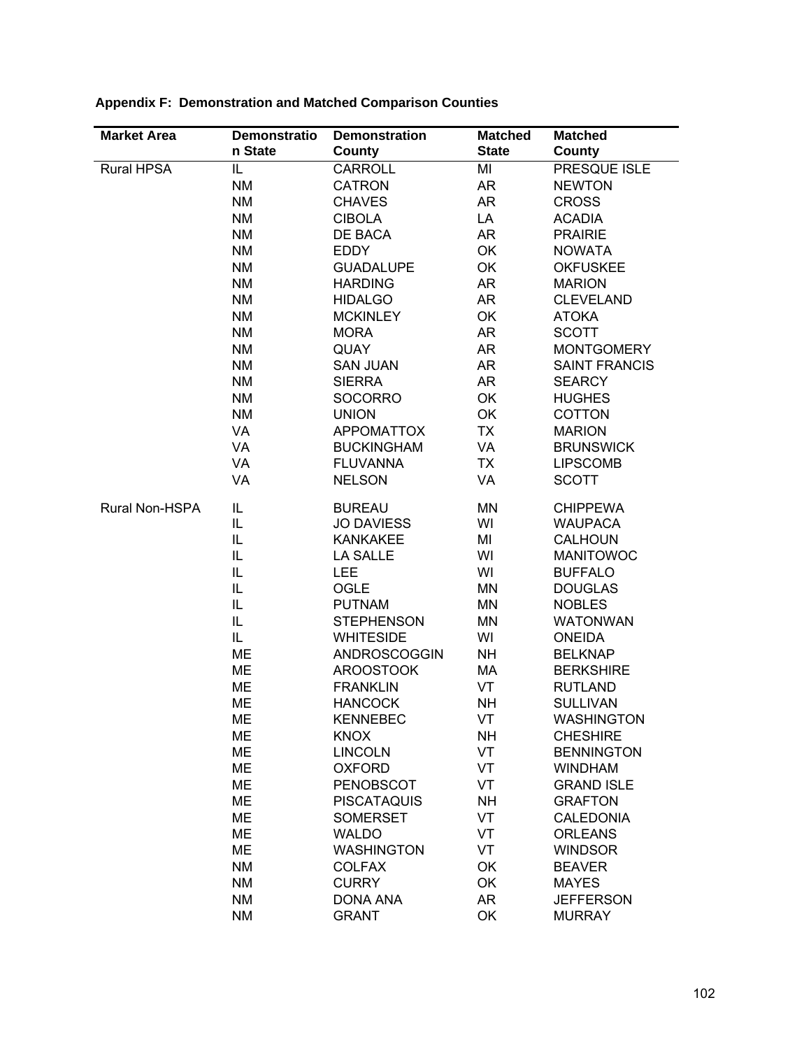**Appendix F: Demonstration and Matched Comparison Counties**

| Market Area | Demonstration State | Demonstration County | Matched State | Matched County |
|---|---|---|---|---|
| Rural HPSA | IL | CARROLL | MI | PRESQUE ISLE |
| | NM | CATRON | AR | NEWTON |
| | NM | CHAVES | AR | CROSS |
| | NM | CIBOLA | LA | ACADIA |
| | NM | DE BACA | AR | PRAIRIE |
| | NM | EDDY | OK | NOWATA |
| | NM | GUADALUPE | OK | OKFUSKEE |
| | NM | HARDING | AR | MARION |
| | NM | HIDALGO | AR | CLEVELAND |
| | NM | MCKINLEY | OK | ATOKA |
| | NM | MORA | AR | SCOTT |
| | NM | QUAY | AR | MONTGOMERY |
| | NM | SAN JUAN | AR | SAINT FRANCIS |
| | NM | SIERRA | AR | SEARCY |
| | NM | SOCORRO | OK | HUGHES |
| | NM | UNION | OK | COTTON |
| | VA | APPOMATTOX | TX | MARION |
| | VA | BUCKINGHAM | VA | BRUNSWICK |
| | VA | FLUVANNA | TX | LIPSCOMB |
| | VA | NELSON | VA | SCOTT |
| Rural Non-HSPA | IL | BUREAU | MN | CHIPPEWA |
| | IL | JO DAVIESS | WI | WAUPACA |
| | IL | KANKAKEE | MI | CALHOUN |
| | IL | LA SALLE | WI | MANITOWOC |
| | IL | LEE | WI | BUFFALO |
| | IL | OGLE | MN | DOUGLAS |
| | IL | PUTNAM | MN | NOBLES |
| | IL | STEPHENSON | MN | WATONWAN |
| | IL | WHITESIDE | WI | ONEIDA |
| | ME | ANDROSCOGGIN | NH | BELKNAP |
| | ME | AROOSTOOK | MA | BERKSHIRE |
| | ME | FRANKLIN | VT | RUTLAND |
| | ME | HANCOCK | NH | SULLIVAN |
| | ME | KENNEBEC | VT | WASHINGTON |
| | ME | KNOX | NH | CHESHIRE |
| | ME | LINCOLN | VT | BENNINGTON |
| | ME | OXFORD | VT | WINDHAM |
| | ME | PENOBSCOT | VT | GRAND ISLE |
| | ME | PISCATAQUIS | NH | GRAFTON |
| | ME | SOMERSET | VT | CALEDONIA |
| | ME | WALDO | VT | ORLEANS |
| | ME | WASHINGTON | VT | WINDSOR |
| | NM | COLFAX | OK | BEAVER |
| | NM | CURRY | OK | MAYES |
| | NM | DONA ANA | AR | JEFFERSON |
| | NM | GRANT | OK | MURRAY |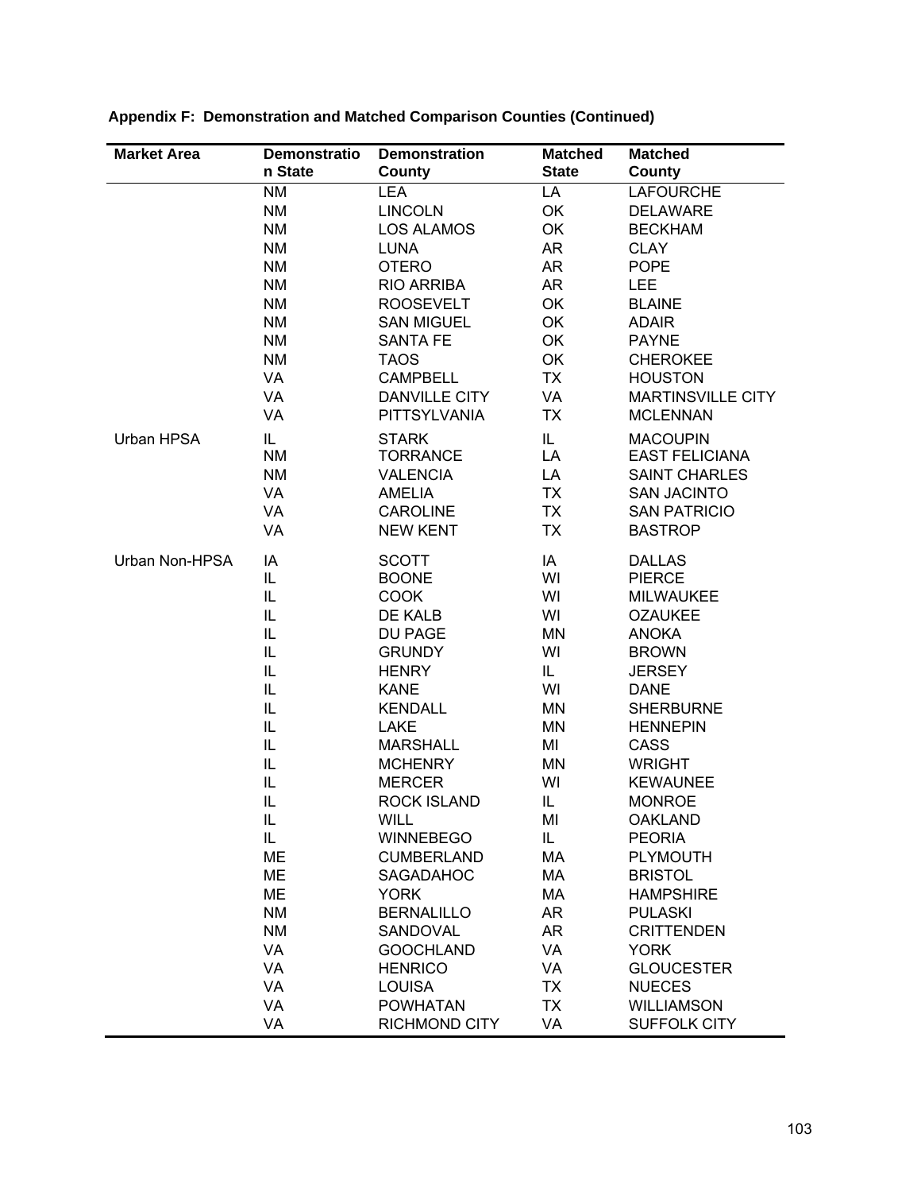**Appendix F: Demonstration and Matched Comparison Counties (Continued)**

| Market Area | Demonstration State | Demonstration County | Matched State | Matched County |
|---|---|---|---|---|
| | NM | LEA | LA | LAFOURCHE |
| | NM | LINCOLN | OK | DELAWARE |
| | NM | LOS ALAMOS | OK | BECKHAM |
| | NM | LUNA | AR | CLAY |
| | NM | OTERO | AR | POPE |
| | NM | RIO ARRIBA | AR | LEE |
| | NM | ROOSEVELT | OK | BLAINE |
| | NM | SAN MIGUEL | OK | ADAIR |
| | NM | SANTA FE | OK | PAYNE |
| | NM | TAOS | OK | CHEROKEE |
| | VA | CAMPBELL | TX | HOUSTON |
| | VA | DANVILLE CITY | VA | MARTINSVILLE CITY |
| | VA | PITTSYLVANIA | TX | MCLENNAN |
| Urban HPSA | IL | STARK | IL | MACOUPIN |
| | NM | TORRANCE | LA | EAST FELICIANA |
| | NM | VALENCIA | LA | SAINT CHARLES |
| | VA | AMELIA | TX | SAN JACINTO |
| | VA | CAROLINE | TX | SAN PATRICIO |
| | VA | NEW KENT | TX | BASTROP |
| Urban Non-HPSA | IA | SCOTT | IA | DALLAS |
| | IL | BOONE | WI | PIERCE |
| | IL | COOK | WI | MILWAUKEE |
| | IL | DE KALB | WI | OZAUKEE |
| | IL | DU PAGE | MN | ANOKA |
| | IL | GRUNDY | WI | BROWN |
| | IL | HENRY | IL | JERSEY |
| | IL | KANE | WI | DANE |
| | IL | KENDALL | MN | SHERBURNE |
| | IL | LAKE | MN | HENNEPIN |
| | IL | MARSHALL | MI | CASS |
| | IL | MCHENRY | MN | WRIGHT |
| | IL | MERCER | WI | KEWAUNEE |
| | IL | ROCK ISLAND | IL | MONROE |
| | IL | WILL | MI | OAKLAND |
| | IL | WINNEBEGO | IL | PEORIA |
| | ME | CUMBERLAND | MA | PLYMOUTH |
| | ME | SAGADAHOC | MA | BRISTOL |
| | ME | YORK | MA | HAMPSHIRE |
| | NM | BERNALILLO | AR | PULASKI |
| | NM | SANDOVAL | AR | CRITTENDEN |
| | VA | GOOCHLAND | VA | YORK |
| | VA | HENRICO | VA | GLOUCESTER |
| | VA | LOUISA | TX | NUECES |
| | VA | POWHATAN | TX | WILLIAMSON |
| | VA | RICHMOND CITY | VA | SUFFOLK CITY |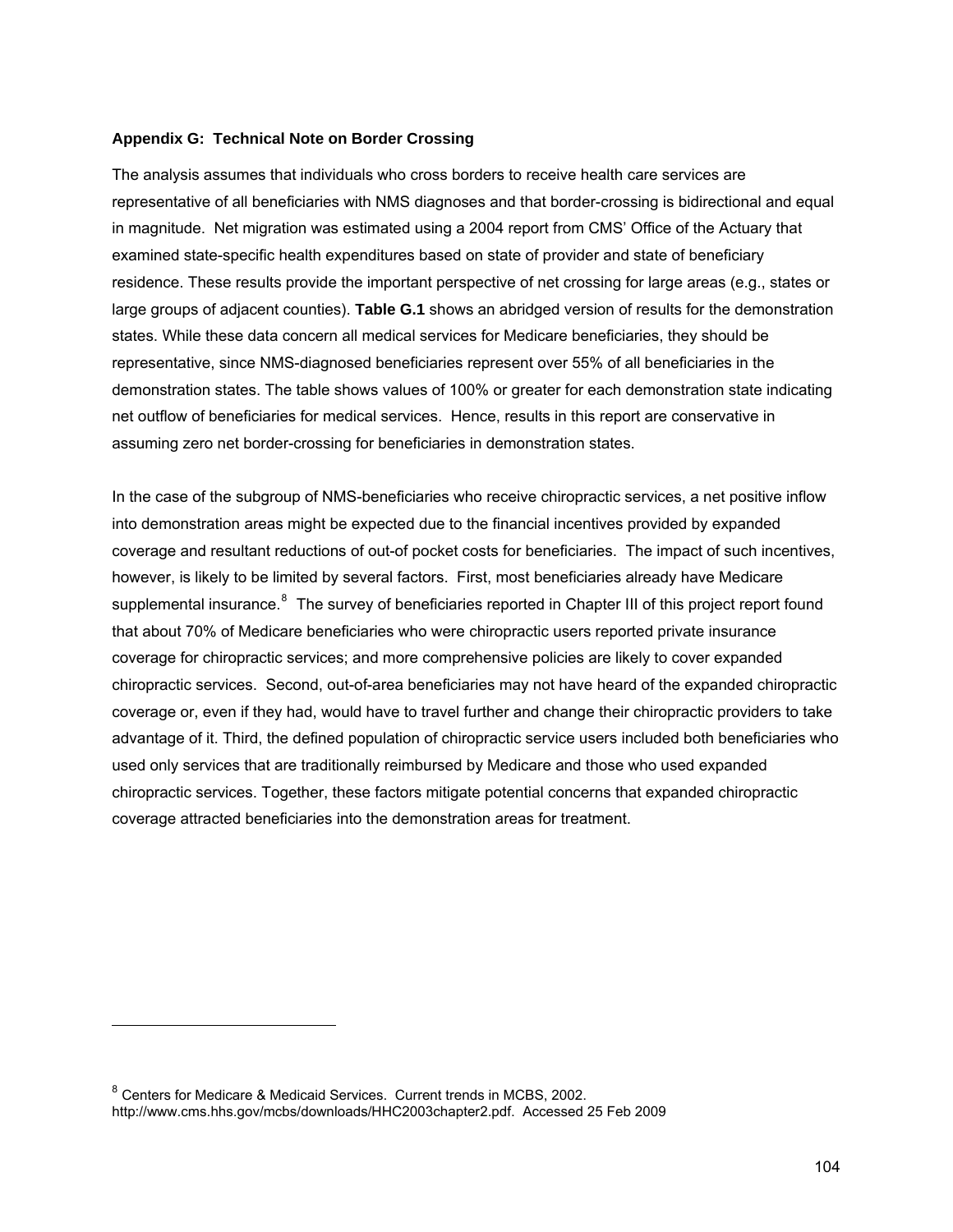### Appendix G: Technical Note on Border Crossing

The analysis assumes that individuals who cross borders to receive health care services are representative of all beneficiaries with NMS diagnoses and that border-crossing is bidirectional and equal in magnitude. Net migration was estimated using a 2004 report from CMS' Office of the Actuary that examined state-specific health expenditures based on state of provider and state of beneficiary residence. These results provide the important perspective of net crossing for large areas (e.g., states or large groups of adjacent counties). **Table G.1** shows an abridged version of results for the demonstration states. While these data concern all medical services for Medicare beneficiaries, they should be representative, since NMS-diagnosed beneficiaries represent over 55% of all beneficiaries in the demonstration states. The table shows values of 100% or greater for each demonstration state indicating net outflow of beneficiaries for medical services. Hence, results in this report are conservative in assuming zero net border-crossing for beneficiaries in demonstration states.

In the case of the subgroup of NMS-beneficiaries who receive chiropractic services, a net positive inflow into demonstration areas might be expected due to the financial incentives provided by expanded coverage and resultant reductions of out-of pocket costs for beneficiaries. The impact of such incentives, however, is likely to be limited by several factors. First, most beneficiaries already have Medicare supplemental insurance.[8] The survey of beneficiaries reported in Chapter III of this project report found that about 70% of Medicare beneficiaries who were chiropractic users reported private insurance coverage for chiropractic services; and more comprehensive policies are likely to cover expanded chiropractic services. Second, out-of-area beneficiaries may not have heard of the expanded chiropractic coverage or, even if they had, would have to travel further and change their chiropractic providers to take advantage of it. Third, the defined population of chiropractic service users included both beneficiaries who used only services that are traditionally reimbursed by Medicare and those who used expanded chiropractic services. Together, these factors mitigate potential concerns that expanded chiropractic coverage attracted beneficiaries into the demonstration areas for treatment.

---

[8] Centers for Medicare & Medicaid Services. Current trends in MCBS, 2002. http://www.cms.hhs.gov/mcbs/downloads/HHC2003chapter2.pdf. Accessed 25 Feb 2009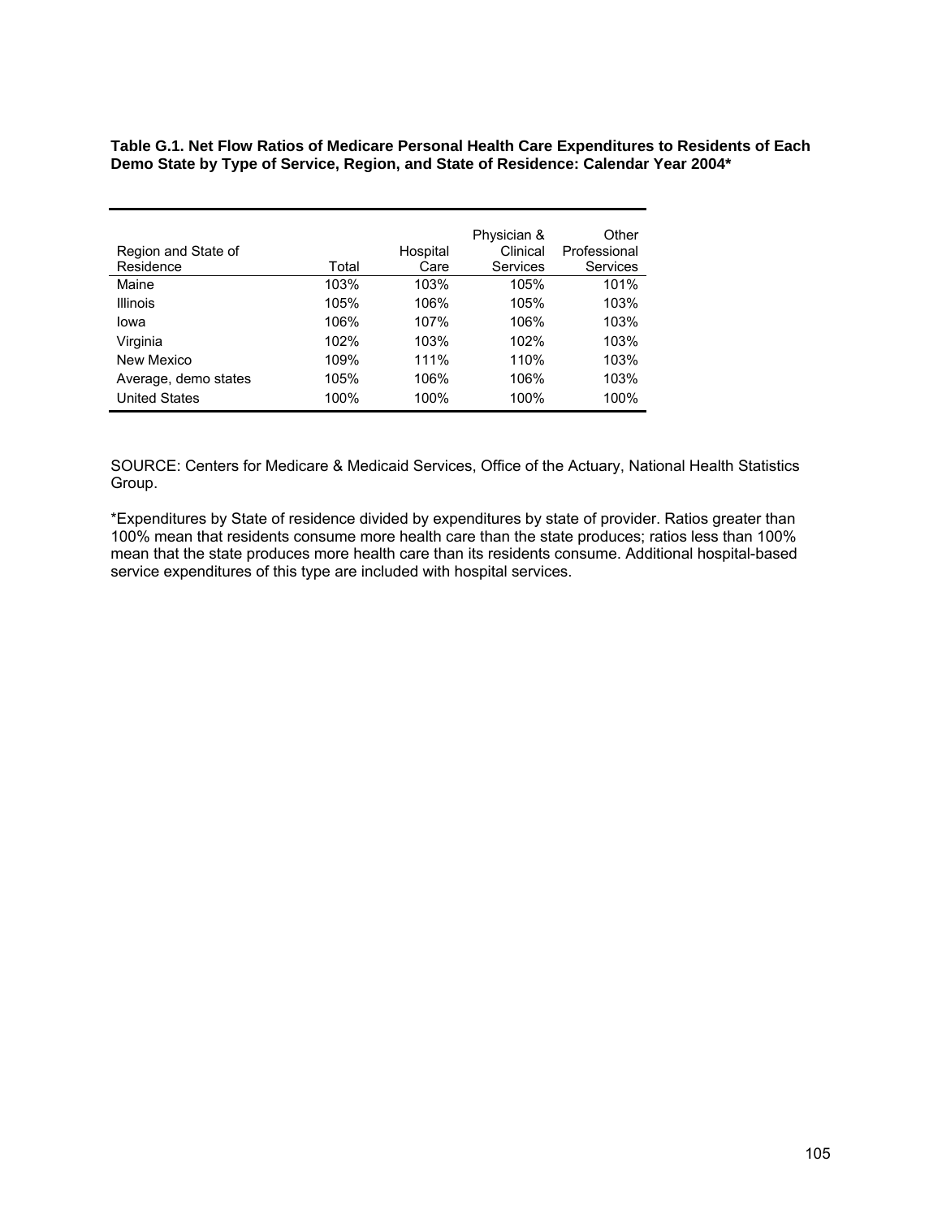**Table G.1. Net Flow Ratios of Medicare Personal Health Care Expenditures to Residents of Each Demo State by Type of Service, Region, and State of Residence: Calendar Year 2004***

| Region and State of Residence | Total | Hospital Care | Physician & Clinical Services | Other Professional Services |
|---|---|---|---|---|
| Maine | 103% | 103% | 105% | 101% |
| Illinois | 105% | 106% | 105% | 103% |
| Iowa | 106% | 107% | 106% | 103% |
| Virginia | 102% | 103% | 102% | 103% |
| New Mexico | 109% | 111% | 110% | 103% |
| Average, demo states | 105% | 106% | 106% | 103% |
| United States | 100% | 100% | 100% | 100% |

SOURCE: Centers for Medicare & Medicaid Services, Office of the Actuary, National Health Statistics Group.

*Expenditures by State of residence divided by expenditures by state of provider. Ratios greater than 100% mean that residents consume more health care than the state produces; ratios less than 100% mean that the state produces more health care than its residents consume. Additional hospital-based service expenditures of this type are included with hospital services.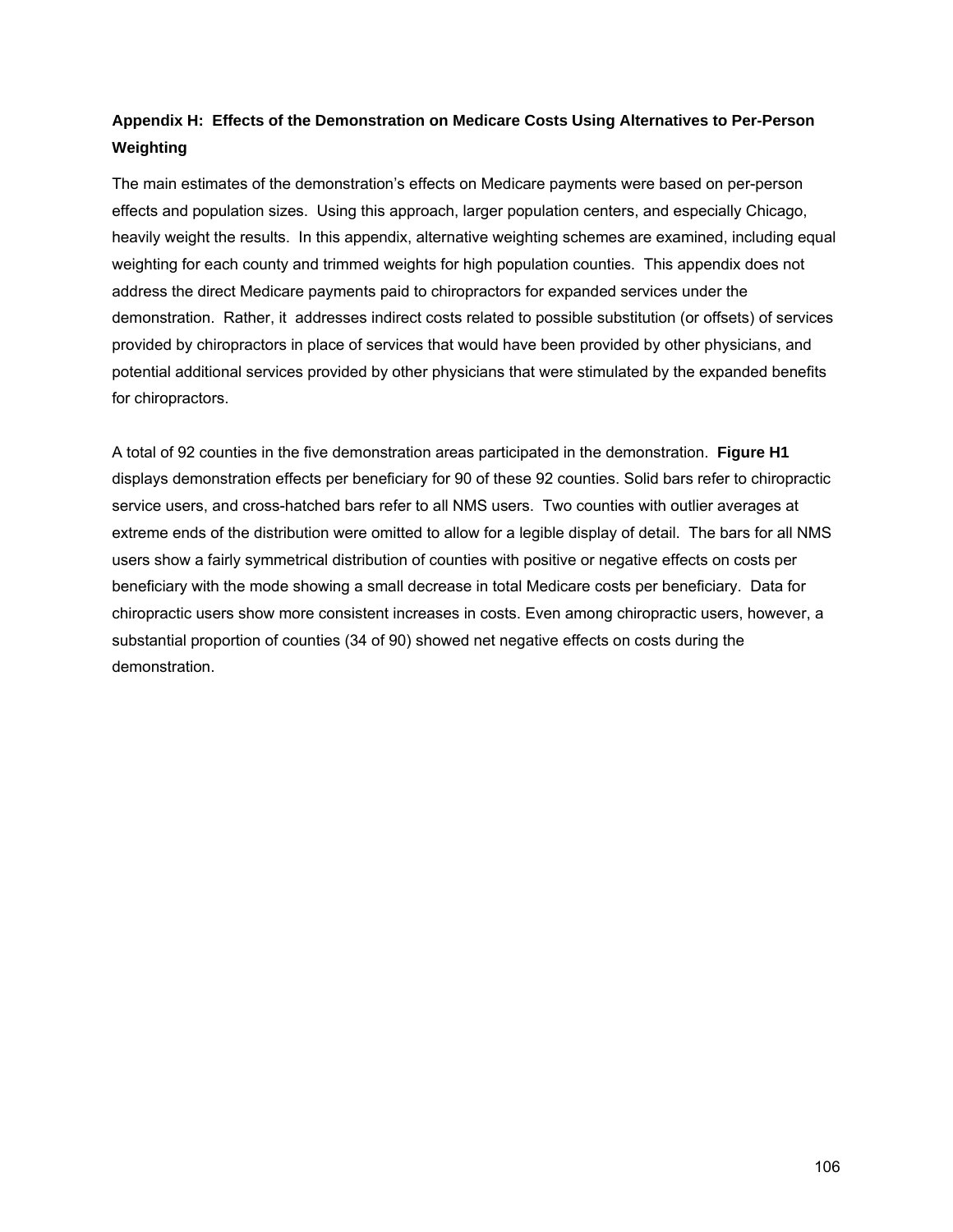## Appendix H: Effects of the Demonstration on Medicare Costs Using Alternatives to Per-Person Weighting

The main estimates of the demonstration's effects on Medicare payments were based on per-person effects and population sizes. Using this approach, larger population centers, and especially Chicago, heavily weight the results. In this appendix, alternative weighting schemes are examined, including equal weighting for each county and trimmed weights for high population counties. This appendix does not address the direct Medicare payments paid to chiropractors for expanded services under the demonstration. Rather, it addresses indirect costs related to possible substitution (or offsets) of services provided by chiropractors in place of services that would have been provided by other physicians, and potential additional services provided by other physicians that were stimulated by the expanded benefits for chiropractors.

A total of 92 counties in the five demonstration areas participated in the demonstration. **Figure H1** displays demonstration effects per beneficiary for 90 of these 92 counties. Solid bars refer to chiropractic service users, and cross-hatched bars refer to all NMS users. Two counties with outlier averages at extreme ends of the distribution were omitted to allow for a legible display of detail. The bars for all NMS users show a fairly symmetrical distribution of counties with positive or negative effects on costs per beneficiary with the mode showing a small decrease in total Medicare costs per beneficiary. Data for chiropractic users show more consistent increases in costs. Even among chiropractic users, however, a substantial proportion of counties (34 of 90) showed net negative effects on costs during the demonstration.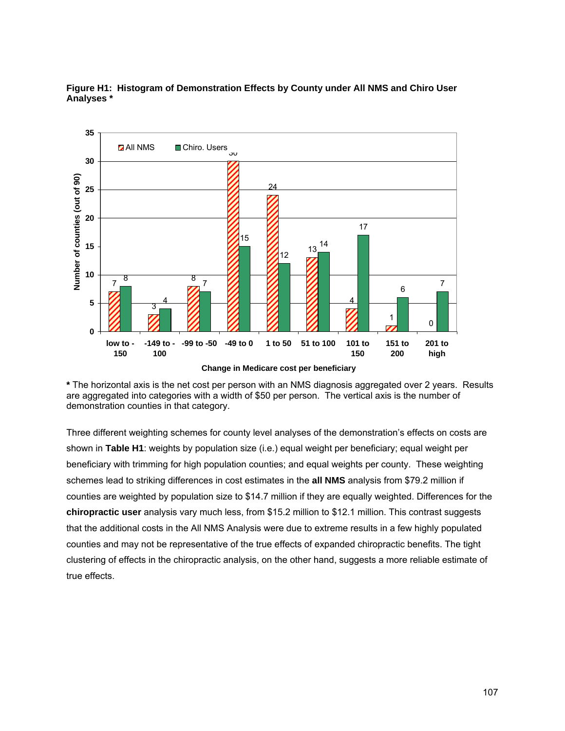**Figure H1: Histogram of Demonstration Effects by County under All NMS and Chiro User Analyses \***

| Change in Medicare cost per beneficiary | All NMS | Chiro. Users |
|---|---|---|
| low to -150 | 7 | 8 |
| -149 to -100 | 3 | 4 |
| -99 to -50 | 8 | 7 |
| -49 to 0 | 30 | 15 |
| 1 to 50 | 24 | 12 |
| 51 to 100 | 13 | 14 |
| 101 to 150 | 4 | 17 |
| 151 to 200 | 1 | 6 |
| 201 to high | 0 | 7 |

**\*** The horizontal axis is the net cost per person with an NMS diagnosis aggregated over 2 years. Results are aggregated into categories with a width of $50 per person. The vertical axis is the number of demonstration counties in that category.

Three different weighting schemes for county level analyses of the demonstration's effects on costs are shown in **Table H1**: weights by population size (i.e.) equal weight per beneficiary; equal weight per beneficiary with trimming for high population counties; and equal weights per county. These weighting schemes lead to striking differences in cost estimates in the **all NMS** analysis from $79.2 million if counties are weighted by population size to $14.7 million if they are equally weighted. Differences for the **chiropractic user** analysis vary much less, from $15.2 million to $12.1 million. This contrast suggests that the additional costs in the All NMS Analysis were due to extreme results in a few highly populated counties and may not be representative of the true effects of expanded chiropractic benefits. The tight clustering of effects in the chiropractic analysis, on the other hand, suggests a more reliable estimate of true effects.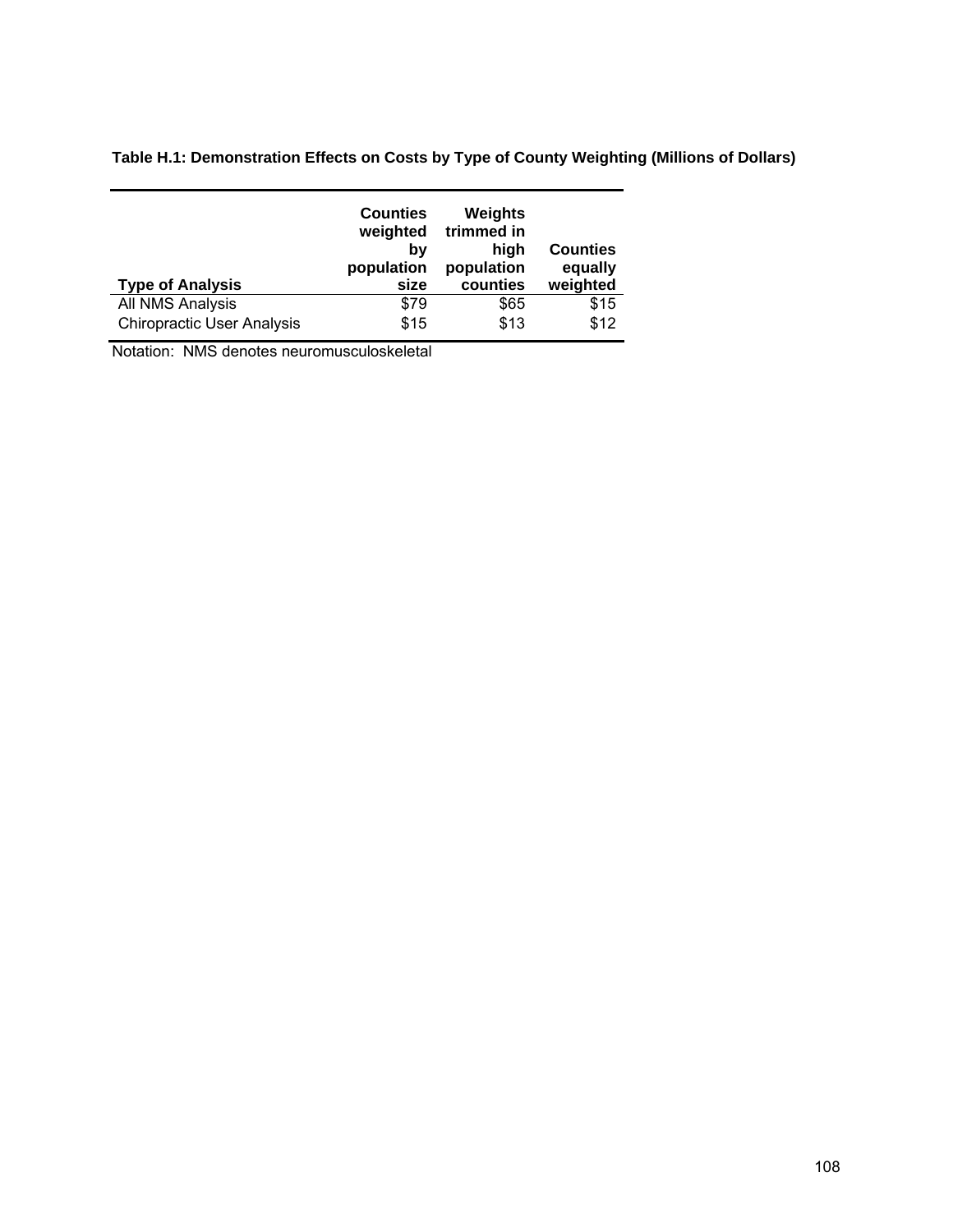**Table H.1: Demonstration Effects on Costs by Type of County Weighting (Millions of Dollars)**

| Type of Analysis | Counties weighted by population size | Weights trimmed in high population counties | Counties equally weighted |
|---|---|---|---|
| All NMS Analysis | $79 | $65 | $15 |
| Chiropractic User Analysis | $15 | $13 | $12 |

Notation: NMS denotes neuromusculoskeletal